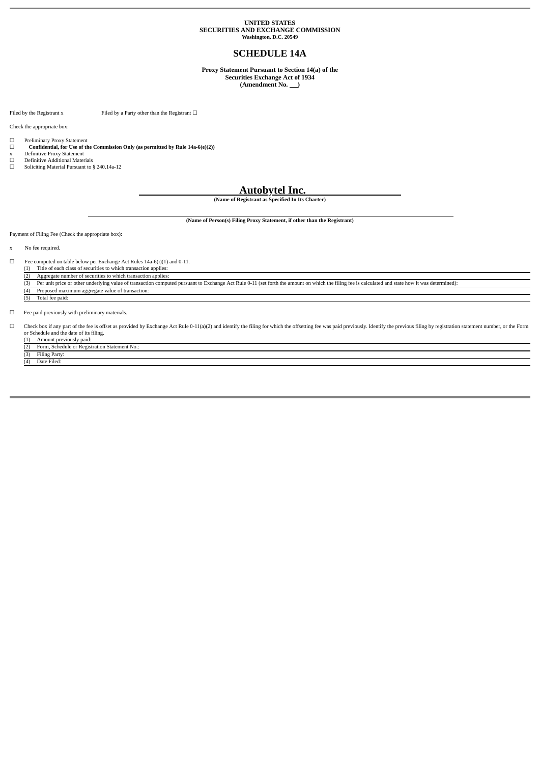**UNITED STATES**
**SECURITIES AND EXCHANGE COMMISSION**
**Washington, D.C. 20549**

# SCHEDULE 14A

**Proxy Statement Pursuant to Section 14(a) of the**
**Securities Exchange Act of 1934**
**(Amendment No. \_\_)**

Filed by the Registrant x  Filed by a Party other than the Registrant ☐

Check the appropriate box:

☐ Preliminary Proxy Statement
☐ **Confidential, for Use of the Commission Only (as permitted by Rule 14a-6(e)(2))**
x Definitive Proxy Statement
☐ Definitive Additional Materials
☐ Soliciting Material Pursuant to § 240.14a-12

## Autobytel Inc.

**(Name of Registrant as Specified In Its Charter)**

**(Name of Person(s) Filing Proxy Statement, if other than the Registrant)**

Payment of Filing Fee (Check the appropriate box):

x No fee required.

☐ Fee computed on table below per Exchange Act Rules 14a-6(i)(1) and 0-11.
(1) Title of each class of securities to which transaction applies:
(2) Aggregate number of securities to which transaction applies:
(3) Per unit price or other underlying value of transaction computed pursuant to Exchange Act Rule 0-11 (set forth the amount on which the filing fee is calculated and state how it was determined):
(4) Proposed maximum aggregate value of transaction:
(5) Total fee paid:

☐ Fee paid previously with preliminary materials.

☐ Check box if any part of the fee is offset as provided by Exchange Act Rule 0-11(a)(2) and identify the filing for which the offsetting fee was paid previously. Identify the previous filing by registration statement number, or the Form or Schedule and the date of its filing.
(1) Amount previously paid:
(2) Form, Schedule or Registration Statement No.:
(3) Filing Party:
(4) Date Filed: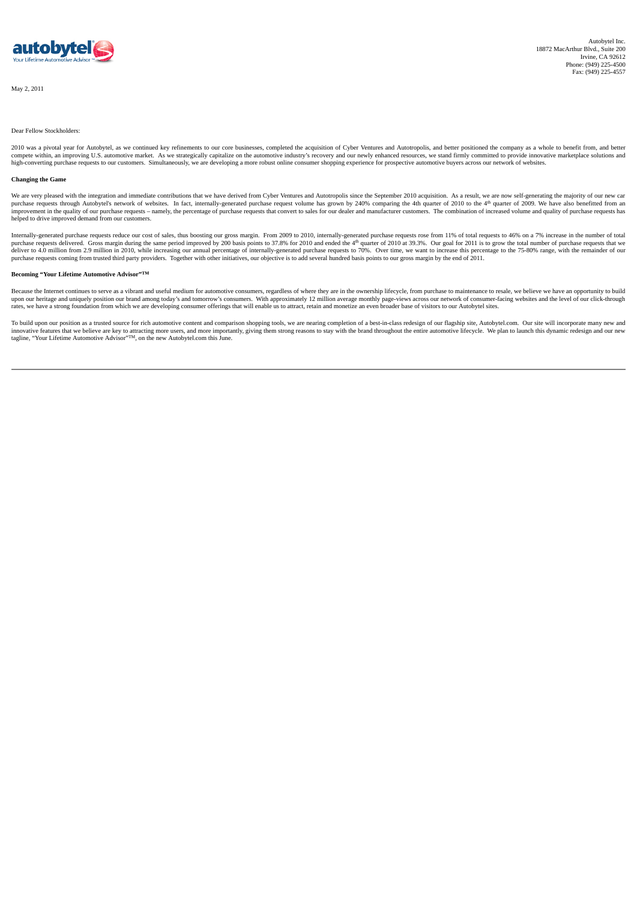Autobytel Inc.
18872 MacArthur Blvd., Suite 200
Irvine, CA 92612
Phone: (949) 225-4500
Fax: (949) 225-4557

May 2, 2011

Dear Fellow Stockholders:

2010 was a pivotal year for Autobytel, as we continued key refinements to our core businesses, completed the acquisition of Cyber Ventures and Autotropolis, and better positioned the company as a whole to benefit from, and better compete within, an improving U.S. automotive market. As we strategically capitalize on the automotive industry's recovery and our newly enhanced resources, we stand firmly committed to provide innovative marketplace solutions and high-converting purchase requests to our customers. Simultaneously, we are developing a more robust online consumer shopping experience for prospective automotive buyers across our network of websites.

**Changing the Game**

We are very pleased with the integration and immediate contributions that we have derived from Cyber Ventures and Autotropolis since the September 2010 acquisition. As a result, we are now self-generating the majority of our new car purchase requests through Autobytel's network of websites. In fact, internally-generated purchase request volume has grown by 240% comparing the 4th quarter of 2010 to the 4th quarter of 2009. We have also benefitted from an improvement in the quality of our purchase requests – namely, the percentage of purchase requests that convert to sales for our dealer and manufacturer customers. The combination of increased volume and quality of purchase requests has helped to drive improved demand from our customers.

Internally-generated purchase requests reduce our cost of sales, thus boosting our gross margin. From 2009 to 2010, internally-generated purchase requests rose from 11% of total requests to 46% on a 7% increase in the number of total purchase requests delivered. Gross margin during the same period improved by 200 basis points to 37.8% for 2010 and ended the 4th quarter of 2010 at 39.3%. Our goal for 2011 is to grow the total number of purchase requests that we deliver to 4.0 million from 2.9 million in 2010, while increasing our annual percentage of internally-generated purchase requests to 70%. Over time, we want to increase this percentage to the 75-80% range, with the remainder of our purchase requests coming from trusted third party providers. Together with other initiatives, our objective is to add several hundred basis points to our gross margin by the end of 2011.

**Becoming "Your Lifetime Automotive Advisor"™**

Because the Internet continues to serve as a vibrant and useful medium for automotive consumers, regardless of where they are in the ownership lifecycle, from purchase to maintenance to resale, we believe we have an opportunity to build upon our heritage and uniquely position our brand among today's and tomorrow's consumers. With approximately 12 million average monthly page-views across our network of consumer-facing websites and the level of our click-through rates, we have a strong foundation from which we are developing consumer offerings that will enable us to attract, retain and monetize an even broader base of visitors to our Autobytel sites.

To build upon our position as a trusted source for rich automotive content and comparison shopping tools, we are nearing completion of a best-in-class redesign of our flagship site, Autobytel.com. Our site will incorporate many new and innovative features that we believe are key to attracting more users, and more importantly, giving them strong reasons to stay with the brand throughout the entire automotive lifecycle. We plan to launch this dynamic redesign and our new tagline, "Your Lifetime Automotive Advisor"™, on the new Autobytel.com this June.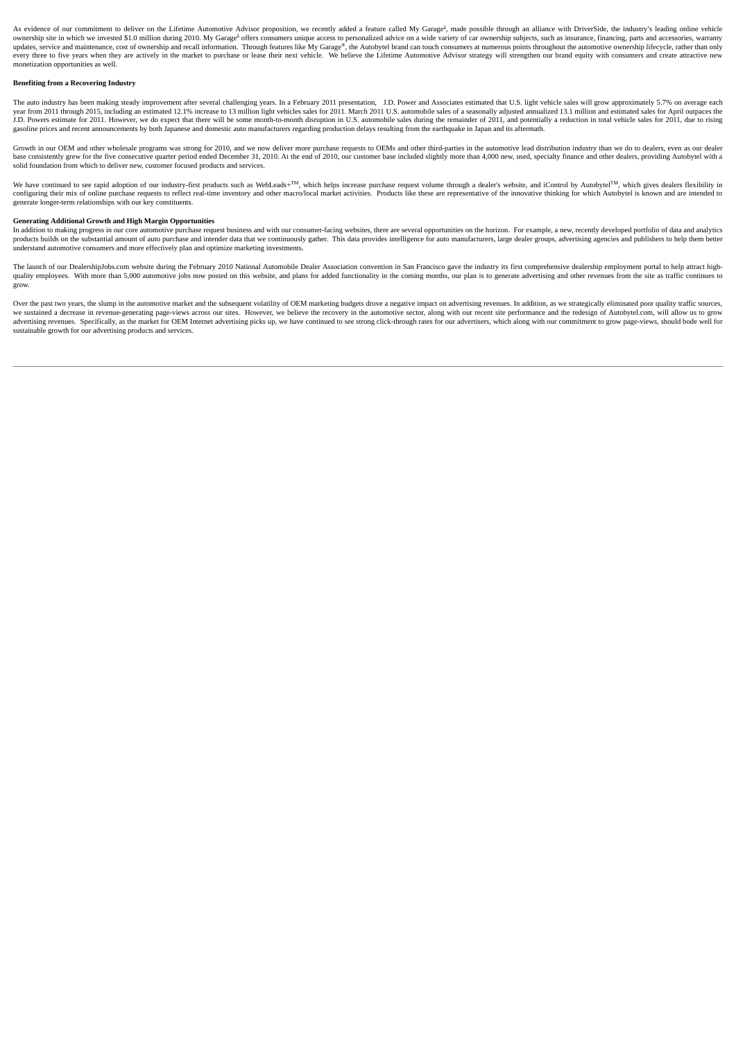As evidence of our commitment to deliver on the Lifetime Automotive Advisor proposition, we recently added a feature called My Garage[$], made possible through an alliance with DriverSide, the industry's leading online vehicle ownership site in which we invested \$1.0 million during 2010. My Garage[$] offers consumers unique access to personalized advice on a wide variety of car ownership subjects, such as insurance, financing, parts and accessories, warranty updates, service and maintenance, cost of ownership and recall information. Through features like My Garage®, the Autobytel brand can touch consumers at numerous points throughout the automotive ownership lifecycle, rather than only every three to five years when they are actively in the market to purchase or lease their next vehicle. We believe the Lifetime Automotive Advisor strategy will strengthen our brand equity with consumers and create attractive new monetization opportunities as well.

**Benefiting from a Recovering Industry**

The auto industry has been making steady improvement after several challenging years. In a February 2011 presentation, J.D. Power and Associates estimated that U.S. light vehicle sales will grow approximately 5.7% on average each year from 2011 through 2015, including an estimated 12.1% increase to 13 million light vehicles sales for 2011. March 2011 U.S. automobile sales of a seasonally adjusted annualized 13.1 million and estimated sales for April outpaces the J.D. Powers estimate for 2011. However, we do expect that there will be some month-to-month disruption in U.S. automobile sales during the remainder of 2011, and potentially a reduction in total vehicle sales for 2011, due to rising gasoline prices and recent announcements by both Japanese and domestic auto manufacturers regarding production delays resulting from the earthquake in Japan and its aftermath.

Growth in our OEM and other wholesale programs was strong for 2010, and we now deliver more purchase requests to OEMs and other third-parties in the automotive lead distribution industry than we do to dealers, even as our dealer base consistently grew for the five consecutive quarter period ended December 31, 2010. At the end of 2010, our customer base included slightly more than 4,000 new, used, specialty finance and other dealers, providing Autobytel with a solid foundation from which to deliver new, customer focused products and services.

We have continued to see rapid adoption of our industry-first products such as WebLeads+™, which helps increase purchase request volume through a dealer's website, and iControl by Autobytel™, which gives dealers flexibility in configuring their mix of online purchase requests to reflect real-time inventory and other macro/local market activities. Products like these are representative of the innovative thinking for which Autobytel is known and are intended to generate longer-term relationships with our key constituents.

**Generating Additional Growth and High Margin Opportunities**

In addition to making progress in our core automotive purchase request business and with our consumer-facing websites, there are several opportunities on the horizon. For example, a new, recently developed portfolio of data and analytics products builds on the substantial amount of auto purchase and intender data that we continuously gather. This data provides intelligence for auto manufacturers, large dealer groups, advertising agencies and publishers to help them better understand automotive consumers and more effectively plan and optimize marketing investments.

The launch of our DealershipJobs.com website during the February 2010 National Automobile Dealer Association convention in San Francisco gave the industry its first comprehensive dealership employment portal to help attract high-quality employees. With more than 5,000 automotive jobs now posted on this website, and plans for added functionality in the coming months, our plan is to generate advertising and other revenues from the site as traffic continues to grow.

Over the past two years, the slump in the automotive market and the subsequent volatility of OEM marketing budgets drove a negative impact on advertising revenues. In addition, as we strategically eliminated poor quality traffic sources, we sustained a decrease in revenue-generating page-views across our sites. However, we believe the recovery in the automotive sector, along with our recent site performance and the redesign of Autobytel.com, will allow us to grow advertising revenues. Specifically, as the market for OEM Internet advertising picks up, we have continued to see strong click-through rates for our advertisers, which along with our commitment to grow page-views, should bode well for sustainable growth for our advertising products and services.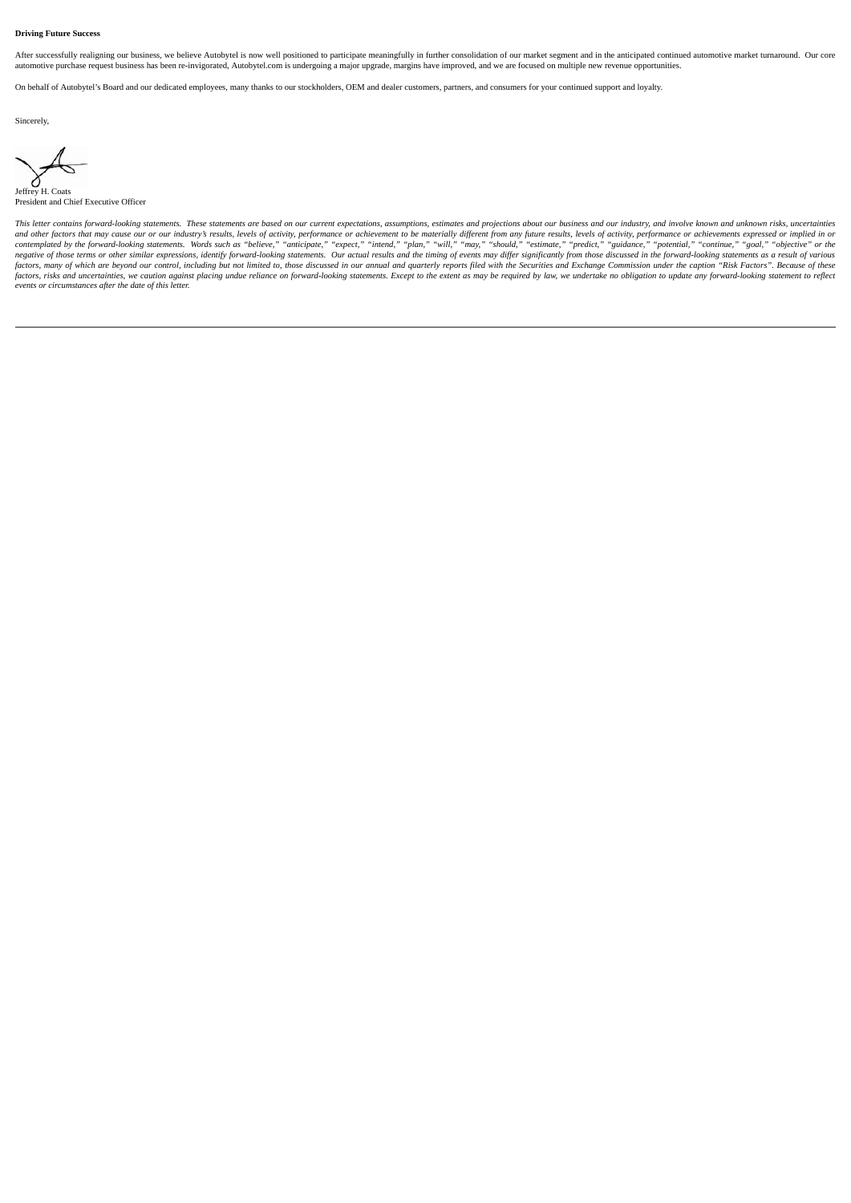**Driving Future Success**

After successfully realigning our business, we believe Autobytel is now well positioned to participate meaningfully in further consolidation of our market segment and in the anticipated continued automotive market turnaround. Our core automotive purchase request business has been re-invigorated, Autobytel.com is undergoing a major upgrade, margins have improved, and we are focused on multiple new revenue opportunities.

On behalf of Autobytel's Board and our dedicated employees, many thanks to our stockholders, OEM and dealer customers, partners, and consumers for your continued support and loyalty.

Sincerely,

Jeffrey H. Coats
President and Chief Executive Officer

*This letter contains forward-looking statements. These statements are based on our current expectations, assumptions, estimates and projections about our business and our industry, and involve known and unknown risks, uncertainties and other factors that may cause our or our industry's results, levels of activity, performance or achievement to be materially different from any future results, levels of activity, performance or achievements expressed or implied in or contemplated by the forward-looking statements. Words such as "believe," "anticipate," "expect," "intend," "plan," "will," "may," "should," "estimate," "predict," "guidance," "potential," "continue," "goal," "objective" or the negative of those terms or other similar expressions, identify forward-looking statements. Our actual results and the timing of events may differ significantly from those discussed in the forward-looking statements as a result of various factors, many of which are beyond our control, including but not limited to, those discussed in our annual and quarterly reports filed with the Securities and Exchange Commission under the caption "Risk Factors". Because of these factors, risks and uncertainties, we caution against placing undue reliance on forward-looking statements. Except to the extent as may be required by law, we undertake no obligation to update any forward-looking statement to reflect events or circumstances after the date of this letter.*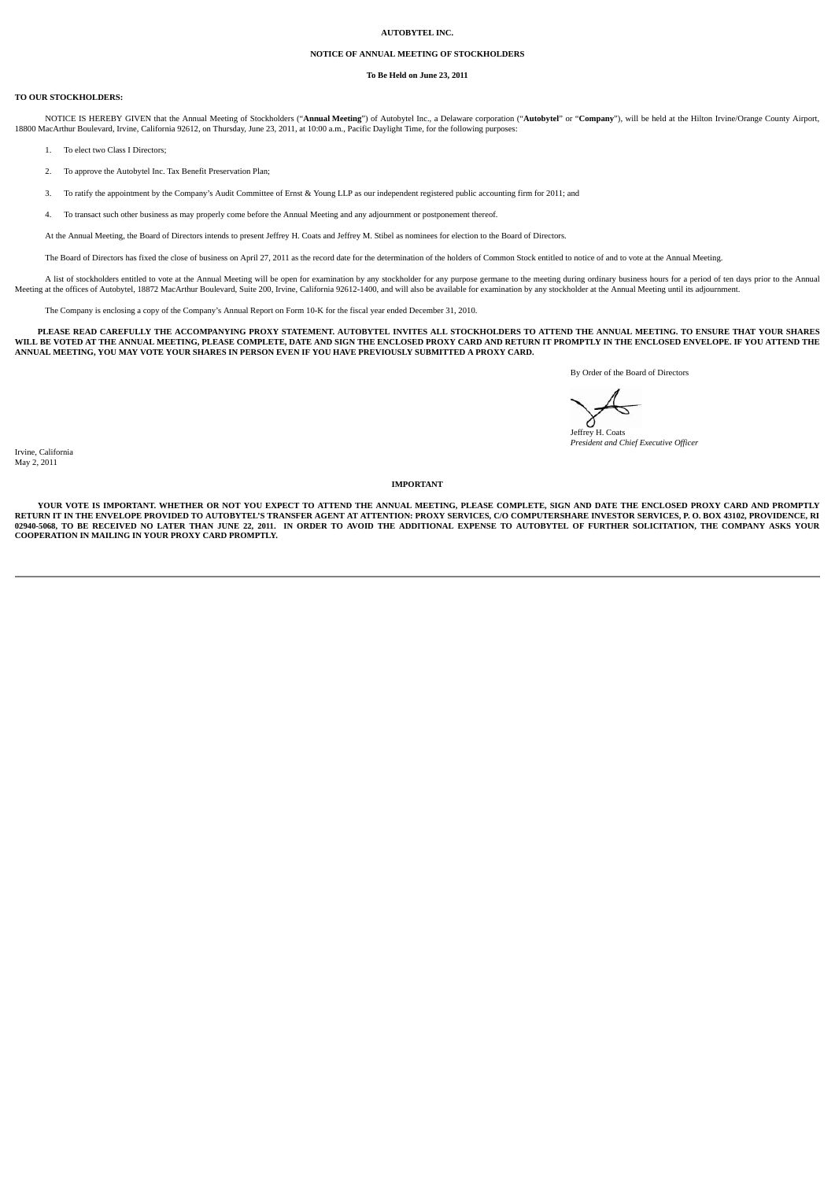**AUTOBYTEL INC.**

**NOTICE OF ANNUAL MEETING OF STOCKHOLDERS**

**To Be Held on June 23, 2011**

**TO OUR STOCKHOLDERS:**

NOTICE IS HEREBY GIVEN that the Annual Meeting of Stockholders ("**Annual Meeting**") of Autobytel Inc., a Delaware corporation ("**Autobytel**" or "**Company**"), will be held at the Hilton Irvine/Orange County Airport, 18800 MacArthur Boulevard, Irvine, California 92612, on Thursday, June 23, 2011, at 10:00 a.m., Pacific Daylight Time, for the following purposes:

1. To elect two Class I Directors;

2. To approve the Autobytel Inc. Tax Benefit Preservation Plan;

3. To ratify the appointment by the Company's Audit Committee of Ernst & Young LLP as our independent registered public accounting firm for 2011; and

4. To transact such other business as may properly come before the Annual Meeting and any adjournment or postponement thereof.

At the Annual Meeting, the Board of Directors intends to present Jeffrey H. Coats and Jeffrey M. Stibel as nominees for election to the Board of Directors.

The Board of Directors has fixed the close of business on April 27, 2011 as the record date for the determination of the holders of Common Stock entitled to notice of and to vote at the Annual Meeting.

A list of stockholders entitled to vote at the Annual Meeting will be open for examination by any stockholder for any purpose germane to the meeting during ordinary business hours for a period of ten days prior to the Annual Meeting at the offices of Autobytel, 18872 MacArthur Boulevard, Suite 200, Irvine, California 92612-1400, and will also be available for examination by any stockholder at the Annual Meeting until its adjournment.

The Company is enclosing a copy of the Company's Annual Report on Form 10-K for the fiscal year ended December 31, 2010.

**PLEASE READ CAREFULLY THE ACCOMPANYING PROXY STATEMENT. AUTOBYTEL INVITES ALL STOCKHOLDERS TO ATTEND THE ANNUAL MEETING. TO ENSURE THAT YOUR SHARES WILL BE VOTED AT THE ANNUAL MEETING, PLEASE COMPLETE, DATE AND SIGN THE ENCLOSED PROXY CARD AND RETURN IT PROMPTLY IN THE ENCLOSED ENVELOPE. IF YOU ATTEND THE ANNUAL MEETING, YOU MAY VOTE YOUR SHARES IN PERSON EVEN IF YOU HAVE PREVIOUSLY SUBMITTED A PROXY CARD.**

By Order of the Board of Directors

Jeffrey H. Coats
*President and Chief Executive Officer*

Irvine, California
May 2, 2011

**IMPORTANT**

**YOUR VOTE IS IMPORTANT. WHETHER OR NOT YOU EXPECT TO ATTEND THE ANNUAL MEETING, PLEASE COMPLETE, SIGN AND DATE THE ENCLOSED PROXY CARD AND PROMPTLY RETURN IT IN THE ENVELOPE PROVIDED TO AUTOBYTEL'S TRANSFER AGENT AT ATTENTION: PROXY SERVICES, C/O COMPUTERSHARE INVESTOR SERVICES, P. O. BOX 43102, PROVIDENCE, RI 02940-5068, TO BE RECEIVED NO LATER THAN JUNE 22, 2011. IN ORDER TO AVOID THE ADDITIONAL EXPENSE TO AUTOBYTEL OF FURTHER SOLICITATION, THE COMPANY ASKS YOUR COOPERATION IN MAILING IN YOUR PROXY CARD PROMPTLY.**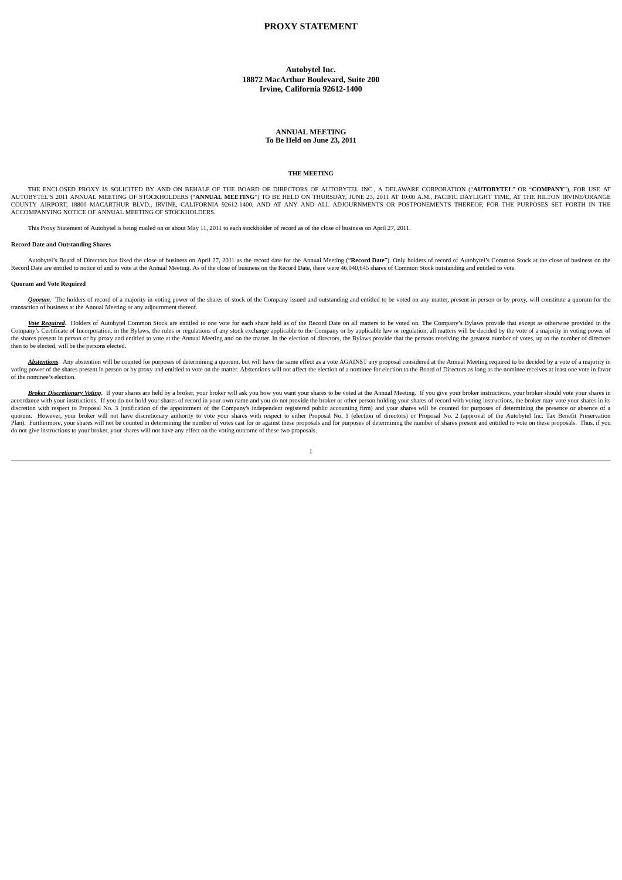# PROXY STATEMENT

**Autobytel Inc.**
**18872 MacArthur Boulevard, Suite 200**
**Irvine, California 92612-1400**

**ANNUAL MEETING**
**To Be Held on June 23, 2011**

## THE MEETING

THE ENCLOSED PROXY IS SOLICITED BY AND ON BEHALF OF THE BOARD OF DIRECTORS OF AUTOBYTEL INC., A DELAWARE CORPORATION ("**AUTOBYTEL**" OR "**COMPANY**"), FOR USE AT AUTOBYTEL'S 2011 ANNUAL MEETING OF STOCKHOLDERS ("**ANNUAL MEETING**") TO BE HELD ON THURSDAY, JUNE 23, 2011 AT 10:00 A.M., PACIFIC DAYLIGHT TIME, AT THE HILTON IRVINE/ORANGE COUNTY AIRPORT, 18800 MACARTHUR BLVD., IRVINE, CALIFORNIA 92612-1400, AND AT ANY AND ALL ADJOURNMENTS OR POSTPONEMENTS THEREOF, FOR THE PURPOSES SET FORTH IN THE ACCOMPANYING NOTICE OF ANNUAL MEETING OF STOCKHOLDERS.

This Proxy Statement of Autobytel is being mailed on or about May 11, 2011 to each stockholder of record as of the close of business on April 27, 2011.

### Record Date and Outstanding Shares

Autobytel's Board of Directors has fixed the close of business on April 27, 2011 as the record date for the Annual Meeting ("**Record Date**"). Only holders of record of Autobytel's Common Stock at the close of business on the Record Date are entitled to notice of and to vote at the Annual Meeting. As of the close of business on the Record Date, there were 46,040,645 shares of Common Stock outstanding and entitled to vote.

### Quorum and Vote Required

***Quorum***. The holders of record of a majority in voting power of the shares of stock of the Company issued and outstanding and entitled to be voted on any matter, present in person or by proxy, will constitute a quorum for the transaction of business at the Annual Meeting or any adjournment thereof.

***Vote Required***. Holders of Autobytel Common Stock are entitled to one vote for each share held as of the Record Date on all matters to be voted on. The Company's Bylaws provide that except as otherwise provided in the Company's Certificate of Incorporation, in the Bylaws, the rules or regulations of any stock exchange applicable to the Company or by applicable law or regulation, all matters will be decided by the vote of a majority in voting power of the shares present in person or by proxy and entitled to vote at the Annual Meeting and on the matter. In the election of directors, the Bylaws provide that the persons receiving the greatest number of votes, up to the number of directors then to be elected, will be the persons elected.

***Abstentions***. Any abstention will be counted for purposes of determining a quorum, but will have the same effect as a vote AGAINST any proposal considered at the Annual Meeting required to be decided by a vote of a majority in voting power of the shares present in person or by proxy and entitled to vote on the matter. Abstentions will not affect the election of a nominee for election to the Board of Directors as long as the nominee receives at least one vote in favor of the nominee's election.

***Broker Discretionary Voting***. If your shares are held by a broker, your broker will ask you how you want your shares to be voted at the Annual Meeting. If you give your broker instructions, your broker should vote your shares in accordance with your instructions. If you do not hold your shares of record in your own name and you do not provide the broker or other person holding your shares of record with voting instructions, the broker may vote your shares in its discretion with respect to Proposal No. 3 (ratification of the appointment of the Company's independent registered public accounting firm) and your shares will be counted for purposes of determining the presence or absence of a quorum. However, your broker will not have discretionary authority to vote your shares with respect to either Proposal No. 1 (election of directors) or Proposal No. 2 (approval of the Autobytel Inc. Tax Benefit Preservation Plan). Furthermore, your shares will not be counted in determining the number of votes cast for or against these proposals and for purposes of determining the number of shares present and entitled to vote on these proposals. Thus, if you do not give instructions to your broker, your shares will not have any effect on the voting outcome of these two proposals.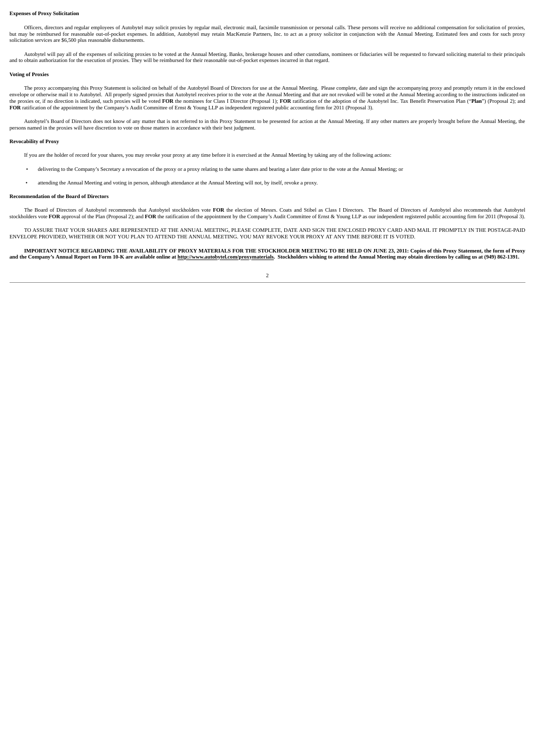**Expenses of Proxy Solicitation**

Officers, directors and regular employees of Autobytel may solicit proxies by regular mail, electronic mail, facsimile transmission or personal calls. These persons will receive no additional compensation for solicitation of proxies, but may be reimbursed for reasonable out-of-pocket expenses. In addition, Autobytel may retain MacKenzie Partners, Inc. to act as a proxy solicitor in conjunction with the Annual Meeting. Estimated fees and costs for such proxy solicitation services are $6,500 plus reasonable disbursements.

Autobytel will pay all of the expenses of soliciting proxies to be voted at the Annual Meeting. Banks, brokerage houses and other custodians, nominees or fiduciaries will be requested to forward soliciting material to their principals and to obtain authorization for the execution of proxies. They will be reimbursed for their reasonable out-of-pocket expenses incurred in that regard.

**Voting of Proxies**

The proxy accompanying this Proxy Statement is solicited on behalf of the Autobytel Board of Directors for use at the Annual Meeting. Please complete, date and sign the accompanying proxy and promptly return it in the enclosed envelope or otherwise mail it to Autobytel. All properly signed proxies that Autobytel receives prior to the vote at the Annual Meeting and that are not revoked will be voted at the Annual Meeting according to the instructions indicated on the proxies or, if no direction is indicated, such proxies will be voted **FOR** the nominees for Class I Director (Proposal 1); **FOR** ratification of the adoption of the Autobytel Inc. Tax Benefit Preservation Plan ("**Plan**") (Proposal 2); and **FOR** ratification of the appointment by the Company's Audit Committee of Ernst & Young LLP as independent registered public accounting firm for 2011 (Proposal 3).

Autobytel's Board of Directors does not know of any matter that is not referred to in this Proxy Statement to be presented for action at the Annual Meeting. If any other matters are properly brought before the Annual Meeting, the persons named in the proxies will have discretion to vote on those matters in accordance with their best judgment.

**Revocability of Proxy**

If you are the holder of record for your shares, you may revoke your proxy at any time before it is exercised at the Annual Meeting by taking any of the following actions:

- delivering to the Company's Secretary a revocation of the proxy or a proxy relating to the same shares and bearing a later date prior to the vote at the Annual Meeting; or
- attending the Annual Meeting and voting in person, although attendance at the Annual Meeting will not, by itself, revoke a proxy.

**Recommendation of the Board of Directors**

The Board of Directors of Autobytel recommends that Autobytel stockholders vote **FOR** the election of Messrs. Coats and Stibel as Class I Directors. The Board of Directors of Autobytel also recommends that Autobytel stockholders vote **FOR** approval of the Plan (Proposal 2); and **FOR** the ratification of the appointment by the Company's Audit Committee of Ernst & Young LLP as our independent registered public accounting firm for 2011 (Proposal 3).

TO ASSURE THAT YOUR SHARES ARE REPRESENTED AT THE ANNUAL MEETING, PLEASE COMPLETE, DATE AND SIGN THE ENCLOSED PROXY CARD AND MAIL IT PROMPTLY IN THE POSTAGE-PAID ENVELOPE PROVIDED, WHETHER OR NOT YOU PLAN TO ATTEND THE ANNUAL MEETING. YOU MAY REVOKE YOUR PROXY AT ANY TIME BEFORE IT IS VOTED.

**IMPORTANT NOTICE REGARDING THE AVAILABILITY OF PROXY MATERIALS FOR THE STOCKHOLDER MEETING TO BE HELD ON JUNE 23, 2011: Copies of this Proxy Statement, the form of Proxy and the Company's Annual Report on Form 10-K are available online at http://www.autobytel.com/proxymaterials. Stockholders wishing to attend the Annual Meeting may obtain directions by calling us at (949) 862-1391.**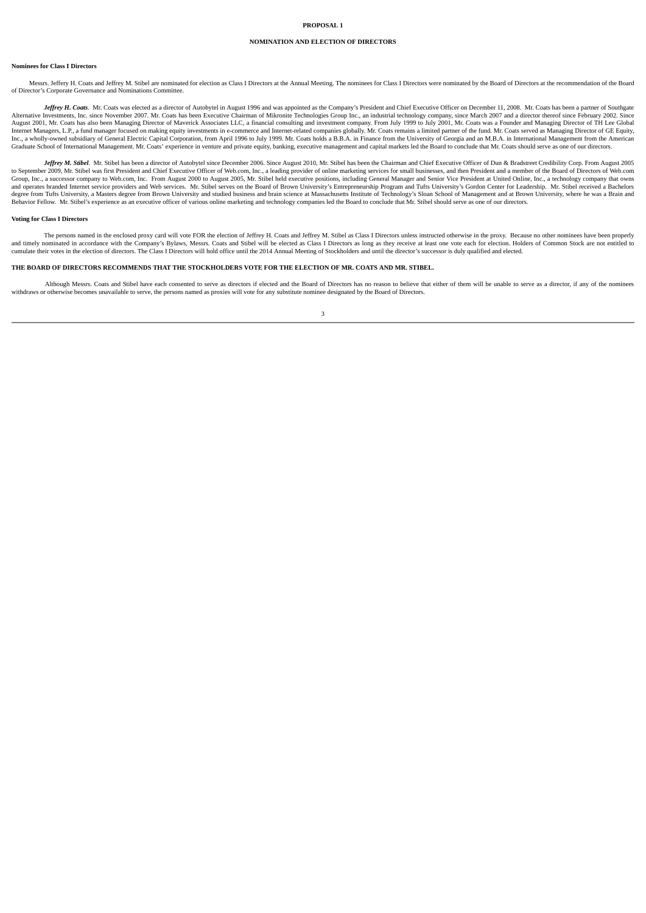# PROPOSAL 1

## NOMINATION AND ELECTION OF DIRECTORS

### Nominees for Class I Directors

Messrs. Jeffery H. Coats and Jeffrey M. Stibel are nominated for election as Class I Directors at the Annual Meeting. The nominees for Class I Directors were nominated by the Board of Directors at the recommendation of the Board of Director's Corporate Governance and Nominations Committee.

***Jeffrey H. Coats***. Mr. Coats was elected as a director of Autobytel in August 1996 and was appointed as the Company's President and Chief Executive Officer on December 11, 2008. Mr. Coats has been a partner of Southgate Alternative Investments, Inc. since November 2007. Mr. Coats has been Executive Chairman of Mikronite Technologies Group Inc., an industrial technology company, since March 2007 and a director thereof since February 2002. Since August 2001, Mr. Coats has also been Managing Director of Maverick Associates LLC, a financial consulting and investment company. From July 1999 to July 2001, Mr. Coats was a Founder and Managing Director of TH Lee Global Internet Managers, L.P., a fund manager focused on making equity investments in e-commerce and Internet-related companies globally. Mr. Coats remains a limited partner of the fund. Mr. Coats served as Managing Director of GE Equity, Inc., a wholly-owned subsidiary of General Electric Capital Corporation, from April 1996 to July 1999. Mr. Coats holds a B.B.A. in Finance from the University of Georgia and an M.B.A. in International Management from the American Graduate School of International Management. Mr. Coats' experience in venture and private equity, banking, executive management and capital markets led the Board to conclude that Mr. Coats should serve as one of our directors.

***Jeffrey M. Stibel***. Mr. Stibel has been a director of Autobytel since December 2006. Since August 2010, Mr. Stibel has been the Chairman and Chief Executive Officer of Dun & Bradstreet Credibility Corp. From August 2005 to September 2009, Mr. Stibel was first President and Chief Executive Officer of Web.com, Inc., a leading provider of online marketing services for small businesses, and then President and a member of the Board of Directors of Web.com Group, Inc., a successor company to Web.com, Inc. From August 2000 to August 2005, Mr. Stibel held executive positions, including General Manager and Senior Vice President at United Online, Inc., a technology company that owns and operates branded Internet service providers and Web services. Mr. Stibel serves on the Board of Brown University's Entrepreneurship Program and Tufts University's Gordon Center for Leadership. Mr. Stibel received a Bachelors degree from Tufts University, a Masters degree from Brown University and studied business and brain science at Massachusetts Institute of Technology's Sloan School of Management and at Brown University, where he was a Brain and Behavior Fellow. Mr. Stibel's experience as an executive officer of various online marketing and technology companies led the Board to conclude that Mr. Stibel should serve as one of our directors.

### Voting for Class I Directors

The persons named in the enclosed proxy card will vote FOR the election of Jeffrey H. Coats and Jeffrey M. Stibel as Class I Directors unless instructed otherwise in the proxy. Because no other nominees have been properly and timely nominated in accordance with the Company's Bylaws, Messrs. Coats and Stibel will be elected as Class I Directors as long as they receive at least one vote each for election. Holders of Common Stock are not entitled to cumulate their votes in the election of directors. The Class I Directors will hold office until the 2014 Annual Meeting of Stockholders and until the director's successor is duly qualified and elected.

**THE BOARD OF DIRECTORS RECOMMENDS THAT THE STOCKHOLDERS VOTE FOR THE ELECTION OF MR. COATS AND MR. STIBEL.**

Although Messrs. Coats and Stibel have each consented to serve as directors if elected and the Board of Directors has no reason to believe that either of them will be unable to serve as a director, if any of the nominees withdraws or otherwise becomes unavailable to serve, the persons named as proxies will vote for any substitute nominee designated by the Board of Directors.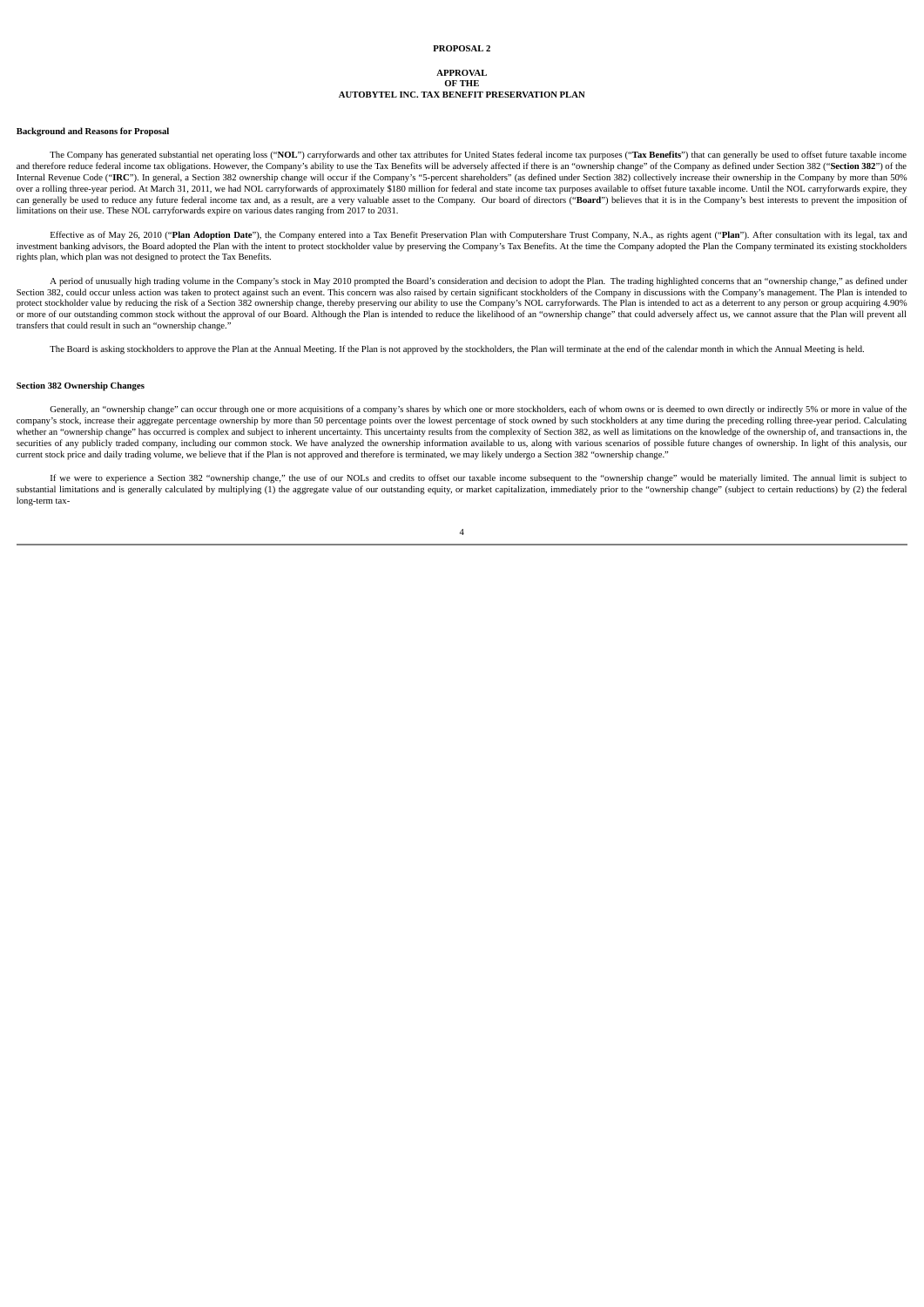# PROPOSAL 2

## APPROVAL OF THE AUTOBYTEL INC. TAX BENEFIT PRESERVATION PLAN

### Background and Reasons for Proposal

The Company has generated substantial net operating loss ("**NOL**") carryforwards and other tax attributes for United States federal income tax purposes ("**Tax Benefits**") that can generally be used to offset future taxable income and therefore reduce federal income tax obligations. However, the Company's ability to use the Tax Benefits will be adversely affected if there is an "ownership change" of the Company as defined under Section 382 ("**Section 382**") of the Internal Revenue Code ("**IRC**"). In general, a Section 382 ownership change will occur if the Company's "5-percent shareholders" (as defined under Section 382) collectively increase their ownership in the Company by more than 50% over a rolling three-year period. At March 31, 2011, we had NOL carryforwards of approximately $180 million for federal and state income tax purposes available to offset future taxable income. Until the NOL carryforwards expire, they can generally be used to reduce any future federal income tax and, as a result, are a very valuable asset to the Company. Our board of directors ("**Board**") believes that it is in the Company's best interests to prevent the imposition of limitations on their use. These NOL carryforwards expire on various dates ranging from 2017 to 2031.

Effective as of May 26, 2010 ("**Plan Adoption Date**"), the Company entered into a Tax Benefit Preservation Plan with Computershare Trust Company, N.A., as rights agent ("**Plan**"). After consultation with its legal, tax and investment banking advisors, the Board adopted the Plan with the intent to protect stockholder value by preserving the Company's Tax Benefits. At the time the Company adopted the Plan the Company terminated its existing stockholders rights plan, which plan was not designed to protect the Tax Benefits.

A period of unusually high trading volume in the Company's stock in May 2010 prompted the Board's consideration and decision to adopt the Plan. The trading highlighted concerns that an "ownership change," as defined under Section 382, could occur unless action was taken to protect against such an event. This concern was also raised by certain significant stockholders of the Company in discussions with the Company's management. The Plan is intended to protect stockholder value by reducing the risk of a Section 382 ownership change, thereby preserving our ability to use the Company's NOL carryforwards. The Plan is intended to act as a deterrent to any person or group acquiring 4.90% or more of our outstanding common stock without the approval of our Board. Although the Plan is intended to reduce the likelihood of an "ownership change" that could adversely affect us, we cannot assure that the Plan will prevent all transfers that could result in such an "ownership change."

The Board is asking stockholders to approve the Plan at the Annual Meeting. If the Plan is not approved by the stockholders, the Plan will terminate at the end of the calendar month in which the Annual Meeting is held.

### Section 382 Ownership Changes

Generally, an "ownership change" can occur through one or more acquisitions of a company's shares by which one or more stockholders, each of whom owns or is deemed to own directly or indirectly 5% or more in value of the company's stock, increase their aggregate percentage ownership by more than 50 percentage points over the lowest percentage of stock owned by such stockholders at any time during the preceding rolling three-year period. Calculating whether an "ownership change" has occurred is complex and subject to inherent uncertainty. This uncertainty results from the complexity of Section 382, as well as limitations on the knowledge of the ownership of, and transactions in, the securities of any publicly traded company, including our common stock. We have analyzed the ownership information available to us, along with various scenarios of possible future changes of ownership. In light of this analysis, our current stock price and daily trading volume, we believe that if the Plan is not approved and therefore is terminated, we may likely undergo a Section 382 "ownership change."

If we were to experience a Section 382 "ownership change," the use of our NOLs and credits to offset our taxable income subsequent to the "ownership change" would be materially limited. The annual limit is subject to substantial limitations and is generally calculated by multiplying (1) the aggregate value of our outstanding equity, or market capitalization, immediately prior to the "ownership change" (subject to certain reductions) by (2) the federal long-term tax-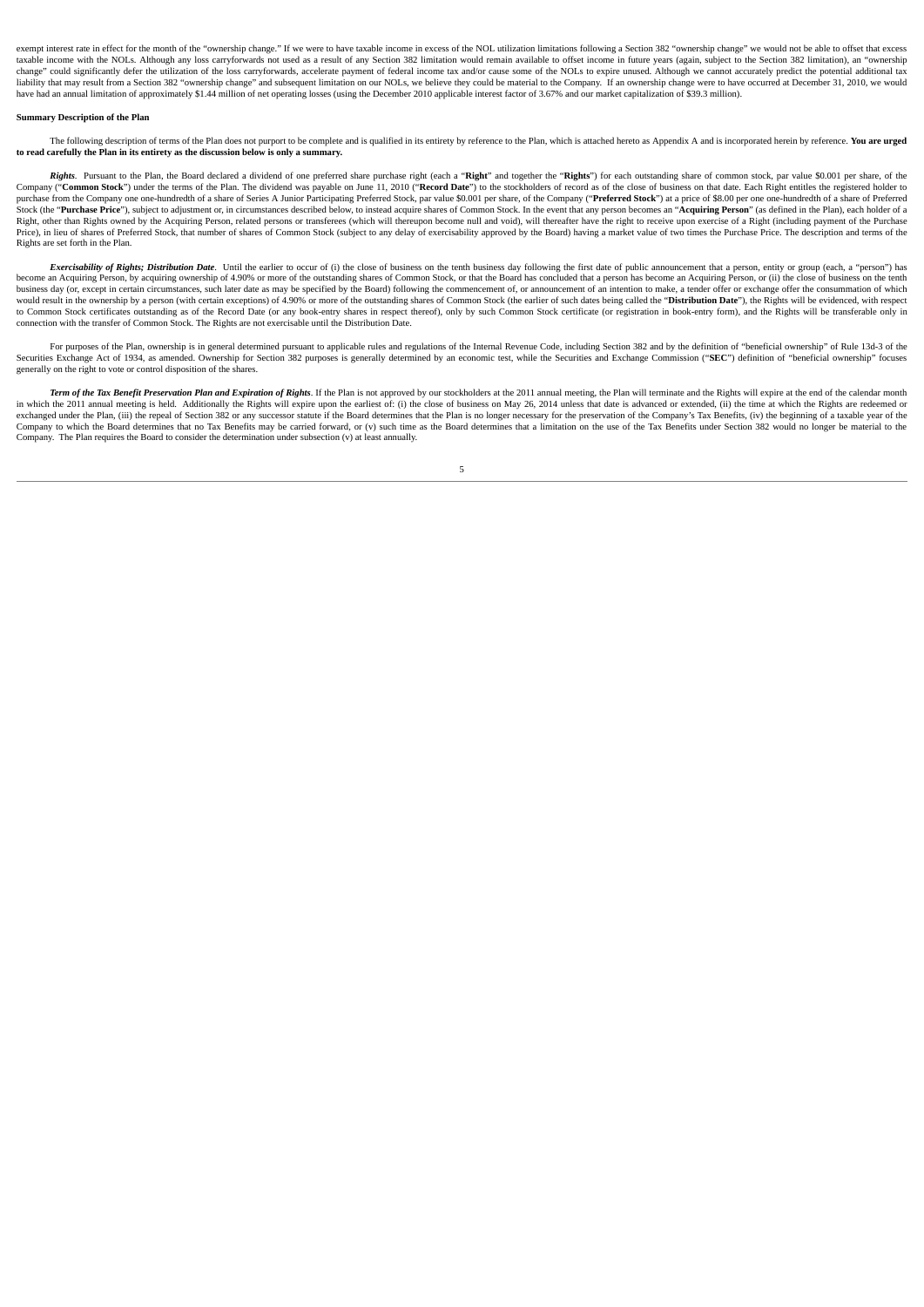exempt interest rate in effect for the month of the "ownership change." If we were to have taxable income in excess of the NOL utilization limitations following a Section 382 "ownership change" we would not be able to offset that excess taxable income with the NOLs. Although any loss carryforwards not used as a result of any Section 382 limitation would remain available to offset income in future years (again, subject to the Section 382 limitation), an "ownership change" could significantly defer the utilization of the loss carryforwards, accelerate payment of federal income tax and/or cause some of the NOLs to expire unused. Although we cannot accurately predict the potential additional tax liability that may result from a Section 382 "ownership change" and subsequent limitation on our NOLs, we believe they could be material to the Company. If an ownership change were to have occurred at December 31, 2010, we would have had an annual limitation of approximately $1.44 million of net operating losses (using the December 2010 applicable interest factor of 3.67% and our market capitalization of $39.3 million).

**Summary Description of the Plan**

The following description of terms of the Plan does not purport to be complete and is qualified in its entirety by reference to the Plan, which is attached hereto as Appendix A and is incorporated herein by reference. **You are urged to read carefully the Plan in its entirety as the discussion below is only a summary.**

***Rights***. Pursuant to the Plan, the Board declared a dividend of one preferred share purchase right (each a "**Right**" and together the "**Rights**") for each outstanding share of common stock, par value $0.001 per share, of the Company ("**Common Stock**") under the terms of the Plan. The dividend was payable on June 11, 2010 ("**Record Date**") to the stockholders of record as of the close of business on that date. Each Right entitles the registered holder to purchase from the Company one one-hundredth of a share of Series A Junior Participating Preferred Stock, par value $0.001 per share, of the Company ("**Preferred Stock**") at a price of $8.00 per one one-hundredth of a share of Preferred Stock (the "**Purchase Price**"), subject to adjustment or, in circumstances described below, to instead acquire shares of Common Stock. In the event that any person becomes an "**Acquiring Person**" (as defined in the Plan), each holder of a Right, other than Rights owned by the Acquiring Person, related persons or transferees (which will thereupon become null and void), will thereafter have the right to receive upon exercise of a Right (including payment of the Purchase Price), in lieu of shares of Preferred Stock, that number of shares of Common Stock (subject to any delay of exercisability approved by the Board) having a market value of two times the Purchase Price. The description and terms of the Rights are set forth in the Plan.

***Exercisability of Rights; Distribution Date***. Until the earlier to occur of (i) the close of business on the tenth business day following the first date of public announcement that a person, entity or group (each, a "person") has become an Acquiring Person, by acquiring ownership of 4.90% or more of the outstanding shares of Common Stock, or that the Board has concluded that a person has become an Acquiring Person, or (ii) the close of business on the tenth business day (or, except in certain circumstances, such later date as may be specified by the Board) following the commencement of, or announcement of an intention to make, a tender offer or exchange offer the consummation of which would result in the ownership by a person (with certain exceptions) of 4.90% or more of the outstanding shares of Common Stock (the earlier of such dates being called the "**Distribution Date**"), the Rights will be evidenced, with respect to Common Stock certificates outstanding as of the Record Date (or any book-entry shares in respect thereof), only by such Common Stock certificate (or registration in book-entry form), and the Rights will be transferable only in connection with the transfer of Common Stock. The Rights are not exercisable until the Distribution Date.

For purposes of the Plan, ownership is in general determined pursuant to applicable rules and regulations of the Internal Revenue Code, including Section 382 and by the definition of "beneficial ownership" of Rule 13d-3 of the Securities Exchange Act of 1934, as amended. Ownership for Section 382 purposes is generally determined by an economic test, while the Securities and Exchange Commission ("**SEC**") definition of "beneficial ownership" focuses generally on the right to vote or control disposition of the shares.

***Term of the Tax Benefit Preservation Plan and Expiration of Rights***. If the Plan is not approved by our stockholders at the 2011 annual meeting, the Plan will terminate and the Rights will expire at the end of the calendar month in which the 2011 annual meeting is held. Additionally the Rights will expire upon the earliest of: (i) the close of business on May 26, 2014 unless that date is advanced or extended, (ii) the time at which the Rights are redeemed or exchanged under the Plan, (iii) the repeal of Section 382 or any successor statute if the Board determines that the Plan is no longer necessary for the preservation of the Company's Tax Benefits, (iv) the beginning of a taxable year of the Company to which the Board determines that no Tax Benefits may be carried forward, or (v) such time as the Board determines that a limitation on the use of the Tax Benefits under Section 382 would no longer be material to the Company. The Plan requires the Board to consider the determination under subsection (v) at least annually.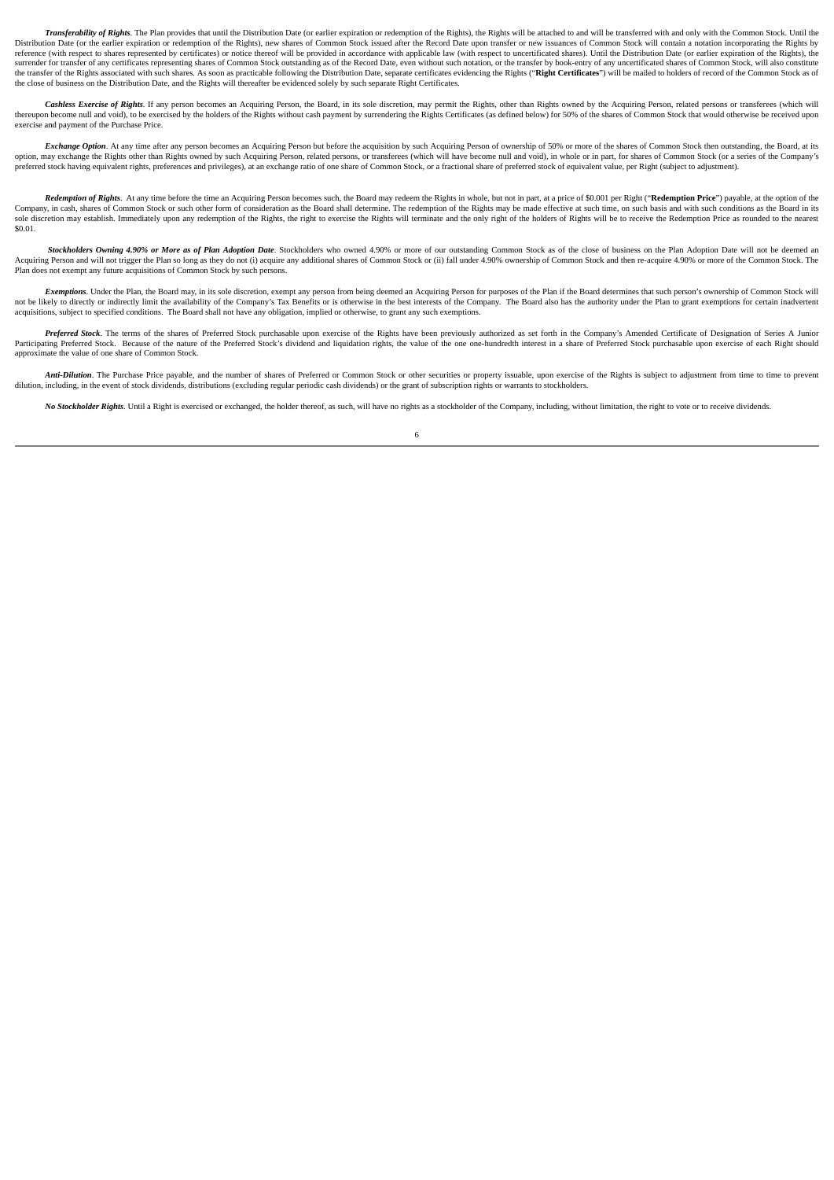***Transferability of Rights***. The Plan provides that until the Distribution Date (or earlier expiration or redemption of the Rights), the Rights will be attached to and will be transferred with and only with the Common Stock. Until the Distribution Date (or the earlier expiration or redemption of the Rights), new shares of Common Stock issued after the Record Date upon transfer or new issuances of Common Stock will contain a notation incorporating the Rights by reference (with respect to shares represented by certificates) or notice thereof will be provided in accordance with applicable law (with respect to uncertificated shares). Until the Distribution Date (or earlier expiration of the Rights), the surrender for transfer of any certificates representing shares of Common Stock outstanding as of the Record Date, even without such notation, or the transfer by book-entry of any uncertificated shares of Common Stock, will also constitute the transfer of the Rights associated with such shares. As soon as practicable following the Distribution Date, separate certificates evidencing the Rights ("**Right Certificates**") will be mailed to holders of record of the Common Stock as of the close of business on the Distribution Date, and the Rights will thereafter be evidenced solely by such separate Right Certificates.

***Cashless Exercise of Rights***. If any person becomes an Acquiring Person, the Board, in its sole discretion, may permit the Rights, other than Rights owned by the Acquiring Person, related persons or transferees (which will thereupon become null and void), to be exercised by the holders of the Rights without cash payment by surrendering the Rights Certificates (as defined below) for 50% of the shares of Common Stock that would otherwise be received upon exercise and payment of the Purchase Price.

***Exchange Option***. At any time after any person becomes an Acquiring Person but before the acquisition by such Acquiring Person of ownership of 50% or more of the shares of Common Stock then outstanding, the Board, at its option, may exchange the Rights other than Rights owned by such Acquiring Person, related persons, or transferees (which will have become null and void), in whole or in part, for shares of Common Stock (or a series of the Company's preferred stock having equivalent rights, preferences and privileges), at an exchange ratio of one share of Common Stock, or a fractional share of preferred stock of equivalent value, per Right (subject to adjustment).

***Redemption of Rights***. At any time before the time an Acquiring Person becomes such, the Board may redeem the Rights in whole, but not in part, at a price of $0.001 per Right ("**Redemption Price**") payable, at the option of the Company, in cash, shares of Common Stock or such other form of consideration as the Board shall determine. The redemption of the Rights may be made effective at such time, on such basis and with such conditions as the Board in its sole discretion may establish. Immediately upon any redemption of the Rights, the right to exercise the Rights will terminate and the only right of the holders of Rights will be to receive the Redemption Price as rounded to the nearest $0.01.

***Stockholders Owning 4.90% or More as of Plan Adoption Date***. Stockholders who owned 4.90% or more of our outstanding Common Stock as of the close of business on the Plan Adoption Date will not be deemed an Acquiring Person and will not trigger the Plan so long as they do not (i) acquire any additional shares of Common Stock or (ii) fall under 4.90% ownership of Common Stock and then re-acquire 4.90% or more of the Common Stock. The Plan does not exempt any future acquisitions of Common Stock by such persons.

***Exemptions***. Under the Plan, the Board may, in its sole discretion, exempt any person from being deemed an Acquiring Person for purposes of the Plan if the Board determines that such person's ownership of Common Stock will not be likely to directly or indirectly limit the availability of the Company's Tax Benefits or is otherwise in the best interests of the Company. The Board also has the authority under the Plan to grant exemptions for certain inadvertent acquisitions, subject to specified conditions. The Board shall not have any obligation, implied or otherwise, to grant any such exemptions.

***Preferred Stock***. The terms of the shares of Preferred Stock purchasable upon exercise of the Rights have been previously authorized as set forth in the Company's Amended Certificate of Designation of Series A Junior Participating Preferred Stock. Because of the nature of the Preferred Stock's dividend and liquidation rights, the value of the one one-hundredth interest in a share of Preferred Stock purchasable upon exercise of each Right should approximate the value of one share of Common Stock.

***Anti-Dilution***. The Purchase Price payable, and the number of shares of Preferred or Common Stock or other securities or property issuable, upon exercise of the Rights is subject to adjustment from time to time to prevent dilution, including, in the event of stock dividends, distributions (excluding regular periodic cash dividends) or the grant of subscription rights or warrants to stockholders.

***No Stockholder Rights***. Until a Right is exercised or exchanged, the holder thereof, as such, will have no rights as a stockholder of the Company, including, without limitation, the right to vote or to receive dividends.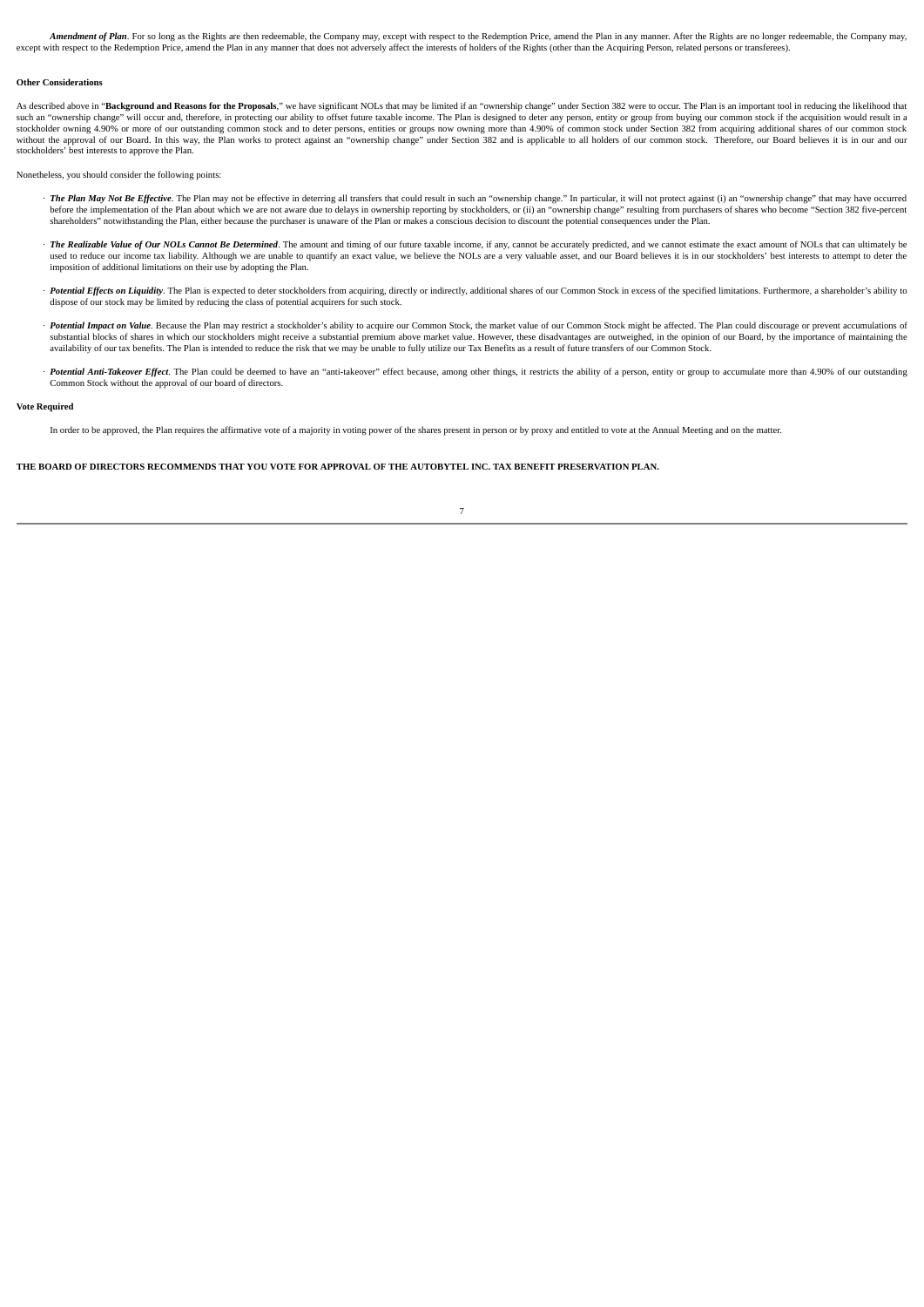*Amendment of Plan*. For so long as the Rights are then redeemable, the Company may, except with respect to the Redemption Price, amend the Plan in any manner. After the Rights are no longer redeemable, the Company may, except with respect to the Redemption Price, amend the Plan in any manner that does not adversely affect the interests of holders of the Rights (other than the Acquiring Person, related persons or transferees).

**Other Considerations**

As described above in "**Background and Reasons for the Proposals**," we have significant NOLs that may be limited if an "ownership change" under Section 382 were to occur. The Plan is an important tool in reducing the likelihood that such an "ownership change" will occur and, therefore, in protecting our ability to offset future taxable income. The Plan is designed to deter any person, entity or group from buying our common stock if the acquisition would result in a stockholder owning 4.90% or more of our outstanding common stock and to deter persons, entities or groups now owning more than 4.90% of common stock under Section 382 from acquiring additional shares of our common stock without the approval of our Board. In this way, the Plan works to protect against an "ownership change" under Section 382 and is applicable to all holders of our common stock. Therefore, our Board believes it is in our and our stockholders' best interests to approve the Plan.

Nonetheless, you should consider the following points:

- ***The Plan May Not Be Effective***. The Plan may not be effective in deterring all transfers that could result in such an "ownership change." In particular, it will not protect against (i) an "ownership change" that may have occurred before the implementation of the Plan about which we are not aware due to delays in ownership reporting by stockholders, or (ii) an "ownership change" resulting from purchasers of shares who become "Section 382 five-percent shareholders" notwithstanding the Plan, either because the purchaser is unaware of the Plan or makes a conscious decision to discount the potential consequences under the Plan.

- ***The Realizable Value of Our NOLs Cannot Be Determined***. The amount and timing of our future taxable income, if any, cannot be accurately predicted, and we cannot estimate the exact amount of NOLs that can ultimately be used to reduce our income tax liability. Although we are unable to quantify an exact value, we believe the NOLs are a very valuable asset, and our Board believes it is in our stockholders' best interests to attempt to deter the imposition of additional limitations on their use by adopting the Plan.

- ***Potential Effects on Liquidity***. The Plan is expected to deter stockholders from acquiring, directly or indirectly, additional shares of our Common Stock in excess of the specified limitations. Furthermore, a shareholder's ability to dispose of our stock may be limited by reducing the class of potential acquirers for such stock.

- ***Potential Impact on Value***. Because the Plan may restrict a stockholder's ability to acquire our Common Stock, the market value of our Common Stock might be affected. The Plan could discourage or prevent accumulations of substantial blocks of shares in which our stockholders might receive a substantial premium above market value. However, these disadvantages are outweighed, in the opinion of our Board, by the importance of maintaining the availability of our tax benefits. The Plan is intended to reduce the risk that we may be unable to fully utilize our Tax Benefits as a result of future transfers of our Common Stock.

- ***Potential Anti-Takeover Effect***. The Plan could be deemed to have an "anti-takeover" effect because, among other things, it restricts the ability of a person, entity or group to accumulate more than 4.90% of our outstanding Common Stock without the approval of our board of directors.

**Vote Required**

In order to be approved, the Plan requires the affirmative vote of a majority in voting power of the shares present in person or by proxy and entitled to vote at the Annual Meeting and on the matter.

**THE BOARD OF DIRECTORS RECOMMENDS THAT YOU VOTE FOR APPROVAL OF THE AUTOBYTEL INC. TAX BENEFIT PRESERVATION PLAN.**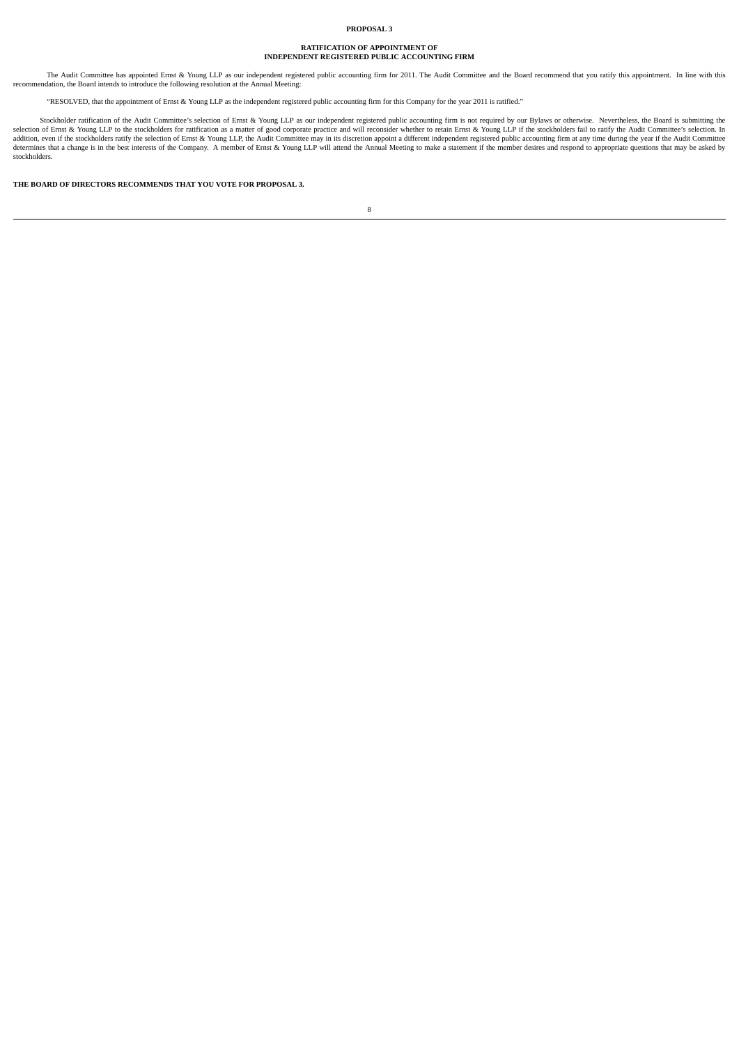# PROPOSAL 3

## RATIFICATION OF APPOINTMENT OF INDEPENDENT REGISTERED PUBLIC ACCOUNTING FIRM

The Audit Committee has appointed Ernst & Young LLP as our independent registered public accounting firm for 2011. The Audit Committee and the Board recommend that you ratify this appointment. In line with this recommendation, the Board intends to introduce the following resolution at the Annual Meeting:

"RESOLVED, that the appointment of Ernst & Young LLP as the independent registered public accounting firm for this Company for the year 2011 is ratified."

Stockholder ratification of the Audit Committee's selection of Ernst & Young LLP as our independent registered public accounting firm is not required by our Bylaws or otherwise. Nevertheless, the Board is submitting the selection of Ernst & Young LLP to the stockholders for ratification as a matter of good corporate practice and will reconsider whether to retain Ernst & Young LLP if the stockholders fail to ratify the Audit Committee's selection. In addition, even if the stockholders ratify the selection of Ernst & Young LLP, the Audit Committee may in its discretion appoint a different independent registered public accounting firm at any time during the year if the Audit Committee determines that a change is in the best interests of the Company. A member of Ernst & Young LLP will attend the Annual Meeting to make a statement if the member desires and respond to appropriate questions that may be asked by stockholders.

**THE BOARD OF DIRECTORS RECOMMENDS THAT YOU VOTE FOR PROPOSAL 3.**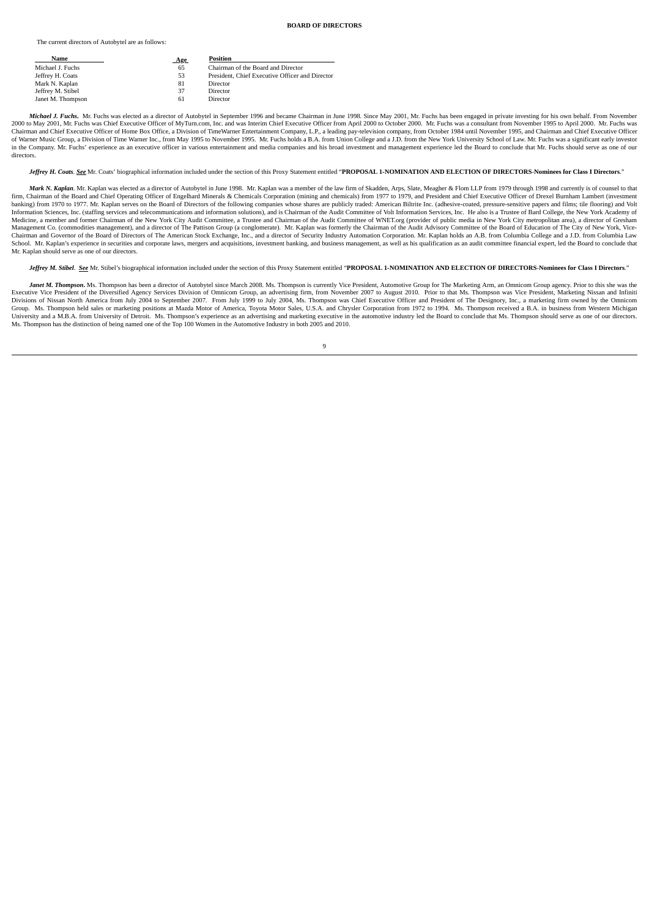# BOARD OF DIRECTORS

The current directors of Autobytel are as follows:

| Name | Age | Position |
|---|---|---|
| Michael J. Fuchs | 65 | Chairman of the Board and Director |
| Jeffrey H. Coats | 53 | President, Chief Executive Officer and Director |
| Mark N. Kaplan | 81 | Director |
| Jeffrey M. Stibel | 37 | Director |
| Janet M. Thompson | 61 | Director |

***Michael J. Fuchs***. Mr. Fuchs was elected as a director of Autobytel in September 1996 and became Chairman in June 1998. Since May 2001, Mr. Fuchs has been engaged in private investing for his own behalf. From November 2000 to May 2001, Mr. Fuchs was Chief Executive Officer of MyTurn.com, Inc. and was Interim Chief Executive Officer from April 2000 to October 2000. Mr. Fuchs was a consultant from November 1995 to April 2000. Mr. Fuchs was Chairman and Chief Executive Officer of Home Box Office, a Division of TimeWarner Entertainment Company, L.P., a leading pay-television company, from October 1984 until November 1995, and Chairman and Chief Executive Officer of Warner Music Group, a Division of Time Warner Inc., from May 1995 to November 1995. Mr. Fuchs holds a B.A. from Union College and a J.D. from the New York University School of Law. Mr. Fuchs was a significant early investor in the Company. Mr. Fuchs' experience as an executive officer in various entertainment and media companies and his broad investment and management experience led the Board to conclude that Mr. Fuchs should serve as one of our directors.

***Jeffrey H. Coats***. ***See*** Mr. Coats' biographical information included under the section of this Proxy Statement entitled "**PROPOSAL 1-NOMINATION AND ELECTION OF DIRECTORS-Nominees for Class I Directors**."

***Mark N. Kaplan***. Mr. Kaplan was elected as a director of Autobytel in June 1998. Mr. Kaplan was a member of the law firm of Skadden, Arps, Slate, Meagher & Flom LLP from 1979 through 1998 and currently is of counsel to that firm, Chairman of the Board and Chief Operating Officer of Engelhard Minerals & Chemicals Corporation (mining and chemicals) from 1977 to 1979, and President and Chief Executive Officer of Drexel Burnham Lambert (investment banking) from 1970 to 1977. Mr. Kaplan serves on the Board of Directors of the following companies whose shares are publicly traded: American Biltrite Inc. (adhesive-coated, pressure-sensitive papers and films; tile flooring) and Volt Information Sciences, Inc. (staffing services and telecommunications and information solutions), and is Chairman of the Audit Committee of Volt Information Services, Inc. He also is a Trustee of Bard College, the New York Academy of Medicine, a member and former Chairman of the New York City Audit Committee, a Trustee and Chairman of the Audit Committee of WNET.org (provider of public media in New York City metropolitan area), a director of Gresham Management Co. (commodities management), and a director of The Pattison Group (a conglomerate). Mr. Kaplan was formerly the Chairman of the Audit Advisory Committee of the Board of Education of The City of New York, Vice-Chairman and Governor of the Board of Directors of The American Stock Exchange, Inc., and a director of Security Industry Automation Corporation. Mr. Kaplan holds an A.B. from Columbia College and a J.D. from Columbia Law School. Mr. Kaplan's experience in securities and corporate laws, mergers and acquisitions, investment banking, and business management, as well as his qualification as an audit committee financial expert, led the Board to conclude that Mr. Kaplan should serve as one of our directors.

***Jeffrey M. Stibel***. ***See*** Mr. Stibel's biographical information included under the section of this Proxy Statement entitled "**PROPOSAL 1-NOMINATION AND ELECTION OF DIRECTORS-Nominees for Class I Directors**."

***Janet M. Thompson***. Ms. Thompson has been a director of Autobytel since March 2008. Ms. Thompson is currently Vice President, Automotive Group for The Marketing Arm, an Omnicom Group agency. Prior to this she was the Executive Vice President of the Diversified Agency Services Division of Omnicom Group, an advertising firm, from November 2007 to August 2010. Prior to that Ms. Thompson was Vice President, Marketing Nissan and Infiniti Divisions of Nissan North America from July 2004 to September 2007. From July 1999 to July 2004, Ms. Thompson was Chief Executive Officer and President of The Designory, Inc., a marketing firm owned by the Omnicom Group. Ms. Thompson held sales or marketing positions at Mazda Motor of America, Toyota Motor Sales, U.S.A. and Chrysler Corporation from 1972 to 1994. Ms. Thompson received a B.A. in business from Western Michigan University and a M.B.A. from University of Detroit. Ms. Thompson's experience as an advertising and marketing executive in the automotive industry led the Board to conclude that Ms. Thompson should serve as one of our directors. Ms. Thompson has the distinction of being named one of the Top 100 Women in the Automotive Industry in both 2005 and 2010.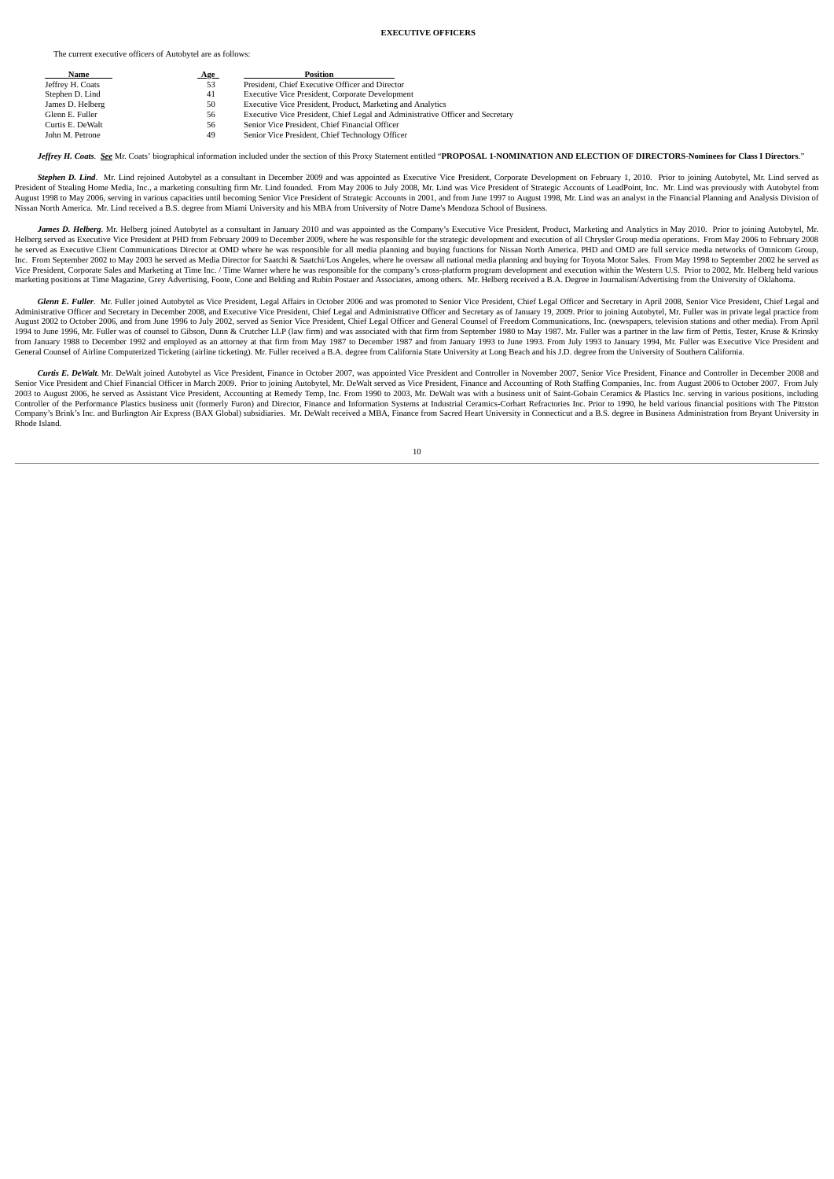**EXECUTIVE OFFICERS**

The current executive officers of Autobytel are as follows:

| Name | Age | Position |
|---|---|---|
| Jeffrey H. Coats | 53 | President, Chief Executive Officer and Director |
| Stephen D. Lind | 41 | Executive Vice President, Corporate Development |
| James D. Helberg | 50 | Executive Vice President, Product, Marketing and Analytics |
| Glenn E. Fuller | 56 | Executive Vice President, Chief Legal and Administrative Officer and Secretary |
| Curtis E. DeWalt | 56 | Senior Vice President, Chief Financial Officer |
| John M. Petrone | 49 | Senior Vice President, Chief Technology Officer |

***Jeffrey H. Coats***. ***See*** Mr. Coats' biographical information included under the section of this Proxy Statement entitled "**PROPOSAL 1-NOMINATION AND ELECTION OF DIRECTORS-Nominees for Class I Directors**."

***Stephen D. Lind***. Mr. Lind rejoined Autobytel as a consultant in December 2009 and was appointed as Executive Vice President, Corporate Development on February 1, 2010. Prior to joining Autobytel, Mr. Lind served as President of Stealing Home Media, Inc., a marketing consulting firm Mr. Lind founded. From May 2006 to July 2008, Mr. Lind was Vice President of Strategic Accounts of LeadPoint, Inc. Mr. Lind was previously with Autobytel from August 1998 to May 2006, serving in various capacities until becoming Senior Vice President of Strategic Accounts in 2001, and from June 1997 to August 1998, Mr. Lind was an analyst in the Financial Planning and Analysis Division of Nissan North America. Mr. Lind received a B.S. degree from Miami University and his MBA from University of Notre Dame's Mendoza School of Business.

***James D. Helberg***. Mr. Helberg joined Autobytel as a consultant in January 2010 and was appointed as the Company's Executive Vice President, Product, Marketing and Analytics in May 2010. Prior to joining Autobytel, Mr. Helberg served as Executive Vice President at PHD from February 2009 to December 2009, where he was responsible for the strategic development and execution of all Chrysler Group media operations. From May 2006 to February 2008 he served as Executive Client Communications Director at OMD where he was responsible for all media planning and buying functions for Nissan North America. PHD and OMD are full service media networks of Omnicom Group, Inc. From September 2002 to May 2003 he served as Media Director for Saatchi & Saatchi/Los Angeles, where he oversaw all national media planning and buying for Toyota Motor Sales. From May 1998 to September 2002 he served as Vice President, Corporate Sales and Marketing at Time Inc. / Time Warner where he was responsible for the company's cross-platform program development and execution within the Western U.S. Prior to 2002, Mr. Helberg held various marketing positions at Time Magazine, Grey Advertising, Foote, Cone and Belding and Rubin Postaer and Associates, among others. Mr. Helberg received a B.A. Degree in Journalism/Advertising from the University of Oklahoma.

***Glenn E. Fuller***. Mr. Fuller joined Autobytel as Vice President, Legal Affairs in October 2006 and was promoted to Senior Vice President, Chief Legal Officer and Secretary in April 2008, Senior Vice President, Chief Legal and Administrative Officer and Secretary in December 2008, and Executive Vice President, Chief Legal and Administrative Officer and Secretary as of January 19, 2009. Prior to joining Autobytel, Mr. Fuller was in private legal practice from August 2002 to October 2006, and from June 1996 to July 2002, served as Senior Vice President, Chief Legal Officer and General Counsel of Freedom Communications, Inc. (newspapers, television stations and other media). From April 1994 to June 1996, Mr. Fuller was of counsel to Gibson, Dunn & Crutcher LLP (law firm) and was associated with that firm from September 1980 to May 1987. Mr. Fuller was a partner in the law firm of Pettis, Tester, Kruse & Krinsky from January 1988 to December 1992 and employed as an attorney at that firm from May 1987 to December 1987 and from January 1993 to June 1993. From July 1993 to January 1994, Mr. Fuller was Executive Vice President and General Counsel of Airline Computerized Ticketing (airline ticketing). Mr. Fuller received a B.A. degree from California State University at Long Beach and his J.D. degree from the University of Southern California.

***Curtis E. DeWalt***. Mr. DeWalt joined Autobytel as Vice President, Finance in October 2007, was appointed Vice President and Controller in November 2007, Senior Vice President, Finance and Controller in December 2008 and Senior Vice President and Chief Financial Officer in March 2009. Prior to joining Autobytel, Mr. DeWalt served as Vice President, Finance and Accounting of Roth Staffing Companies, Inc. from August 2006 to October 2007. From July 2003 to August 2006, he served as Assistant Vice President, Accounting at Remedy Temp, Inc. From 1990 to 2003, Mr. DeWalt was with a business unit of Saint-Gobain Ceramics & Plastics Inc. serving in various positions, including Controller of the Performance Plastics business unit (formerly Furon) and Director, Finance and Information Systems at Industrial Ceramics-Corhart Refractories Inc. Prior to 1990, he held various financial positions with The Pittston Company's Brink's Inc. and Burlington Air Express (BAX Global) subsidiaries. Mr. DeWalt received a MBA, Finance from Sacred Heart University in Connecticut and a B.S. degree in Business Administration from Bryant University in Rhode Island.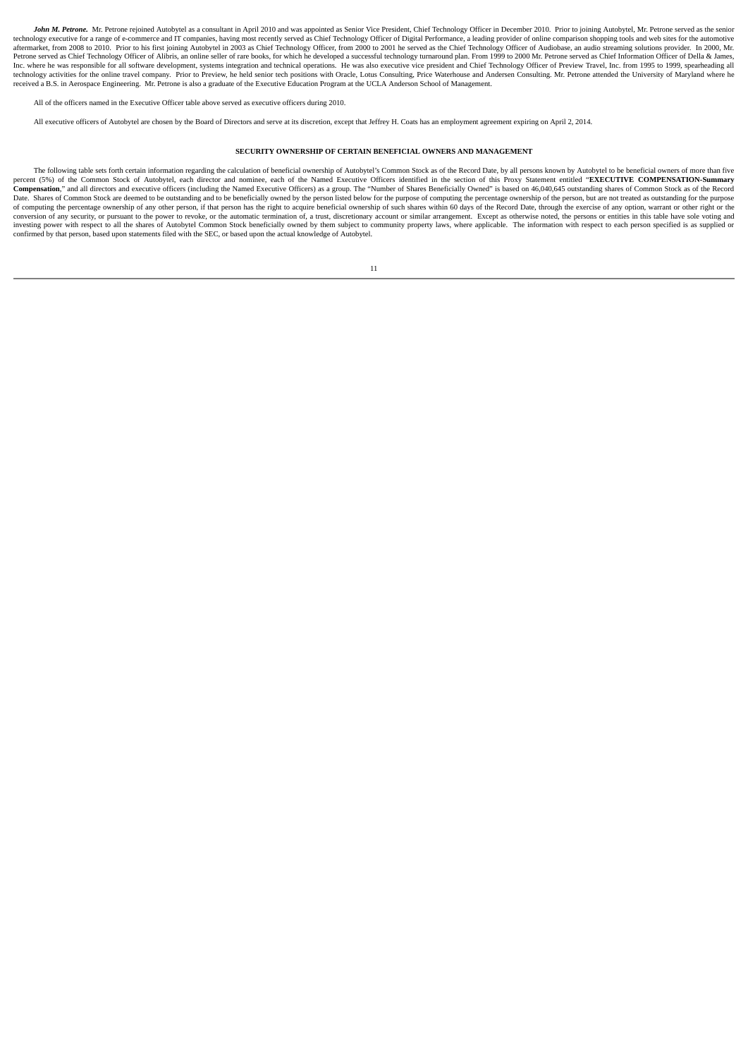***John M. Petrone.*** Mr. Petrone rejoined Autobytel as a consultant in April 2010 and was appointed as Senior Vice President, Chief Technology Officer in December 2010. Prior to joining Autobytel, Mr. Petrone served as the senior technology executive for a range of e-commerce and IT companies, having most recently served as Chief Technology Officer of Digital Performance, a leading provider of online comparison shopping tools and web sites for the automotive aftermarket, from 2008 to 2010. Prior to his first joining Autobytel in 2003 as Chief Technology Officer, from 2000 to 2001 he served as the Chief Technology Officer of Audiobase, an audio streaming solutions provider. In 2000, Mr. Petrone served as Chief Technology Officer of Alibris, an online seller of rare books, for which he developed a successful technology turnaround plan. From 1999 to 2000 Mr. Petrone served as Chief Information Officer of Della & James, Inc. where he was responsible for all software development, systems integration and technical operations. He was also executive vice president and Chief Technology Officer of Preview Travel, Inc. from 1995 to 1999, spearheading all technology activities for the online travel company. Prior to Preview, he held senior tech positions with Oracle, Lotus Consulting, Price Waterhouse and Andersen Consulting. Mr. Petrone attended the University of Maryland where he received a B.S. in Aerospace Engineering. Mr. Petrone is also a graduate of the Executive Education Program at the UCLA Anderson School of Management.

All of the officers named in the Executive Officer table above served as executive officers during 2010.

All executive officers of Autobytel are chosen by the Board of Directors and serve at its discretion, except that Jeffrey H. Coats has an employment agreement expiring on April 2, 2014.

## SECURITY OWNERSHIP OF CERTAIN BENEFICIAL OWNERS AND MANAGEMENT

The following table sets forth certain information regarding the calculation of beneficial ownership of Autobytel's Common Stock as of the Record Date, by all persons known by Autobytel to be beneficial owners of more than five percent (5%) of the Common Stock of Autobytel, each director and nominee, each of the Named Executive Officers identified in the section of this Proxy Statement entitled "**EXECUTIVE COMPENSATION-Summary Compensation**," and all directors and executive officers (including the Named Executive Officers) as a group. The "Number of Shares Beneficially Owned" is based on 46,040,645 outstanding shares of Common Stock as of the Record Date. Shares of Common Stock are deemed to be outstanding and to be beneficially owned by the person listed below for the purpose of computing the percentage ownership of the person, but are not treated as outstanding for the purpose of computing the percentage ownership of any other person, if that person has the right to acquire beneficial ownership of such shares within 60 days of the Record Date, through the exercise of any option, warrant or other right or the conversion of any security, or pursuant to the power to revoke, or the automatic termination of, a trust, discretionary account or similar arrangement. Except as otherwise noted, the persons or entities in this table have sole voting and investing power with respect to all the shares of Autobytel Common Stock beneficially owned by them subject to community property laws, where applicable. The information with respect to each person specified is as supplied or confirmed by that person, based upon statements filed with the SEC, or based upon the actual knowledge of Autobytel.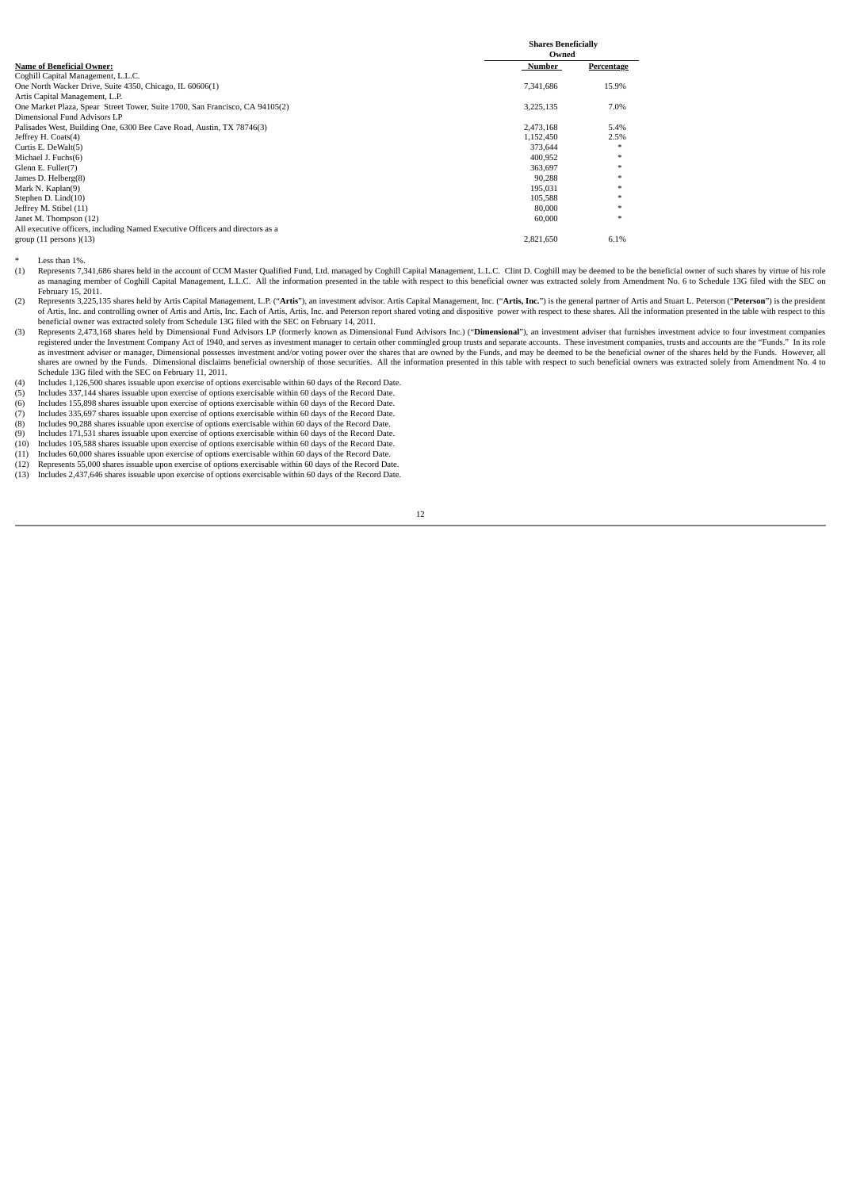| Name of Beneficial Owner: | Shares Beneficially Owned | |
|---|---|---|
| | Number | Percentage |
| Coghill Capital Management, L.L.C. One North Wacker Drive, Suite 4350, Chicago, IL 60606(1) | 7,341,686 | 15.9% |
| Artis Capital Management, L.P. One Market Plaza, Spear Street Tower, Suite 1700, San Francisco, CA 94105(2) | 3,225,135 | 7.0% |
| Dimensional Fund Advisors LP Palisades West, Building One, 6300 Bee Cave Road, Austin, TX 78746(3) | 2,473,168 | 5.4% |
| Jeffrey H. Coats(4) | 1,152,450 | 2.5% |
| Curtis E. DeWalt(5) | 373,644 | * |
| Michael J. Fuchs(6) | 400,952 | * |
| Glenn E. Fuller(7) | 363,697 | * |
| James D. Helberg(8) | 90,288 | * |
| Mark N. Kaplan(9) | 195,031 | * |
| Stephen D. Lind(10) | 105,588 | * |
| Jeffrey M. Stibel (11) | 80,000 | * |
| Janet M. Thompson (12) | 60,000 | * |
| All executive officers, including Named Executive Officers and directors as a group (11 persons )(13) | 2,821,650 | 6.1% |

\* Less than 1%.

(1) Represents 7,341,686 shares held in the account of CCM Master Qualified Fund, Ltd. managed by Coghill Capital Management, L.L.C. Clint D. Coghill may be deemed to be the beneficial owner of such shares by virtue of his role as managing member of Coghill Capital Management, L.L.C. All the information presented in the table with respect to this beneficial owner was extracted solely from Amendment No. 6 to Schedule 13G filed with the SEC on February 15, 2011.

(2) Represents 3,225,135 shares held by Artis Capital Management, L.P. ("**Artis**"), an investment advisor. Artis Capital Management, Inc. ("**Artis, Inc.**") is the general partner of Artis and Stuart L. Peterson ("**Peterson**") is the president of Artis, Inc. and controlling owner of Artis and Artis, Inc. Each of Artis, Artis, Inc. and Peterson report shared voting and dispositive power with respect to these shares. All the information presented in the table with respect to this beneficial owner was extracted solely from Schedule 13G filed with the SEC on February 14, 2011.

(3) Represents 2,473,168 shares held by Dimensional Fund Advisors LP (formerly known as Dimensional Fund Advisors Inc.) ("**Dimensional**"), an investment adviser that furnishes investment advice to four investment companies registered under the Investment Company Act of 1940, and serves as investment manager to certain other commingled group trusts and separate accounts. These investment companies, trusts and accounts are the "Funds." In its role as investment adviser or manager, Dimensional possesses investment and/or voting power over the shares that are owned by the Funds, and may be deemed to be the beneficial owner of the shares held by the Funds. However, all shares are owned by the Funds. Dimensional disclaims beneficial ownership of those securities. All the information presented in this table with respect to such beneficial owners was extracted solely from Amendment No. 4 to Schedule 13G filed with the SEC on February 11, 2011.

(4) Includes 1,126,500 shares issuable upon exercise of options exercisable within 60 days of the Record Date.

(5) Includes 337,144 shares issuable upon exercise of options exercisable within 60 days of the Record Date.

(6) Includes 155,898 shares issuable upon exercise of options exercisable within 60 days of the Record Date.

(7) Includes 335,697 shares issuable upon exercise of options exercisable within 60 days of the Record Date.

(8) Includes 90,288 shares issuable upon exercise of options exercisable within 60 days of the Record Date.

(9) Includes 171,531 shares issuable upon exercise of options exercisable within 60 days of the Record Date.

(10) Includes 105,588 shares issuable upon exercise of options exercisable within 60 days of the Record Date.

(11) Includes 60,000 shares issuable upon exercise of options exercisable within 60 days of the Record Date.

(12) Represents 55,000 shares issuable upon exercise of options exercisable within 60 days of the Record Date.

(13) Includes 2,437,646 shares issuable upon exercise of options exercisable within 60 days of the Record Date.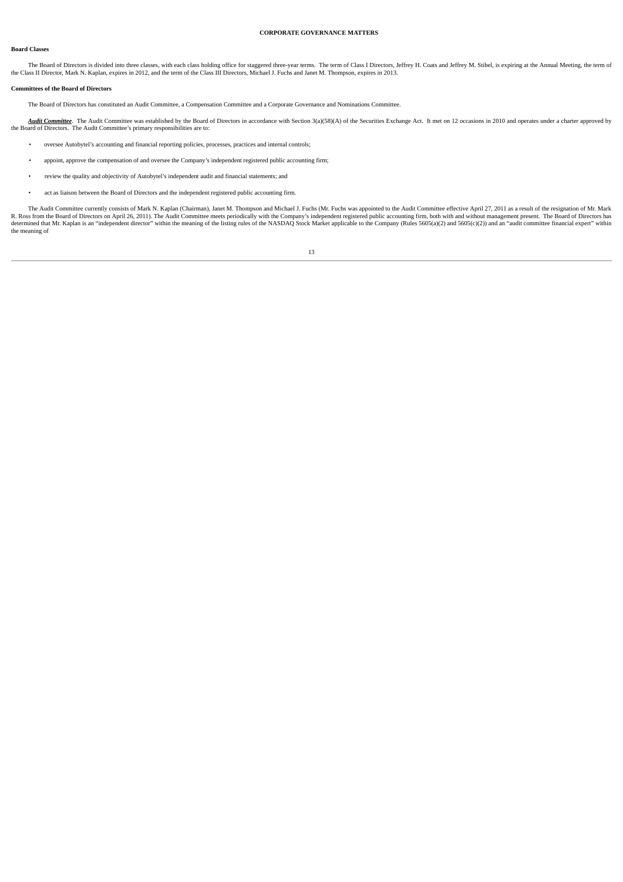# CORPORATE GOVERNANCE MATTERS

**Board Classes**

The Board of Directors is divided into three classes, with each class holding office for staggered three-year terms. The term of Class I Directors, Jeffrey H. Coats and Jeffrey M. Stibel, is expiring at the Annual Meeting, the term of the Class II Director, Mark N. Kaplan, expires in 2012, and the term of the Class III Directors, Michael J. Fuchs and Janet M. Thompson, expires in 2013.

**Committees of the Board of Directors**

The Board of Directors has constituted an Audit Committee, a Compensation Committee and a Corporate Governance and Nominations Committee.

***Audit Committee***. The Audit Committee was established by the Board of Directors in accordance with Section 3(a)(58)(A) of the Securities Exchange Act. It met on 12 occasions in 2010 and operates under a charter approved by the Board of Directors. The Audit Committee's primary responsibilities are to:

- oversee Autobytel's accounting and financial reporting policies, processes, practices and internal controls;
- appoint, approve the compensation of and oversee the Company's independent registered public accounting firm;
- review the quality and objectivity of Autobytel's independent audit and financial statements; and
- act as liaison between the Board of Directors and the independent registered public accounting firm.

The Audit Committee currently consists of Mark N. Kaplan (Chairman), Janet M. Thompson and Michael J. Fuchs (Mr. Fuchs was appointed to the Audit Committee effective April 27, 2011 as a result of the resignation of Mr. Mark R. Ross from the Board of Directors on April 26, 2011). The Audit Committee meets periodically with the Company's independent registered public accounting firm, both with and without management present. The Board of Directors has determined that Mr. Kaplan is an "independent director" within the meaning of the listing rules of the NASDAQ Stock Market applicable to the Company (Rules 5605(a)(2) and 5605(c)(2)) and an "audit committee financial expert" within the meaning of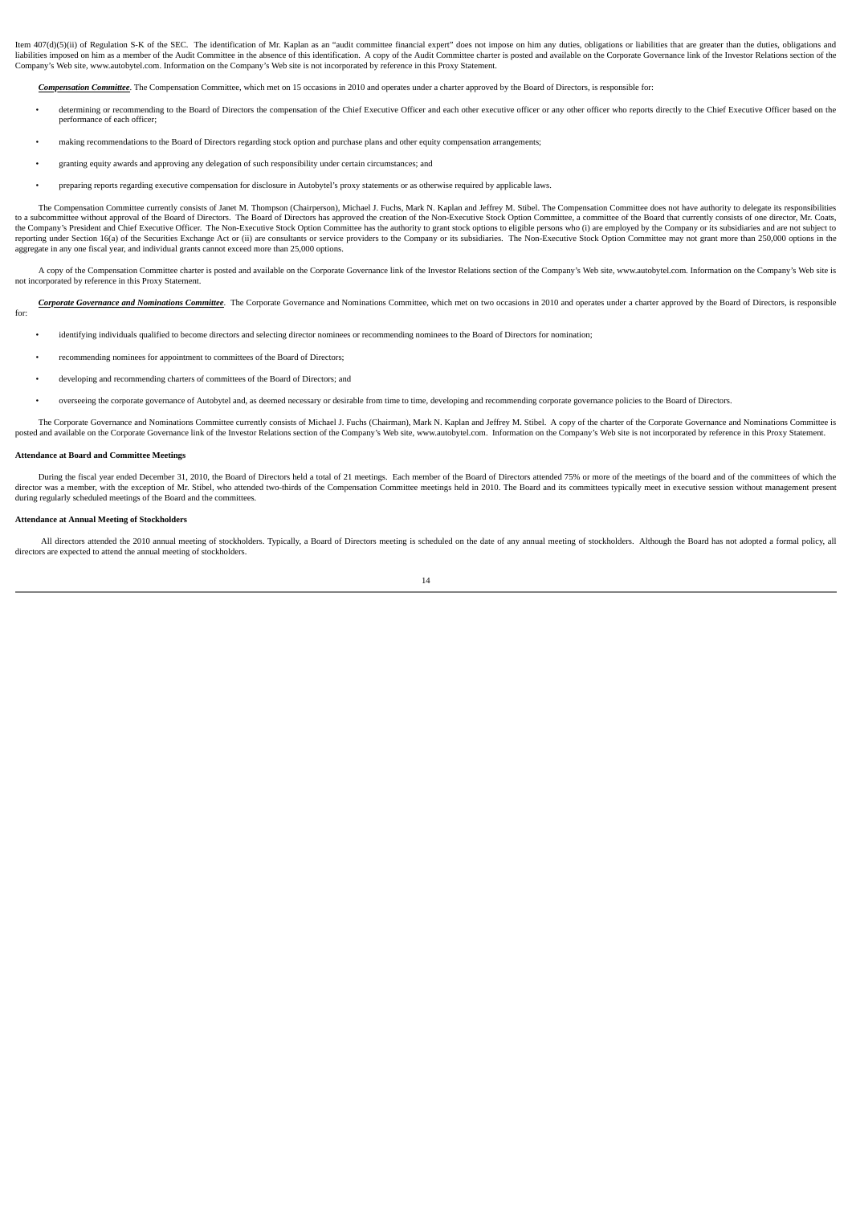Item 407(d)(5)(ii) of Regulation S-K of the SEC. The identification of Mr. Kaplan as an "audit committee financial expert" does not impose on him any duties, obligations or liabilities that are greater than the duties, obligations and liabilities imposed on him as a member of the Audit Committee in the absence of this identification. A copy of the Audit Committee charter is posted and available on the Corporate Governance link of the Investor Relations section of the Company's Web site, www.autobytel.com. Information on the Company's Web site is not incorporated by reference in this Proxy Statement.

***Compensation Committee***. The Compensation Committee, which met on 15 occasions in 2010 and operates under a charter approved by the Board of Directors, is responsible for:

- determining or recommending to the Board of Directors the compensation of the Chief Executive Officer and each other executive officer or any other officer who reports directly to the Chief Executive Officer based on the performance of each officer;
- making recommendations to the Board of Directors regarding stock option and purchase plans and other equity compensation arrangements;
- granting equity awards and approving any delegation of such responsibility under certain circumstances; and
- preparing reports regarding executive compensation for disclosure in Autobytel's proxy statements or as otherwise required by applicable laws.

The Compensation Committee currently consists of Janet M. Thompson (Chairperson), Michael J. Fuchs, Mark N. Kaplan and Jeffrey M. Stibel. The Compensation Committee does not have authority to delegate its responsibilities to a subcommittee without approval of the Board of Directors. The Board of Directors has approved the creation of the Non-Executive Stock Option Committee, a committee of the Board that currently consists of one director, Mr. Coats, the Company's President and Chief Executive Officer. The Non-Executive Stock Option Committee has the authority to grant stock options to eligible persons who (i) are employed by the Company or its subsidiaries and are not subject to reporting under Section 16(a) of the Securities Exchange Act or (ii) are consultants or service providers to the Company or its subsidiaries. The Non-Executive Stock Option Committee may not grant more than 250,000 options in the aggregate in any one fiscal year, and individual grants cannot exceed more than 25,000 options.

A copy of the Compensation Committee charter is posted and available on the Corporate Governance link of the Investor Relations section of the Company's Web site, www.autobytel.com. Information on the Company's Web site is not incorporated by reference in this Proxy Statement.

***Corporate Governance and Nominations Committee***. The Corporate Governance and Nominations Committee, which met on two occasions in 2010 and operates under a charter approved by the Board of Directors, is responsible for:

- identifying individuals qualified to become directors and selecting director nominees or recommending nominees to the Board of Directors for nomination;
- recommending nominees for appointment to committees of the Board of Directors;
- developing and recommending charters of committees of the Board of Directors; and
- overseeing the corporate governance of Autobytel and, as deemed necessary or desirable from time to time, developing and recommending corporate governance policies to the Board of Directors.

The Corporate Governance and Nominations Committee currently consists of Michael J. Fuchs (Chairman), Mark N. Kaplan and Jeffrey M. Stibel. A copy of the charter of the Corporate Governance and Nominations Committee is posted and available on the Corporate Governance link of the Investor Relations section of the Company's Web site, www.autobytel.com. Information on the Company's Web site is not incorporated by reference in this Proxy Statement.

**Attendance at Board and Committee Meetings**

During the fiscal year ended December 31, 2010, the Board of Directors held a total of 21 meetings. Each member of the Board of Directors attended 75% or more of the meetings of the board and of the committees of which the director was a member, with the exception of Mr. Stibel, who attended two-thirds of the Compensation Committee meetings held in 2010. The Board and its committees typically meet in executive session without management present during regularly scheduled meetings of the Board and the committees.

**Attendance at Annual Meeting of Stockholders**

All directors attended the 2010 annual meeting of stockholders. Typically, a Board of Directors meeting is scheduled on the date of any annual meeting of stockholders. Although the Board has not adopted a formal policy, all directors are expected to attend the annual meeting of stockholders.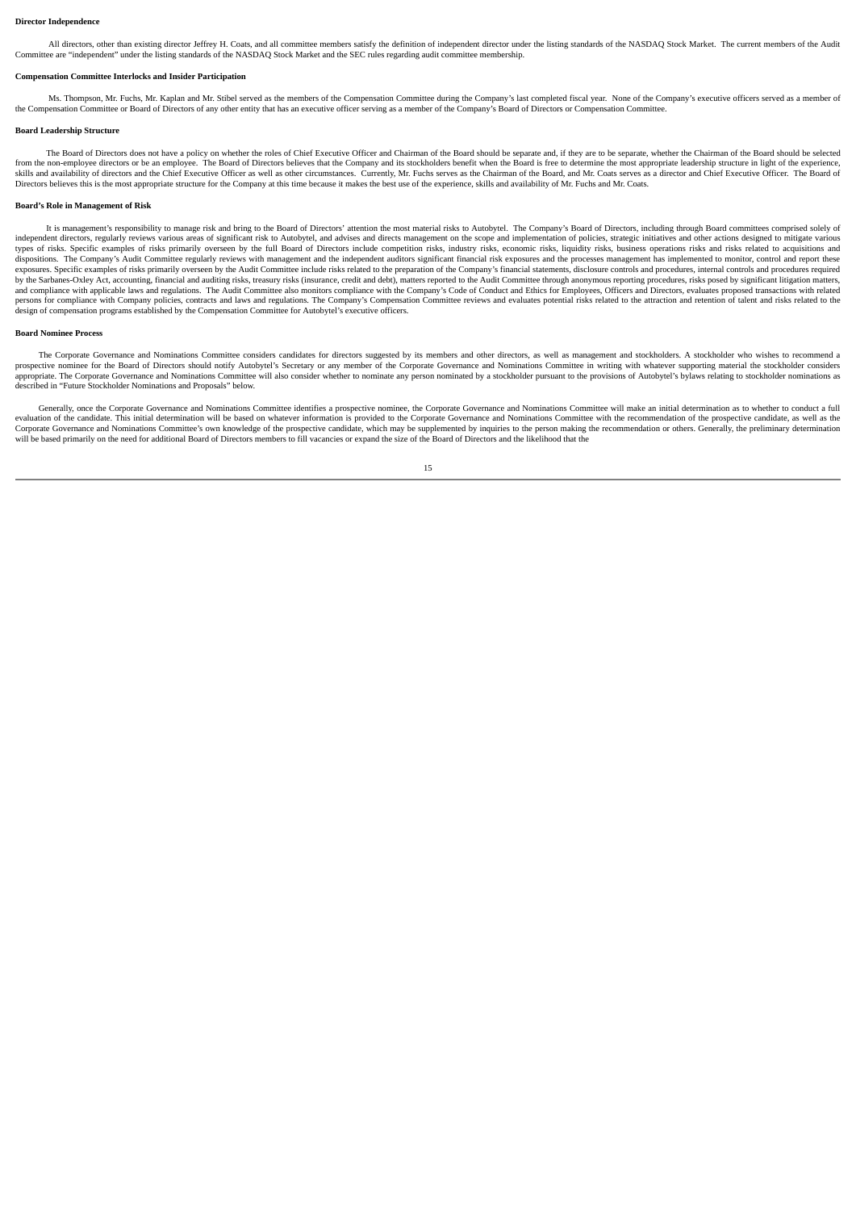**Director Independence**

All directors, other than existing director Jeffrey H. Coats, and all committee members satisfy the definition of independent director under the listing standards of the NASDAQ Stock Market. The current members of the Audit Committee are "independent" under the listing standards of the NASDAQ Stock Market and the SEC rules regarding audit committee membership.

**Compensation Committee Interlocks and Insider Participation**

Ms. Thompson, Mr. Fuchs, Mr. Kaplan and Mr. Stibel served as the members of the Compensation Committee during the Company's last completed fiscal year. None of the Company's executive officers served as a member of the Compensation Committee or Board of Directors of any other entity that has an executive officer serving as a member of the Company's Board of Directors or Compensation Committee.

**Board Leadership Structure**

The Board of Directors does not have a policy on whether the roles of Chief Executive Officer and Chairman of the Board should be separate and, if they are to be separate, whether the Chairman of the Board should be selected from the non-employee directors or be an employee. The Board of Directors believes that the Company and its stockholders benefit when the Board is free to determine the most appropriate leadership structure in light of the experience, skills and availability of directors and the Chief Executive Officer as well as other circumstances. Currently, Mr. Fuchs serves as the Chairman of the Board, and Mr. Coats serves as a director and Chief Executive Officer. The Board of Directors believes this is the most appropriate structure for the Company at this time because it makes the best use of the experience, skills and availability of Mr. Fuchs and Mr. Coats.

**Board's Role in Management of Risk**

It is management's responsibility to manage risk and bring to the Board of Directors' attention the most material risks to Autobytel. The Company's Board of Directors, including through Board committees comprised solely of independent directors, regularly reviews various areas of significant risk to Autobytel, and advises and directs management on the scope and implementation of policies, strategic initiatives and other actions designed to mitigate various types of risks. Specific examples of risks primarily overseen by the full Board of Directors include competition risks, industry risks, economic risks, liquidity risks, business operations risks and risks related to acquisitions and dispositions. The Company's Audit Committee regularly reviews with management and the independent auditors significant financial risk exposures and the processes management has implemented to monitor, control and report these exposures. Specific examples of risks primarily overseen by the Audit Committee include risks related to the preparation of the Company's financial statements, disclosure controls and procedures, internal controls and procedures required by the Sarbanes-Oxley Act, accounting, financial and auditing risks, treasury risks (insurance, credit and debt), matters reported to the Audit Committee through anonymous reporting procedures, risks posed by significant litigation matters, and compliance with applicable laws and regulations. The Audit Committee also monitors compliance with the Company's Code of Conduct and Ethics for Employees, Officers and Directors, evaluates proposed transactions with related persons for compliance with Company policies, contracts and laws and regulations. The Company's Compensation Committee reviews and evaluates potential risks related to the attraction and retention of talent and risks related to the design of compensation programs established by the Compensation Committee for Autobytel's executive officers.

**Board Nominee Process**

The Corporate Governance and Nominations Committee considers candidates for directors suggested by its members and other directors, as well as management and stockholders. A stockholder who wishes to recommend a prospective nominee for the Board of Directors should notify Autobytel's Secretary or any member of the Corporate Governance and Nominations Committee in writing with whatever supporting material the stockholder considers appropriate. The Corporate Governance and Nominations Committee will also consider whether to nominate any person nominated by a stockholder pursuant to the provisions of Autobytel's bylaws relating to stockholder nominations as described in "Future Stockholder Nominations and Proposals" below.

Generally, once the Corporate Governance and Nominations Committee identifies a prospective nominee, the Corporate Governance and Nominations Committee will make an initial determination as to whether to conduct a full evaluation of the candidate. This initial determination will be based on whatever information is provided to the Corporate Governance and Nominations Committee with the recommendation of the prospective candidate, as well as the Corporate Governance and Nominations Committee's own knowledge of the prospective candidate, which may be supplemented by inquiries to the person making the recommendation or others. Generally, the preliminary determination will be based primarily on the need for additional Board of Directors members to fill vacancies or expand the size of the Board of Directors and the likelihood that the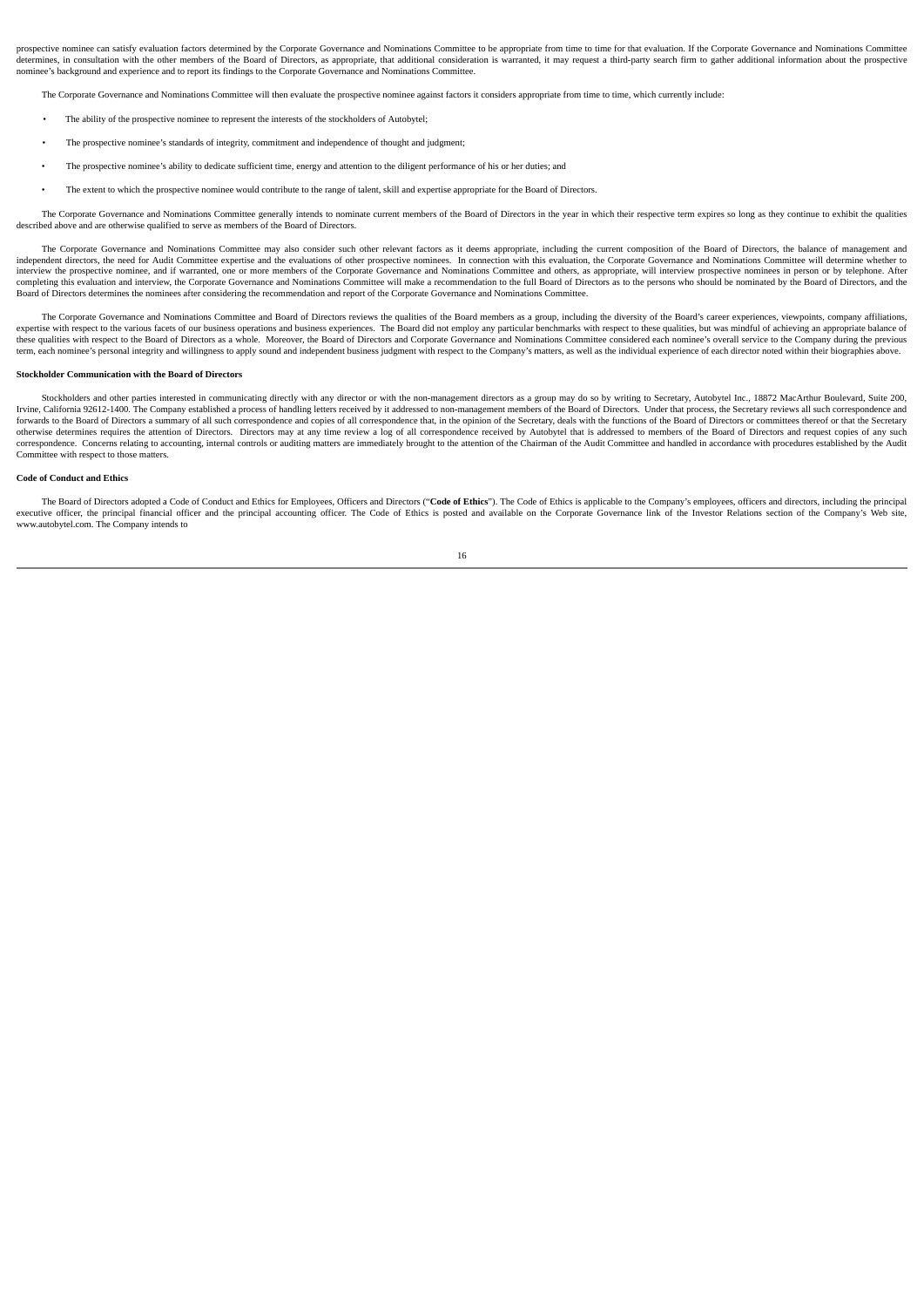prospective nominee can satisfy evaluation factors determined by the Corporate Governance and Nominations Committee to be appropriate from time to time for that evaluation. If the Corporate Governance and Nominations Committee determines, in consultation with the other members of the Board of Directors, as appropriate, that additional consideration is warranted, it may request a third-party search firm to gather additional information about the prospective nominee's background and experience and to report its findings to the Corporate Governance and Nominations Committee.

The Corporate Governance and Nominations Committee will then evaluate the prospective nominee against factors it considers appropriate from time to time, which currently include:

- The ability of the prospective nominee to represent the interests of the stockholders of Autobytel;
- The prospective nominee's standards of integrity, commitment and independence of thought and judgment;
- The prospective nominee's ability to dedicate sufficient time, energy and attention to the diligent performance of his or her duties; and
- The extent to which the prospective nominee would contribute to the range of talent, skill and expertise appropriate for the Board of Directors.

The Corporate Governance and Nominations Committee generally intends to nominate current members of the Board of Directors in the year in which their respective term expires so long as they continue to exhibit the qualities described above and are otherwise qualified to serve as members of the Board of Directors.

The Corporate Governance and Nominations Committee may also consider such other relevant factors as it deems appropriate, including the current composition of the Board of Directors, the balance of management and independent directors, the need for Audit Committee expertise and the evaluations of other prospective nominees. In connection with this evaluation, the Corporate Governance and Nominations Committee will determine whether to interview the prospective nominee, and if warranted, one or more members of the Corporate Governance and Nominations Committee and others, as appropriate, will interview prospective nominees in person or by telephone. After completing this evaluation and interview, the Corporate Governance and Nominations Committee will make a recommendation to the full Board of Directors as to the persons who should be nominated by the Board of Directors, and the Board of Directors determines the nominees after considering the recommendation and report of the Corporate Governance and Nominations Committee.

The Corporate Governance and Nominations Committee and Board of Directors reviews the qualities of the Board members as a group, including the diversity of the Board's career experiences, viewpoints, company affiliations, expertise with respect to the various facets of our business operations and business experiences. The Board did not employ any particular benchmarks with respect to these qualities, but was mindful of achieving an appropriate balance of these qualities with respect to the Board of Directors as a whole. Moreover, the Board of Directors and Corporate Governance and Nominations Committee considered each nominee's overall service to the Company during the previous term, each nominee's personal integrity and willingness to apply sound and independent business judgment with respect to the Company's matters, as well as the individual experience of each director noted within their biographies above.

#### Stockholder Communication with the Board of Directors

Stockholders and other parties interested in communicating directly with any director or with the non-management directors as a group may do so by writing to Secretary, Autobytel Inc., 18872 MacArthur Boulevard, Suite 200, Irvine, California 92612-1400. The Company established a process of handling letters received by it addressed to non-management members of the Board of Directors. Under that process, the Secretary reviews all such correspondence and forwards to the Board of Directors a summary of all such correspondence and copies of all correspondence that, in the opinion of the Secretary, deals with the functions of the Board of Directors or committees thereof or that the Secretary otherwise determines requires the attention of Directors. Directors may at any time review a log of all correspondence received by Autobytel that is addressed to members of the Board of Directors and request copies of any such correspondence. Concerns relating to accounting, internal controls or auditing matters are immediately brought to the attention of the Chairman of the Audit Committee and handled in accordance with procedures established by the Audit Committee with respect to those matters.

#### Code of Conduct and Ethics

The Board of Directors adopted a Code of Conduct and Ethics for Employees, Officers and Directors ("**Code of Ethics**"). The Code of Ethics is applicable to the Company's employees, officers and directors, including the principal executive officer, the principal financial officer and the principal accounting officer. The Code of Ethics is posted and available on the Corporate Governance link of the Investor Relations section of the Company's Web site, www.autobytel.com. The Company intends to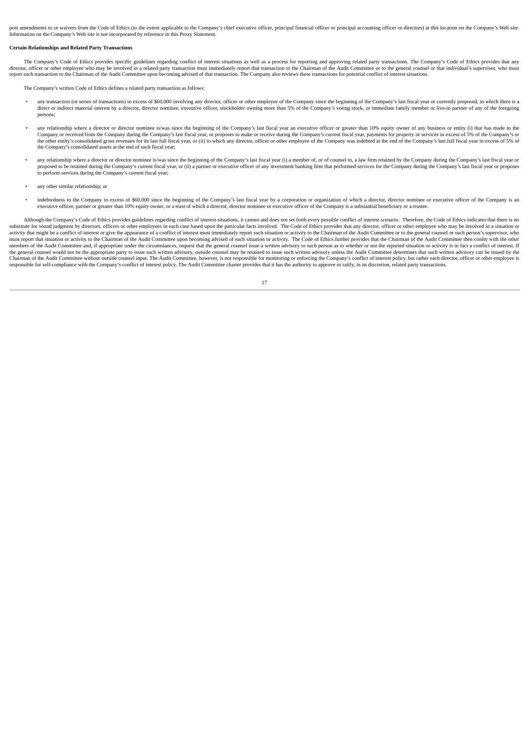post amendments to or waivers from the Code of Ethics (to the extent applicable to the Company's chief executive officer, principal financial officer or principal accounting officer or directors) at this location on the Company's Web site. Information on the Company's Web site is not incorporated by reference in this Proxy Statement.

**Certain Relationships and Related Party Transactions**

The Company's Code of Ethics provides specific guidelines regarding conflict of interest situations as well as a process for reporting and approving related party transactions. The Company's Code of Ethics provides that any director, officer or other employee who may be involved in a related party transaction must immediately report that transaction to the Chairman of the Audit Committee or to the general counsel or that individual's supervisor, who must report such transaction to the Chairman of the Audit Committee upon becoming advised of that transaction. The Company also reviews these transactions for potential conflict of interest situations.

The Company's written Code of Ethics defines a related party transaction as follows:

- any transaction (or series of transactions) in excess of $60,000 involving any director, officer or other employee of the Company since the beginning of the Company's last fiscal year or currently proposed, in which there is a direct or indirect material interest by a director, director nominee, executive officer, stockholder owning more than 5% of the Company's voting stock, or immediate family member or live-in partner of any of the foregoing persons;

- any relationship where a director or director nominee is/was since the beginning of the Company's last fiscal year an executive officer or greater than 10% equity owner of any business or entity (i) that has made to the Company or received from the Company during the Company's last fiscal year, or proposes to make or receive during the Company's current fiscal year, payments for property or services in excess of 5% of the Company's or the other entity's consolidated gross revenues for its last full fiscal year, or (ii) to which any director, officer or other employee of the Company was indebted at the end of the Company's last full fiscal year in excess of 5% of the Company's consolidated assets at the end of such fiscal year;

- any relationship where a director or director nominee is/was since the beginning of the Company's last fiscal year (i) a member of, or of counsel to, a law firm retained by the Company during the Company's last fiscal year or proposed to be retained during the Company's current fiscal year, or (ii) a partner or executive officer of any investment banking firm that performed services for the Company during the Company's last fiscal year or proposes to perform services during the Company's current fiscal year;

- any other similar relationship; or

- indebtedness to the Company in excess of $60,000 since the beginning of the Company's last fiscal year by a corporation or organization of which a director, director nominee or executive officer of the Company is an executive officer, partner or greater than 10% equity owner, or a trust of which a director, director nominee or executive officer of the Company is a substantial beneficiary or a trustee.

Although the Company's Code of Ethics provides guidelines regarding conflict of interest situations, it cannot and does not set forth every possible conflict of interest scenario. Therefore, the Code of Ethics indicates that there is no substitute for sound judgment by directors, officers or other employees in each case based upon the particular facts involved. The Code of Ethics provides that any director, officer or other employee who may be involved in a situation or activity that might be a conflict of interest or give the appearance of a conflict of interest must immediately report such situation or activity to the Chairman of the Audit Committee or to the general counsel or such person's supervisor, who must report that situation or activity to the Chairman of the Audit Committee upon becoming advised of such situation or activity. The Code of Ethics further provides that the Chairman of the Audit Committee then confer with the other members of the Audit Committee and, if appropriate under the circumstances, request that the general counsel issue a written advisory to such person as to whether or not the reported situation or activity is in fact a conflict of interest. If the general counsel would not be the appropriate party to issue such written advisory, outside counsel may be retained to issue such written advisory unless the Audit Committee determines that such written advisory can be issued by the Chairman of the Audit Committee without outside counsel input. The Audit Committee, however, is not responsible for monitoring or enforcing the Company's conflict of interest policy, but rather each director, officer or other employee is responsible for self-compliance with the Company's conflict of interest policy. The Audit Committee charter provides that it has the authority to approve or ratify, in its discretion, related party transactions.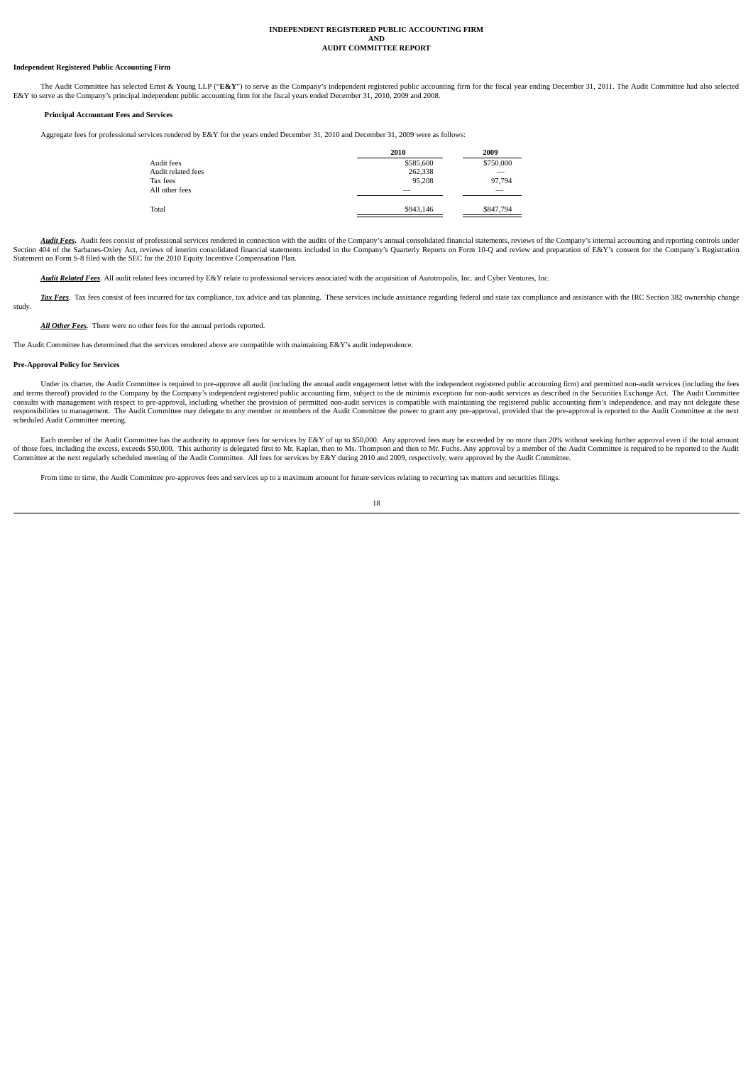# INDEPENDENT REGISTERED PUBLIC ACCOUNTING FIRM
# AND
# AUDIT COMMITTEE REPORT

**Independent Registered Public Accounting Firm**

The Audit Committee has selected Ernst & Young LLP ("**E&Y**") to serve as the Company's independent registered public accounting firm for the fiscal year ending December 31, 2011. The Audit Committee had also selected E&Y to serve as the Company's principal independent public accounting firm for the fiscal years ended December 31, 2010, 2009 and 2008.

**Principal Accountant Fees and Services**

Aggregate fees for professional services rendered by E&Y for the years ended December 31, 2010 and December 31, 2009 were as follows:

| | 2010 | 2009 |
|---|---|---|
| Audit fees | $585,600 | $750,000 |
| Audit related fees | 262,338 | — |
| Tax fees | 95,208 | 97,794 |
| All other fees | — | — |
| Total | $943,146 | $847,794 |

***Audit Fees.*** Audit fees consist of professional services rendered in connection with the audits of the Company's annual consolidated financial statements, reviews of the Company's internal accounting and reporting controls under Section 404 of the Sarbanes-Oxley Act, reviews of interim consolidated financial statements included in the Company's Quarterly Reports on Form 10-Q and review and preparation of E&Y's consent for the Company's Registration Statement on Form S-8 filed with the SEC for the 2010 Equity Incentive Compensation Plan.

***Audit Related Fees***. All audit related fees incurred by E&Y relate to professional services associated with the acquisition of Autotropolis, Inc. and Cyber Ventures, Inc.

***Tax Fees***. Tax fees consist of fees incurred for tax compliance, tax advice and tax planning. These services include assistance regarding federal and state tax compliance and assistance with the IRC Section 382 ownership change study.

***All Other Fees***. There were no other fees for the annual periods reported.

The Audit Committee has determined that the services rendered above are compatible with maintaining E&Y's audit independence.

**Pre-Approval Policy for Services**

Under its charter, the Audit Committee is required to pre-approve all audit (including the annual audit engagement letter with the independent registered public accounting firm) and permitted non-audit services (including the fees and terms thereof) provided to the Company by the Company's independent registered public accounting firm, subject to the de minimis exception for non-audit services as described in the Securities Exchange Act. The Audit Committee consults with management with respect to pre-approval, including whether the provision of permitted non-audit services is compatible with maintaining the registered public accounting firm's independence, and may not delegate these responsibilities to management. The Audit Committee may delegate to any member or members of the Audit Committee the power to grant any pre-approval, provided that the pre-approval is reported to the Audit Committee at the next scheduled Audit Committee meeting.

Each member of the Audit Committee has the authority to approve fees for services by E&Y of up to $50,000. Any approved fees may be exceeded by no more than 20% without seeking further approval even if the total amount of those fees, including the excess, exceeds $50,000. This authority is delegated first to Mr. Kaplan, then to Ms. Thompson and then to Mr. Fuchs. Any approval by a member of the Audit Committee is required to be reported to the Audit Committee at the next regularly scheduled meeting of the Audit Committee. All fees for services by E&Y during 2010 and 2009, respectively, were approved by the Audit Committee.

From time to time, the Audit Committee pre-approves fees and services up to a maximum amount for future services relating to recurring tax matters and securities filings.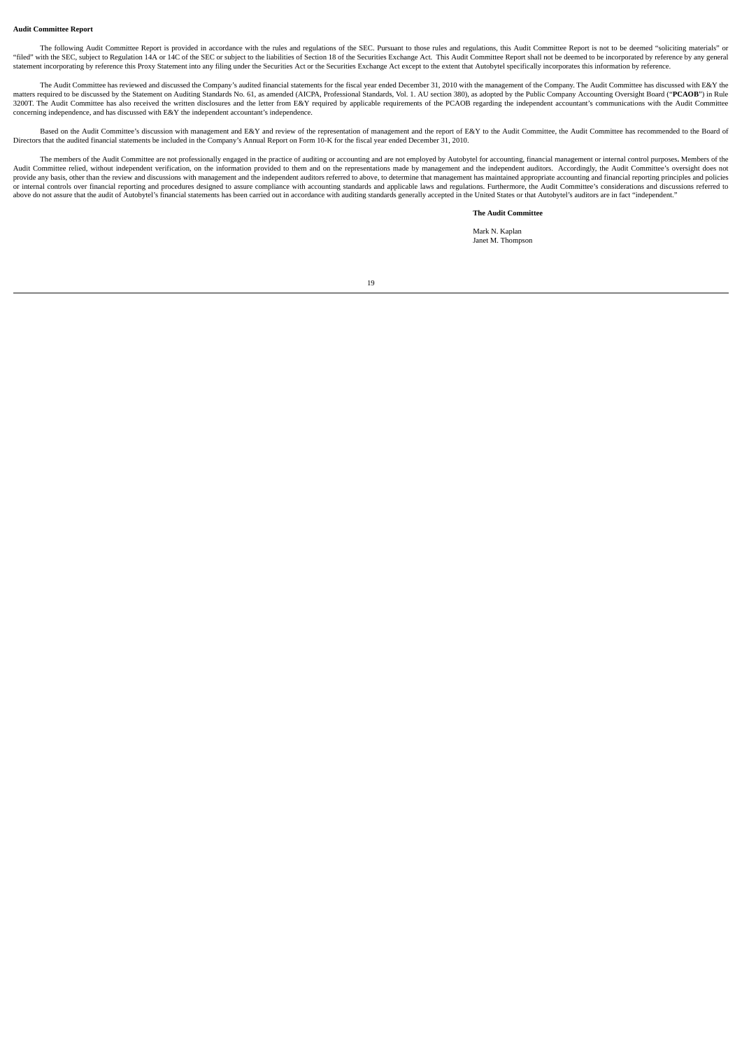**Audit Committee Report**

The following Audit Committee Report is provided in accordance with the rules and regulations of the SEC. Pursuant to those rules and regulations, this Audit Committee Report is not to be deemed "soliciting materials" or "filed" with the SEC, subject to Regulation 14A or 14C of the SEC or subject to the liabilities of Section 18 of the Securities Exchange Act. This Audit Committee Report shall not be deemed to be incorporated by reference by any general statement incorporating by reference this Proxy Statement into any filing under the Securities Act or the Securities Exchange Act except to the extent that Autobytel specifically incorporates this information by reference.

The Audit Committee has reviewed and discussed the Company's audited financial statements for the fiscal year ended December 31, 2010 with the management of the Company. The Audit Committee has discussed with E&Y the matters required to be discussed by the Statement on Auditing Standards No. 61, as amended (AICPA, Professional Standards, Vol. 1. AU section 380), as adopted by the Public Company Accounting Oversight Board ("**PCAOB**") in Rule 3200T. The Audit Committee has also received the written disclosures and the letter from E&Y required by applicable requirements of the PCAOB regarding the independent accountant's communications with the Audit Committee concerning independence, and has discussed with E&Y the independent accountant's independence.

Based on the Audit Committee's discussion with management and E&Y and review of the representation of management and the report of E&Y to the Audit Committee, the Audit Committee has recommended to the Board of Directors that the audited financial statements be included in the Company's Annual Report on Form 10-K for the fiscal year ended December 31, 2010.

The members of the Audit Committee are not professionally engaged in the practice of auditing or accounting and are not employed by Autobytel for accounting, financial management or internal control purposes**.** Members of the Audit Committee relied, without independent verification, on the information provided to them and on the representations made by management and the independent auditors. Accordingly, the Audit Committee's oversight does not provide any basis, other than the review and discussions with management and the independent auditors referred to above, to determine that management has maintained appropriate accounting and financial reporting principles and policies or internal controls over financial reporting and procedures designed to assure compliance with accounting standards and applicable laws and regulations. Furthermore, the Audit Committee's considerations and discussions referred to above do not assure that the audit of Autobytel's financial statements has been carried out in accordance with auditing standards generally accepted in the United States or that Autobytel's auditors are in fact "independent."

**The Audit Committee**

Mark N. Kaplan
Janet M. Thompson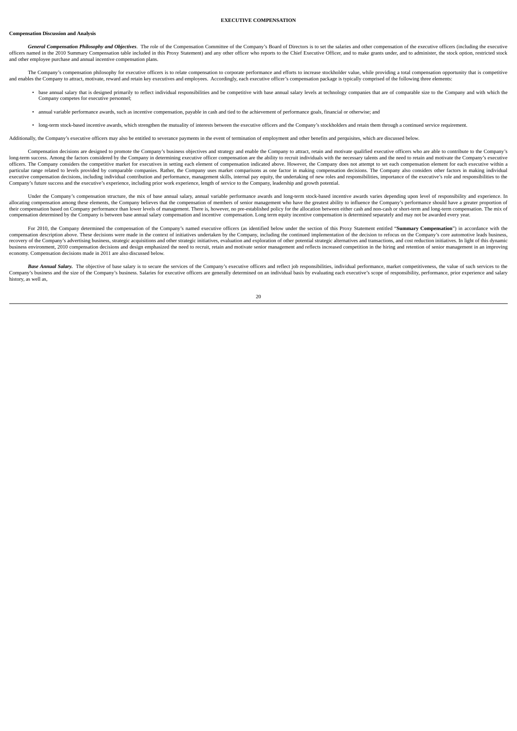# EXECUTIVE COMPENSATION

## Compensation Discussion and Analysis

***General Compensation Philosophy and Objectives***. The role of the Compensation Committee of the Company's Board of Directors is to set the salaries and other compensation of the executive officers (including the executive officers named in the 2010 Summary Compensation table included in this Proxy Statement) and any other officer who reports to the Chief Executive Officer, and to make grants under, and to administer, the stock option, restricted stock and other employee purchase and annual incentive compensation plans.

The Company's compensation philosophy for executive officers is to relate compensation to corporate performance and efforts to increase stockholder value, while providing a total compensation opportunity that is competitive and enables the Company to attract, motivate, reward and retain key executives and employees. Accordingly, each executive officer's compensation package is typically comprised of the following three elements:

- base annual salary that is designed primarily to reflect individual responsibilities and be competitive with base annual salary levels at technology companies that are of comparable size to the Company and with which the Company competes for executive personnel;
- annual variable performance awards, such as incentive compensation, payable in cash and tied to the achievement of performance goals, financial or otherwise; and
- long-term stock-based incentive awards, which strengthen the mutuality of interests between the executive officers and the Company's stockholders and retain them through a continued service requirement.

Additionally, the Company's executive officers may also be entitled to severance payments in the event of termination of employment and other benefits and perquisites, which are discussed below.

Compensation decisions are designed to promote the Company's business objectives and strategy and enable the Company to attract, retain and motivate qualified executive officers who are able to contribute to the Company's long-term success. Among the factors considered by the Company in determining executive officer compensation are the ability to recruit individuals with the necessary talents and the need to retain and motivate the Company's executive officers. The Company considers the competitive market for executives in setting each element of compensation indicated above. However, the Company does not attempt to set each compensation element for each executive within a particular range related to levels provided by comparable companies. Rather, the Company uses market comparisons as one factor in making compensation decisions. The Company also considers other factors in making individual executive compensation decisions, including individual contribution and performance, management skills, internal pay equity, the undertaking of new roles and responsibilities, importance of the executive's role and responsibilities to the Company's future success and the executive's experience, including prior work experience, length of service to the Company, leadership and growth potential.

Under the Company's compensation structure, the mix of base annual salary, annual variable performance awards and long-term stock-based incentive awards varies depending upon level of responsibility and experience. In allocating compensation among these elements, the Company believes that the compensation of members of senior management who have the greatest ability to influence the Company's performance should have a greater proportion of their compensation based on Company performance than lower levels of management. There is, however, no pre-established policy for the allocation between either cash and non-cash or short-term and long-term compensation. The mix of compensation determined by the Company is between base annual salary compensation and incentive compensation. Long term equity incentive compensation is determined separately and may not be awarded every year.

For 2010, the Company determined the compensation of the Company's named executive officers (as identified below under the section of this Proxy Statement entitled "**Summary Compensation**") in accordance with the compensation description above. These decisions were made in the context of initiatives undertaken by the Company, including the continued implementation of the decision to refocus on the Company's core automotive leads business, recovery of the Company's advertising business, strategic acquisitions and other strategic initiatives, evaluation and exploration of other potential strategic alternatives and transactions, and cost reduction initiatives. In light of this dynamic business environment, 2010 compensation decisions and design emphasized the need to recruit, retain and motivate senior management and reflects increased competition in the hiring and retention of senior management in an improving economy. Compensation decisions made in 2011 are also discussed below.

***Base Annual Salary.*** The objective of base salary is to secure the services of the Company's executive officers and reflect job responsibilities, individual performance, market competitiveness, the value of such services to the Company's business and the size of the Company's business. Salaries for executive officers are generally determined on an individual basis by evaluating each executive's scope of responsibility, performance, prior experience and salary history, as well as,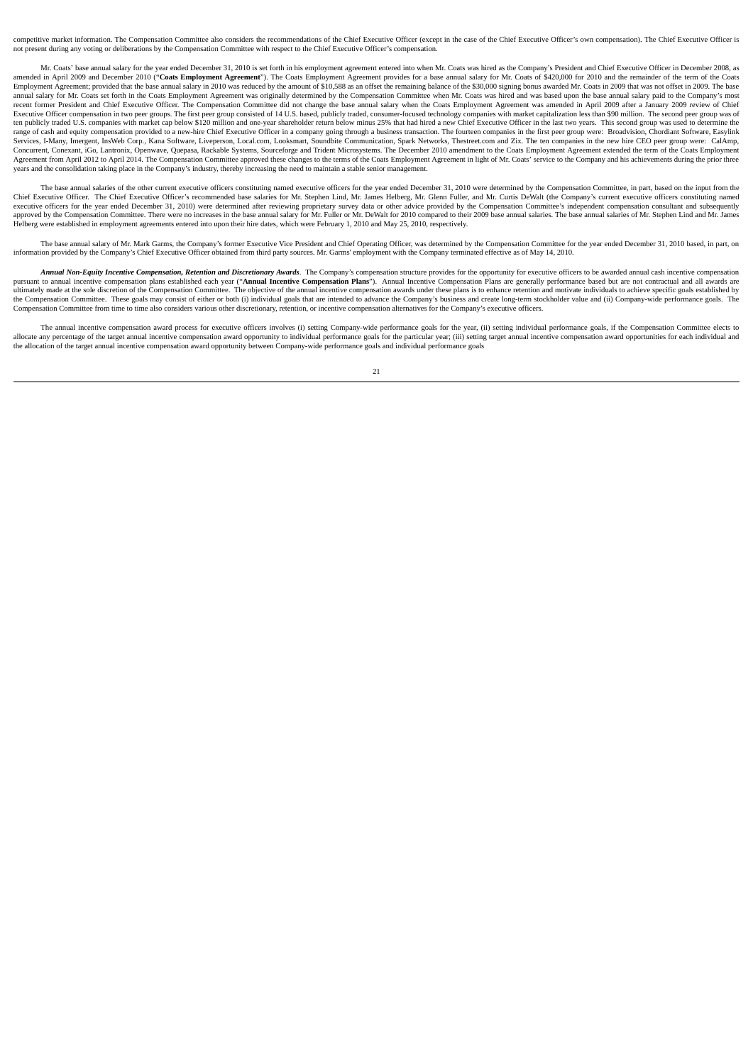competitive market information. The Compensation Committee also considers the recommendations of the Chief Executive Officer (except in the case of the Chief Executive Officer's own compensation). The Chief Executive Officer is not present during any voting or deliberations by the Compensation Committee with respect to the Chief Executive Officer's compensation.

Mr. Coats' base annual salary for the year ended December 31, 2010 is set forth in his employment agreement entered into when Mr. Coats was hired as the Company's President and Chief Executive Officer in December 2008, as amended in April 2009 and December 2010 ("**Coats Employment Agreement**"). The Coats Employment Agreement provides for a base annual salary for Mr. Coats of $420,000 for 2010 and the remainder of the term of the Coats Employment Agreement; provided that the base annual salary in 2010 was reduced by the amount of $10,588 as an offset the remaining balance of the $30,000 signing bonus awarded Mr. Coats in 2009 that was not offset in 2009. The base annual salary for Mr. Coats set forth in the Coats Employment Agreement was originally determined by the Compensation Committee when Mr. Coats was hired and was based upon the base annual salary paid to the Company's most recent former President and Chief Executive Officer. The Compensation Committee did not change the base annual salary when the Coats Employment Agreement was amended in April 2009 after a January 2009 review of Chief Executive Officer compensation in two peer groups. The first peer group consisted of 14 U.S. based, publicly traded, consumer-focused technology companies with market capitalization less than $90 million. The second peer group was of ten publicly traded U.S. companies with market cap below $120 million and one-year shareholder return below minus 25% that had hired a new Chief Executive Officer in the last two years. This second group was used to determine the range of cash and equity compensation provided to a new-hire Chief Executive Officer in a company going through a business transaction. The fourteen companies in the first peer group were: Broadvision, Chordiant Software, Easylink Services, I-Many, Imergent, InsWeb Corp., Kana Software, Liveperson, Local.com, Looksmart, Soundbite Communication, Spark Networks, Thestreet.com and Zix. The ten companies in the new hire CEO peer group were: CalAmp, Concurrent, Conexant, iGo, Lantronix, Openwave, Quepasa, Rackable Systems, Sourceforge and Trident Microsystems. The December 2010 amendment to the Coats Employment Agreement extended the term of the Coats Employment Agreement from April 2012 to April 2014. The Compensation Committee approved these changes to the terms of the Coats Employment Agreement in light of Mr. Coats' service to the Company and his achievements during the prior three years and the consolidation taking place in the Company's industry, thereby increasing the need to maintain a stable senior management.

The base annual salaries of the other current executive officers constituting named executive officers for the year ended December 31, 2010 were determined by the Compensation Committee, in part, based on the input from the Chief Executive Officer. The Chief Executive Officer's recommended base salaries for Mr. Stephen Lind, Mr. James Helberg, Mr. Glenn Fuller, and Mr. Curtis DeWalt (the Company's current executive officers constituting named executive officers for the year ended December 31, 2010) were determined after reviewing proprietary survey data or other advice provided by the Compensation Committee's independent compensation consultant and subsequently approved by the Compensation Committee. There were no increases in the base annual salary for Mr. Fuller or Mr. DeWalt for 2010 compared to their 2009 base annual salaries. The base annual salaries of Mr. Stephen Lind and Mr. James Helberg were established in employment agreements entered into upon their hire dates, which were February 1, 2010 and May 25, 2010, respectively.

The base annual salary of Mr. Mark Garms, the Company's former Executive Vice President and Chief Operating Officer, was determined by the Compensation Committee for the year ended December 31, 2010 based, in part, on information provided by the Company's Chief Executive Officer obtained from third party sources. Mr. Garms' employment with the Company terminated effective as of May 14, 2010.

***Annual Non-Equity Incentive Compensation, Retention and Discretionary Awards***. The Company's compensation structure provides for the opportunity for executive officers to be awarded annual cash incentive compensation pursuant to annual incentive compensation plans established each year ("**Annual Incentive Compensation Plans**"). Annual Incentive Compensation Plans are generally performance based but are not contractual and all awards are ultimately made at the sole discretion of the Compensation Committee. The objective of the annual incentive compensation awards under these plans is to enhance retention and motivate individuals to achieve specific goals established by the Compensation Committee. These goals may consist of either or both (i) individual goals that are intended to advance the Company's business and create long-term stockholder value and (ii) Company-wide performance goals. The Compensation Committee from time to time also considers various other discretionary, retention, or incentive compensation alternatives for the Company's executive officers.

The annual incentive compensation award process for executive officers involves (i) setting Company-wide performance goals for the year, (ii) setting individual performance goals, if the Compensation Committee elects to allocate any percentage of the target annual incentive compensation award opportunity to individual performance goals for the particular year; (iii) setting target annual incentive compensation award opportunities for each individual and the allocation of the target annual incentive compensation award opportunity between Company-wide performance goals and individual performance goals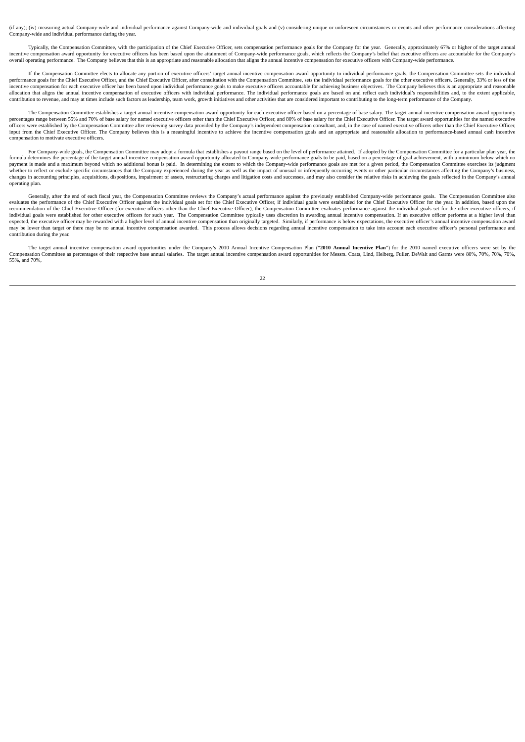(if any); (iv) measuring actual Company-wide and individual performance against Company-wide and individual goals and (v) considering unique or unforeseen circumstances or events and other performance considerations affecting Company-wide and individual performance during the year.

Typically, the Compensation Committee, with the participation of the Chief Executive Officer, sets compensation performance goals for the Company for the year. Generally, approximately 67% or higher of the target annual incentive compensation award opportunity for executive officers has been based upon the attainment of Company-wide performance goals, which reflects the Company's belief that executive officers are accountable for the Company's overall operating performance. The Company believes that this is an appropriate and reasonable allocation that aligns the annual incentive compensation for executive officers with Company-wide performance.

If the Compensation Committee elects to allocate any portion of executive officers' target annual incentive compensation award opportunity to individual performance goals, the Compensation Committee sets the individual performance goals for the Chief Executive Officer, and the Chief Executive Officer, after consultation with the Compensation Committee, sets the individual performance goals for the other executive officers. Generally, 33% or less of the incentive compensation for each executive officer has been based upon individual performance goals to make executive officers accountable for achieving business objectives. The Company believes this is an appropriate and reasonable allocation that aligns the annual incentive compensation of executive officers with individual performance. The individual performance goals are based on and reflect each individual's responsibilities and, to the extent applicable, contribution to revenue, and may at times include such factors as leadership, team work, growth initiatives and other activities that are considered important to contributing to the long-term performance of the Company.

The Compensation Committee establishes a target annual incentive compensation award opportunity for each executive officer based on a percentage of base salary. The target annual incentive compensation award opportunity percentages range between 55% and 70% of base salary for named executive officers other than the Chief Executive Officer, and 80% of base salary for the Chief Executive Officer. The target award opportunities for the named executive officers were established by the Compensation Committee after reviewing survey data provided by the Company's independent compensation consultant, and, in the case of named executive officers other than the Chief Executive Officer, input from the Chief Executive Officer. The Company believes this is a meaningful incentive to achieve the incentive compensation goals and an appropriate and reasonable allocation to performance-based annual cash incentive compensation to motivate executive officers.

For Company-wide goals, the Compensation Committee may adopt a formula that establishes a payout range based on the level of performance attained. If adopted by the Compensation Committee for a particular plan year, the formula determines the percentage of the target annual incentive compensation award opportunity allocated to Company-wide performance goals to be paid, based on a percentage of goal achievement, with a minimum below which no payment is made and a maximum beyond which no additional bonus is paid. In determining the extent to which the Company-wide performance goals are met for a given period, the Compensation Committee exercises its judgment whether to reflect or exclude specific circumstances that the Company experienced during the year as well as the impact of unusual or infrequently occurring events or other particular circumstances affecting the Company's business, changes in accounting principles, acquisitions, dispositions, impairment of assets, restructuring charges and litigation costs and successes, and may also consider the relative risks in achieving the goals reflected in the Company's annual operating plan.

Generally, after the end of each fiscal year, the Compensation Committee reviews the Company's actual performance against the previously established Company-wide performance goals. The Compensation Committee also evaluates the performance of the Chief Executive Officer against the individual goals set for the Chief Executive Officer, if individual goals were established for the Chief Executive Officer for the year. In addition, based upon the recommendation of the Chief Executive Officer (for executive officers other than the Chief Executive Officer), the Compensation Committee evaluates performance against the individual goals set for the other executive officers, if individual goals were established for other executive officers for such year. The Compensation Committee typically uses discretion in awarding annual incentive compensation. If an executive officer performs at a higher level than expected, the executive officer may be rewarded with a higher level of annual incentive compensation than originally targeted. Similarly, if performance is below expectations, the executive officer's annual incentive compensation award may be lower than target or there may be no annual incentive compensation awarded. This process allows decisions regarding annual incentive compensation to take into account each executive officer's personal performance and contribution during the year.

The target annual incentive compensation award opportunities under the Company's 2010 Annual Incentive Compensation Plan ("**2010 Annual Incentive Plan**") for the 2010 named executive officers were set by the Compensation Committee as percentages of their respective base annual salaries. The target annual incentive compensation award opportunities for Messrs. Coats, Lind, Helberg, Fuller, DeWalt and Garms were 80%, 70%, 70%, 70%, 55%, and 70%,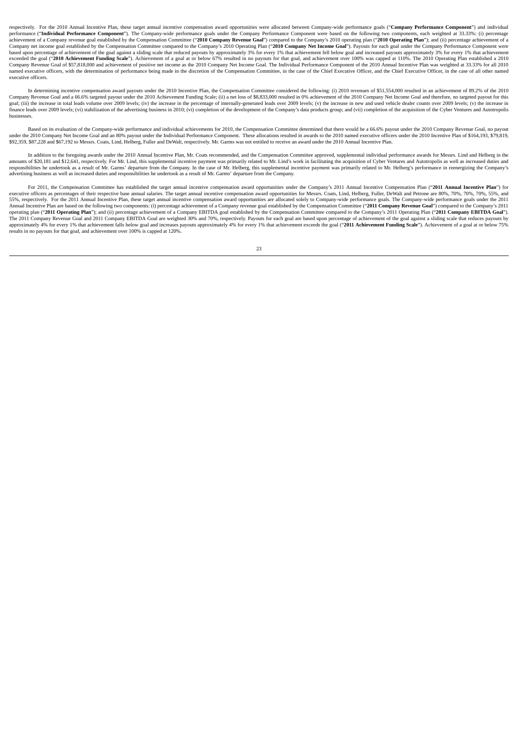respectively. For the 2010 Annual Incentive Plan, these target annual incentive compensation award opportunities were allocated between Company-wide performance goals ("**Company Performance Component**") and individual performance ("**Individual Performance Component**"). The Company-wide performance goals under the Company Performance Component were based on the following two components, each weighted at 33.33%: (i) percentage achievement of a Company revenue goal established by the Compensation Committee ("**2010 Company Revenue Goal**") compared to the Company's 2010 operating plan ("**2010 Operating Plan**"); and (ii) percentage achievement of a Company net income goal established by the Compensation Committee compared to the Company's 2010 Operating Plan ("**2010 Company Net Income Goal**"). Payouts for each goal under the Company Performance Component were based upon percentage of achievement of the goal against a sliding scale that reduced payouts by approximately 3% for every 1% that achievement fell below goal and increased payouts approximately 3% for every 1% that achievement exceeded the goal ("**2010 Achievement Funding Scale**"). Achievement of a goal at or below 67% resulted in no payouts for that goal, and achievement over 100% was capped at 110%. The 2010 Operating Plan established a 2010 Company Revenue Goal of $57,818,000 and achievement of positive net income as the 2010 Company Net Income Goal. The Individual Performance Component of the 2010 Annual Incentive Plan was weighted at 33.33% for all 2010 named executive officers, with the determination of performance being made in the discretion of the Compensation Committee, in the case of the Chief Executive Officer, and the Chief Executive Officer, in the case of all other named executive officers.

In determining incentive compensation award payouts under the 2010 Incentive Plan, the Compensation Committee considered the following: (i) 2010 revenues of $51,554,000 resulted in an achievement of 89.2% of the 2010 Company Revenue Goal and a 66.6% targeted payout under the 2010 Achievement Funding Scale; (ii) a net loss of $8,833,000 resulted in 0% achievement of the 2010 Company Net Income Goal and therefore, no targeted payout for this goal; (iii) the increase in total leads volume over 2009 levels; (iv) the increase in the percentage of internally-generated leads over 2009 levels; (v) the increase in new and used vehicle dealer counts over 2009 levels; (v) the increase in finance leads over 2009 levels; (vi) stabilization of the advertising business in 2010; (vi) completion of the development of the Company's data products group; and (vii) completion of the acquisition of the Cyber Ventures and Autotropolis businesses.

Based on its evaluation of the Company-wide performance and individual achievements for 2010, the Compensation Committee determined that there would be a 66.6% payout under the 2010 Company Revenue Goal, no payout under the 2010 Company Net Income Goal and an 80% payout under the Individual Performance Component. These allocations resulted in awards to the 2010 named executive officers under the 2010 Incentive Plan of $164,193, $79,819, $92,359, $87,228 and $67,192 to Messrs. Coats, Lind, Helberg, Fuller and DeWalt, respectively. Mr. Garms was not entitled to receive an award under the 2010 Annual Incentive Plan.

In addition to the foregoing awards under the 2010 Annual Incentive Plan, Mr. Coats recommended, and the Compensation Committee approved, supplemental individual performance awards for Messrs. Lind and Helberg in the amounts of $20,181 and $12,641, respectively. For Mr. Lind, this supplemental incentive payment was primarily related to Mr. Lind's work in facilitating the acquisition of Cyber Ventures and Autotropolis as well as increased duties and responsibilities he undertook as a result of Mr. Garms' departure from the Company. In the case of Mr. Helberg, this supplemental incentive payment was primarily related to Mr. Helberg's performance in reenergizing the Company's advertising business as well as increased duties and responsibilities he undertook as a result of Mr. Garms' departure from the Company.

For 2011, the Compensation Committee has established the target annual incentive compensation award opportunities under the Company's 2011 Annual Incentive Compensation Plan ("**2011 Annual Incentive Plan**") for executive officers as percentages of their respective base annual salaries. The target annual incentive compensation award opportunities for Messrs. Coats, Lind, Helberg, Fuller, DeWalt and Petrone are 80%, 70%, 70%, 55%, and 55%, respectively. For the 2011 Annual Incentive Plan, these target annual incentive compensation award opportunities are allocated solely to Company-wide performance goals. The Company-wide performance goals under the 2011 Annual Incentive Plan are based on the following two components: (i) percentage achievement of a Company revenue goal established by the Compensation Committee ("**2011 Company Revenue Goal**") compared to the Company's 2011 operating plan ("**2011 Operating Plan**"); and (ii) percentage achievement of a Company EBITDA goal established by the Compensation Committee compared to the Company's 2011 Operating Plan ("**2011 Company EBITDA Goal**"). The 2011 Company Revenue Goal and 2011 Company EBITDA Goal are weighted 30% and 70%, respectively. Payouts for each goal are based upon percentage of achievement of the goal against a sliding scale that reduces payouts by approximately 4% for every 1% that achievement falls below goal and increases payouts approximately 4% for every 1% that achievement exceeds the goal ("**2011 Achievement Funding Scale**"). Achievement of a goal at or below 75% results in no payouts for that goal, and achievement over 100% is capped at 120%.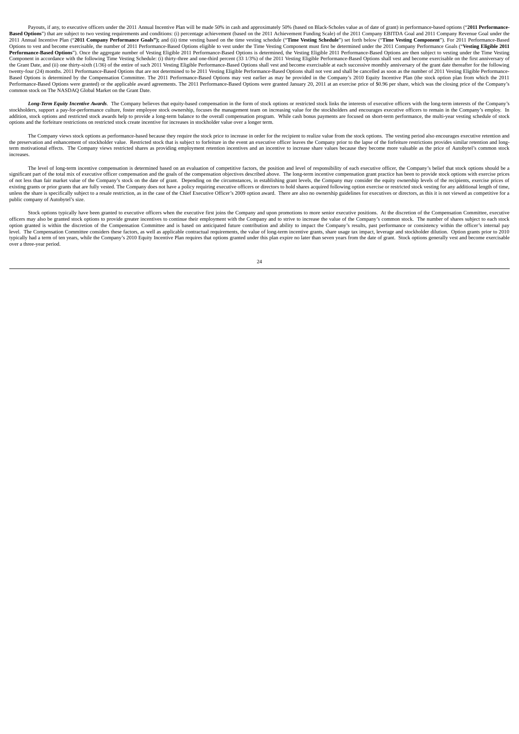Payouts, if any, to executive officers under the 2011 Annual Incentive Plan will be made 50% in cash and approximately 50% (based on Black-Scholes value as of date of grant) in performance-based options ("**2011 Performance-Based Options**") that are subject to two vesting requirements and conditions: (i) percentage achievement (based on the 2011 Achievement Funding Scale) of the 2011 Company EBITDA Goal and 2011 Company Revenue Goal under the 2011 Annual Incentive Plan ("**2011 Company Performance Goals");** and (ii) time vesting based on the time vesting schedule ("**Time Vesting Schedule**") set forth below ("**Time Vesting Component**"). For 2011 Performance-Based Options to vest and become exercisable, the number of 2011 Performance-Based Options eligible to vest under the Time Vesting Component must first be determined under the 2011 Company Performance Goals ("**Vesting Eligible 2011 Performance-Based Options**"). Once the aggregate number of Vesting Eligible 2011 Performance-Based Options is determined, the Vesting Eligible 2011 Performance-Based Options are then subject to vesting under the Time Vesting Component in accordance with the following Time Vesting Schedule: (i) thirty-three and one-third percent (33 1/3%) of the 2011 Vesting Eligible Performance-Based Options shall vest and become exercisable on the first anniversary of the Grant Date, and (ii) one thirty-sixth (1/36) of the entire of such 2011 Vesting Eligible Performance-Based Options shall vest and become exercisable at each successive monthly anniversary of the grant date thereafter for the following twenty-four (24) months. 2011 Performance-Based Options that are not determined to be 2011 Vesting Eligible Performance-Based Options shall not vest and shall be cancelled as soon as the number of 2011 Vesting Eligible Performance-Based Options is determined by the Compensation Committee. The 2011 Performance-Based Options may vest earlier as may be provided in the Company's 2010 Equity Incentive Plan (the stock option plan from which the 2011 Performance-Based Options were granted) or the applicable award agreements. The 2011 Performance-Based Options were granted January 20, 2011 at an exercise price of $0.96 per share, which was the closing price of the Company's common stock on The NASDAQ Global Market on the Grant Date.

***Long-Term Equity Incentive Awards***. The Company believes that equity-based compensation in the form of stock options or restricted stock links the interests of executive officers with the long-term interests of the Company's stockholders, support a pay-for-performance culture, foster employee stock ownership, focuses the management team on increasing value for the stockholders and encourages executive officers to remain in the Company's employ. In addition, stock options and restricted stock awards help to provide a long-term balance to the overall compensation program. While cash bonus payments are focused on short-term performance, the multi-year vesting schedule of stock options and the forfeiture restrictions on restricted stock create incentive for increases in stockholder value over a longer term.

The Company views stock options as performance-based because they require the stock price to increase in order for the recipient to realize value from the stock options. The vesting period also encourages executive retention and the preservation and enhancement of stockholder value. Restricted stock that is subject to forfeiture in the event an executive officer leaves the Company prior to the lapse of the forfeiture restrictions provides similar retention and long-term motivational effects. The Company views restricted shares as providing employment retention incentives and an incentive to increase share values because they become more valuable as the price of Autobytel's common stock increases.

The level of long-term incentive compensation is determined based on an evaluation of competitive factors, the position and level of responsibility of each executive officer, the Company's belief that stock options should be a significant part of the total mix of executive officer compensation and the goals of the compensation objectives described above. The long-term incentive compensation grant practice has been to provide stock options with exercise prices of not less than fair market value of the Company's stock on the date of grant. Depending on the circumstances, in establishing grant levels, the Company may consider the equity ownership levels of the recipients, exercise prices of existing grants or prior grants that are fully vested. The Company does not have a policy requiring executive officers or directors to hold shares acquired following option exercise or restricted stock vesting for any additional length of time, unless the share is specifically subject to a resale restriction, as in the case of the Chief Executive Officer's 2009 option award. There are also no ownership guidelines for executives or directors, as this it is not viewed as competitive for a public company of Autobytel's size.

Stock options typically have been granted to executive officers when the executive first joins the Company and upon promotions to more senior executive positions. At the discretion of the Compensation Committee, executive officers may also be granted stock options to provide greater incentives to continue their employment with the Company and to strive to increase the value of the Company's common stock. The number of shares subject to each stock option granted is within the discretion of the Compensation Committee and is based on anticipated future contribution and ability to impact the Company's results, past performance or consistency within the officer's internal pay level. The Compensation Committee considers these factors, as well as applicable contractual requirements, the value of long-term incentive grants, share usage tax impact, leverage and stockholder dilution. Option grants prior to 2010 typically had a term of ten years, while the Company's 2010 Equity Incentive Plan requires that options granted under this plan expire no later than seven years from the date of grant. Stock options generally vest and become exercisable over a three-year period.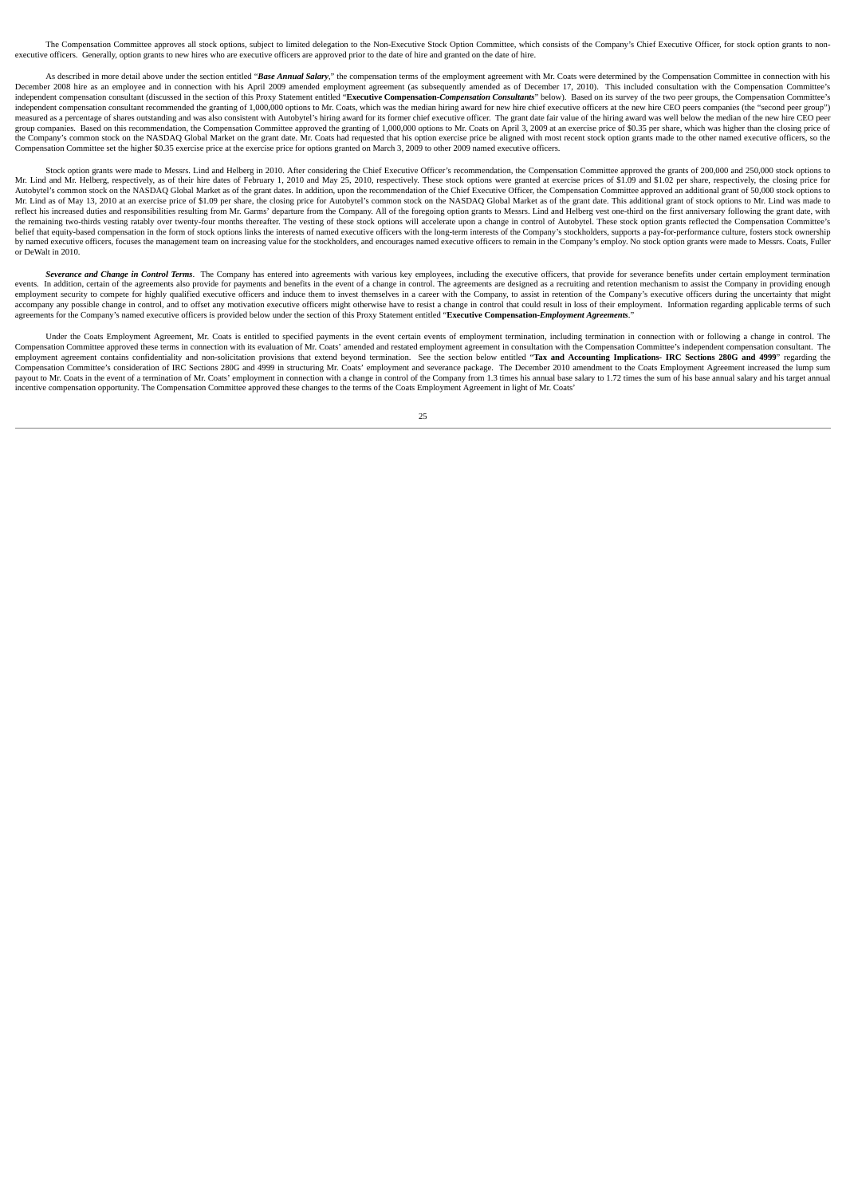The Compensation Committee approves all stock options, subject to limited delegation to the Non-Executive Stock Option Committee, which consists of the Company's Chief Executive Officer, for stock option grants to non-executive officers. Generally, option grants to new hires who are executive officers are approved prior to the date of hire and granted on the date of hire.

As described in more detail above under the section entitled "***Base Annual Salary***," the compensation terms of the employment agreement with Mr. Coats were determined by the Compensation Committee in connection with his December 2008 hire as an employee and in connection with his April 2009 amended employment agreement (as subsequently amended as of December 17, 2010). This included consultation with the Compensation Committee's independent compensation consultant (discussed in the section of this Proxy Statement entitled "**Executive Compensation-*Compensation Consultants***" below). Based on its survey of the two peer groups, the Compensation Committee's independent compensation consultant recommended the granting of 1,000,000 options to Mr. Coats, which was the median hiring award for new hire chief executive officers at the new hire CEO peers companies (the "second peer group") measured as a percentage of shares outstanding and was also consistent with Autobytel's hiring award for its former chief executive officer. The grant date fair value of the hiring award was well below the median of the new hire CEO peer group companies. Based on this recommendation, the Compensation Committee approved the granting of 1,000,000 options to Mr. Coats on April 3, 2009 at an exercise price of $0.35 per share, which was higher than the closing price of the Company's common stock on the NASDAQ Global Market on the grant date. Mr. Coats had requested that his option exercise price be aligned with most recent stock option grants made to the other named executive officers, so the Compensation Committee set the higher $0.35 exercise price at the exercise price for options granted on March 3, 2009 to other 2009 named executive officers.

Stock option grants were made to Messrs. Lind and Helberg in 2010. After considering the Chief Executive Officer's recommendation, the Compensation Committee approved the grants of 200,000 and 250,000 stock options to Mr. Lind and Mr. Helberg, respectively, as of their hire dates of February 1, 2010 and May 25, 2010, respectively. These stock options were granted at exercise prices of $1.09 and $1.02 per share, respectively, the closing price for Autobytel's common stock on the NASDAQ Global Market as of the grant dates. In addition, upon the recommendation of the Chief Executive Officer, the Compensation Committee approved an additional grant of 50,000 stock options to Mr. Lind as of May 13, 2010 at an exercise price of $1.09 per share, the closing price for Autobytel's common stock on the NASDAQ Global Market as of the grant date. This additional grant of stock options to Mr. Lind was made to reflect his increased duties and responsibilities resulting from Mr. Garms' departure from the Company. All of the foregoing option grants to Messrs. Lind and Helberg vest one-third on the first anniversary following the grant date, with the remaining two-thirds vesting ratably over twenty-four months thereafter. The vesting of these stock options will accelerate upon a change in control of Autobytel. These stock option grants reflected the Compensation Committee's belief that equity-based compensation in the form of stock options links the interests of named executive officers with the long-term interests of the Company's stockholders, supports a pay-for-performance culture, fosters stock ownership by named executive officers, focuses the management team on increasing value for the stockholders, and encourages named executive officers to remain in the Company's employ. No stock option grants were made to Messrs. Coats, Fuller or DeWalt in 2010.

***Severance and Change in Control Terms***. The Company has entered into agreements with various key employees, including the executive officers, that provide for severance benefits under certain employment termination events. In addition, certain of the agreements also provide for payments and benefits in the event of a change in control. The agreements are designed as a recruiting and retention mechanism to assist the Company in providing enough employment security to compete for highly qualified executive officers and induce them to invest themselves in a career with the Company, to assist in retention of the Company's executive officers during the uncertainty that might accompany any possible change in control, and to offset any motivation executive officers might otherwise have to resist a change in control that could result in loss of their employment. Information regarding applicable terms of such agreements for the Company's named executive officers is provided below under the section of this Proxy Statement entitled "**Executive Compensation-*Employment Agreements***."

Under the Coats Employment Agreement, Mr. Coats is entitled to specified payments in the event certain events of employment termination, including termination in connection with or following a change in control. The Compensation Committee approved these terms in connection with its evaluation of Mr. Coats' amended and restated employment agreement in consultation with the Compensation Committee's independent compensation consultant. The employment agreement contains confidentiality and non-solicitation provisions that extend beyond termination. See the section below entitled "**Tax and Accounting Implications- IRC Sections 280G and 4999**" regarding the Compensation Committee's consideration of IRC Sections 280G and 4999 in structuring Mr. Coats' employment and severance package. The December 2010 amendment to the Coats Employment Agreement increased the lump sum payout to Mr. Coats in the event of a termination of Mr. Coats' employment in connection with a change in control of the Company from 1.3 times his annual base salary to 1.72 times the sum of his base annual salary and his target annual incentive compensation opportunity. The Compensation Committee approved these changes to the terms of the Coats Employment Agreement in light of Mr. Coats'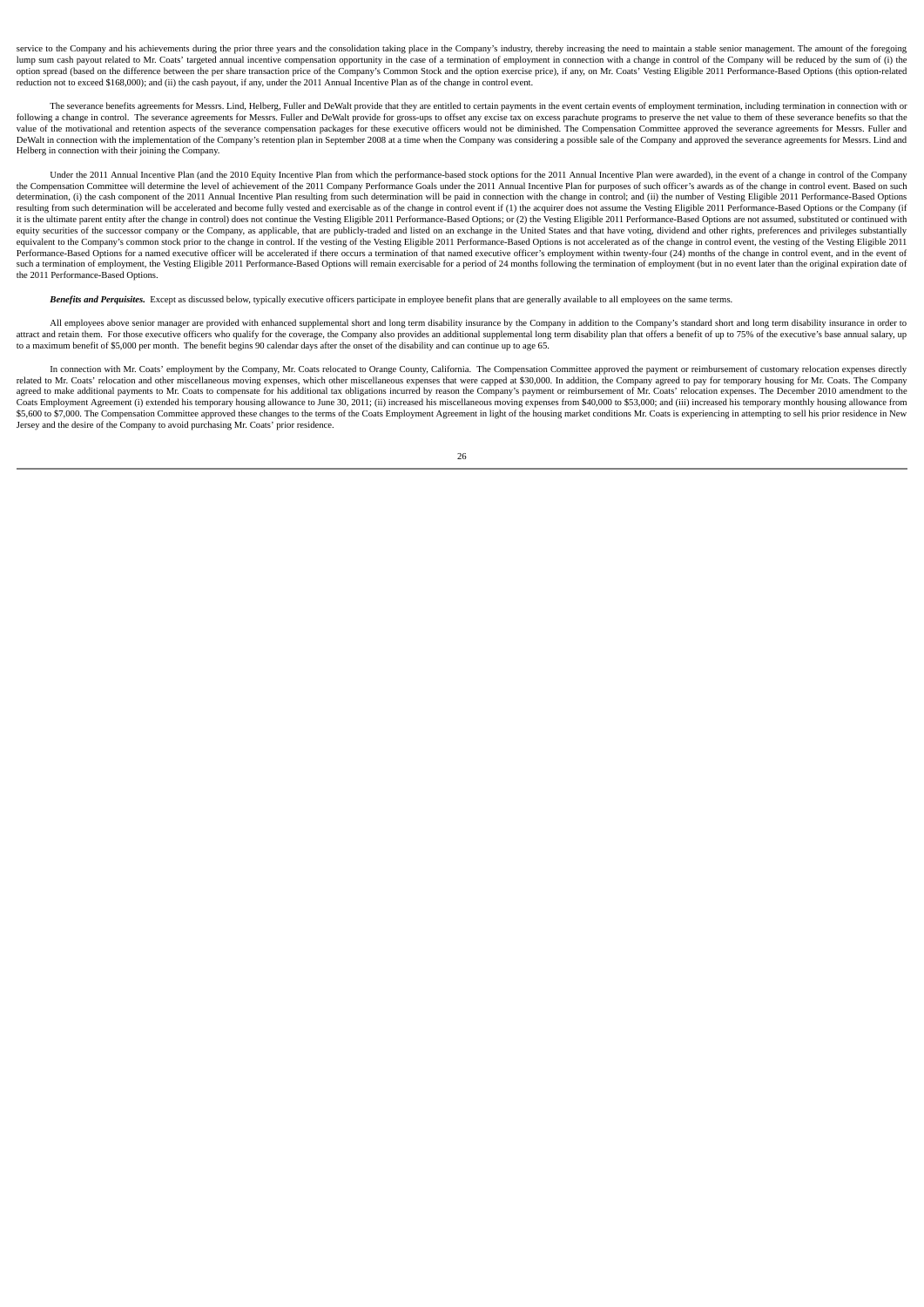service to the Company and his achievements during the prior three years and the consolidation taking place in the Company's industry, thereby increasing the need to maintain a stable senior management. The amount of the foregoing lump sum cash payout related to Mr. Coats' targeted annual incentive compensation opportunity in the case of a termination of employment in connection with a change in control of the Company will be reduced by the sum of (i) the option spread (based on the difference between the per share transaction price of the Company's Common Stock and the option exercise price), if any, on Mr. Coats' Vesting Eligible 2011 Performance-Based Options (this option-related reduction not to exceed $168,000); and (ii) the cash payout, if any, under the 2011 Annual Incentive Plan as of the change in control event.

The severance benefits agreements for Messrs. Lind, Helberg, Fuller and DeWalt provide that they are entitled to certain payments in the event certain events of employment termination, including termination in connection with or following a change in control. The severance agreements for Messrs. Fuller and DeWalt provide for gross-ups to offset any excise tax on excess parachute programs to preserve the net value to them of these severance benefits so that the value of the motivational and retention aspects of the severance compensation packages for these executive officers would not be diminished. The Compensation Committee approved the severance agreements for Messrs. Fuller and DeWalt in connection with the implementation of the Company's retention plan in September 2008 at a time when the Company was considering a possible sale of the Company and approved the severance agreements for Messrs. Lind and Helberg in connection with their joining the Company.

Under the 2011 Annual Incentive Plan (and the 2010 Equity Incentive Plan from which the performance-based stock options for the 2011 Annual Incentive Plan were awarded), in the event of a change in control of the Company the Compensation Committee will determine the level of achievement of the 2011 Company Performance Goals under the 2011 Annual Incentive Plan for purposes of such officer's awards as of the change in control event. Based on such determination, (i) the cash component of the 2011 Annual Incentive Plan resulting from such determination will be paid in connection with the change in control; and (ii) the number of Vesting Eligible 2011 Performance-Based Options resulting from such determination will be accelerated and become fully vested and exercisable as of the change in control event if (1) the acquirer does not assume the Vesting Eligible 2011 Performance-Based Options or the Company (if it is the ultimate parent entity after the change in control) does not continue the Vesting Eligible 2011 Performance-Based Options; or (2) the Vesting Eligible 2011 Performance-Based Options are not assumed, substituted or continued with equity securities of the successor company or the Company, as applicable, that are publicly-traded and listed on an exchange in the United States and that have voting, dividend and other rights, preferences and privileges substantially equivalent to the Company's common stock prior to the change in control. If the vesting of the Vesting Eligible 2011 Performance-Based Options is not accelerated as of the change in control event, the vesting of the Vesting Eligible 2011 Performance-Based Options for a named executive officer will be accelerated if there occurs a termination of that named executive officer's employment within twenty-four (24) months of the change in control event, and in the event of such a termination of employment, the Vesting Eligible 2011 Performance-Based Options will remain exercisable for a period of 24 months following the termination of employment (but in no event later than the original expiration date of the 2011 Performance-Based Options.

***Benefits and Perquisites.*** Except as discussed below, typically executive officers participate in employee benefit plans that are generally available to all employees on the same terms.

All employees above senior manager are provided with enhanced supplemental short and long term disability insurance by the Company in addition to the Company's standard short and long term disability insurance in order to attract and retain them. For those executive officers who qualify for the coverage, the Company also provides an additional supplemental long term disability plan that offers a benefit of up to 75% of the executive's base annual salary, up to a maximum benefit of $5,000 per month. The benefit begins 90 calendar days after the onset of the disability and can continue up to age 65.

In connection with Mr. Coats' employment by the Company, Mr. Coats relocated to Orange County, California. The Compensation Committee approved the payment or reimbursement of customary relocation expenses directly related to Mr. Coats' relocation and other miscellaneous moving expenses, which other miscellaneous expenses that were capped at $30,000. In addition, the Company agreed to pay for temporary housing for Mr. Coats. The Company agreed to make additional payments to Mr. Coats to compensate for his additional tax obligations incurred by reason the Company's payment or reimbursement of Mr. Coats' relocation expenses. The December 2010 amendment to the Coats Employment Agreement (i) extended his temporary housing allowance to June 30, 2011; (ii) increased his miscellaneous moving expenses from $40,000 to $53,000; and (iii) increased his temporary monthly housing allowance from $5,600 to $7,000. The Compensation Committee approved these changes to the terms of the Coats Employment Agreement in light of the housing market conditions Mr. Coats is experiencing in attempting to sell his prior residence in New Jersey and the desire of the Company to avoid purchasing Mr. Coats' prior residence.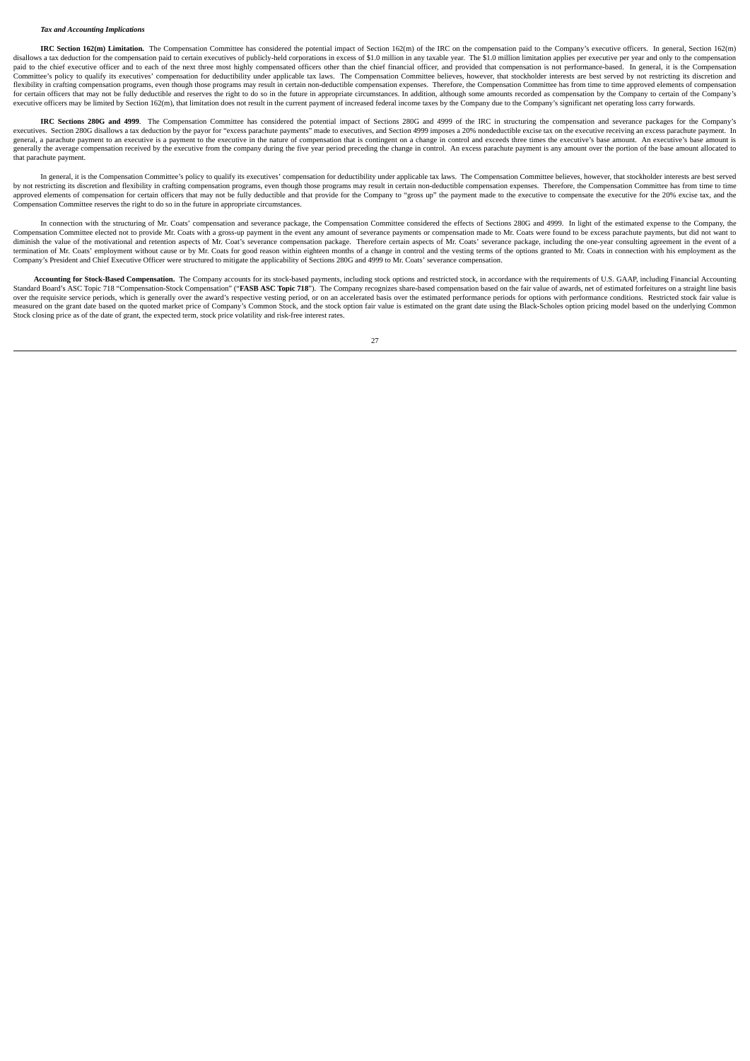***Tax and Accounting Implications***

**IRC Section 162(m) Limitation.** The Compensation Committee has considered the potential impact of Section 162(m) of the IRC on the compensation paid to the Company's executive officers. In general, Section 162(m) disallows a tax deduction for the compensation paid to certain executives of publicly-held corporations in excess of $1.0 million in any taxable year. The $1.0 million limitation applies per executive per year and only to the compensation paid to the chief executive officer and to each of the next three most highly compensated officers other than the chief financial officer, and provided that compensation is not performance-based. In general, it is the Compensation Committee's policy to qualify its executives' compensation for deductibility under applicable tax laws. The Compensation Committee believes, however, that stockholder interests are best served by not restricting its discretion and flexibility in crafting compensation programs, even though those programs may result in certain non-deductible compensation expenses. Therefore, the Compensation Committee has from time to time approved elements of compensation for certain officers that may not be fully deductible and reserves the right to do so in the future in appropriate circumstances. In addition, although some amounts recorded as compensation by the Company to certain of the Company's executive officers may be limited by Section 162(m), that limitation does not result in the current payment of increased federal income taxes by the Company due to the Company's significant net operating loss carry forwards.

**IRC Sections 280G and 4999**. The Compensation Committee has considered the potential impact of Sections 280G and 4999 of the IRC in structuring the compensation and severance packages for the Company's executives. Section 280G disallows a tax deduction by the payor for "excess parachute payments" made to executives, and Section 4999 imposes a 20% nondeductible excise tax on the executive receiving an excess parachute payment. In general, a parachute payment to an executive is a payment to the executive in the nature of compensation that is contingent on a change in control and exceeds three times the executive's base amount. An executive's base amount is generally the average compensation received by the executive from the company during the five year period preceding the change in control. An excess parachute payment is any amount over the portion of the base amount allocated to that parachute payment.

In general, it is the Compensation Committee's policy to qualify its executives' compensation for deductibility under applicable tax laws. The Compensation Committee believes, however, that stockholder interests are best served by not restricting its discretion and flexibility in crafting compensation programs, even though those programs may result in certain non-deductible compensation expenses. Therefore, the Compensation Committee has from time to time approved elements of compensation for certain officers that may not be fully deductible and that provide for the Company to "gross up" the payment made to the executive to compensate the executive for the 20% excise tax, and the Compensation Committee reserves the right to do so in the future in appropriate circumstances.

In connection with the structuring of Mr. Coats' compensation and severance package, the Compensation Committee considered the effects of Sections 280G and 4999. In light of the estimated expense to the Company, the Compensation Committee elected not to provide Mr. Coats with a gross-up payment in the event any amount of severance payments or compensation made to Mr. Coats were found to be excess parachute payments, but did not want to diminish the value of the motivational and retention aspects of Mr. Coat's severance compensation package. Therefore certain aspects of Mr. Coats' severance package, including the one-year consulting agreement in the event of a termination of Mr. Coats' employment without cause or by Mr. Coats for good reason within eighteen months of a change in control and the vesting terms of the options granted to Mr. Coats in connection with his employment as the Company's President and Chief Executive Officer were structured to mitigate the applicability of Sections 280G and 4999 to Mr. Coats' severance compensation.

**Accounting for Stock-Based Compensation.** The Company accounts for its stock-based payments, including stock options and restricted stock, in accordance with the requirements of U.S. GAAP, including Financial Accounting Standard Board's ASC Topic 718 "Compensation-Stock Compensation" ("**FASB ASC Topic 718**"). The Company recognizes share-based compensation based on the fair value of awards, net of estimated forfeitures on a straight line basis over the requisite service periods, which is generally over the award's respective vesting period, or on an accelerated basis over the estimated performance periods for options with performance conditions. Restricted stock fair value is measured on the grant date based on the quoted market price of Company's Common Stock, and the stock option fair value is estimated on the grant date using the Black-Scholes option pricing model based on the underlying Common Stock closing price as of the date of grant, the expected term, stock price volatility and risk-free interest rates.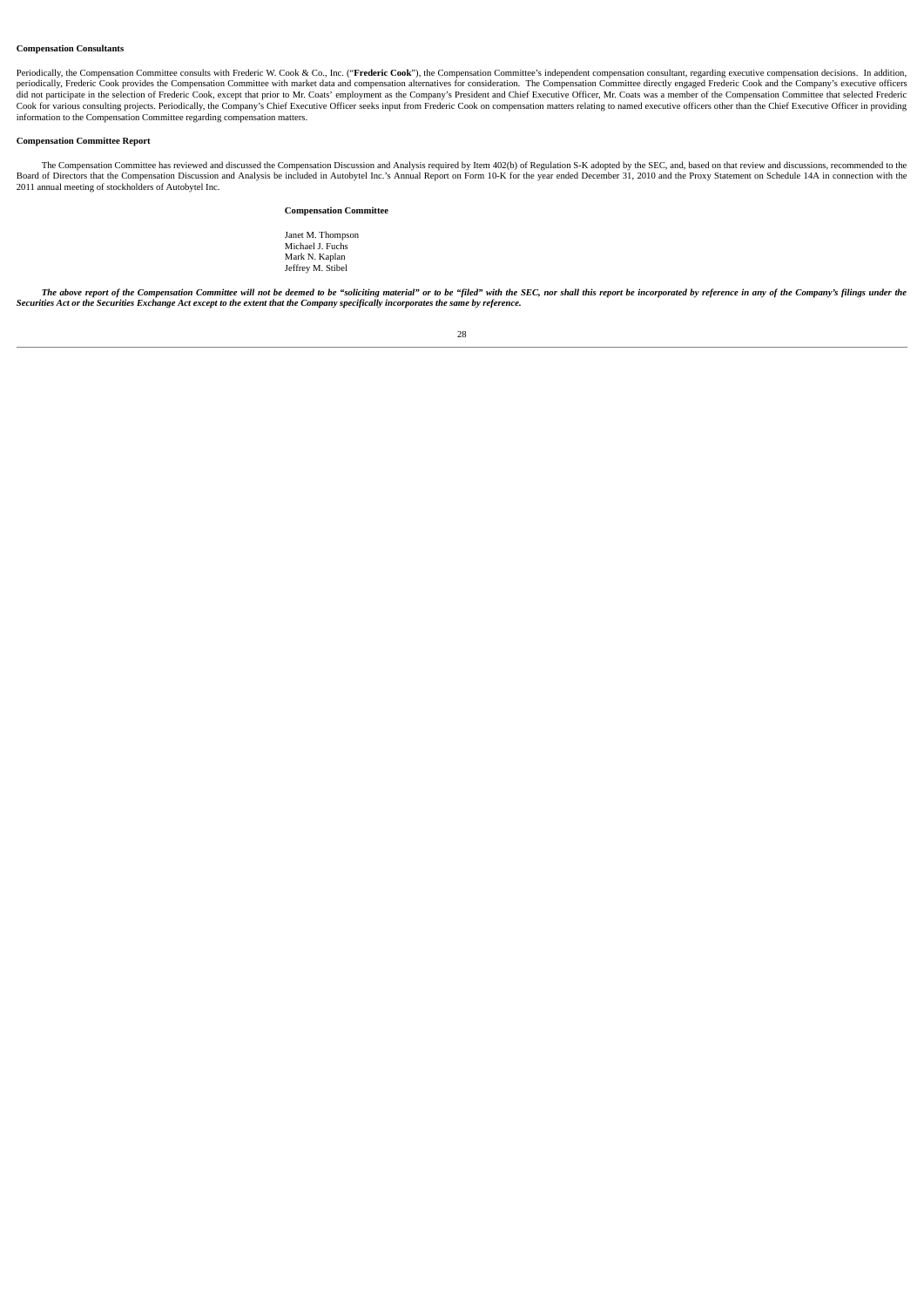**Compensation Consultants**

Periodically, the Compensation Committee consults with Frederic W. Cook & Co., Inc. ("**Frederic Cook**"), the Compensation Committee's independent compensation consultant, regarding executive compensation decisions. In addition, periodically, Frederic Cook provides the Compensation Committee with market data and compensation alternatives for consideration. The Compensation Committee directly engaged Frederic Cook and the Company's executive officers did not participate in the selection of Frederic Cook, except that prior to Mr. Coats' employment as the Company's President and Chief Executive Officer, Mr. Coats was a member of the Compensation Committee that selected Frederic Cook for various consulting projects. Periodically, the Company's Chief Executive Officer seeks input from Frederic Cook on compensation matters relating to named executive officers other than the Chief Executive Officer in providing information to the Compensation Committee regarding compensation matters.

**Compensation Committee Report**

The Compensation Committee has reviewed and discussed the Compensation Discussion and Analysis required by Item 402(b) of Regulation S-K adopted by the SEC, and, based on that review and discussions, recommended to the Board of Directors that the Compensation Discussion and Analysis be included in Autobytel Inc.'s Annual Report on Form 10-K for the year ended December 31, 2010 and the Proxy Statement on Schedule 14A in connection with the 2011 annual meeting of stockholders of Autobytel Inc.

**Compensation Committee**

Janet M. Thompson
Michael J. Fuchs
Mark N. Kaplan
Jeffrey M. Stibel

***The above report of the Compensation Committee will not be deemed to be "soliciting material" or to be "filed" with the SEC, nor shall this report be incorporated by reference in any of the Company's filings under the Securities Act or the Securities Exchange Act except to the extent that the Company specifically incorporates the same by reference.***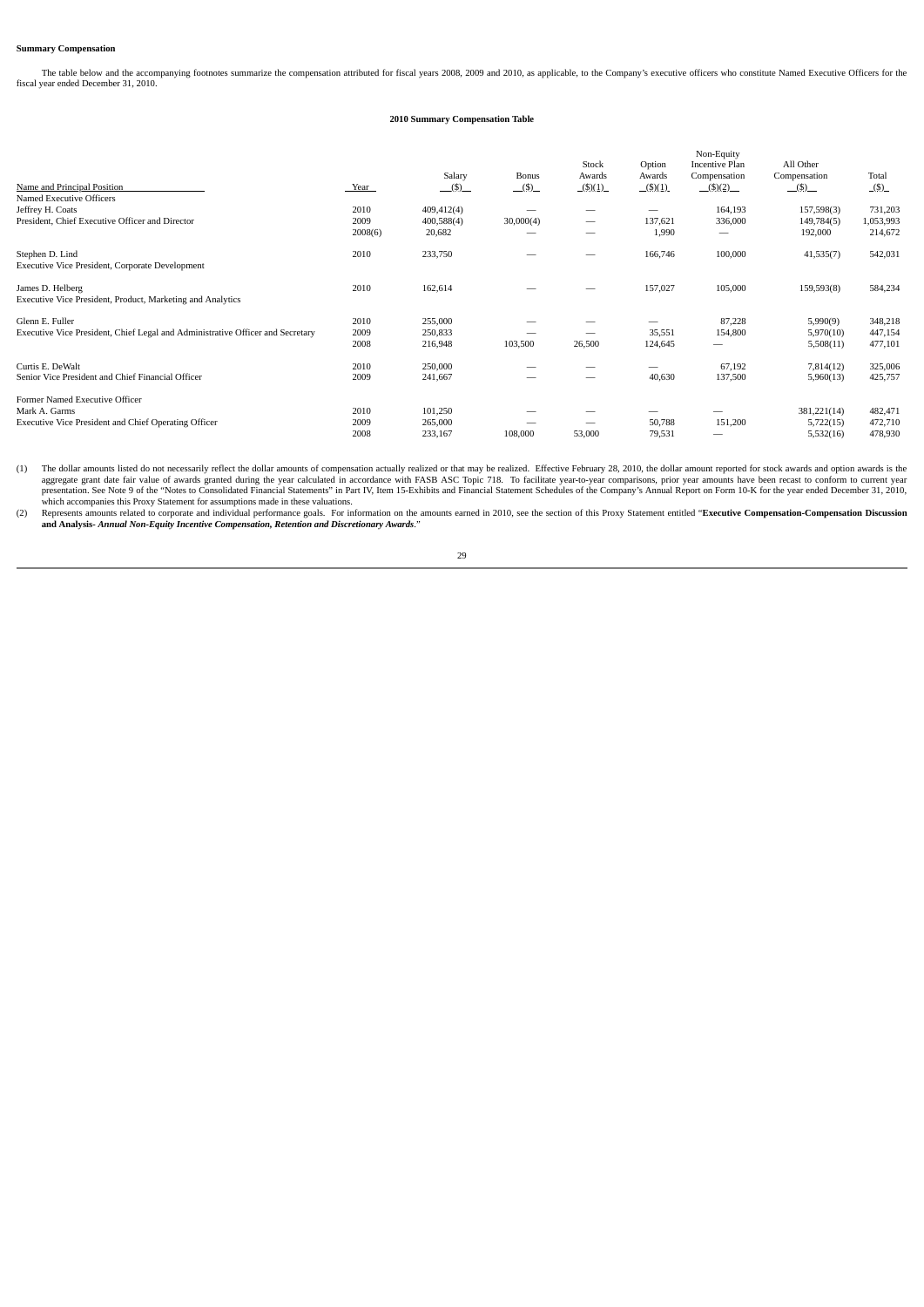**Summary Compensation**

The table below and the accompanying footnotes summarize the compensation attributed for fiscal years 2008, 2009 and 2010, as applicable, to the Company's executive officers who constitute Named Executive Officers for the fiscal year ended December 31, 2010.

**2010 Summary Compensation Table**

| Name and Principal Position | Year | Salary ($) | Bonus ($) | Stock Awards ($)(1) | Option Awards ($)(1) | Non-Equity Incentive Plan Compensation ($)(2) | All Other Compensation ($) | Total ($) |
|---|---|---|---|---|---|---|---|---|
| Named Executive Officers | | | | | | | | |
| Jeffrey H. Coats | 2010 | 409,412(4) | — | — | — | 164,193 | 157,598(3) | 731,203 |
| President, Chief Executive Officer and Director | 2009 | 400,588(4) | 30,000(4) | — | 137,621 | 336,000 | 149,784(5) | 1,053,993 |
| | 2008(6) | 20,682 | — | — | 1,990 | — | 192,000 | 214,672 |
| Stephen D. Lind | 2010 | 233,750 | — | — | 166,746 | 100,000 | 41,535(7) | 542,031 |
| Executive Vice President, Corporate Development | | | | | | | | |
| James D. Helberg | 2010 | 162,614 | — | — | 157,027 | 105,000 | 159,593(8) | 584,234 |
| Executive Vice President, Product, Marketing and Analytics | | | | | | | | |
| Glenn E. Fuller | 2010 | 255,000 | — | — | — | 87,228 | 5,990(9) | 348,218 |
| Executive Vice President, Chief Legal and Administrative Officer and Secretary | 2009 | 250,833 | — | — | 35,551 | 154,800 | 5,970(10) | 447,154 |
| | 2008 | 216,948 | 103,500 | 26,500 | 124,645 | — | 5,508(11) | 477,101 |
| Curtis E. DeWalt | 2010 | 250,000 | — | — | — | 67,192 | 7,814(12) | 325,006 |
| Senior Vice President and Chief Financial Officer | 2009 | 241,667 | — | — | 40,630 | 137,500 | 5,960(13) | 425,757 |
| Former Named Executive Officer | | | | | | | | |
| Mark A. Garms | 2010 | 101,250 | — | — | — | — | 381,221(14) | 482,471 |
| Executive Vice President and Chief Operating Officer | 2009 | 265,000 | — | — | 50,788 | 151,200 | 5,722(15) | 472,710 |
| | 2008 | 233,167 | 108,000 | 53,000 | 79,531 | — | 5,532(16) | 478,930 |

(1) The dollar amounts listed do not necessarily reflect the dollar amounts of compensation actually realized or that may be realized. Effective February 28, 2010, the dollar amount reported for stock awards and option awards is the aggregate grant date fair value of awards granted during the year calculated in accordance with FASB ASC Topic 718. To facilitate year-to-year comparisons, prior year amounts have been recast to conform to current year presentation. See Note 9 of the "Notes to Consolidated Financial Statements" in Part IV, Item 15-Exhibits and Financial Statement Schedules of the Company's Annual Report on Form 10-K for the year ended December 31, 2010, which accompanies this Proxy Statement for assumptions made in these valuations.

(2) Represents amounts related to corporate and individual performance goals. For information on the amounts earned in 2010, see the section of this Proxy Statement entitled "**Executive Compensation-Compensation Discussion and Analysis-** ***Annual Non-Equity Incentive Compensation, Retention and Discretionary Awards***."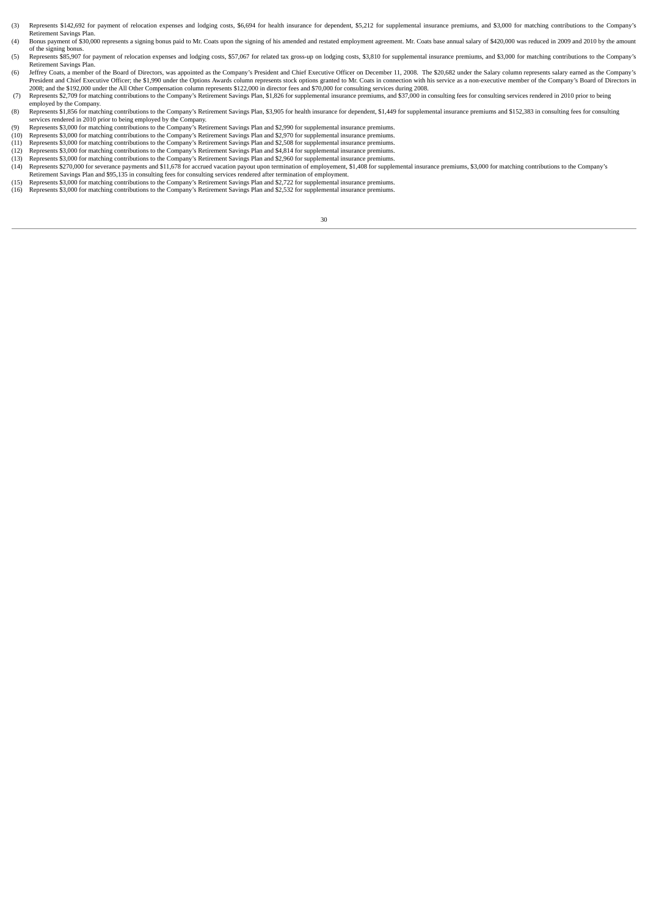(3) Represents $142,692 for payment of relocation expenses and lodging costs, $6,694 for health insurance for dependent, $5,212 for supplemental insurance premiums, and $3,000 for matching contributions to the Company's Retirement Savings Plan.

(4) Bonus payment of $30,000 represents a signing bonus paid to Mr. Coats upon the signing of his amended and restated employment agreement. Mr. Coats base annual salary of $420,000 was reduced in 2009 and 2010 by the amount of the signing bonus.

(5) Represents $85,907 for payment of relocation expenses and lodging costs, $57,067 for related tax gross-up on lodging costs, $3,810 for supplemental insurance premiums, and $3,000 for matching contributions to the Company's Retirement Savings Plan.

(6) Jeffrey Coats, a member of the Board of Directors, was appointed as the Company's President and Chief Executive Officer on December 11, 2008. The $20,682 under the Salary column represents salary earned as the Company's President and Chief Executive Officer; the $1,990 under the Options Awards column represents stock options granted to Mr. Coats in connection with his service as a non-executive member of the Company's Board of Directors in 2008; and the $192,000 under the All Other Compensation column represents $122,000 in director fees and $70,000 for consulting services during 2008.

(7) Represents $2,709 for matching contributions to the Company's Retirement Savings Plan, $1,826 for supplemental insurance premiums, and $37,000 in consulting fees for consulting services rendered in 2010 prior to being employed by the Company.

(8) Represents $1,856 for matching contributions to the Company's Retirement Savings Plan, $3,905 for health insurance for dependent, $1,449 for supplemental insurance premiums and $152,383 in consulting fees for consulting services rendered in 2010 prior to being employed by the Company.

(9) Represents $3,000 for matching contributions to the Company's Retirement Savings Plan and $2,990 for supplemental insurance premiums.

(10) Represents $3,000 for matching contributions to the Company's Retirement Savings Plan and $2,970 for supplemental insurance premiums.

(11) Represents $3,000 for matching contributions to the Company's Retirement Savings Plan and $2,508 for supplemental insurance premiums.

(12) Represents $3,000 for matching contributions to the Company's Retirement Savings Plan and $4,814 for supplemental insurance premiums.

(13) Represents $3,000 for matching contributions to the Company's Retirement Savings Plan and $2,960 for supplemental insurance premiums.

(14) Represents $270,000 for severance payments and $11,678 for accrued vacation payout upon termination of employement, $1,408 for supplemental insurance premiums, $3,000 for matching contributions to the Company's Retirement Savings Plan and $95,135 in consulting fees for consulting services rendered after termination of employment.

(15) Represents $3,000 for matching contributions to the Company's Retirement Savings Plan and $2,722 for supplemental insurance premiums.

(16) Represents $3,000 for matching contributions to the Company's Retirement Savings Plan and $2,532 for supplemental insurance premiums.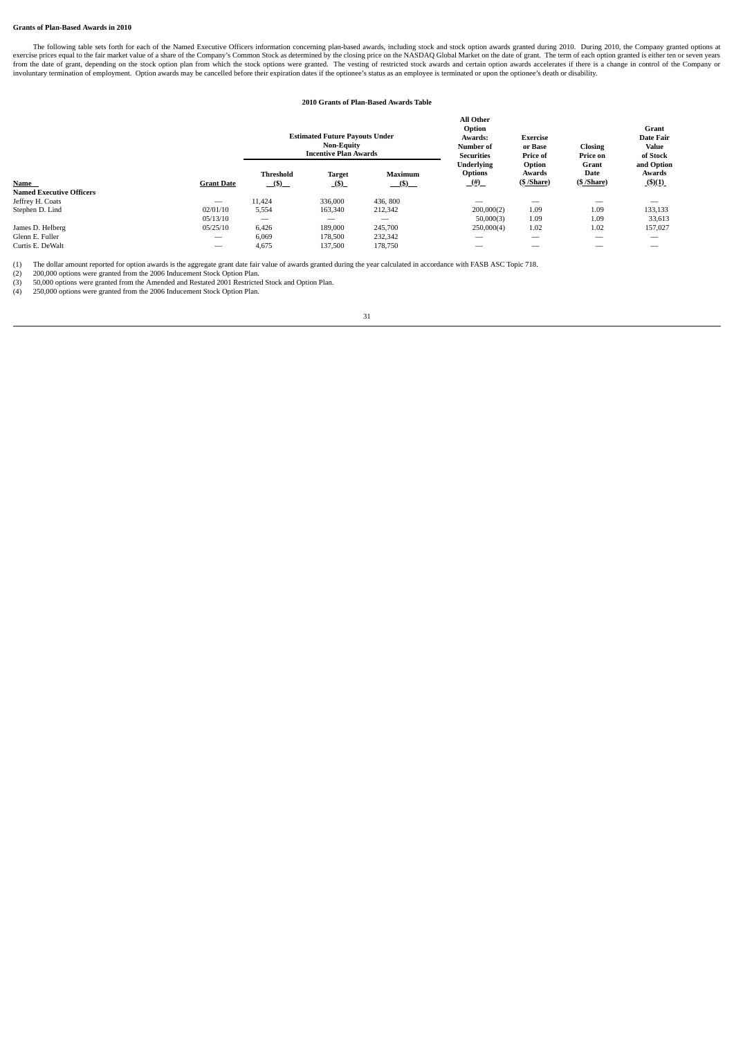**Grants of Plan-Based Awards in 2010**

The following table sets forth for each of the Named Executive Officers information concerning plan-based awards, including stock and stock option awards granted during 2010. During 2010, the Company granted options at exercise prices equal to the fair market value of a share of the Company's Common Stock as determined by the closing price on the NASDAQ Global Market on the date of grant. The term of each option granted is either ten or seven years from the date of grant, depending on the stock option plan from which the stock options were granted. The vesting of restricted stock awards and certain option awards accelerates if there is a change in control of the Company or involuntary termination of employment. Option awards may be cancelled before their expiration dates if the optionee's status as an employee is terminated or upon the optionee's death or disability.

**2010 Grants of Plan-Based Awards Table**

| Name | Grant Date | Estimated Future Payouts Under Non-Equity Incentive Plan Awards Threshold ($) | Target ($) | Maximum ($) | All Other Option Awards: Number of Securities Underlying Options (#) | Exercise or Base Price of Option Awards ($ /Share) | Closing Price on Grant Date ($ /Share) | Grant Date Fair Value of Stock and Option Awards ($)(1) |
|---|---|---|---|---|---|---|---|---|
| **Named Executive Officers** | | | | | | | | |
| Jeffrey H. Coats | — | 11,424 | 336,000 | 436, 800 | — | — | — | — |
| Stephen D. Lind | 02/01/10 | 5,554 | 163,340 | 212,342 | 200,000(2) | 1.09 | 1.09 | 133,133 |
| | 05/13/10 | — | — | — | 50,000(3) | 1.09 | 1.09 | 33,613 |
| James D. Helberg | 05/25/10 | 6,426 | 189,000 | 245,700 | 250,000(4) | 1.02 | 1.02 | 157,027 |
| Glenn E. Fuller | — | 6,069 | 178,500 | 232,342 | — | — | — | — |
| Curtis E. DeWalt | — | 4,675 | 137,500 | 178,750 | — | — | — | — |

(1) The dollar amount reported for option awards is the aggregate grant date fair value of awards granted during the year calculated in accordance with FASB ASC Topic 718.
(2) 200,000 options were granted from the 2006 Inducement Stock Option Plan.
(3) 50,000 options were granted from the Amended and Restated 2001 Restricted Stock and Option Plan.
(4) 250,000 options were granted from the 2006 Inducement Stock Option Plan.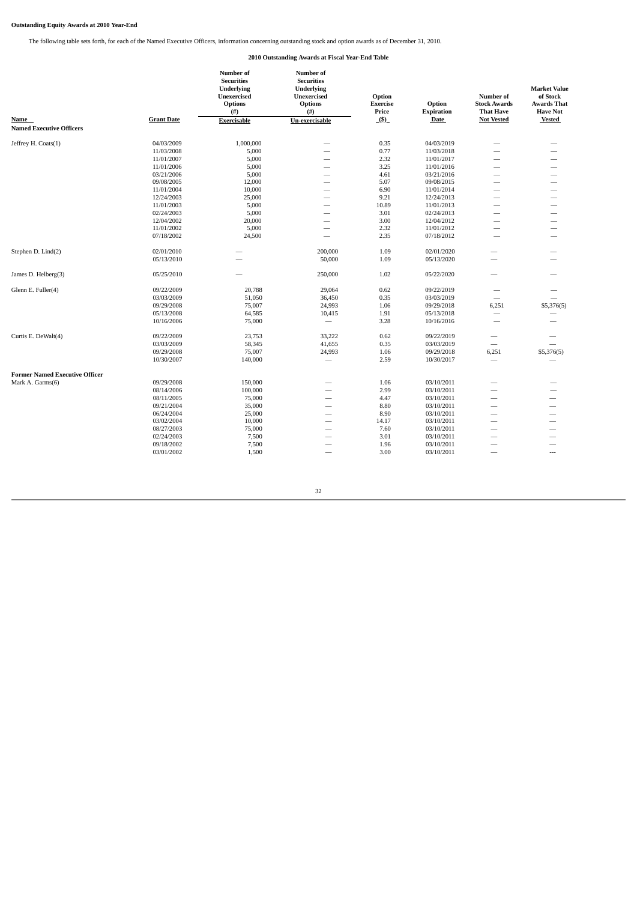**Outstanding Equity Awards at 2010 Year-End**

The following table sets forth, for each of the Named Executive Officers, information concerning outstanding stock and option awards as of December 31, 2010.

**2010 Outstanding Awards at Fiscal Year-End Table**

| Name | Grant Date | Number of Securities Underlying Unexercised Options (#) Exercisable | Number of Securities Underlying Unexercised Options (#) Un-exercisable | Option Exercise Price ($) | Option Expiration Date | Number of Stock Awards That Have Not Vested | Market Value of Stock Awards That Have Not Vested |
|---|---|---|---|---|---|---|---|
| **Named Executive Officers** | | | | | | | |
| Jeffrey H. Coats(1) | 04/03/2009 | 1,000,000 | — | 0.35 | 04/03/2019 | — | — |
| | 11/03/2008 | 5,000 | — | 0.77 | 11/03/2018 | — | — |
| | 11/01/2007 | 5,000 | — | 2.32 | 11/01/2017 | — | — |
| | 11/01/2006 | 5,000 | — | 3.25 | 11/01/2016 | — | — |
| | 03/21/2006 | 5,000 | — | 4.61 | 03/21/2016 | — | — |
| | 09/08/2005 | 12,000 | — | 5.07 | 09/08/2015 | — | — |
| | 11/01/2004 | 10,000 | — | 6.90 | 11/01/2014 | — | — |
| | 12/24/2003 | 25,000 | — | 9.21 | 12/24/2013 | — | — |
| | 11/01/2003 | 5,000 | — | 10.89 | 11/01/2013 | — | — |
| | 02/24/2003 | 5,000 | — | 3.01 | 02/24/2013 | — | — |
| | 12/04/2002 | 20,000 | — | 3.00 | 12/04/2012 | — | — |
| | 11/01/2002 | 5,000 | — | 2.32 | 11/01/2012 | — | — |
| | 07/18/2002 | 24,500 | — | 2.35 | 07/18/2012 | — | — |
| Stephen D. Lind(2) | 02/01/2010 | — | 200,000 | 1.09 | 02/01/2020 | — | — |
| | 05/13/2010 | — | 50,000 | 1.09 | 05/13/2020 | — | — |
| James D. Helberg(3) | 05/25/2010 | — | 250,000 | 1.02 | 05/22/2020 | — | — |
| Glenn E. Fuller(4) | 09/22/2009 | 20,788 | 29,064 | 0.62 | 09/22/2019 | — | — |
| | 03/03/2009 | 51,050 | 36,450 | 0.35 | 03/03/2019 | — | — |
| | 09/29/2008 | 75,007 | 24,993 | 1.06 | 09/29/2018 | 6,251 | $5,376(5) |
| | 05/13/2008 | 64,585 | 10,415 | 1.91 | 05/13/2018 | — | — |
| | 10/16/2006 | 75,000 | — | 3.28 | 10/16/2016 | — | — |
| Curtis E. DeWalt(4) | 09/22/2009 | 23,753 | 33,222 | 0.62 | 09/22/2019 | — | — |
| | 03/03/2009 | 58,345 | 41,655 | 0.35 | 03/03/2019 | — | — |
| | 09/29/2008 | 75,007 | 24,993 | 1.06 | 09/29/2018 | 6,251 | $5,376(5) |
| | 10/30/2007 | 140,000 | — | 2.59 | 10/30/2017 | — | — |
| **Former Named Executive Officer** | | | | | | | |
| Mark A. Garms(6) | 09/29/2008 | 150,000 | — | 1.06 | 03/10/2011 | — | — |
| | 08/14/2006 | 100,000 | — | 2.99 | 03/10/2011 | — | — |
| | 08/11/2005 | 75,000 | — | 4.47 | 03/10/2011 | — | — |
| | 09/21/2004 | 35,000 | — | 8.80 | 03/10/2011 | — | — |
| | 06/24/2004 | 25,000 | — | 8.90 | 03/10/2011 | — | — |
| | 03/02/2004 | 10,000 | — | 14.17 | 03/10/2011 | — | — |
| | 08/27/2003 | 75,000 | — | 7.60 | 03/10/2011 | — | — |
| | 02/24/2003 | 7,500 | — | 3.01 | 03/10/2011 | — | — |
| | 09/18/2002 | 7,500 | — | 1.96 | 03/10/2011 | — | — |
| | 03/01/2002 | 1,500 | — | 3.00 | 03/10/2011 | — | --- |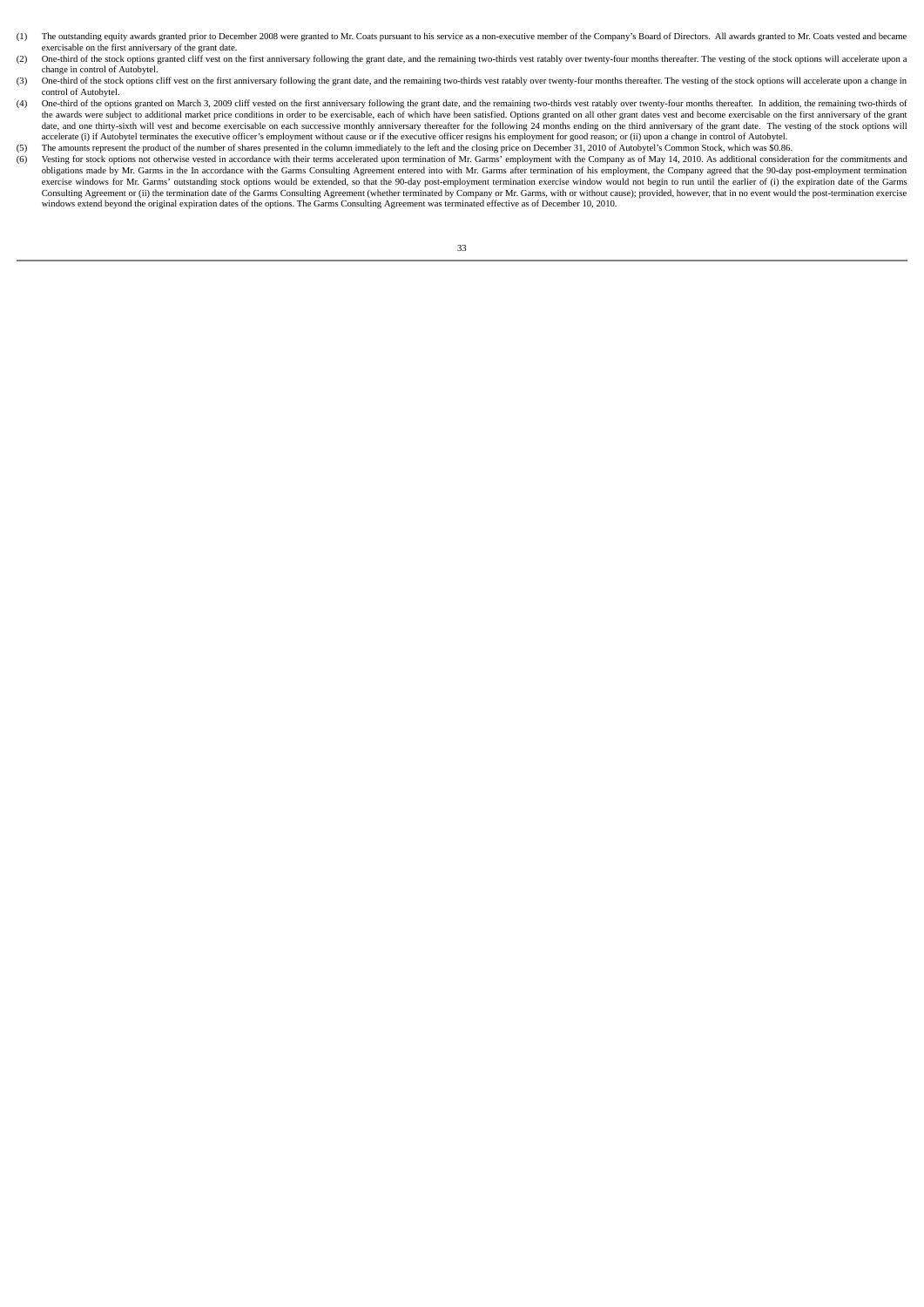(1) The outstanding equity awards granted prior to December 2008 were granted to Mr. Coats pursuant to his service as a non-executive member of the Company's Board of Directors. All awards granted to Mr. Coats vested and became exercisable on the first anniversary of the grant date.

(2) One-third of the stock options granted cliff vest on the first anniversary following the grant date, and the remaining two-thirds vest ratably over twenty-four months thereafter. The vesting of the stock options will accelerate upon a change in control of Autobytel.

(3) One-third of the stock options cliff vest on the first anniversary following the grant date, and the remaining two-thirds vest ratably over twenty-four months thereafter. The vesting of the stock options will accelerate upon a change in control of Autobytel.

(4) One-third of the options granted on March 3, 2009 cliff vested on the first anniversary following the grant date, and the remaining two-thirds vest ratably over twenty-four months thereafter. In addition, the remaining two-thirds of the awards were subject to additional market price conditions in order to be exercisable, each of which have been satisfied. Options granted on all other grant dates vest and become exercisable on the first anniversary of the grant date, and one thirty-sixth will vest and become exercisable on each successive monthly anniversary thereafter for the following 24 months ending on the third anniversary of the grant date. The vesting of the stock options will accelerate (i) if Autobytel terminates the executive officer's employment without cause or if the executive officer resigns his employment for good reason; or (ii) upon a change in control of Autobytel.

(5) The amounts represent the product of the number of shares presented in the column immediately to the left and the closing price on December 31, 2010 of Autobytel's Common Stock, which was $0.86.

(6) Vesting for stock options not otherwise vested in accordance with their terms accelerated upon termination of Mr. Garms' employment with the Company as of May 14, 2010. As additional consideration for the commitments and obligations made by Mr. Garms in the In accordance with the Garms Consulting Agreement entered into with Mr. Garms after termination of his employment, the Company agreed that the 90-day post-employment termination exercise windows for Mr. Garms' outstanding stock options would be extended, so that the 90-day post-employment termination exercise window would not begin to run until the earlier of (i) the expiration date of the Garms Consulting Agreement or (ii) the termination date of the Garms Consulting Agreement (whether terminated by Company or Mr. Garms, with or without cause); provided, however, that in no event would the post-termination exercise windows extend beyond the original expiration dates of the options. The Garms Consulting Agreement was terminated effective as of December 10, 2010.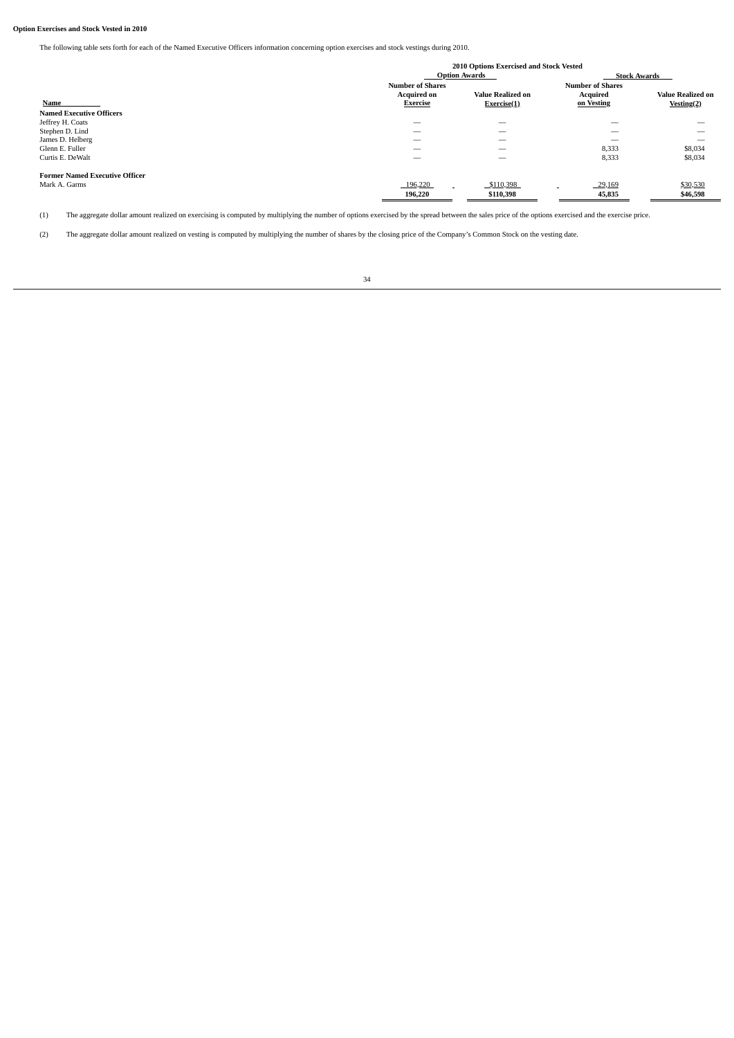**Option Exercises and Stock Vested in 2010**

The following table sets forth for each of the Named Executive Officers information concerning option exercises and stock vestings during 2010.

| | 2010 Options Exercised and Stock Vested | | | |
|---|---|---|---|---|
| | Option Awards | | Stock Awards | |
| Name | Number of Shares Acquired on Exercise | Value Realized on Exercise(1) | Number of Shares Acquired on Vesting | Value Realized on Vesting(2) |
| **Named Executive Officers** | | | | |
| Jeffrey H. Coats | — | — | — | — |
| Stephen D. Lind | — | — | — | — |
| James D. Helberg | — | — | — | — |
| Glenn E. Fuller | — | — | 8,333 | $8,034 |
| Curtis E. DeWalt | — | — | 8,333 | $8,034 |
| **Former Named Executive Officer** | | | | |
| Mark A. Garms | 196,220 | $110,398 | 29,169 | $30,530 |
| | **196,220** | **$110,398** | **45,835** | **$46,598** |

(1) The aggregate dollar amount realized on exercising is computed by multiplying the number of options exercised by the spread between the sales price of the options exercised and the exercise price.

(2) The aggregate dollar amount realized on vesting is computed by multiplying the number of shares by the closing price of the Company's Common Stock on the vesting date.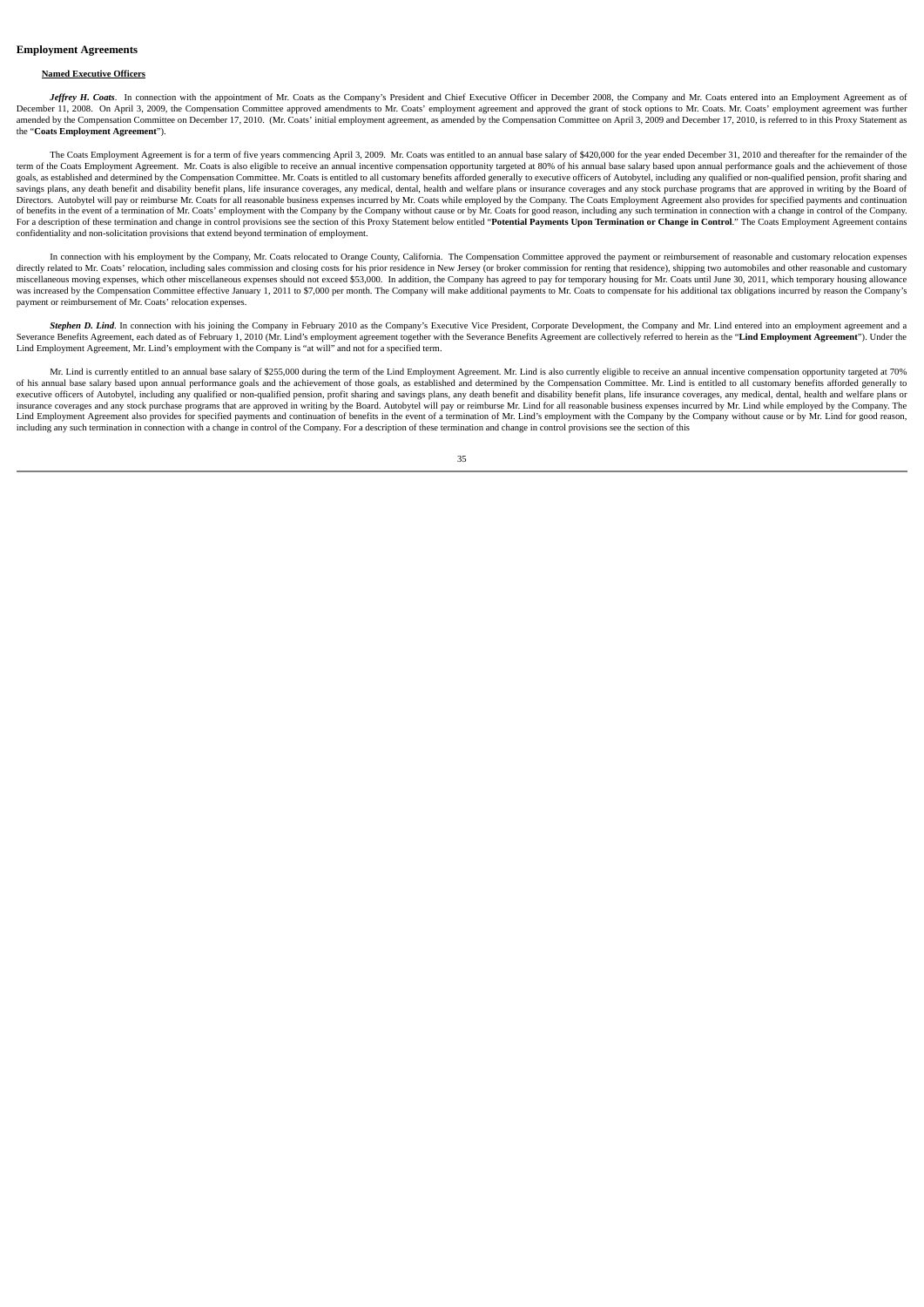## Employment Agreements

**Named Executive Officers**

***Jeffrey H. Coats***. In connection with the appointment of Mr. Coats as the Company's President and Chief Executive Officer in December 2008, the Company and Mr. Coats entered into an Employment Agreement as of December 11, 2008. On April 3, 2009, the Compensation Committee approved amendments to Mr. Coats' employment agreement and approved the grant of stock options to Mr. Coats. Mr. Coats' employment agreement was further amended by the Compensation Committee on December 17, 2010. (Mr. Coats' initial employment agreement, as amended by the Compensation Committee on April 3, 2009 and December 17, 2010, is referred to in this Proxy Statement as the "**Coats Employment Agreement**").

The Coats Employment Agreement is for a term of five years commencing April 3, 2009. Mr. Coats was entitled to an annual base salary of $420,000 for the year ended December 31, 2010 and thereafter for the remainder of the term of the Coats Employment Agreement. Mr. Coats is also eligible to receive an annual incentive compensation opportunity targeted at 80% of his annual base salary based upon annual performance goals and the achievement of those goals, as established and determined by the Compensation Committee. Mr. Coats is entitled to all customary benefits afforded generally to executive officers of Autobytel, including any qualified or non-qualified pension, profit sharing and savings plans, any death benefit and disability benefit plans, life insurance coverages, any medical, dental, health and welfare plans or insurance coverages and any stock purchase programs that are approved in writing by the Board of Directors. Autobytel will pay or reimburse Mr. Coats for all reasonable business expenses incurred by Mr. Coats while employed by the Company. The Coats Employment Agreement also provides for specified payments and continuation of benefits in the event of a termination of Mr. Coats' employment with the Company by the Company without cause or by Mr. Coats for good reason, including any such termination in connection with a change in control of the Company. For a description of these termination and change in control provisions see the section of this Proxy Statement below entitled "**Potential Payments Upon Termination or Change in Control**." The Coats Employment Agreement contains confidentiality and non-solicitation provisions that extend beyond termination of employment.

In connection with his employment by the Company, Mr. Coats relocated to Orange County, California. The Compensation Committee approved the payment or reimbursement of reasonable and customary relocation expenses directly related to Mr. Coats' relocation, including sales commission and closing costs for his prior residence in New Jersey (or broker commission for renting that residence), shipping two automobiles and other reasonable and customary miscellaneous moving expenses, which other miscellaneous expenses should not exceed $53,000. In addition, the Company has agreed to pay for temporary housing for Mr. Coats until June 30, 2011, which temporary housing allowance was increased by the Compensation Committee effective January 1, 2011 to $7,000 per month. The Company will make additional payments to Mr. Coats to compensate for his additional tax obligations incurred by reason the Company's payment or reimbursement of Mr. Coats' relocation expenses.

***Stephen D. Lind***. In connection with his joining the Company in February 2010 as the Company's Executive Vice President, Corporate Development, the Company and Mr. Lind entered into an employment agreement and a Severance Benefits Agreement, each dated as of February 1, 2010 (Mr. Lind's employment agreement together with the Severance Benefits Agreement are collectively referred to herein as the "**Lind Employment Agreement**"). Under the Lind Employment Agreement, Mr. Lind's employment with the Company is "at will" and not for a specified term.

Mr. Lind is currently entitled to an annual base salary of $255,000 during the term of the Lind Employment Agreement. Mr. Lind is also currently eligible to receive an annual incentive compensation opportunity targeted at 70% of his annual base salary based upon annual performance goals and the achievement of those goals, as established and determined by the Compensation Committee. Mr. Lind is entitled to all customary benefits afforded generally to executive officers of Autobytel, including any qualified or non-qualified pension, profit sharing and savings plans, any death benefit and disability benefit plans, life insurance coverages, any medical, dental, health and welfare plans or insurance coverages and any stock purchase programs that are approved in writing by the Board. Autobytel will pay or reimburse Mr. Lind for all reasonable business expenses incurred by Mr. Lind while employed by the Company. The Lind Employment Agreement also provides for specified payments and continuation of benefits in the event of a termination of Mr. Lind's employment with the Company by the Company without cause or by Mr. Lind for good reason, including any such termination in connection with a change in control of the Company. For a description of these termination and change in control provisions see the section of this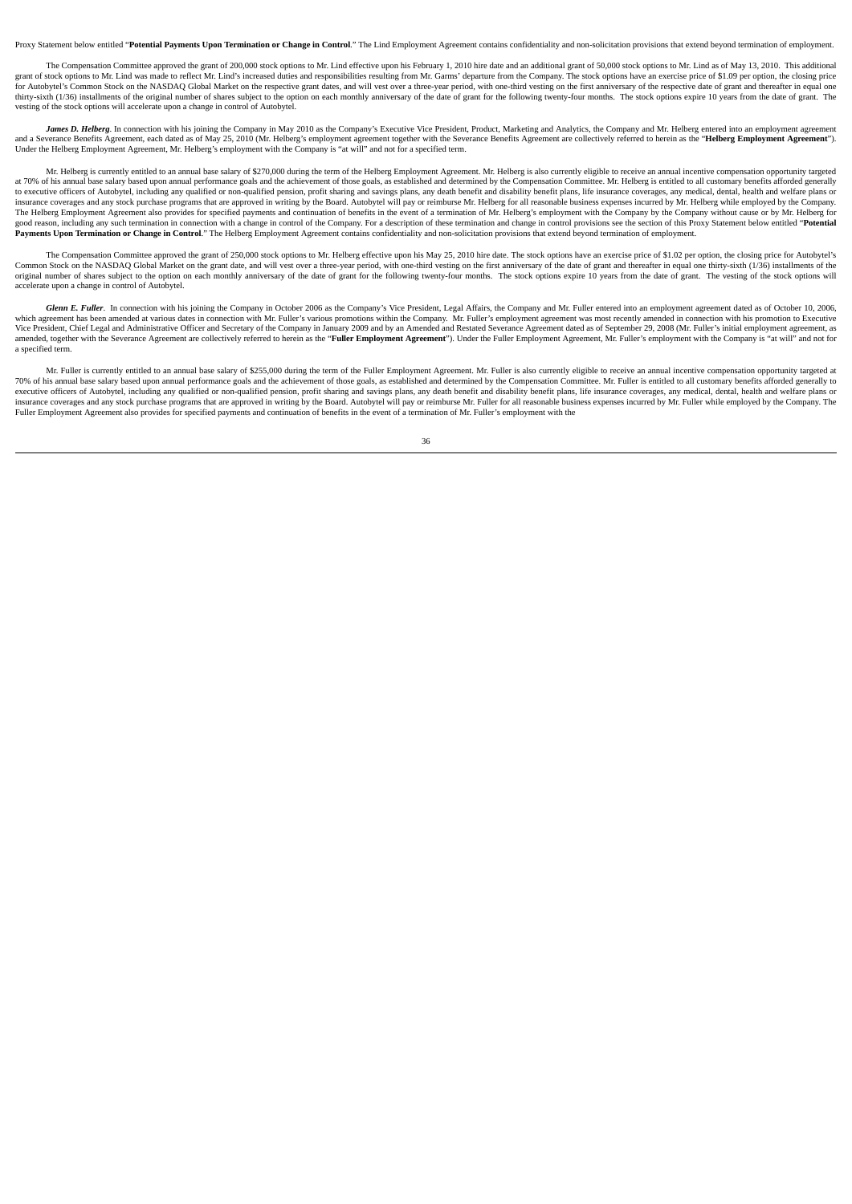Proxy Statement below entitled "**Potential Payments Upon Termination or Change in Control**." The Lind Employment Agreement contains confidentiality and non-solicitation provisions that extend beyond termination of employment.

The Compensation Committee approved the grant of 200,000 stock options to Mr. Lind effective upon his February 1, 2010 hire date and an additional grant of 50,000 stock options to Mr. Lind as of May 13, 2010. This additional grant of stock options to Mr. Lind was made to reflect Mr. Lind's increased duties and responsibilities resulting from Mr. Garms' departure from the Company. The stock options have an exercise price of $1.09 per option, the closing price for Autobytel's Common Stock on the NASDAQ Global Market on the respective grant dates, and will vest over a three-year period, with one-third vesting on the first anniversary of the respective date of grant and thereafter in equal one thirty-sixth (1/36) installments of the original number of shares subject to the option on each monthly anniversary of the date of grant for the following twenty-four months. The stock options expire 10 years from the date of grant. The vesting of the stock options will accelerate upon a change in control of Autobytel.

***James D. Helberg***. In connection with his joining the Company in May 2010 as the Company's Executive Vice President, Product, Marketing and Analytics, the Company and Mr. Helberg entered into an employment agreement and a Severance Benefits Agreement, each dated as of May 25, 2010 (Mr. Helberg's employment agreement together with the Severance Benefits Agreement are collectively referred to herein as the "**Helberg Employment Agreement**"). Under the Helberg Employment Agreement, Mr. Helberg's employment with the Company is "at will" and not for a specified term.

Mr. Helberg is currently entitled to an annual base salary of $270,000 during the term of the Helberg Employment Agreement. Mr. Helberg is also currently eligible to receive an annual incentive compensation opportunity targeted at 70% of his annual base salary based upon annual performance goals and the achievement of those goals, as established and determined by the Compensation Committee. Mr. Helberg is entitled to all customary benefits afforded generally to executive officers of Autobytel, including any qualified or non-qualified pension, profit sharing and savings plans, any death benefit and disability benefit plans, life insurance coverages, any medical, dental, health and welfare plans or insurance coverages and any stock purchase programs that are approved in writing by the Board. Autobytel will pay or reimburse Mr. Helberg for all reasonable business expenses incurred by Mr. Helberg while employed by the Company. The Helberg Employment Agreement also provides for specified payments and continuation of benefits in the event of a termination of Mr. Helberg's employment with the Company by the Company without cause or by Mr. Helberg for good reason, including any such termination in connection with a change in control of the Company. For a description of these termination and change in control provisions see the section of this Proxy Statement below entitled "**Potential Payments Upon Termination or Change in Control**." The Helberg Employment Agreement contains confidentiality and non-solicitation provisions that extend beyond termination of employment.

The Compensation Committee approved the grant of 250,000 stock options to Mr. Helberg effective upon his May 25, 2010 hire date. The stock options have an exercise price of $1.02 per option, the closing price for Autobytel's Common Stock on the NASDAQ Global Market on the grant date, and will vest over a three-year period, with one-third vesting on the first anniversary of the date of grant and thereafter in equal one thirty-sixth (1/36) installments of the original number of shares subject to the option on each monthly anniversary of the date of grant for the following twenty-four months. The stock options expire 10 years from the date of grant. The vesting of the stock options will accelerate upon a change in control of Autobytel.

***Glenn E. Fuller***. In connection with his joining the Company in October 2006 as the Company's Vice President, Legal Affairs, the Company and Mr. Fuller entered into an employment agreement dated as of October 10, 2006, which agreement has been amended at various dates in connection with Mr. Fuller's various promotions within the Company. Mr. Fuller's employment agreement was most recently amended in connection with his promotion to Executive Vice President, Chief Legal and Administrative Officer and Secretary of the Company in January 2009 and by an Amended and Restated Severance Agreement dated as of September 29, 2008 (Mr. Fuller's initial employment agreement, as amended, together with the Severance Agreement are collectively referred to herein as the "**Fuller Employment Agreement**"). Under the Fuller Employment Agreement, Mr. Fuller's employment with the Company is "at will" and not for a specified term.

Mr. Fuller is currently entitled to an annual base salary of $255,000 during the term of the Fuller Employment Agreement. Mr. Fuller is also currently eligible to receive an annual incentive compensation opportunity targeted at 70% of his annual base salary based upon annual performance goals and the achievement of those goals, as established and determined by the Compensation Committee. Mr. Fuller is entitled to all customary benefits afforded generally to executive officers of Autobytel, including any qualified or non-qualified pension, profit sharing and savings plans, any death benefit and disability benefit plans, life insurance coverages, any medical, dental, health and welfare plans or insurance coverages and any stock purchase programs that are approved in writing by the Board. Autobytel will pay or reimburse Mr. Fuller for all reasonable business expenses incurred by Mr. Fuller while employed by the Company. The Fuller Employment Agreement also provides for specified payments and continuation of benefits in the event of a termination of Mr. Fuller's employment with the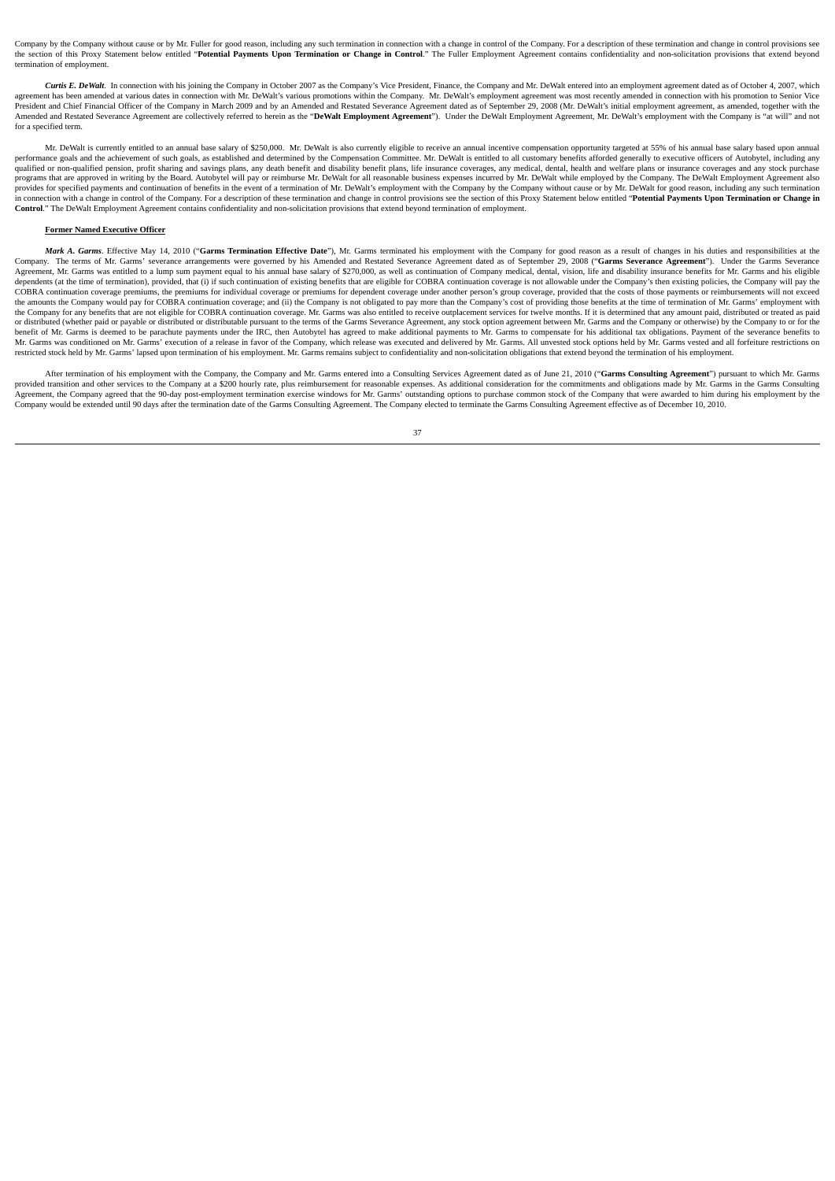Company by the Company without cause or by Mr. Fuller for good reason, including any such termination in connection with a change in control of the Company. For a description of these termination and change in control provisions see the section of this Proxy Statement below entitled "**Potential Payments Upon Termination or Change in Control**." The Fuller Employment Agreement contains confidentiality and non-solicitation provisions that extend beyond termination of employment.

***Curtis E. DeWalt***. In connection with his joining the Company in October 2007 as the Company's Vice President, Finance, the Company and Mr. DeWalt entered into an employment agreement dated as of October 4, 2007, which agreement has been amended at various dates in connection with Mr. DeWalt's various promotions within the Company. Mr. DeWalt's employment agreement was most recently amended in connection with his promotion to Senior Vice President and Chief Financial Officer of the Company in March 2009 and by an Amended and Restated Severance Agreement dated as of September 29, 2008 (Mr. DeWalt's initial employment agreement, as amended, together with the Amended and Restated Severance Agreement are collectively referred to herein as the "**DeWalt Employment Agreement**"). Under the DeWalt Employment Agreement, Mr. DeWalt's employment with the Company is "at will" and not for a specified term.

Mr. DeWalt is currently entitled to an annual base salary of $250,000. Mr. DeWalt is also currently eligible to receive an annual incentive compensation opportunity targeted at 55% of his annual base salary based upon annual performance goals and the achievement of such goals, as established and determined by the Compensation Committee. Mr. DeWalt is entitled to all customary benefits afforded generally to executive officers of Autobytel, including any qualified or non-qualified pension, profit sharing and savings plans, any death benefit and disability benefit plans, life insurance coverages, any medical, dental, health and welfare plans or insurance coverages and any stock purchase programs that are approved in writing by the Board. Autobytel will pay or reimburse Mr. DeWalt for all reasonable business expenses incurred by Mr. DeWalt while employed by the Company. The DeWalt Employment Agreement also provides for specified payments and continuation of benefits in the event of a termination of Mr. DeWalt's employment with the Company by the Company without cause or by Mr. DeWalt for good reason, including any such termination in connection with a change in control of the Company. For a description of these termination and change in control provisions see the section of this Proxy Statement below entitled "**Potential Payments Upon Termination or Change in Control**." The DeWalt Employment Agreement contains confidentiality and non-solicitation provisions that extend beyond termination of employment.

**Former Named Executive Officer**

***Mark A. Garms***. Effective May 14, 2010 ("**Garms Termination Effective Date**"), Mr. Garms terminated his employment with the Company for good reason as a result of changes in his duties and responsibilities at the Company. The terms of Mr. Garms' severance arrangements were governed by his Amended and Restated Severance Agreement dated as of September 29, 2008 ("**Garms Severance Agreement**"). Under the Garms Severance Agreement, Mr. Garms was entitled to a lump sum payment equal to his annual base salary of $270,000, as well as continuation of Company medical, dental, vision, life and disability insurance benefits for Mr. Garms and his eligible dependents (at the time of termination), provided, that (i) if such continuation of existing benefits that are eligible for COBRA continuation coverage is not allowable under the Company's then existing policies, the Company will pay the COBRA continuation coverage premiums, the premiums for individual coverage or premiums for dependent coverage under another person's group coverage, provided that the costs of those payments or reimbursements will not exceed the amounts the Company would pay for COBRA continuation coverage; and (ii) the Company is not obligated to pay more than the Company's cost of providing those benefits at the time of termination of Mr. Garms' employment with the Company for any benefits that are not eligible for COBRA continuation coverage. Mr. Garms was also entitled to receive outplacement services for twelve months. If it is determined that any amount paid, distributed or treated as paid or distributed (whether paid or payable or distributed or distributable pursuant to the terms of the Garms Severance Agreement, any stock option agreement between Mr. Garms and the Company or otherwise) by the Company to or for the benefit of Mr. Garms is deemed to be parachute payments under the IRC, then Autobytel has agreed to make additional payments to Mr. Garms to compensate for his additional tax obligations. Payment of the severance benefits to Mr. Garms was conditioned on Mr. Garms' execution of a release in favor of the Company, which release was executed and delivered by Mr. Garms. All unvested stock options held by Mr. Garms vested and all forfeiture restrictions on restricted stock held by Mr. Garms' lapsed upon termination of his employment. Mr. Garms remains subject to confidentiality and non-solicitation obligations that extend beyond the termination of his employment.

After termination of his employment with the Company, the Company and Mr. Garms entered into a Consulting Services Agreement dated as of June 21, 2010 ("**Garms Consulting Agreement**") pursuant to which Mr. Garms provided transition and other services to the Company at a $200 hourly rate, plus reimbursement for reasonable expenses. As additional consideration for the commitments and obligations made by Mr. Garms in the Garms Consulting Agreement, the Company agreed that the 90-day post-employment termination exercise windows for Mr. Garms' outstanding options to purchase common stock of the Company that were awarded to him during his employment by the Company would be extended until 90 days after the termination date of the Garms Consulting Agreement. The Company elected to terminate the Garms Consulting Agreement effective as of December 10, 2010.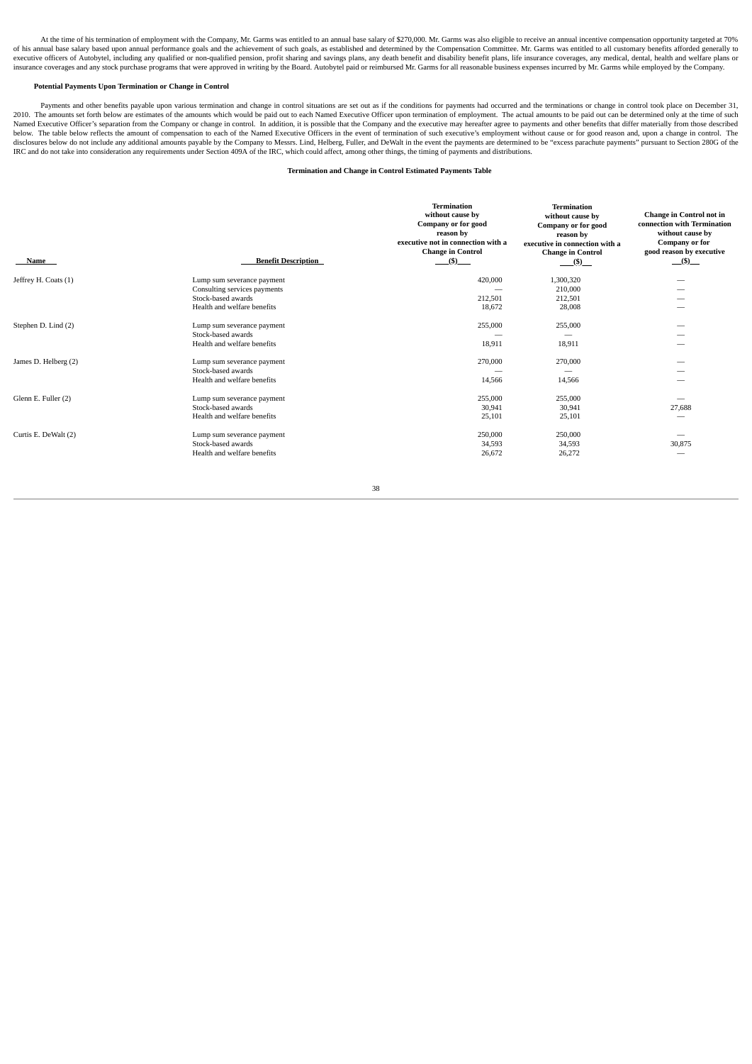At the time of his termination of employment with the Company, Mr. Garms was entitled to an annual base salary of $270,000. Mr. Garms was also eligible to receive an annual incentive compensation opportunity targeted at 70% of his annual base salary based upon annual performance goals and the achievement of such goals, as established and determined by the Compensation Committee. Mr. Garms was entitled to all customary benefits afforded generally to executive officers of Autobytel, including any qualified or non-qualified pension, profit sharing and savings plans, any death benefit and disability benefit plans, life insurance coverages, any medical, dental, health and welfare plans or insurance coverages and any stock purchase programs that were approved in writing by the Board. Autobytel paid or reimbursed Mr. Garms for all reasonable business expenses incurred by Mr. Garms while employed by the Company.

**Potential Payments Upon Termination or Change in Control**

Payments and other benefits payable upon various termination and change in control situations are set out as if the conditions for payments had occurred and the terminations or change in control took place on December 31, 2010. The amounts set forth below are estimates of the amounts which would be paid out to each Named Executive Officer upon termination of employment. The actual amounts to be paid out can be determined only at the time of such Named Executive Officer's separation from the Company or change in control. In addition, it is possible that the Company and the executive may hereafter agree to payments and other benefits that differ materially from those described below. The table below reflects the amount of compensation to each of the Named Executive Officers in the event of termination of such executive's employment without cause or for good reason and, upon a change in control. The disclosures below do not include any additional amounts payable by the Company to Messrs. Lind, Helberg, Fuller, and DeWalt in the event the payments are determined to be "excess parachute payments" pursuant to Section 280G of the IRC and do not take into consideration any requirements under Section 409A of the IRC, which could affect, among other things, the timing of payments and distributions.

**Termination and Change in Control Estimated Payments Table**

| Name | Benefit Description | Termination without cause by Company or for good reason by executive not in connection with a Change in Control ($) | Termination without cause by Company or for good reason by executive in connection with a Change in Control ($) | Change in Control not in connection with Termination without cause by Company or for good reason by executive ($) |
|---|---|---|---|---|
| Jeffrey H. Coats (1) | Lump sum severance payment | 420,000 | 1,300,320 | — |
| | Consulting services payments | — | 210,000 | — |
| | Stock-based awards | 212,501 | 212,501 | — |
| | Health and welfare benefits | 18,672 | 28,008 | — |
| Stephen D. Lind (2) | Lump sum severance payment | 255,000 | 255,000 | — |
| | Stock-based awards | — | — | — |
| | Health and welfare benefits | 18,911 | 18,911 | — |
| James D. Helberg (2) | Lump sum severance payment | 270,000 | 270,000 | — |
| | Stock-based awards | — | — | — |
| | Health and welfare benefits | 14,566 | 14,566 | — |
| Glenn E. Fuller (2) | Lump sum severance payment | 255,000 | 255,000 | — |
| | Stock-based awards | 30,941 | 30,941 | 27,688 |
| | Health and welfare benefits | 25,101 | 25,101 | — |
| Curtis E. DeWalt (2) | Lump sum severance payment | 250,000 | 250,000 | — |
| | Stock-based awards | 34,593 | 34,593 | 30,875 |
| | Health and welfare benefits | 26,672 | 26,272 | — |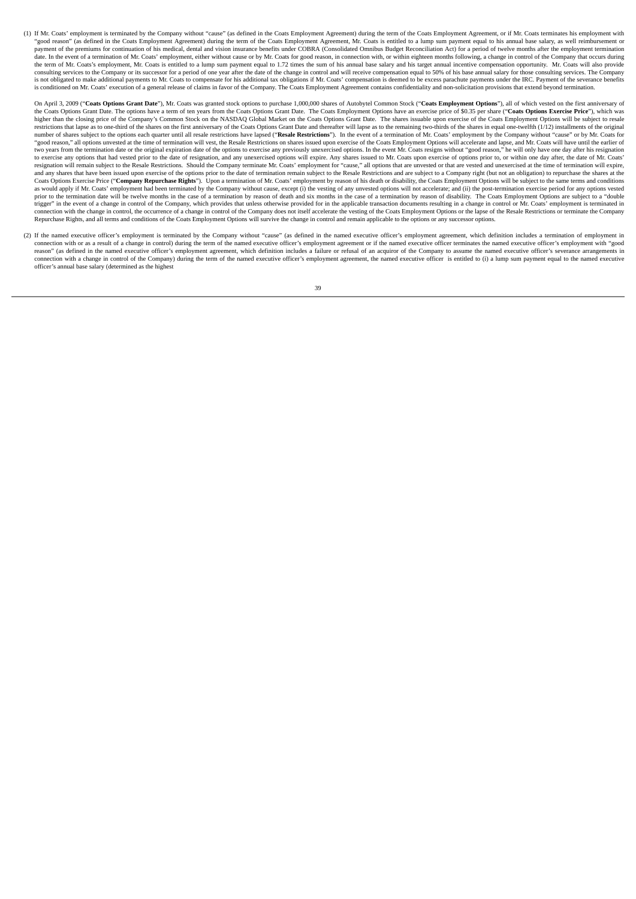(1) If Mr. Coats' employment is terminated by the Company without "cause" (as defined in the Coats Employment Agreement) during the term of the Coats Employment Agreement, or if Mr. Coats terminates his employment with "good reason" (as defined in the Coats Employment Agreement) during the term of the Coats Employment Agreement, Mr. Coats is entitled to a lump sum payment equal to his annual base salary, as well reimbursement or payment of the premiums for continuation of his medical, dental and vision insurance benefits under COBRA (Consolidated Omnibus Budget Reconciliation Act) for a period of twelve months after the employment termination date. In the event of a termination of Mr. Coats' employment, either without cause or by Mr. Coats for good reason, in connection with, or within eighteen months following, a change in control of the Company that occurs during the term of Mr. Coats's employment, Mr. Coats is entitled to a lump sum payment equal to 1.72 times the sum of his annual base salary and his target annual incentive compensation opportunity. Mr. Coats will also provide consulting services to the Company or its successor for a period of one year after the date of the change in control and will receive compensation equal to 50% of his base annual salary for those consulting services. The Company is not obligated to make additional payments to Mr. Coats to compensate for his additional tax obligations if Mr. Coats' compensation is deemed to be excess parachute payments under the IRC. Payment of the severance benefits is conditioned on Mr. Coats' execution of a general release of claims in favor of the Company. The Coats Employment Agreement contains confidentiality and non-solicitation provisions that extend beyond termination.

On April 3, 2009 ("**Coats Options Grant Date**"), Mr. Coats was granted stock options to purchase 1,000,000 shares of Autobytel Common Stock ("**Coats Employment Options**"), all of which vested on the first anniversary of the Coats Options Grant Date. The options have a term of ten years from the Coats Options Grant Date. The Coats Employment Options have an exercise price of $0.35 per share ("**Coats Options Exercise Price**"), which was higher than the closing price of the Company's Common Stock on the NASDAQ Global Market on the Coats Options Grant Date. The shares issuable upon exercise of the Coats Employment Options will be subject to resale restrictions that lapse as to one-third of the shares on the first anniversary of the Coats Options Grant Date and thereafter will lapse as to the remaining two-thirds of the shares in equal one-twelfth (1/12) installments of the original number of shares subject to the options each quarter until all resale restrictions have lapsed ("**Resale Restrictions**"). In the event of a termination of Mr. Coats' employment by the Company without "cause" or by Mr. Coats for "good reason," all options unvested at the time of termination will vest, the Resale Restrictions on shares issued upon exercise of the Coats Employment Options will accelerate and lapse, and Mr. Coats will have until the earlier of two years from the termination date or the original expiration date of the options to exercise any previously unexercised options. In the event Mr. Coats resigns without "good reason," he will only have one day after his resignation to exercise any options that had vested prior to the date of resignation, and any unexercised options will expire. Any shares issued to Mr. Coats upon exercise of options prior to, or within one day after, the date of Mr. Coats' resignation will remain subject to the Resale Restrictions. Should the Company terminate Mr. Coats' employment for "cause," all options that are unvested or that are vested and unexercised at the time of termination will expire, and any shares that have been issued upon exercise of the options prior to the date of termination remain subject to the Resale Restrictions and are subject to a Company right (but not an obligation) to repurchase the shares at the Coats Options Exercise Price ("**Company Repurchase Rights**"). Upon a termination of Mr. Coats' employment by reason of his death or disability, the Coats Employment Options will be subject to the same terms and conditions as would apply if Mr. Coats' employment had been terminated by the Company without cause, except (i) the vesting of any unvested options will not accelerate; and (ii) the post-termination exercise period for any options vested prior to the termination date will be twelve months in the case of a termination by reason of death and six months in the case of a termination by reason of disability. The Coats Employment Options are subject to a "double trigger" in the event of a change in control of the Company, which provides that unless otherwise provided for in the applicable transaction documents resulting in a change in control or Mr. Coats' employment is terminated in connection with the change in control, the occurrence of a change in control of the Company does not itself accelerate the vesting of the Coats Employment Options or the lapse of the Resale Restrictions or terminate the Company Repurchase Rights, and all terms and conditions of the Coats Employment Options will survive the change in control and remain applicable to the options or any successor options.

(2) If the named executive officer's employment is terminated by the Company without "cause" (as defined in the named executive officer's employment agreement, which definition includes a termination of employment in connection with or as a result of a change in control) during the term of the named executive officer's employment agreement or if the named executive officer terminates the named executive officer's employment with "good reason" (as defined in the named executive officer's employment agreement, which definition includes a failure or refusal of an acquiror of the Company to assume the named executive officer's severance arrangements in connection with a change in control of the Company) during the term of the named executive officer's employment agreement, the named executive officer is entitled to (i) a lump sum payment equal to the named executive officer's annual base salary (determined as the highest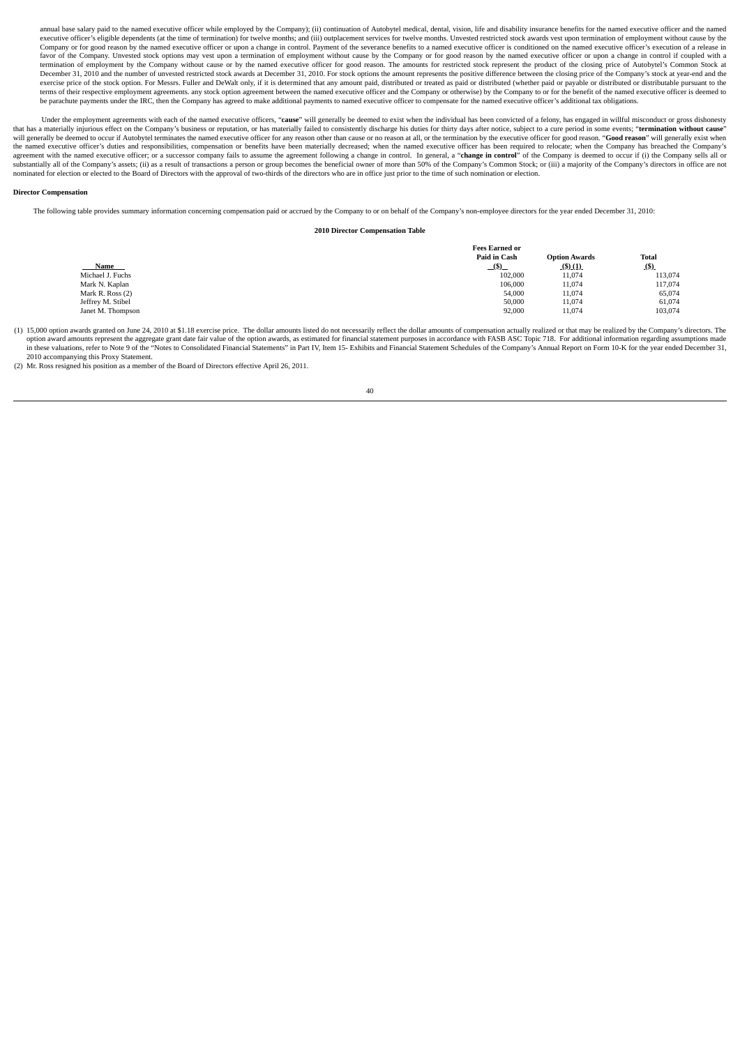annual base salary paid to the named executive officer while employed by the Company); (ii) continuation of Autobytel medical, dental, vision, life and disability insurance benefits for the named executive officer and the named executive officer's eligible dependents (at the time of termination) for twelve months; and (iii) outplacement services for twelve months. Unvested restricted stock awards vest upon termination of employment without cause by the Company or for good reason by the named executive officer or upon a change in control. Payment of the severance benefits to a named executive officer is conditioned on the named executive officer's execution of a release in favor of the Company. Unvested stock options may vest upon a termination of employment without cause by the Company or for good reason by the named executive officer or upon a change in control if coupled with a termination of employment by the Company without cause or by the named executive officer for good reason. The amounts for restricted stock represent the product of the closing price of Autobytel's Common Stock at December 31, 2010 and the number of unvested restricted stock awards at December 31, 2010. For stock options the amount represents the positive difference between the closing price of the Company's stock at year-end and the exercise price of the stock option. For Messrs. Fuller and DeWalt only, if it is determined that any amount paid, distributed or treated as paid or distributed (whether paid or payable or distributed or distributable pursuant to the terms of their respective employment agreements. any stock option agreement between the named executive officer and the Company or otherwise) by the Company to or for the benefit of the named executive officer is deemed to be parachute payments under the IRC, then the Company has agreed to make additional payments to named executive officer to compensate for the named executive officer's additional tax obligations.

Under the employment agreements with each of the named executive officers, "**cause**" will generally be deemed to exist when the individual has been convicted of a felony, has engaged in willful misconduct or gross dishonesty that has a materially injurious effect on the Company's business or reputation, or has materially failed to consistently discharge his duties for thirty days after notice, subject to a cure period in some events; "**termination without cause**" will generally be deemed to occur if Autobytel terminates the named executive officer for any reason other than cause or no reason at all, or the termination by the executive officer for good reason. "**Good reason**" will generally exist when the named executive officer's duties and responsibilities, compensation or benefits have been materially decreased; when the named executive officer has been required to relocate; when the Company has breached the Company's agreement with the named executive officer; or a successor company fails to assume the agreement following a change in control. In general, a "**change in control**" of the Company is deemed to occur if (i) the Company sells all or substantially all of the Company's assets; (ii) as a result of transactions a person or group becomes the beneficial owner of more than 50% of the Company's Common Stock; or (iii) a majority of the Company's directors in office are not nominated for election or elected to the Board of Directors with the approval of two-thirds of the directors who are in office just prior to the time of such nomination or election.

**Director Compensation**

The following table provides summary information concerning compensation paid or accrued by the Company to or on behalf of the Company's non-employee directors for the year ended December 31, 2010:

**2010 Director Compensation Table**

| Name | Fees Earned or Paid in Cash ($) | Option Awards ($) (1) | Total ($) |
|---|---|---|---|
| Michael J. Fuchs | 102,000 | 11,074 | 113,074 |
| Mark N. Kaplan | 106,000 | 11,074 | 117,074 |
| Mark R. Ross (2) | 54,000 | 11,074 | 65,074 |
| Jeffrey M. Stibel | 50,000 | 11,074 | 61,074 |
| Janet M. Thompson | 92,000 | 11,074 | 103,074 |

(1) 15,000 option awards granted on June 24, 2010 at $1.18 exercise price. The dollar amounts listed do not necessarily reflect the dollar amounts of compensation actually realized or that may be realized by the Company's directors. The option award amounts represent the aggregate grant date fair value of the option awards, as estimated for financial statement purposes in accordance with FASB ASC Topic 718. For additional information regarding assumptions made in these valuations, refer to Note 9 of the "Notes to Consolidated Financial Statements" in Part IV, Item 15- Exhibits and Financial Statement Schedules of the Company's Annual Report on Form 10-K for the year ended December 31, 2010 accompanying this Proxy Statement.

(2) Mr. Ross resigned his position as a member of the Board of Directors effective April 26, 2011.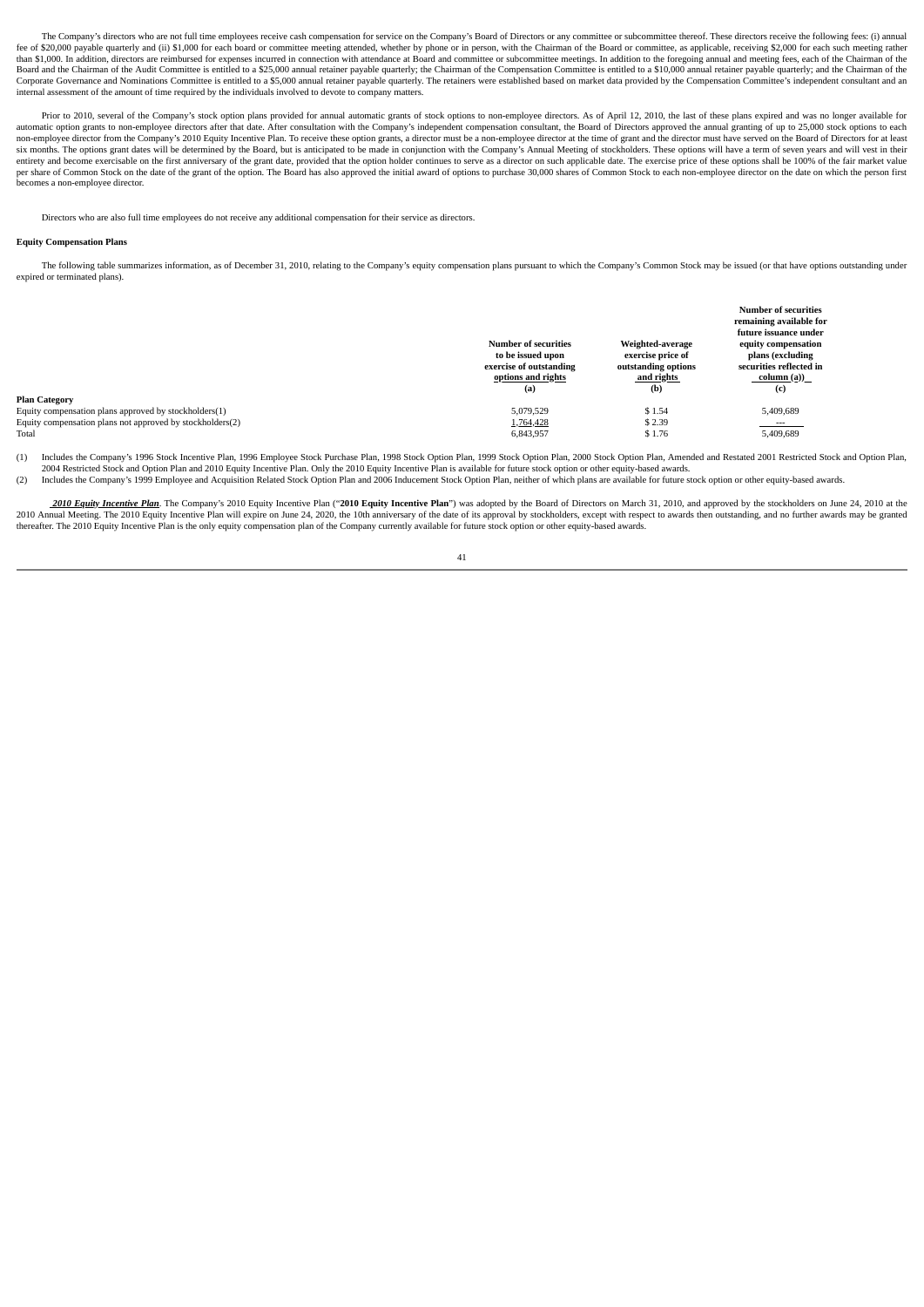The Company's directors who are not full time employees receive cash compensation for service on the Company's Board of Directors or any committee or subcommittee thereof. These directors receive the following fees: (i) annual fee of $20,000 payable quarterly and (ii) $1,000 for each board or committee meeting attended, whether by phone or in person, with the Chairman of the Board or committee, as applicable, receiving $2,000 for each such meeting rather than $1,000. In addition, directors are reimbursed for expenses incurred in connection with attendance at Board and committee or subcommittee meetings. In addition to the foregoing annual and meeting fees, each of the Chairman of the Board and the Chairman of the Audit Committee is entitled to a $25,000 annual retainer payable quarterly; the Chairman of the Compensation Committee is entitled to a $10,000 annual retainer payable quarterly; and the Chairman of the Corporate Governance and Nominations Committee is entitled to a $5,000 annual retainer payable quarterly. The retainers were established based on market data provided by the Compensation Committee's independent consultant and an internal assessment of the amount of time required by the individuals involved to devote to company matters.

Prior to 2010, several of the Company's stock option plans provided for annual automatic grants of stock options to non-employee directors. As of April 12, 2010, the last of these plans expired and was no longer available for automatic option grants to non-employee directors after that date. After consultation with the Company's independent compensation consultant, the Board of Directors approved the annual granting of up to 25,000 stock options to each non-employee director from the Company's 2010 Equity Incentive Plan. To receive these option grants, a director must be a non-employee director at the time of grant and the director must have served on the Board of Directors for at least six months. The options grant dates will be determined by the Board, but is anticipated to be made in conjunction with the Company's Annual Meeting of stockholders. These options will have a term of seven years and will vest in their entirety and become exercisable on the first anniversary of the grant date, provided that the option holder continues to serve as a director on such applicable date. The exercise price of these options shall be 100% of the fair market value per share of Common Stock on the date of the grant of the option. The Board has also approved the initial award of options to purchase 30,000 shares of Common Stock to each non-employee director on the date on which the person first becomes a non-employee director.

Directors who are also full time employees do not receive any additional compensation for their service as directors.

**Equity Compensation Plans**

The following table summarizes information, as of December 31, 2010, relating to the Company's equity compensation plans pursuant to which the Company's Common Stock may be issued (or that have options outstanding under expired or terminated plans).

| Plan Category | Number of securities to be issued upon exercise of outstanding options and rights (a) | Weighted-average exercise price of outstanding options and rights (b) | Number of securities remaining available for future issuance under equity compensation plans (excluding securities reflected in column (a)) (c) |
|---|---|---|---|
| Equity compensation plans approved by stockholders(1) | 5,079,529 | $ 1.54 | 5,409,689 |
| Equity compensation plans not approved by stockholders(2) | 1,764,428 | $ 2.39 | --- |
| Total | 6,843,957 | $ 1.76 | 5,409,689 |

(1) Includes the Company's 1996 Stock Incentive Plan, 1996 Employee Stock Purchase Plan, 1998 Stock Option Plan, 1999 Stock Option Plan, 2000 Stock Option Plan, Amended and Restated 2001 Restricted Stock and Option Plan, 2004 Restricted Stock and Option Plan and 2010 Equity Incentive Plan. Only the 2010 Equity Incentive Plan is available for future stock option or other equity-based awards.

(2) Includes the Company's 1999 Employee and Acquisition Related Stock Option Plan and 2006 Inducement Stock Option Plan, neither of which plans are available for future stock option or other equity-based awards.

***2010 Equity Incentive Plan***. The Company's 2010 Equity Incentive Plan ("**2010 Equity Incentive Plan**") was adopted by the Board of Directors on March 31, 2010, and approved by the stockholders on June 24, 2010 at the 2010 Annual Meeting. The 2010 Equity Incentive Plan will expire on June 24, 2020, the 10th anniversary of the date of its approval by stockholders, except with respect to awards then outstanding, and no further awards may be granted thereafter. The 2010 Equity Incentive Plan is the only equity compensation plan of the Company currently available for future stock option or other equity-based awards.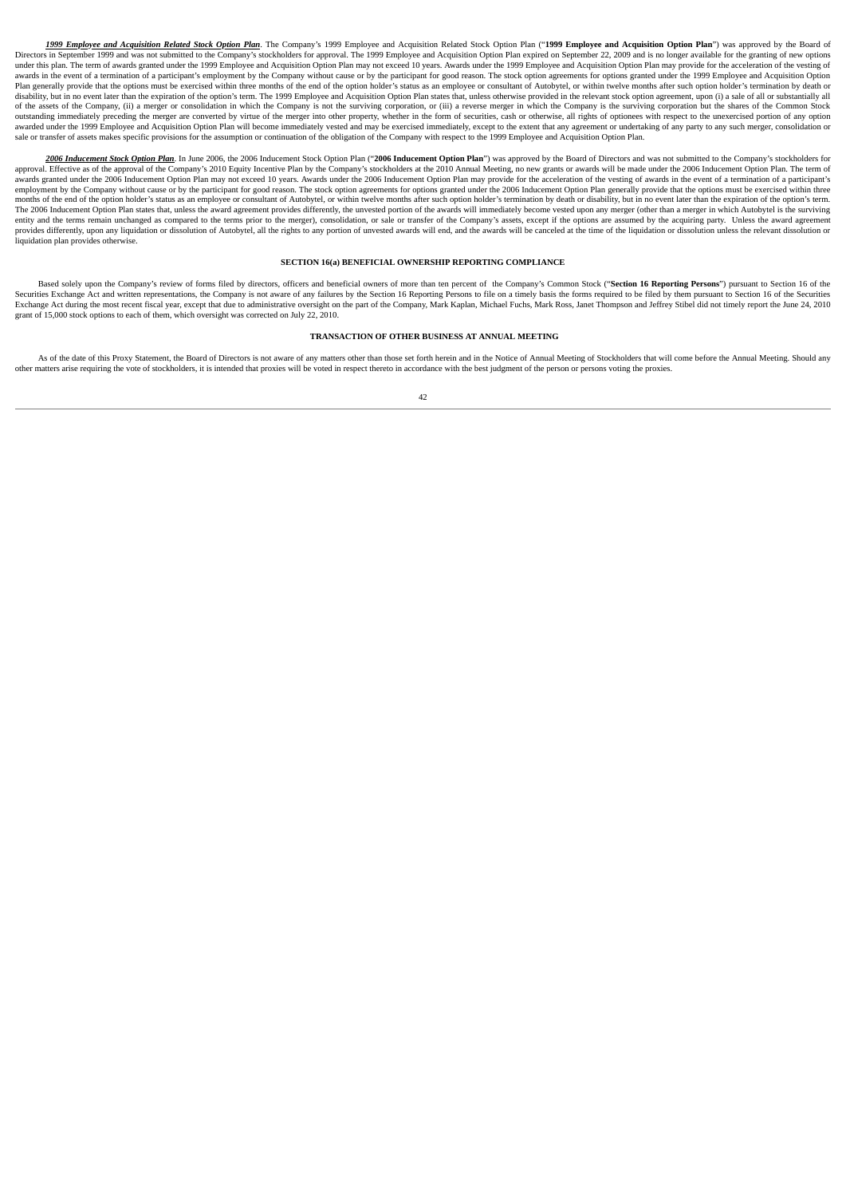***1999 Employee and Acquisition Related Stock Option Plan***. The Company's 1999 Employee and Acquisition Related Stock Option Plan ("**1999 Employee and Acquisition Option Plan**") was approved by the Board of Directors in September 1999 and was not submitted to the Company's stockholders for approval. The 1999 Employee and Acquisition Option Plan expired on September 22, 2009 and is no longer available for the granting of new options under this plan. The term of awards granted under the 1999 Employee and Acquisition Option Plan may not exceed 10 years. Awards under the 1999 Employee and Acquisition Option Plan may provide for the acceleration of the vesting of awards in the event of a termination of a participant's employment by the Company without cause or by the participant for good reason. The stock option agreements for options granted under the 1999 Employee and Acquisition Option Plan generally provide that the options must be exercised within three months of the end of the option holder's status as an employee or consultant of Autobytel, or within twelve months after such option holder's termination by death or disability, but in no event later than the expiration of the option's term. The 1999 Employee and Acquisition Option Plan states that, unless otherwise provided in the relevant stock option agreement, upon (i) a sale of all or substantially all of the assets of the Company, (ii) a merger or consolidation in which the Company is not the surviving corporation, or (iii) a reverse merger in which the Company is the surviving corporation but the shares of the Common Stock outstanding immediately preceding the merger are converted by virtue of the merger into other property, whether in the form of securities, cash or otherwise, all rights of optionees with respect to the unexercised portion of any option awarded under the 1999 Employee and Acquisition Option Plan will become immediately vested and may be exercised immediately, except to the extent that any agreement or undertaking of any party to any such merger, consolidation or sale or transfer of assets makes specific provisions for the assumption or continuation of the obligation of the Company with respect to the 1999 Employee and Acquisition Option Plan.

***2006 Inducement Stock Option Plan***. In June 2006, the 2006 Inducement Stock Option Plan ("**2006 Inducement Option Plan**") was approved by the Board of Directors and was not submitted to the Company's stockholders for approval. Effective as of the approval of the Company's 2010 Equity Incentive Plan by the Company's stockholders at the 2010 Annual Meeting, no new grants or awards will be made under the 2006 Inducement Option Plan. The term of awards granted under the 2006 Inducement Option Plan may not exceed 10 years. Awards under the 2006 Inducement Option Plan may provide for the acceleration of the vesting of awards in the event of a termination of a participant's employment by the Company without cause or by the participant for good reason. The stock option agreements for options granted under the 2006 Inducement Option Plan generally provide that the options must be exercised within three months of the end of the option holder's status as an employee or consultant of Autobytel, or within twelve months after such option holder's termination by death or disability, but in no event later than the expiration of the option's term. The 2006 Inducement Option Plan states that, unless the award agreement provides differently, the unvested portion of the awards will immediately become vested upon any merger (other than a merger in which Autobytel is the surviving entity and the terms remain unchanged as compared to the terms prior to the merger), consolidation, or sale or transfer of the Company's assets, except if the options are assumed by the acquiring party. Unless the award agreement provides differently, upon any liquidation or dissolution of Autobytel, all the rights to any portion of unvested awards will end, and the awards will be canceled at the time of the liquidation or dissolution unless the relevant dissolution or liquidation plan provides otherwise.

## SECTION 16(a) BENEFICIAL OWNERSHIP REPORTING COMPLIANCE

Based solely upon the Company's review of forms filed by directors, officers and beneficial owners of more than ten percent of the Company's Common Stock ("**Section 16 Reporting Persons**") pursuant to Section 16 of the Securities Exchange Act and written representations, the Company is not aware of any failures by the Section 16 Reporting Persons to file on a timely basis the forms required to be filed by them pursuant to Section 16 of the Securities Exchange Act during the most recent fiscal year, except that due to administrative oversight on the part of the Company, Mark Kaplan, Michael Fuchs, Mark Ross, Janet Thompson and Jeffrey Stibel did not timely report the June 24, 2010 grant of 15,000 stock options to each of them, which oversight was corrected on July 22, 2010.

## TRANSACTION OF OTHER BUSINESS AT ANNUAL MEETING

As of the date of this Proxy Statement, the Board of Directors is not aware of any matters other than those set forth herein and in the Notice of Annual Meeting of Stockholders that will come before the Annual Meeting. Should any other matters arise requiring the vote of stockholders, it is intended that proxies will be voted in respect thereto in accordance with the best judgment of the person or persons voting the proxies.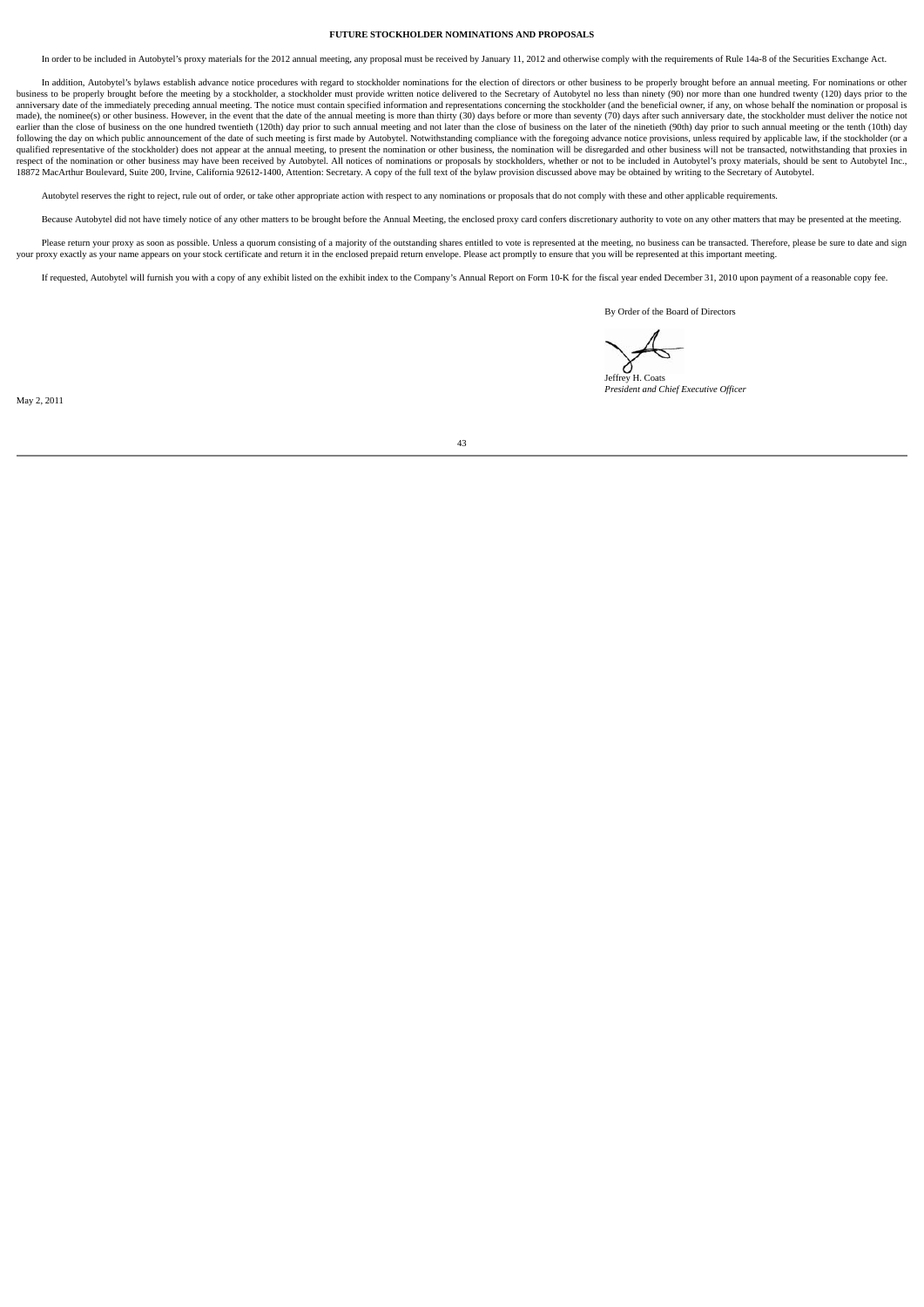# FUTURE STOCKHOLDER NOMINATIONS AND PROPOSALS

In order to be included in Autobytel's proxy materials for the 2012 annual meeting, any proposal must be received by January 11, 2012 and otherwise comply with the requirements of Rule 14a-8 of the Securities Exchange Act.

In addition, Autobytel's bylaws establish advance notice procedures with regard to stockholder nominations for the election of directors or other business to be properly brought before an annual meeting. For nominations or other business to be properly brought before the meeting by a stockholder, a stockholder must provide written notice delivered to the Secretary of Autobytel no less than ninety (90) nor more than one hundred twenty (120) days prior to the anniversary date of the immediately preceding annual meeting. The notice must contain specified information and representations concerning the stockholder (and the beneficial owner, if any, on whose behalf the nomination or proposal is made), the nominee(s) or other business. However, in the event that the date of the annual meeting is more than thirty (30) days before or more than seventy (70) days after such anniversary date, the stockholder must deliver the notice not earlier than the close of business on the one hundred twentieth (120th) day prior to such annual meeting and not later than the close of business on the later of the ninetieth (90th) day prior to such annual meeting or the tenth (10th) day following the day on which public announcement of the date of such meeting is first made by Autobytel. Notwithstanding compliance with the foregoing advance notice provisions, unless required by applicable law, if the stockholder (or a qualified representative of the stockholder) does not appear at the annual meeting, to present the nomination or other business, the nomination will be disregarded and other business will not be transacted, notwithstanding that proxies in respect of the nomination or other business may have been received by Autobytel. All notices of nominations or proposals by stockholders, whether or not to be included in Autobytel's proxy materials, should be sent to Autobytel Inc., 18872 MacArthur Boulevard, Suite 200, Irvine, California 92612-1400, Attention: Secretary. A copy of the full text of the bylaw provision discussed above may be obtained by writing to the Secretary of Autobytel.

Autobytel reserves the right to reject, rule out of order, or take other appropriate action with respect to any nominations or proposals that do not comply with these and other applicable requirements.

Because Autobytel did not have timely notice of any other matters to be brought before the Annual Meeting, the enclosed proxy card confers discretionary authority to vote on any other matters that may be presented at the meeting.

Please return your proxy as soon as possible. Unless a quorum consisting of a majority of the outstanding shares entitled to vote is represented at the meeting, no business can be transacted. Therefore, please be sure to date and sign your proxy exactly as your name appears on your stock certificate and return it in the enclosed prepaid return envelope. Please act promptly to ensure that you will be represented at this important meeting.

If requested, Autobytel will furnish you with a copy of any exhibit listed on the exhibit index to the Company's Annual Report on Form 10-K for the fiscal year ended December 31, 2010 upon payment of a reasonable copy fee.

By Order of the Board of Directors

Jeffrey H. Coats
*President and Chief Executive Officer*

May 2, 2011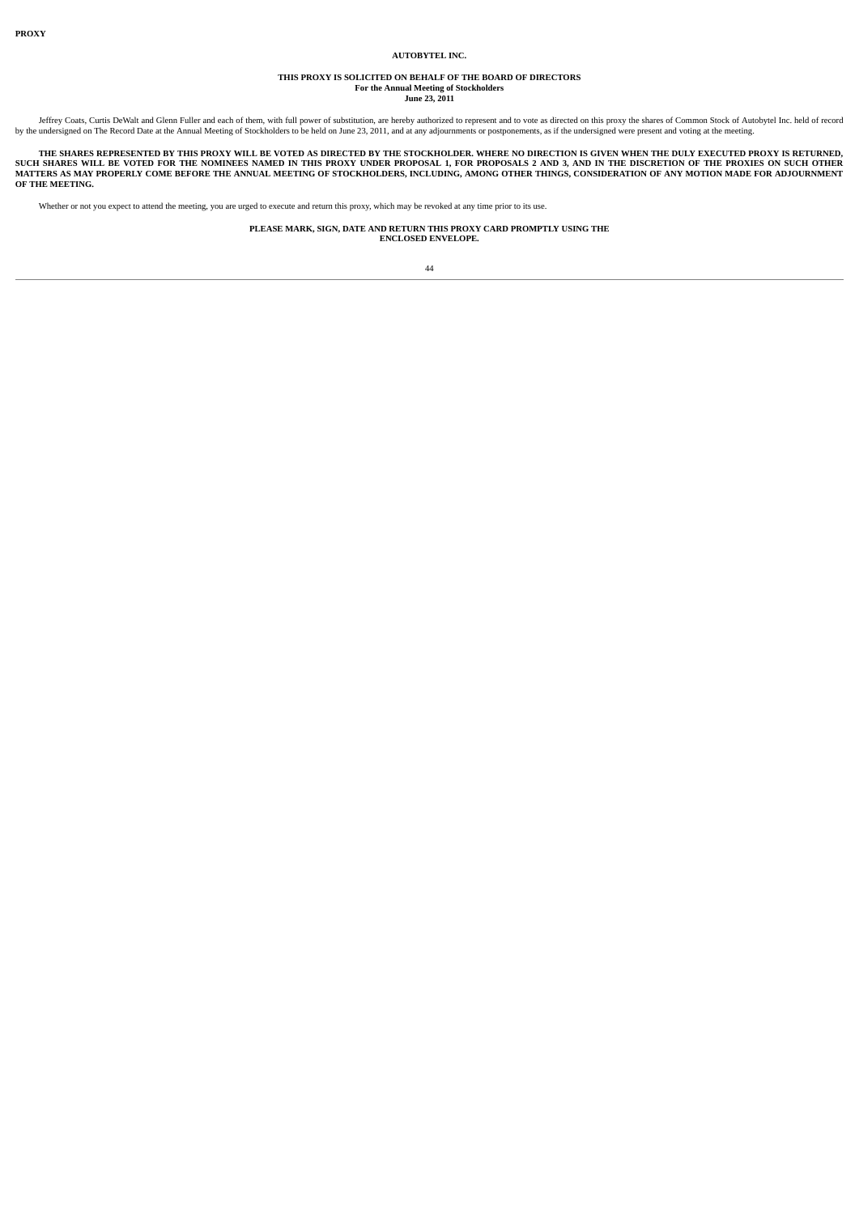**PROXY**

**AUTOBYTEL INC.**

**THIS PROXY IS SOLICITED ON BEHALF OF THE BOARD OF DIRECTORS**
**For the Annual Meeting of Stockholders**
**June 23, 2011**

Jeffrey Coats, Curtis DeWalt and Glenn Fuller and each of them, with full power of substitution, are hereby authorized to represent and to vote as directed on this proxy the shares of Common Stock of Autobytel Inc. held of record by the undersigned on The Record Date at the Annual Meeting of Stockholders to be held on June 23, 2011, and at any adjournments or postponements, as if the undersigned were present and voting at the meeting.

**THE SHARES REPRESENTED BY THIS PROXY WILL BE VOTED AS DIRECTED BY THE STOCKHOLDER. WHERE NO DIRECTION IS GIVEN WHEN THE DULY EXECUTED PROXY IS RETURNED, SUCH SHARES WILL BE VOTED FOR THE NOMINEES NAMED IN THIS PROXY UNDER PROPOSAL 1, FOR PROPOSALS 2 AND 3, AND IN THE DISCRETION OF THE PROXIES ON SUCH OTHER MATTERS AS MAY PROPERLY COME BEFORE THE ANNUAL MEETING OF STOCKHOLDERS, INCLUDING, AMONG OTHER THINGS, CONSIDERATION OF ANY MOTION MADE FOR ADJOURNMENT OF THE MEETING.**

Whether or not you expect to attend the meeting, you are urged to execute and return this proxy, which may be revoked at any time prior to its use.

**PLEASE MARK, SIGN, DATE AND RETURN THIS PROXY CARD PROMPTLY USING THE ENCLOSED ENVELOPE.**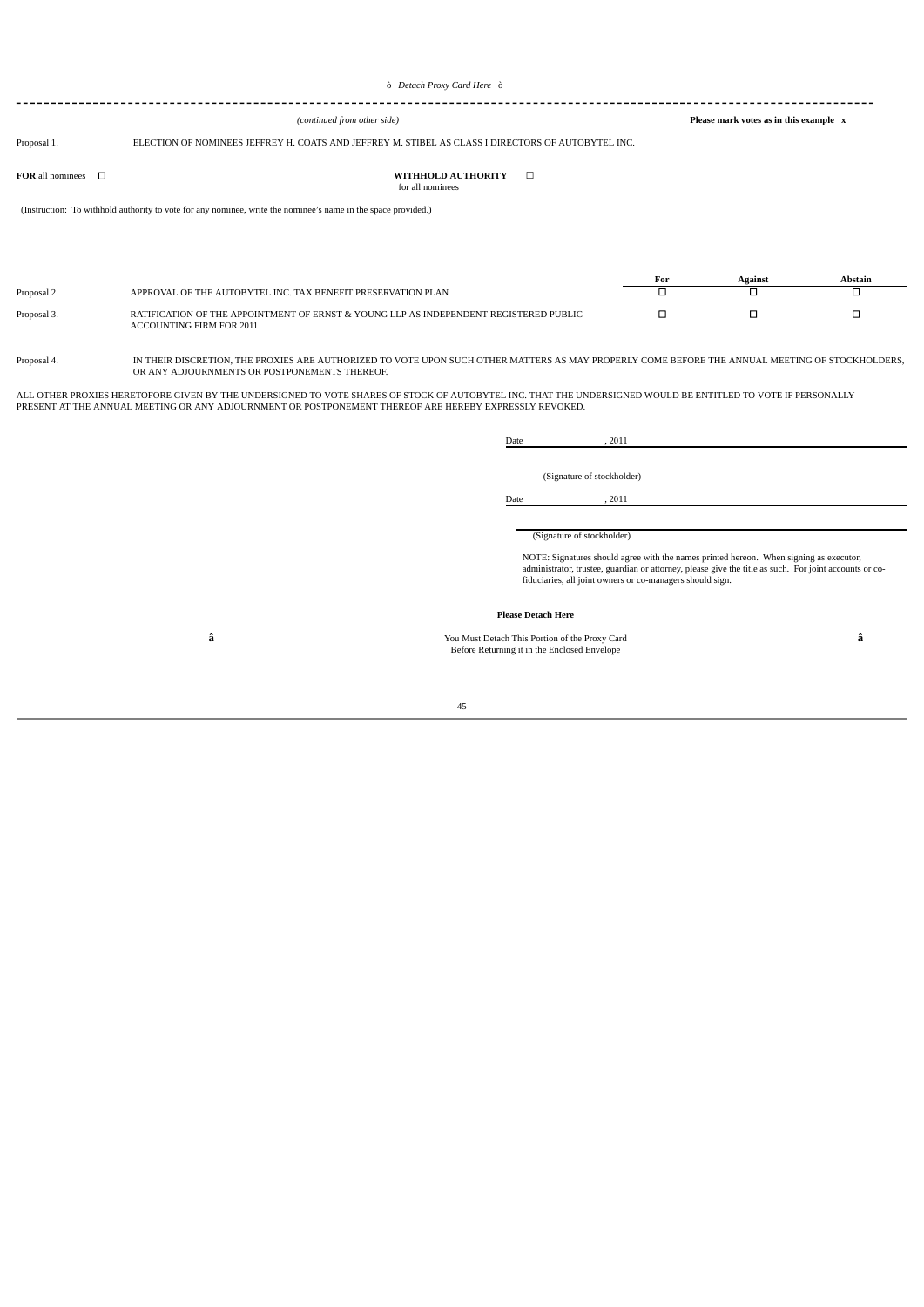ò *Detach Proxy Card Here* ò

*(continued from other side)*

**Please mark votes as in this example x**

Proposal 1. ELECTION OF NOMINEES JEFFREY H. COATS AND JEFFREY M. STIBEL AS CLASS I DIRECTORS OF AUTOBYTEL INC.

**FOR** all nominees ☐ **WITHHOLD AUTHORITY** for all nominees ☐

(Instruction: To withhold authority to vote for any nominee, write the nominee's name in the space provided.)

| | | For | Against | Abstain |
|---|---|---|---|---|
| Proposal 2. | APPROVAL OF THE AUTOBYTEL INC. TAX BENEFIT PRESERVATION PLAN | ☐ | ☐ | ☐ |
| Proposal 3. | RATIFICATION OF THE APPOINTMENT OF ERNST & YOUNG LLP AS INDEPENDENT REGISTERED PUBLIC ACCOUNTING FIRM FOR 2011 | ☐ | ☐ | ☐ |

Proposal 4. IN THEIR DISCRETION, THE PROXIES ARE AUTHORIZED TO VOTE UPON SUCH OTHER MATTERS AS MAY PROPERLY COME BEFORE THE ANNUAL MEETING OF STOCKHOLDERS, OR ANY ADJOURNMENTS OR POSTPONEMENTS THEREOF.

ALL OTHER PROXIES HERETOFORE GIVEN BY THE UNDERSIGNED TO VOTE SHARES OF STOCK OF AUTOBYTEL INC. THAT THE UNDERSIGNED WOULD BE ENTITLED TO VOTE IF PERSONALLY PRESENT AT THE ANNUAL MEETING OR ANY ADJOURNMENT OR POSTPONEMENT THEREOF ARE HEREBY EXPRESSLY REVOKED.

Date \_\_\_\_\_\_\_\_\_\_, 2011

\_\_\_\_\_\_\_\_\_\_\_\_\_\_\_\_\_\_\_\_\_\_\_\_\_\_\_\_\_\_
(Signature of stockholder)

Date \_\_\_\_\_\_\_\_\_\_, 2011

\_\_\_\_\_\_\_\_\_\_\_\_\_\_\_\_\_\_\_\_\_\_\_\_\_\_\_\_\_\_
(Signature of stockholder)

NOTE: Signatures should agree with the names printed hereon. When signing as executor, administrator, trustee, guardian or attorney, please give the title as such. For joint accounts or co-fiduciaries, all joint owners or co-managers should sign.

**Please Detach Here**

â You Must Detach This Portion of the Proxy Card Before Returning it in the Enclosed Envelope â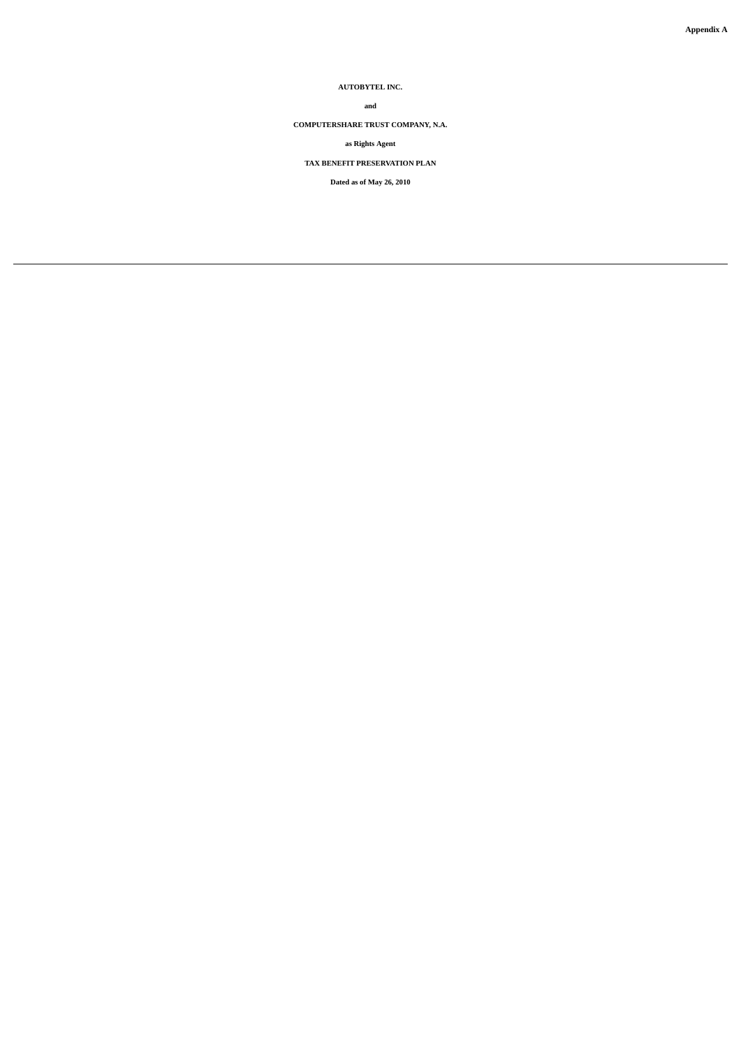**Appendix A**

**AUTOBYTEL INC.**

**and**

**COMPUTERSHARE TRUST COMPANY, N.A.**

**as Rights Agent**

**TAX BENEFIT PRESERVATION PLAN**

**Dated as of May 26, 2010**

---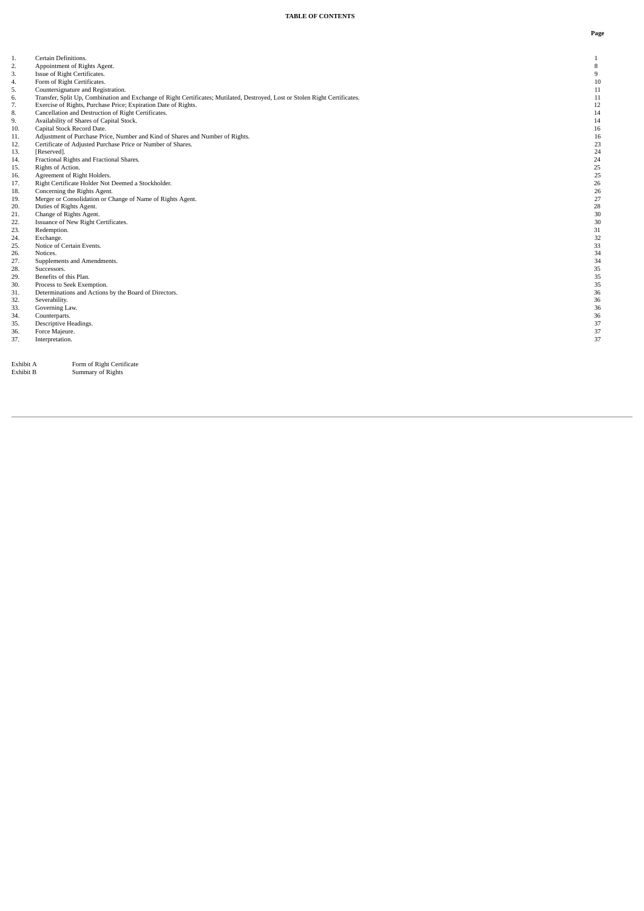**TABLE OF CONTENTS**

| | | Page |
|---|---|---|
| 1. | Certain Definitions. | 1 |
| 2. | Appointment of Rights Agent. | 8 |
| 3. | Issue of Right Certificates. | 9 |
| 4. | Form of Right Certificates. | 10 |
| 5. | Countersignature and Registration. | 11 |
| 6. | Transfer, Split Up, Combination and Exchange of Right Certificates; Mutilated, Destroyed, Lost or Stolen Right Certificates. | 11 |
| 7. | Exercise of Rights, Purchase Price; Expiration Date of Rights. | 12 |
| 8. | Cancellation and Destruction of Right Certificates. | 14 |
| 9. | Availability of Shares of Capital Stock. | 14 |
| 10. | Capital Stock Record Date. | 16 |
| 11. | Adjustment of Purchase Price, Number and Kind of Shares and Number of Rights. | 16 |
| 12. | Certificate of Adjusted Purchase Price or Number of Shares. | 23 |
| 13. | [Reserved]. | 24 |
| 14. | Fractional Rights and Fractional Shares. | 24 |
| 15. | Rights of Action. | 25 |
| 16. | Agreement of Right Holders. | 25 |
| 17. | Right Certificate Holder Not Deemed a Stockholder. | 26 |
| 18. | Concerning the Rights Agent. | 26 |
| 19. | Merger or Consolidation or Change of Name of Rights Agent. | 27 |
| 20. | Duties of Rights Agent. | 28 |
| 21. | Change of Rights Agent. | 30 |
| 22. | Issuance of New Right Certificates. | 30 |
| 23. | Redemption. | 31 |
| 24. | Exchange. | 32 |
| 25. | Notice of Certain Events. | 33 |
| 26. | Notices. | 34 |
| 27. | Supplements and Amendments. | 34 |
| 28. | Successors. | 35 |
| 29. | Benefits of this Plan. | 35 |
| 30. | Process to Seek Exemption. | 35 |
| 31. | Determinations and Actions by the Board of Directors. | 36 |
| 32. | Severability. | 36 |
| 33. | Governing Law. | 36 |
| 34. | Counterparts. | 36 |
| 35. | Descriptive Headings. | 37 |
| 36. | Force Majeure. | 37 |
| 37. | Interpretation. | 37 |

| | |
|---|---|
| Exhibit A | Form of Right Certificate |
| Exhibit B | Summary of Rights |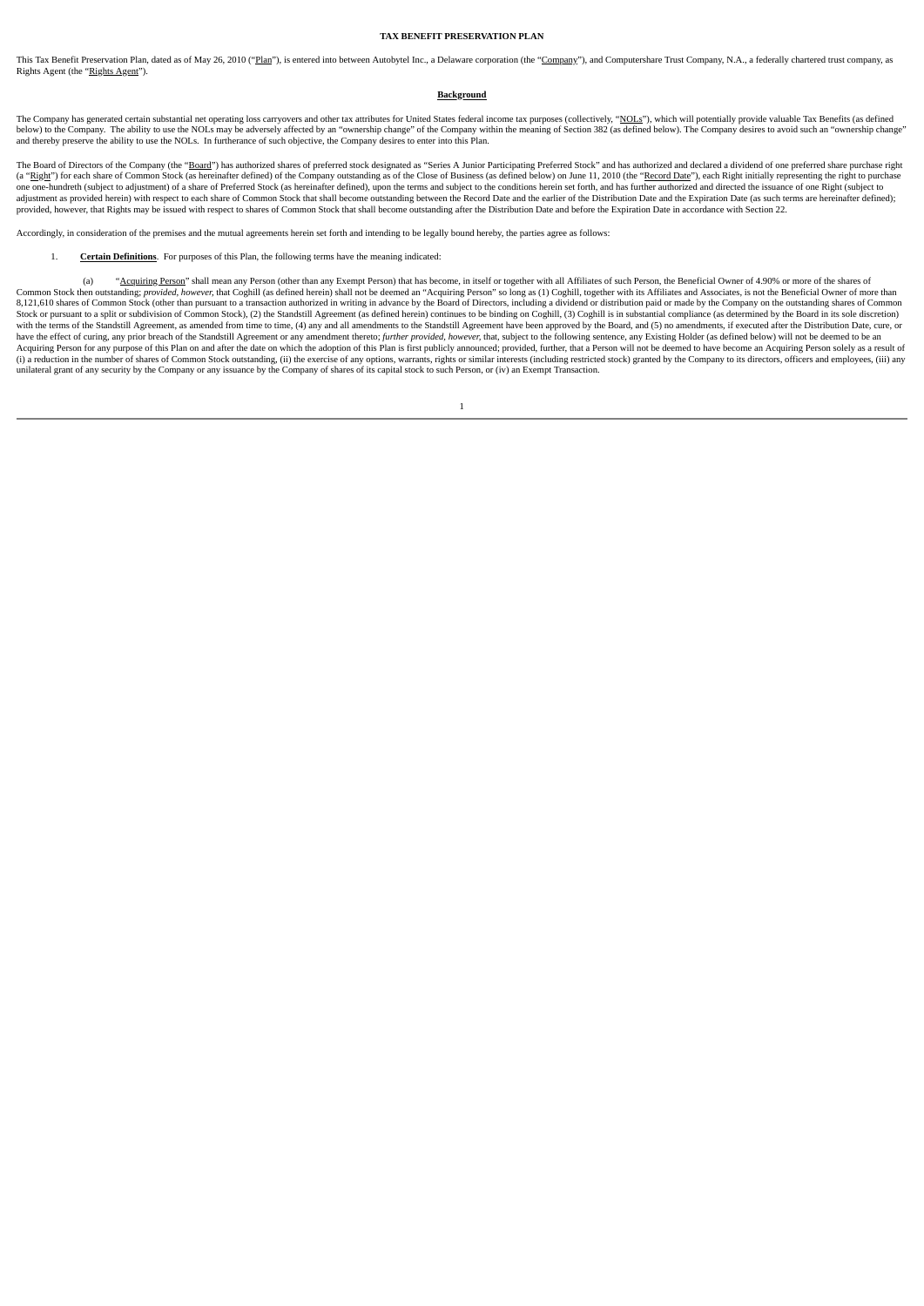# TAX BENEFIT PRESERVATION PLAN

This Tax Benefit Preservation Plan, dated as of May 26, 2010 ("Plan"), is entered into between Autobytel Inc., a Delaware corporation (the "Company"), and Computershare Trust Company, N.A., a federally chartered trust company, as Rights Agent (the "Rights Agent").

## Background

The Company has generated certain substantial net operating loss carryovers and other tax attributes for United States federal income tax purposes (collectively, "NOLs"), which will potentially provide valuable Tax Benefits (as defined below) to the Company. The ability to use the NOLs may be adversely affected by an "ownership change" of the Company within the meaning of Section 382 (as defined below). The Company desires to avoid such an "ownership change" and thereby preserve the ability to use the NOLs. In furtherance of such objective, the Company desires to enter into this Plan.

The Board of Directors of the Company (the "Board") has authorized shares of preferred stock designated as "Series A Junior Participating Preferred Stock" and has authorized and declared a dividend of one preferred share purchase right (a "Right") for each share of Common Stock (as hereinafter defined) of the Company outstanding as of the Close of Business (as defined below) on June 11, 2010 (the "Record Date"), each Right initially representing the right to purchase one one-hundreth (subject to adjustment) of a share of Preferred Stock (as hereinafter defined), upon the terms and subject to the conditions herein set forth, and has further authorized and directed the issuance of one Right (subject to adjustment as provided herein) with respect to each share of Common Stock that shall become outstanding between the Record Date and the earlier of the Distribution Date and the Expiration Date (as such terms are hereinafter defined); provided, however, that Rights may be issued with respect to shares of Common Stock that shall become outstanding after the Distribution Date and before the Expiration Date in accordance with Section 22.

Accordingly, in consideration of the premises and the mutual agreements herein set forth and intending to be legally bound hereby, the parties agree as follows:

1. **Certain Definitions**. For purposes of this Plan, the following terms have the meaning indicated:

(a) "Acquiring Person" shall mean any Person (other than any Exempt Person) that has become, in itself or together with all Affiliates of such Person, the Beneficial Owner of 4.90% or more of the shares of Common Stock then outstanding; *provided, however,* that Coghill (as defined herein) shall not be deemed an "Acquiring Person" so long as (1) Coghill, together with its Affiliates and Associates, is not the Beneficial Owner of more than 8,121,610 shares of Common Stock (other than pursuant to a transaction authorized in writing in advance by the Board of Directors, including a dividend or distribution paid or made by the Company on the outstanding shares of Common Stock or pursuant to a split or subdivision of Common Stock), (2) the Standstill Agreement (as defined herein) continues to be binding on Coghill, (3) Coghill is in substantial compliance (as determined by the Board in its sole discretion) with the terms of the Standstill Agreement, as amended from time to time, (4) any and all amendments to the Standstill Agreement have been approved by the Board, and (5) no amendments, if executed after the Distribution Date, cure, or have the effect of curing, any prior breach of the Standstill Agreement or any amendment thereto; *further provided, however,* that, subject to the following sentence, any Existing Holder (as defined below) will not be deemed to be an Acquiring Person for any purpose of this Plan on and after the date on which the adoption of this Plan is first publicly announced; provided, further, that a Person will not be deemed to have become an Acquiring Person solely as a result of (i) a reduction in the number of shares of Common Stock outstanding, (ii) the exercise of any options, warrants, rights or similar interests (including restricted stock) granted by the Company to its directors, officers and employees, (iii) any unilateral grant of any security by the Company or any issuance by the Company of shares of its capital stock to such Person, or (iv) an Exempt Transaction.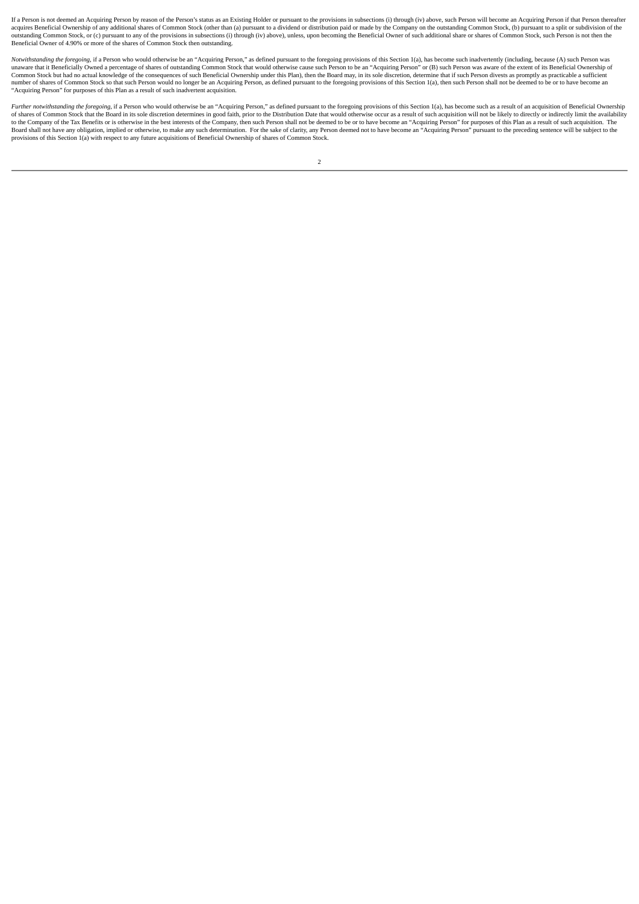If a Person is not deemed an Acquiring Person by reason of the Person's status as an Existing Holder or pursuant to the provisions in subsections (i) through (iv) above, such Person will become an Acquiring Person if that Person thereafter acquires Beneficial Ownership of any additional shares of Common Stock (other than (a) pursuant to a dividend or distribution paid or made by the Company on the outstanding Common Stock, (b) pursuant to a split or subdivision of the outstanding Common Stock, or (c) pursuant to any of the provisions in subsections (i) through (iv) above), unless, upon becoming the Beneficial Owner of such additional share or shares of Common Stock, such Person is not then the Beneficial Owner of 4.90% or more of the shares of Common Stock then outstanding.

*Notwithstanding the foregoing*, if a Person who would otherwise be an "Acquiring Person," as defined pursuant to the foregoing provisions of this Section 1(a), has become such inadvertently (including, because (A) such Person was unaware that it Beneficially Owned a percentage of shares of outstanding Common Stock that would otherwise cause such Person to be an "Acquiring Person" or (B) such Person was aware of the extent of its Beneficial Ownership of Common Stock but had no actual knowledge of the consequences of such Beneficial Ownership under this Plan), then the Board may, in its sole discretion, determine that if such Person divests as promptly as practicable a sufficient number of shares of Common Stock so that such Person would no longer be an Acquiring Person, as defined pursuant to the foregoing provisions of this Section 1(a), then such Person shall not be deemed to be or to have become an "Acquiring Person" for purposes of this Plan as a result of such inadvertent acquisition.

*Further notwithstanding the foregoing*, if a Person who would otherwise be an "Acquiring Person," as defined pursuant to the foregoing provisions of this Section 1(a), has become such as a result of an acquisition of Beneficial Ownership of shares of Common Stock that the Board in its sole discretion determines in good faith, prior to the Distribution Date that would otherwise occur as a result of such acquisition will not be likely to directly or indirectly limit the availability to the Company of the Tax Benefits or is otherwise in the best interests of the Company, then such Person shall not be deemed to be or to have become an "Acquiring Person" for purposes of this Plan as a result of such acquisition. The Board shall not have any obligation, implied or otherwise, to make any such determination. For the sake of clarity, any Person deemed not to have become an "Acquiring Person" pursuant to the preceding sentence will be subject to the provisions of this Section 1(a) with respect to any future acquisitions of Beneficial Ownership of shares of Common Stock.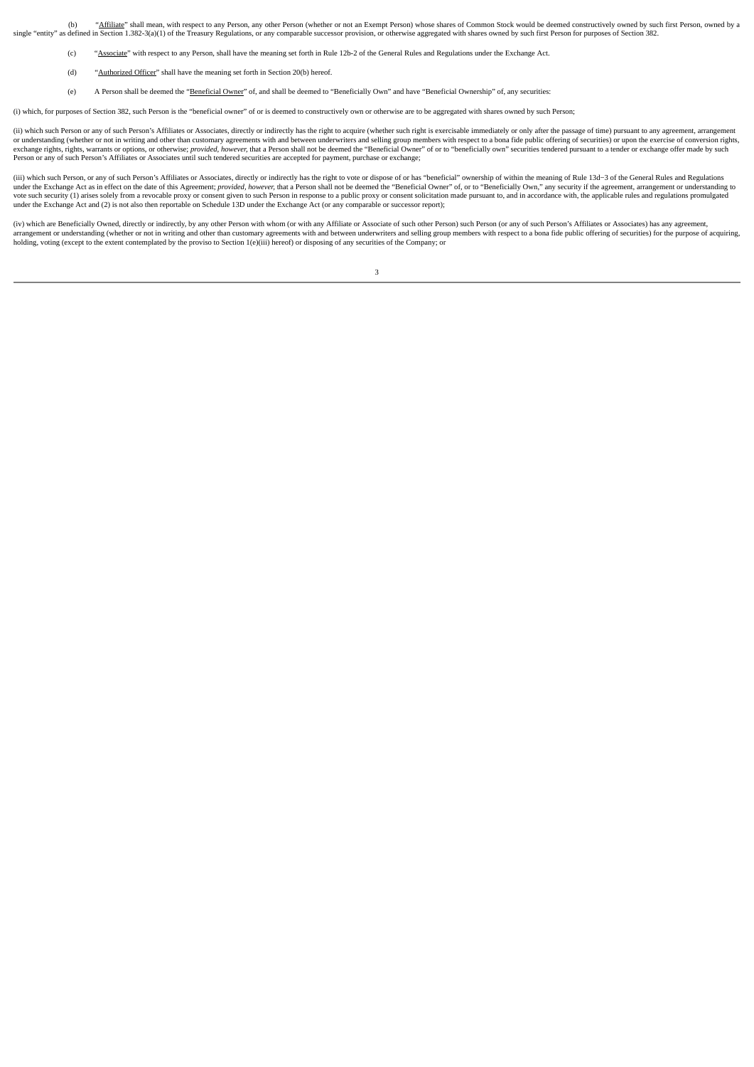(b) "Affiliate" shall mean, with respect to any Person, any other Person (whether or not an Exempt Person) whose shares of Common Stock would be deemed constructively owned by such first Person, owned by a single "entity" as defined in Section 1.382-3(a)(1) of the Treasury Regulations, or any comparable successor provision, or otherwise aggregated with shares owned by such first Person for purposes of Section 382.

(c) "Associate" with respect to any Person, shall have the meaning set forth in Rule 12b-2 of the General Rules and Regulations under the Exchange Act.

(d) "Authorized Officer" shall have the meaning set forth in Section 20(b) hereof.

(e) A Person shall be deemed the "Beneficial Owner" of, and shall be deemed to "Beneficially Own" and have "Beneficial Ownership" of, any securities:

(i) which, for purposes of Section 382, such Person is the "beneficial owner" of or is deemed to constructively own or otherwise are to be aggregated with shares owned by such Person;

(ii) which such Person or any of such Person's Affiliates or Associates, directly or indirectly has the right to acquire (whether such right is exercisable immediately or only after the passage of time) pursuant to any agreement, arrangement or understanding (whether or not in writing and other than customary agreements with and between underwriters and selling group members with respect to a bona fide public offering of securities) or upon the exercise of conversion rights, exchange rights, rights, warrants or options, or otherwise; *provided, however,* that a Person shall not be deemed the "Beneficial Owner" of or to "beneficially own" securities tendered pursuant to a tender or exchange offer made by such Person or any of such Person's Affiliates or Associates until such tendered securities are accepted for payment, purchase or exchange;

(iii) which such Person, or any of such Person's Affiliates or Associates, directly or indirectly has the right to vote or dispose of or has "beneficial" ownership of within the meaning of Rule 13d−3 of the General Rules and Regulations under the Exchange Act as in effect on the date of this Agreement; *provided, however,* that a Person shall not be deemed the "Beneficial Owner" of, or to "Beneficially Own," any security if the agreement, arrangement or understanding to vote such security (1) arises solely from a revocable proxy or consent given to such Person in response to a public proxy or consent solicitation made pursuant to, and in accordance with, the applicable rules and regulations promulgated under the Exchange Act and (2) is not also then reportable on Schedule 13D under the Exchange Act (or any comparable or successor report);

(iv) which are Beneficially Owned, directly or indirectly, by any other Person with whom (or with any Affiliate or Associate of such other Person) such Person (or any of such Person's Affiliates or Associates) has any agreement, arrangement or understanding (whether or not in writing and other than customary agreements with and between underwriters and selling group members with respect to a bona fide public offering of securities) for the purpose of acquiring, holding, voting (except to the extent contemplated by the proviso to Section 1(e)(iii) hereof) or disposing of any securities of the Company; or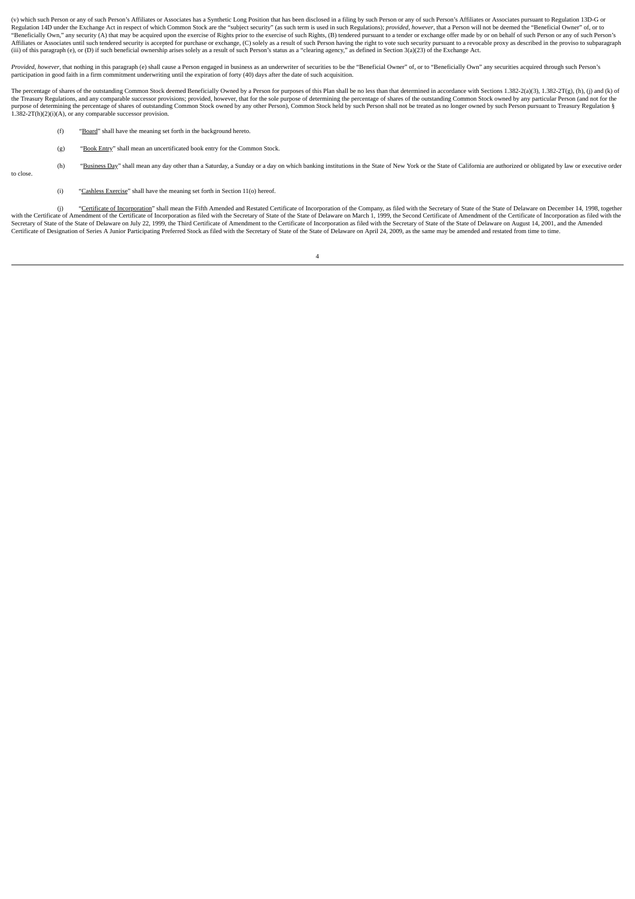(v) which such Person or any of such Person's Affiliates or Associates has a Synthetic Long Position that has been disclosed in a filing by such Person or any of such Person's Affiliates or Associates pursuant to Regulation 13D-G or Regulation 14D under the Exchange Act in respect of which Common Stock are the "subject security" (as such term is used in such Regulations); *provided*, *however*, that a Person will not be deemed the "Beneficial Owner" of, or to "Beneficially Own," any security (A) that may be acquired upon the exercise of Rights prior to the exercise of such Rights, (B) tendered pursuant to a tender or exchange offer made by or on behalf of such Person or any of such Person's Affiliates or Associates until such tendered security is accepted for purchase or exchange, (C) solely as a result of such Person having the right to vote such security pursuant to a revocable proxy as described in the proviso to subparagraph (iii) of this paragraph (e), or (D) if such beneficial ownership arises solely as a result of such Person's status as a "clearing agency," as defined in Section 3(a)(23) of the Exchange Act.

*Provided*, *however*, that nothing in this paragraph (e) shall cause a Person engaged in business as an underwriter of securities to be the "Beneficial Owner" of, or to "Beneficially Own" any securities acquired through such Person's participation in good faith in a firm commitment underwriting until the expiration of forty (40) days after the date of such acquisition.

The percentage of shares of the outstanding Common Stock deemed Beneficially Owned by a Person for purposes of this Plan shall be no less than that determined in accordance with Sections 1.382-2(a)(3), 1.382-2T(g), (h), (j) and (k) of the Treasury Regulations, and any comparable successor provisions; provided, however, that for the sole purpose of determining the percentage of shares of the outstanding Common Stock owned by any particular Person (and not for the purpose of determining the percentage of shares of outstanding Common Stock owned by any other Person), Common Stock held by such Person shall not be treated as no longer owned by such Person pursuant to Treasury Regulation § 1.382-2T(h)(2)(i)(A), or any comparable successor provision.

(f) "Board" shall have the meaning set forth in the background hereto.

(g) "Book Entry" shall mean an uncertificated book entry for the Common Stock.

(h) "Business Day" shall mean any day other than a Saturday, a Sunday or a day on which banking institutions in the State of New York or the State of California are authorized or obligated by law or executive order to close.

(i) "Cashless Exercise" shall have the meaning set forth in Section 11(o) hereof.

(j) "Certificate of Incorporation" shall mean the Fifth Amended and Restated Certificate of Incorporation of the Company, as filed with the Secretary of State of the State of Delaware on December 14, 1998, together with the Certificate of Amendment of the Certificate of Incorporation as filed with the Secretary of State of the State of Delaware on March 1, 1999, the Second Certificate of Amendment of the Certificate of Incorporation as filed with the Secretary of State of the State of Delaware on July 22, 1999, the Third Certificate of Amendment to the Certificate of Incorporation as filed with the Secretary of State of the State of Delaware on August 14, 2001, and the Amended Certificate of Designation of Series A Junior Participating Preferred Stock as filed with the Secretary of State of the State of Delaware on April 24, 2009, as the same may be amended and restated from time to time.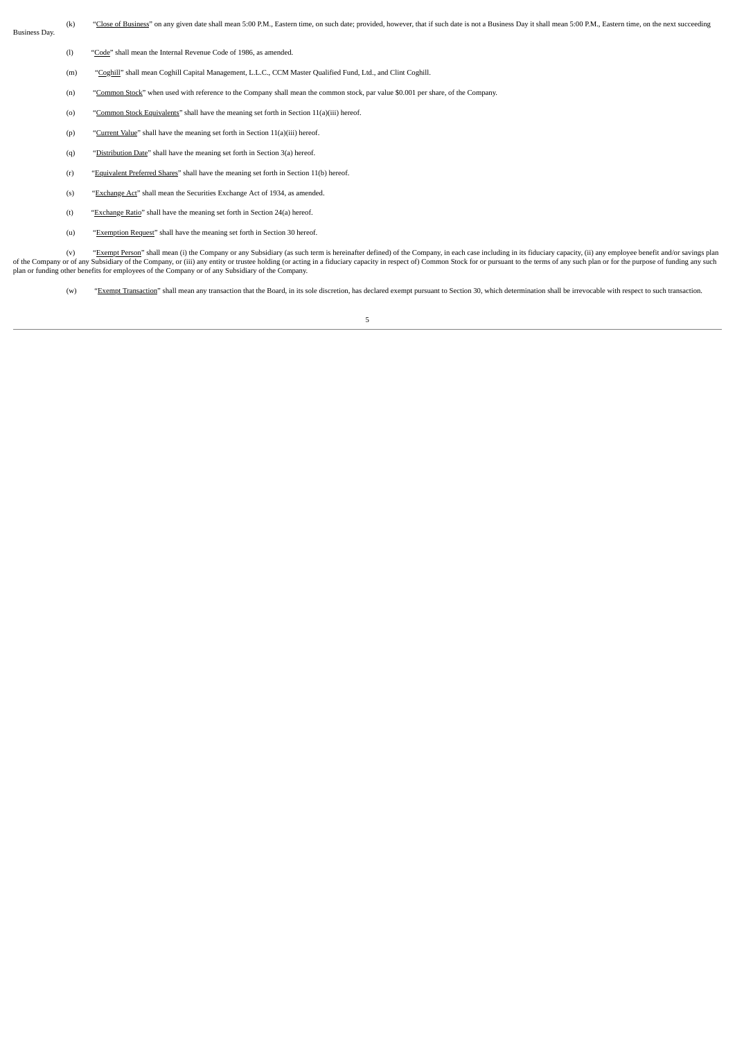(k) "Close of Business" on any given date shall mean 5:00 P.M., Eastern time, on such date; provided, however, that if such date is not a Business Day it shall mean 5:00 P.M., Eastern time, on the next succeeding Business Day.

(l) "Code" shall mean the Internal Revenue Code of 1986, as amended.

(m) "Coghill" shall mean Coghill Capital Management, L.L.C., CCM Master Qualified Fund, Ltd., and Clint Coghill.

(n) "Common Stock" when used with reference to the Company shall mean the common stock, par value $0.001 per share, of the Company.

(o) "Common Stock Equivalents" shall have the meaning set forth in Section 11(a)(iii) hereof.

(p) "Current Value" shall have the meaning set forth in Section 11(a)(iii) hereof.

(q) "Distribution Date" shall have the meaning set forth in Section 3(a) hereof.

(r) "Equivalent Preferred Shares" shall have the meaning set forth in Section 11(b) hereof.

(s) "Exchange Act" shall mean the Securities Exchange Act of 1934, as amended.

(t) "Exchange Ratio" shall have the meaning set forth in Section 24(a) hereof.

(u) "Exemption Request" shall have the meaning set forth in Section 30 hereof.

(v) "Exempt Person" shall mean (i) the Company or any Subsidiary (as such term is hereinafter defined) of the Company, in each case including in its fiduciary capacity, (ii) any employee benefit and/or savings plan of the Company or of any Subsidiary of the Company, or (iii) any entity or trustee holding (or acting in a fiduciary capacity in respect of) Common Stock for or pursuant to the terms of any such plan or for the purpose of funding any such plan or funding other benefits for employees of the Company or of any Subsidiary of the Company.

(w) "Exempt Transaction" shall mean any transaction that the Board, in its sole discretion, has declared exempt pursuant to Section 30, which determination shall be irrevocable with respect to such transaction.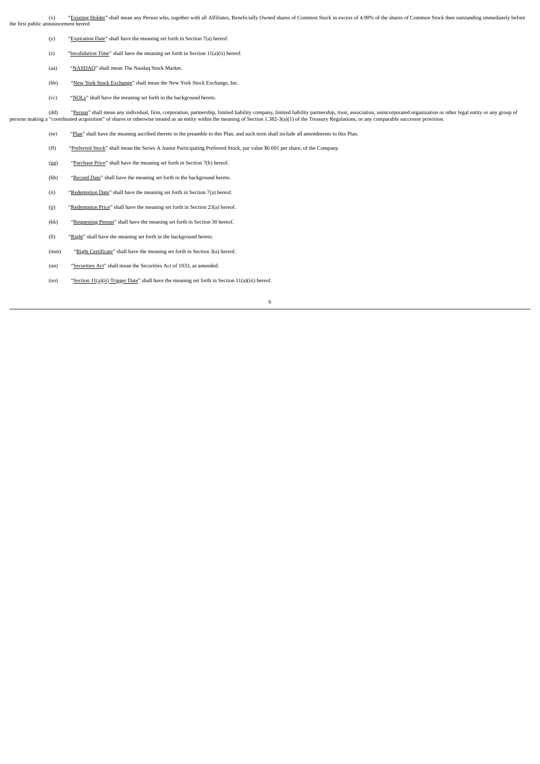(x) "Existing Holder" shall mean any Person who, together with all Affiliates, Beneficially Owned shares of Common Stock in excess of 4.90% of the shares of Common Stock then outstanding immediately before the first public announcement hereof.

(y) "Expiration Date" shall have the meaning set forth in Section 7(a) hereof.

(z) "Invalidation Time" shall have the meaning set forth in Section 11(a)(ii) hereof.

(aa) "NASDAQ" shall mean The Nasdaq Stock Market.

(bb) "New York Stock Exchange" shall mean the New York Stock Exchange, Inc.

(cc) "NOLs" shall have the meaning set forth in the background hereto.

(dd) "Person" shall mean any individual, firm, corporation, partnership, limited liability company, limited liability partnership, trust, association, unincorporated organization or other legal entity or any group of persons making a "coordinated acquisition" of shares or otherwise treated as an entity within the meaning of Section 1.382-3(a)(1) of the Treasury Regulations, or any comparable successor provision.

(ee) "Plan" shall have the meaning ascribed thereto in the preamble to this Plan, and such term shall include all amendments to this Plan.

(ff) "Preferred Stock" shall mean the Series A Junior Participating Preferred Stock, par value $0.001 per share, of the Company.

(gg) "Purchase Price" shall have the meaning set forth in Section 7(b) hereof.

(hh) "Record Date" shall have the meaning set forth in the background hereto.

(ii) "Redemption Date" shall have the meaning set forth in Section 7(a) hereof.

(jj) "Redemption Price" shall have the meaning set forth in Section 23(a) hereof.

(kk) "Requesting Person" shall have the meaning set forth in Section 30 hereof.

(ll) "Right" shall have the meaning set forth in the background hereto.

(mm) "Right Certificate" shall have the meaning set forth in Section 3(a) hereof.

(nn) "Securities Act" shall mean the Securities Act of 1933, as amended.

(oo) "Section 11(a)(ii) Trigger Date" shall have the meaning set forth in Section 11(a)(iii) hereof.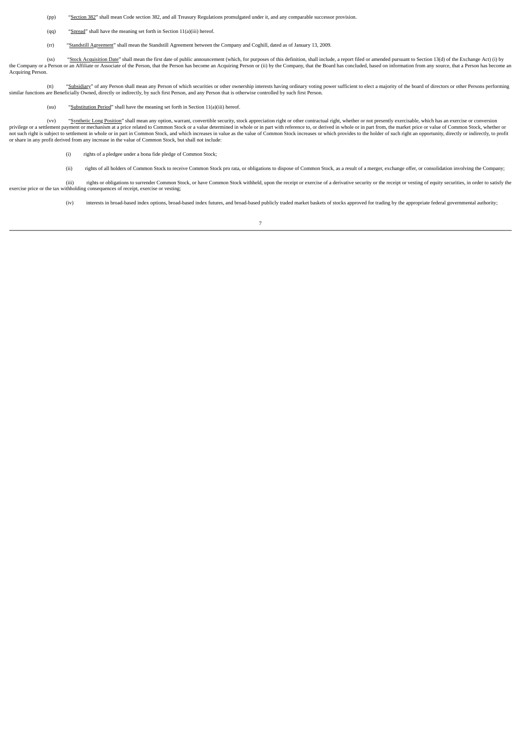(pp) "Section 382" shall mean Code section 382, and all Treasury Regulations promulgated under it, and any comparable successor provision.

(qq) "Spread" shall have the meaning set forth in Section 11(a)(iii) hereof.

(rr) "Standstill Agreement" shall mean the Standstill Agreement between the Company and Coghill, dated as of January 13, 2009.

(ss) "Stock Acquisition Date" shall mean the first date of public announcement (which, for purposes of this definition, shall include, a report filed or amended pursuant to Section 13(d) of the Exchange Act) (i) by the Company or a Person or an Affiliate or Associate of the Person, that the Person has become an Acquiring Person or (ii) by the Company, that the Board has concluded, based on information from any source, that a Person has become an Acquiring Person.

(tt) "Subsidiary" of any Person shall mean any Person of which securities or other ownership interests having ordinary voting power sufficient to elect a majority of the board of directors or other Persons performing similar functions are Beneficially Owned, directly or indirectly, by such first Person, and any Person that is otherwise controlled by such first Person.

(uu) "Substitution Period" shall have the meaning set forth in Section 11(a)(iii) hereof.

(vv) "Synthetic Long Position" shall mean any option, warrant, convertible security, stock appreciation right or other contractual right, whether or not presently exercisable, which has an exercise or conversion privilege or a settlement payment or mechanism at a price related to Common Stock or a value determined in whole or in part with reference to, or derived in whole or in part from, the market price or value of Common Stock, whether or not such right is subject to settlement in whole or in part in Common Stock, and which increases in value as the value of Common Stock increases or which provides to the holder of such right an opportunity, directly or indirectly, to profit or share in any profit derived from any increase in the value of Common Stock, but shall not include:

(i) rights of a pledgee under a bona fide pledge of Common Stock;

(ii) rights of all holders of Common Stock to receive Common Stock pro rata, or obligations to dispose of Common Stock, as a result of a merger, exchange offer, or consolidation involving the Company;

(iii) rights or obligations to surrender Common Stock, or have Common Stock withheld, upon the receipt or exercise of a derivative security or the receipt or vesting of equity securities, in order to satisfy the exercise price or the tax withholding consequences of receipt, exercise or vesting;

(iv) interests in broad-based index options, broad-based index futures, and broad-based publicly traded market baskets of stocks approved for trading by the appropriate federal governmental authority;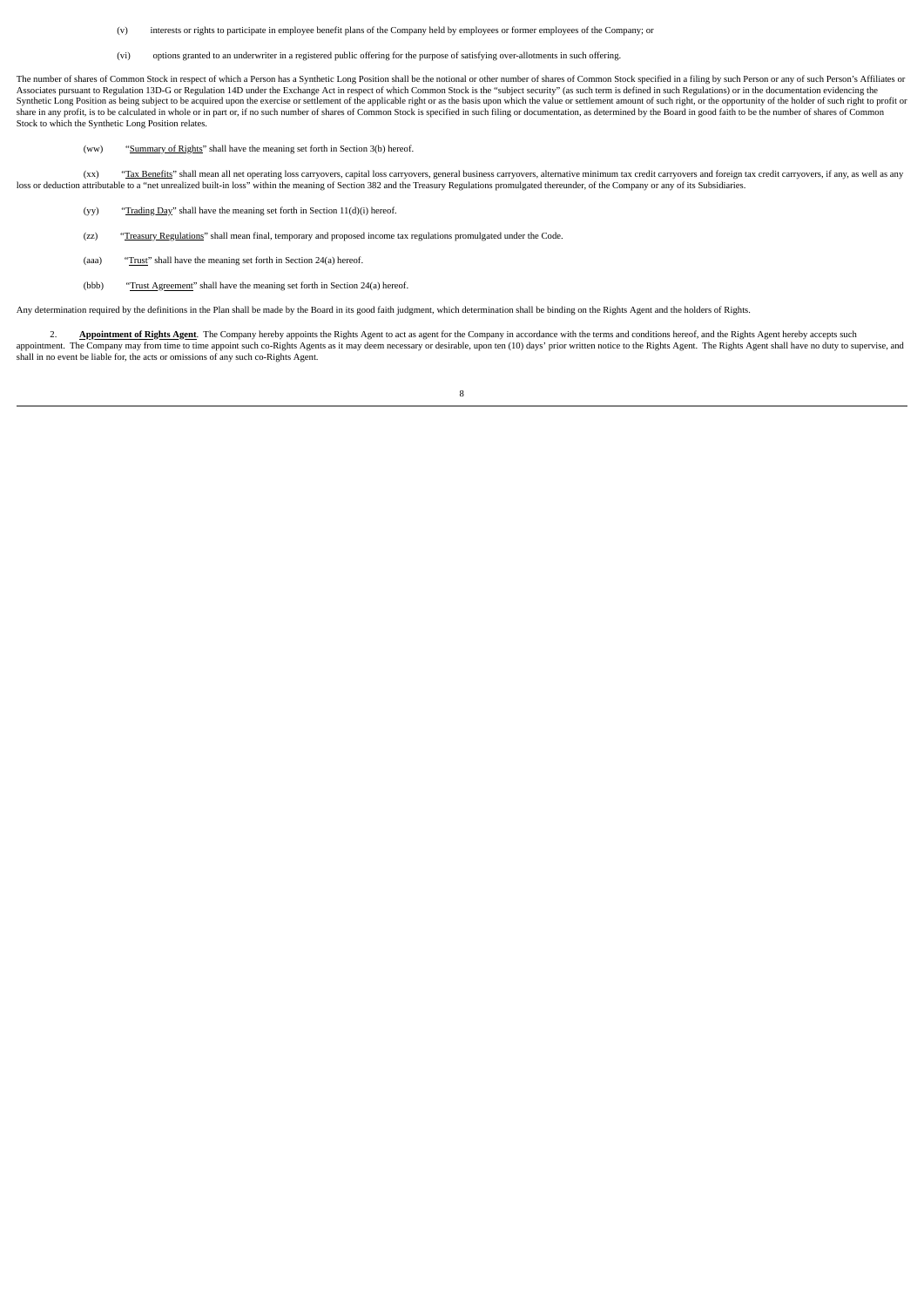(v) interests or rights to participate in employee benefit plans of the Company held by employees or former employees of the Company; or

(vi) options granted to an underwriter in a registered public offering for the purpose of satisfying over-allotments in such offering.

The number of shares of Common Stock in respect of which a Person has a Synthetic Long Position shall be the notional or other number of shares of Common Stock specified in a filing by such Person or any of such Person's Affiliates or Associates pursuant to Regulation 13D-G or Regulation 14D under the Exchange Act in respect of which Common Stock is the "subject security" (as such term is defined in such Regulations) or in the documentation evidencing the Synthetic Long Position as being subject to be acquired upon the exercise or settlement of the applicable right or as the basis upon which the value or settlement amount of such right, or the opportunity of the holder of such right to profit or share in any profit, is to be calculated in whole or in part or, if no such number of shares of Common Stock is specified in such filing or documentation, as determined by the Board in good faith to be the number of shares of Common Stock to which the Synthetic Long Position relates.

(ww) "Summary of Rights" shall have the meaning set forth in Section 3(b) hereof.

(xx) "Tax Benefits" shall mean all net operating loss carryovers, capital loss carryovers, general business carryovers, alternative minimum tax credit carryovers and foreign tax credit carryovers, if any, as well as any loss or deduction attributable to a "net unrealized built-in loss" within the meaning of Section 382 and the Treasury Regulations promulgated thereunder, of the Company or any of its Subsidiaries.

(yy) "Trading Day" shall have the meaning set forth in Section 11(d)(i) hereof.

(zz) "Treasury Regulations" shall mean final, temporary and proposed income tax regulations promulgated under the Code.

(aaa) "Trust" shall have the meaning set forth in Section 24(a) hereof.

(bbb) "Trust Agreement" shall have the meaning set forth in Section 24(a) hereof.

Any determination required by the definitions in the Plan shall be made by the Board in its good faith judgment, which determination shall be binding on the Rights Agent and the holders of Rights.

2. **Appointment of Rights Agent**. The Company hereby appoints the Rights Agent to act as agent for the Company in accordance with the terms and conditions hereof, and the Rights Agent hereby accepts such appointment. The Company may from time to time appoint such co-Rights Agents as it may deem necessary or desirable, upon ten (10) days' prior written notice to the Rights Agent. The Rights Agent shall have no duty to supervise, and shall in no event be liable for, the acts or omissions of any such co-Rights Agent.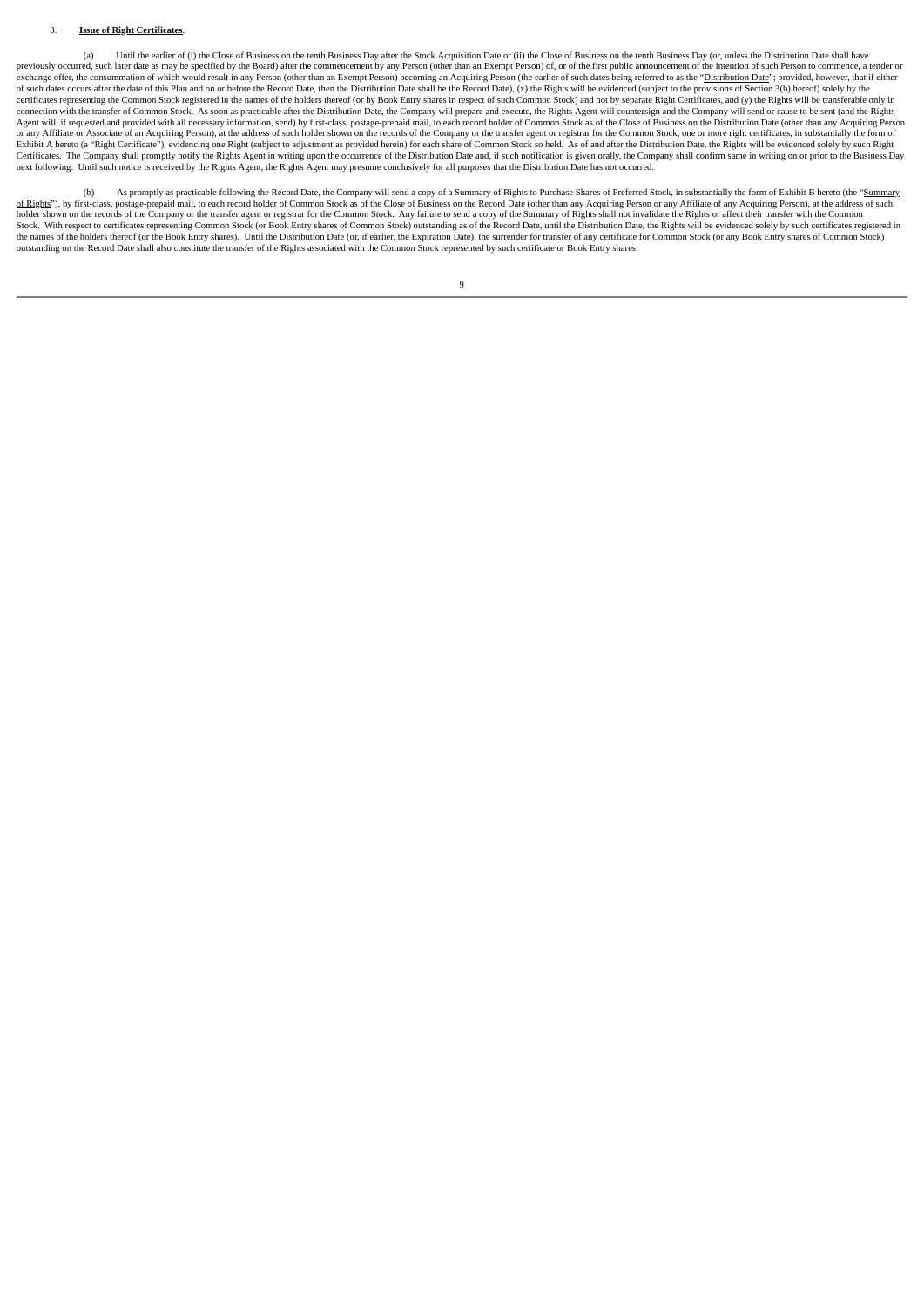3. **Issue of Right Certificates**.

(a) Until the earlier of (i) the Close of Business on the tenth Business Day after the Stock Acquisition Date or (ii) the Close of Business on the tenth Business Day (or, unless the Distribution Date shall have previously occurred, such later date as may be specified by the Board) after the commencement by any Person (other than an Exempt Person) of, or of the first public announcement of the intention of such Person to commence, a tender or exchange offer, the consummation of which would result in any Person (other than an Exempt Person) becoming an Acquiring Person (the earlier of such dates being referred to as the "Distribution Date"; provided, however, that if either of such dates occurs after the date of this Plan and on or before the Record Date, then the Distribution Date shall be the Record Date), (x) the Rights will be evidenced (subject to the provisions of Section 3(b) hereof) solely by the certificates representing the Common Stock registered in the names of the holders thereof (or by Book Entry shares in respect of such Common Stock) and not by separate Right Certificates, and (y) the Rights will be transferable only in connection with the transfer of Common Stock. As soon as practicable after the Distribution Date, the Company will prepare and execute, the Rights Agent will countersign and the Company will send or cause to be sent (and the Rights Agent will, if requested and provided with all necessary information, send) by first-class, postage-prepaid mail, to each record holder of Common Stock as of the Close of Business on the Distribution Date (other than any Acquiring Person or any Affiliate or Associate of an Acquiring Person), at the address of such holder shown on the records of the Company or the transfer agent or registrar for the Common Stock, one or more right certificates, in substantially the form of Exhibit A hereto (a "Right Certificate"), evidencing one Right (subject to adjustment as provided herein) for each share of Common Stock so held. As of and after the Distribution Date, the Rights will be evidenced solely by such Right Certificates. The Company shall promptly notify the Rights Agent in writing upon the occurrence of the Distribution Date and, if such notification is given orally, the Company shall confirm same in writing on or prior to the Business Day next following. Until such notice is received by the Rights Agent, the Rights Agent may presume conclusively for all purposes that the Distribution Date has not occurred.

(b) As promptly as practicable following the Record Date, the Company will send a copy of a Summary of Rights to Purchase Shares of Preferred Stock, in substantially the form of Exhibit B hereto (the "Summary of Rights"), by first-class, postage-prepaid mail, to each record holder of Common Stock as of the Close of Business on the Record Date (other than any Acquiring Person or any Affiliate of any Acquiring Person), at the address of such holder shown on the records of the Company or the transfer agent or registrar for the Common Stock. Any failure to send a copy of the Summary of Rights shall not invalidate the Rights or affect their transfer with the Common Stock. With respect to certificates representing Common Stock (or Book Entry shares of Common Stock) outstanding as of the Record Date, until the Distribution Date, the Rights will be evidenced solely by such certificates registered in the names of the holders thereof (or the Book Entry shares). Until the Distribution Date (or, if earlier, the Expiration Date), the surrender for transfer of any certificate for Common Stock (or any Book Entry shares of Common Stock) outstanding on the Record Date shall also constitute the transfer of the Rights associated with the Common Stock represented by such certificate or Book Entry shares.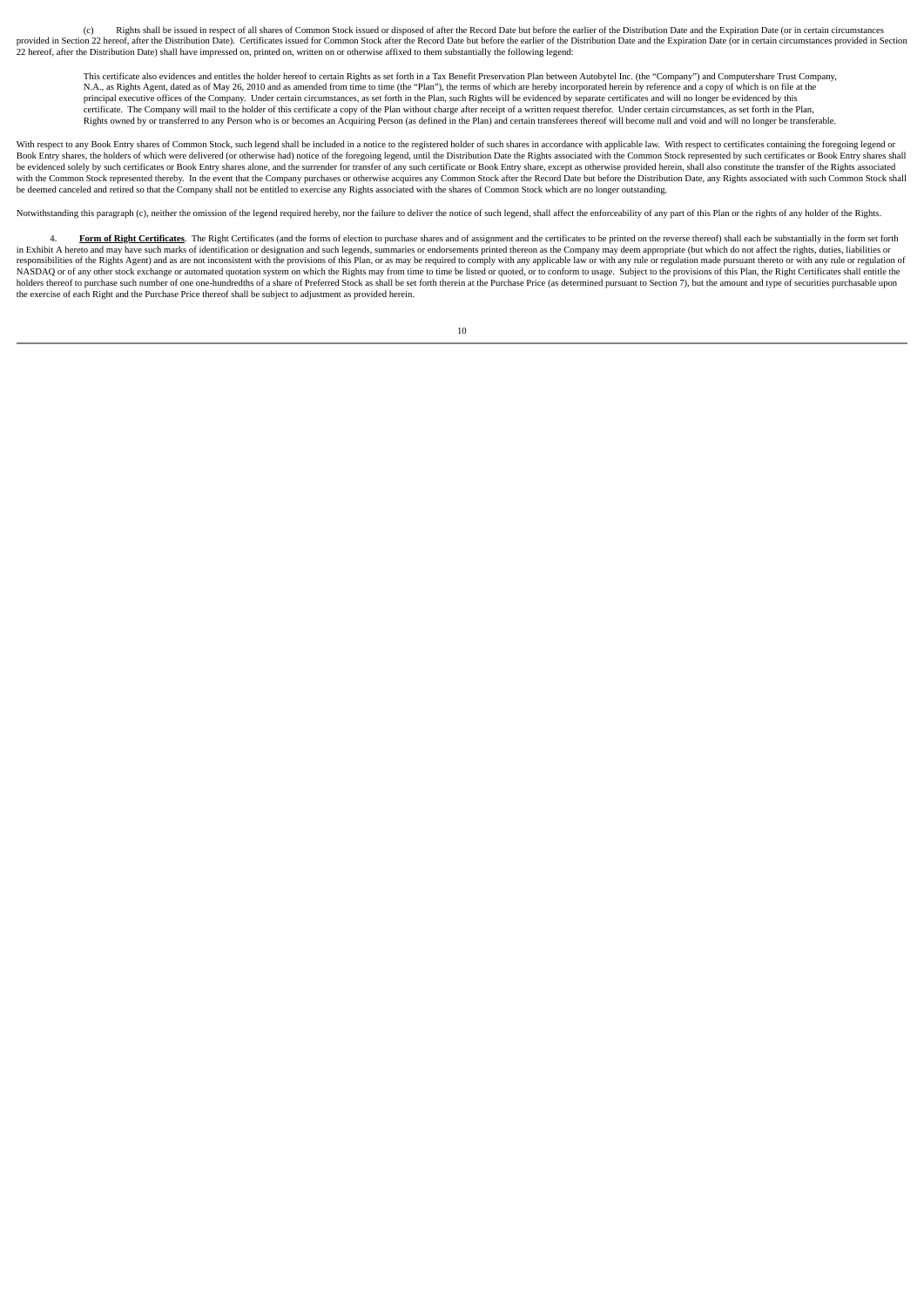(c) Rights shall be issued in respect of all shares of Common Stock issued or disposed of after the Record Date but before the earlier of the Distribution Date and the Expiration Date (or in certain circumstances provided in Section 22 hereof, after the Distribution Date). Certificates issued for Common Stock after the Record Date but before the earlier of the Distribution Date and the Expiration Date (or in certain circumstances provided in Section 22 hereof, after the Distribution Date) shall have impressed on, printed on, written on or otherwise affixed to them substantially the following legend:

> This certificate also evidences and entitles the holder hereof to certain Rights as set forth in a Tax Benefit Preservation Plan between Autobytel Inc. (the "Company") and Computershare Trust Company, N.A., as Rights Agent, dated as of May 26, 2010 and as amended from time to time (the "Plan"), the terms of which are hereby incorporated herein by reference and a copy of which is on file at the principal executive offices of the Company. Under certain circumstances, as set forth in the Plan, such Rights will be evidenced by separate certificates and will no longer be evidenced by this certificate. The Company will mail to the holder of this certificate a copy of the Plan without charge after receipt of a written request therefor. Under certain circumstances, as set forth in the Plan, Rights owned by or transferred to any Person who is or becomes an Acquiring Person (as defined in the Plan) and certain transferees thereof will become null and void and will no longer be transferable.

With respect to any Book Entry shares of Common Stock, such legend shall be included in a notice to the registered holder of such shares in accordance with applicable law. With respect to certificates containing the foregoing legend or Book Entry shares, the holders of which were delivered (or otherwise had) notice of the foregoing legend, until the Distribution Date the Rights associated with the Common Stock represented by such certificates or Book Entry shares shall be evidenced solely by such certificates or Book Entry shares alone, and the surrender for transfer of any such certificate or Book Entry share, except as otherwise provided herein, shall also constitute the transfer of the Rights associated with the Common Stock represented thereby. In the event that the Company purchases or otherwise acquires any Common Stock after the Record Date but before the Distribution Date, any Rights associated with such Common Stock shall be deemed canceled and retired so that the Company shall not be entitled to exercise any Rights associated with the shares of Common Stock which are no longer outstanding.

Notwithstanding this paragraph (c), neither the omission of the legend required hereby, nor the failure to deliver the notice of such legend, shall affect the enforceability of any part of this Plan or the rights of any holder of the Rights.

4. **Form of Right Certificates**. The Right Certificates (and the forms of election to purchase shares and of assignment and the certificates to be printed on the reverse thereof) shall each be substantially in the form set forth in Exhibit A hereto and may have such marks of identification or designation and such legends, summaries or endorsements printed thereon as the Company may deem appropriate (but which do not affect the rights, duties, liabilities or responsibilities of the Rights Agent) and as are not inconsistent with the provisions of this Plan, or as may be required to comply with any applicable law or with any rule or regulation made pursuant thereto or with any rule or regulation of NASDAQ or of any other stock exchange or automated quotation system on which the Rights may from time to time be listed or quoted, or to conform to usage. Subject to the provisions of this Plan, the Right Certificates shall entitle the holders thereof to purchase such number of one one-hundredths of a share of Preferred Stock as shall be set forth therein at the Purchase Price (as determined pursuant to Section 7), but the amount and type of securities purchasable upon the exercise of each Right and the Purchase Price thereof shall be subject to adjustment as provided herein.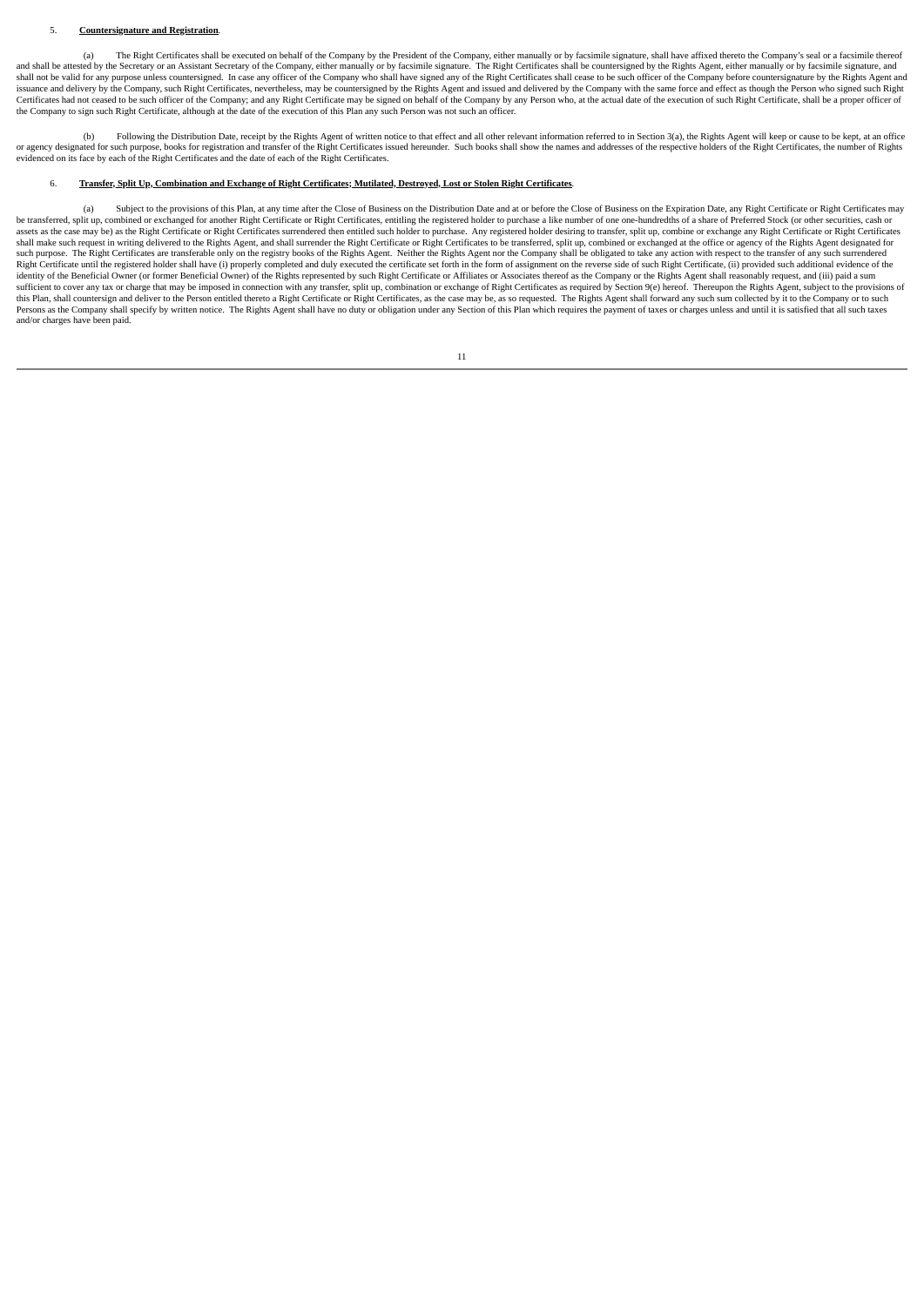5. **Countersignature and Registration**.

(a) The Right Certificates shall be executed on behalf of the Company by the President of the Company, either manually or by facsimile signature, shall have affixed thereto the Company's seal or a facsimile thereof and shall be attested by the Secretary or an Assistant Secretary of the Company, either manually or by facsimile signature. The Right Certificates shall be countersigned by the Rights Agent, either manually or by facsimile signature, and shall not be valid for any purpose unless countersigned. In case any officer of the Company who shall have signed any of the Right Certificates shall cease to be such officer of the Company before countersignature by the Rights Agent and issuance and delivery by the Company, such Right Certificates, nevertheless, may be countersigned by the Rights Agent and issued and delivered by the Company with the same force and effect as though the Person who signed such Right Certificates had not ceased to be such officer of the Company; and any Right Certificate may be signed on behalf of the Company by any Person who, at the actual date of the execution of such Right Certificate, shall be a proper officer of the Company to sign such Right Certificate, although at the date of the execution of this Plan any such Person was not such an officer.

(b) Following the Distribution Date, receipt by the Rights Agent of written notice to that effect and all other relevant information referred to in Section 3(a), the Rights Agent will keep or cause to be kept, at an office or agency designated for such purpose, books for registration and transfer of the Right Certificates issued hereunder. Such books shall show the names and addresses of the respective holders of the Right Certificates, the number of Rights evidenced on its face by each of the Right Certificates and the date of each of the Right Certificates.

6. **Transfer, Split Up, Combination and Exchange of Right Certificates; Mutilated, Destroyed, Lost or Stolen Right Certificates**.

(a) Subject to the provisions of this Plan, at any time after the Close of Business on the Distribution Date and at or before the Close of Business on the Expiration Date, any Right Certificate or Right Certificates may be transferred, split up, combined or exchanged for another Right Certificate or Right Certificates, entitling the registered holder to purchase a like number of one one-hundredths of a share of Preferred Stock (or other securities, cash or assets as the case may be) as the Right Certificate or Right Certificates surrendered then entitled such holder to purchase. Any registered holder desiring to transfer, split up, combine or exchange any Right Certificate or Right Certificates shall make such request in writing delivered to the Rights Agent, and shall surrender the Right Certificate or Right Certificates to be transferred, split up, combined or exchanged at the office or agency of the Rights Agent designated for such purpose. The Right Certificates are transferable only on the registry books of the Rights Agent. Neither the Rights Agent nor the Company shall be obligated to take any action with respect to the transfer of any such surrendered Right Certificate until the registered holder shall have (i) properly completed and duly executed the certificate set forth in the form of assignment on the reverse side of such Right Certificate, (ii) provided such additional evidence of the identity of the Beneficial Owner (or former Beneficial Owner) of the Rights represented by such Right Certificate or Affiliates or Associates thereof as the Company or the Rights Agent shall reasonably request, and (iii) paid a sum sufficient to cover any tax or charge that may be imposed in connection with any transfer, split up, combination or exchange of Right Certificates as required by Section 9(e) hereof. Thereupon the Rights Agent, subject to the provisions of this Plan, shall countersign and deliver to the Person entitled thereto a Right Certificate or Right Certificates, as the case may be, as so requested. The Rights Agent shall forward any sum collected by it to the Company or to such Persons as the Company shall specify by written notice. The Rights Agent shall have no duty or obligation under any Section of this Plan which requires the payment of taxes or charges unless and until it is satisfied that all such taxes and/or charges have been paid.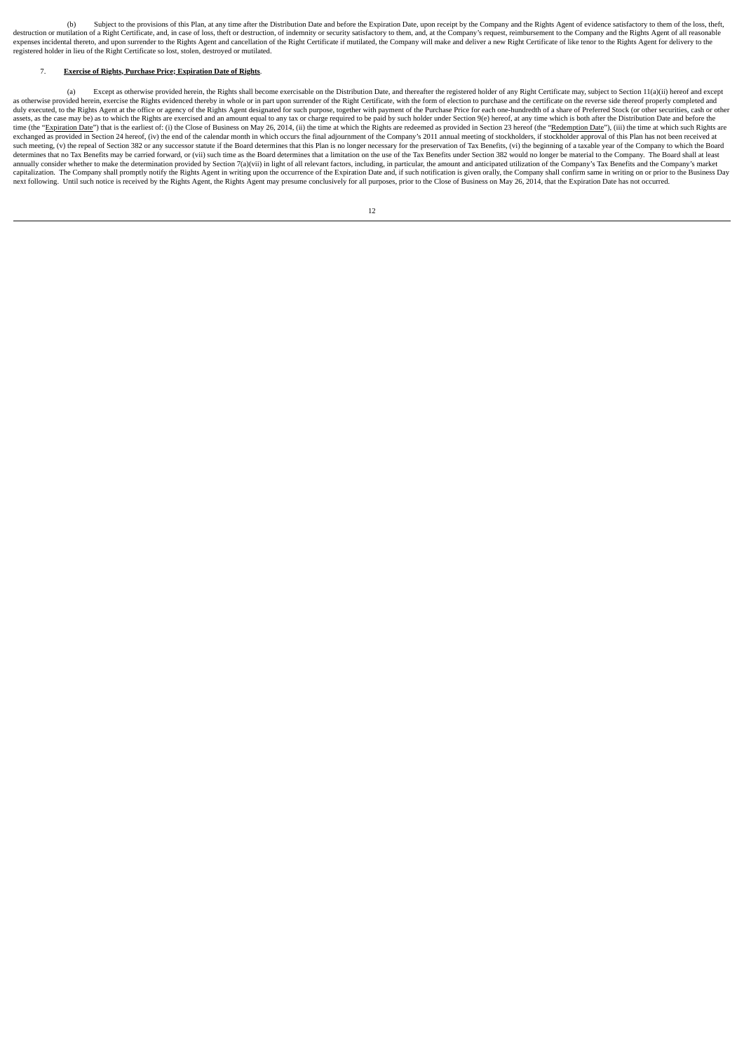(b) Subject to the provisions of this Plan, at any time after the Distribution Date and before the Expiration Date, upon receipt by the Company and the Rights Agent of evidence satisfactory to them of the loss, theft, destruction or mutilation of a Right Certificate, and, in case of loss, theft or destruction, of indemnity or security satisfactory to them, and, at the Company's request, reimbursement to the Company and the Rights Agent of all reasonable expenses incidental thereto, and upon surrender to the Rights Agent and cancellation of the Right Certificate if mutilated, the Company will make and deliver a new Right Certificate of like tenor to the Rights Agent for delivery to the registered holder in lieu of the Right Certificate so lost, stolen, destroyed or mutilated.

7. **Exercise of Rights, Purchase Price; Expiration Date of Rights**.

(a) Except as otherwise provided herein, the Rights shall become exercisable on the Distribution Date, and thereafter the registered holder of any Right Certificate may, subject to Section 11(a)(ii) hereof and except as otherwise provided herein, exercise the Rights evidenced thereby in whole or in part upon surrender of the Right Certificate, with the form of election to purchase and the certificate on the reverse side thereof properly completed and duly executed, to the Rights Agent at the office or agency of the Rights Agent designated for such purpose, together with payment of the Purchase Price for each one-hundredth of a share of Preferred Stock (or other securities, cash or other assets, as the case may be) as to which the Rights are exercised and an amount equal to any tax or charge required to be paid by such holder under Section 9(e) hereof, at any time which is both after the Distribution Date and before the time (the "Expiration Date") that is the earliest of: (i) the Close of Business on May 26, 2014, (ii) the time at which the Rights are redeemed as provided in Section 23 hereof (the "Redemption Date"), (iii) the time at which such Rights are exchanged as provided in Section 24 hereof, (iv) the end of the calendar month in which occurs the final adjournment of the Company's 2011 annual meeting of stockholders, if stockholder approval of this Plan has not been received at such meeting, (v) the repeal of Section 382 or any successor statute if the Board determines that this Plan is no longer necessary for the preservation of Tax Benefits, (vi) the beginning of a taxable year of the Company to which the Board determines that no Tax Benefits may be carried forward, or (vii) such time as the Board determines that a limitation on the use of the Tax Benefits under Section 382 would no longer be material to the Company. The Board shall at least annually consider whether to make the determination provided by Section 7(a)(vii) in light of all relevant factors, including, in particular, the amount and anticipated utilization of the Company's Tax Benefits and the Company's market capitalization. The Company shall promptly notify the Rights Agent in writing upon the occurrence of the Expiration Date and, if such notification is given orally, the Company shall confirm same in writing on or prior to the Business Day next following. Until such notice is received by the Rights Agent, the Rights Agent may presume conclusively for all purposes, prior to the Close of Business on May 26, 2014, that the Expiration Date has not occurred.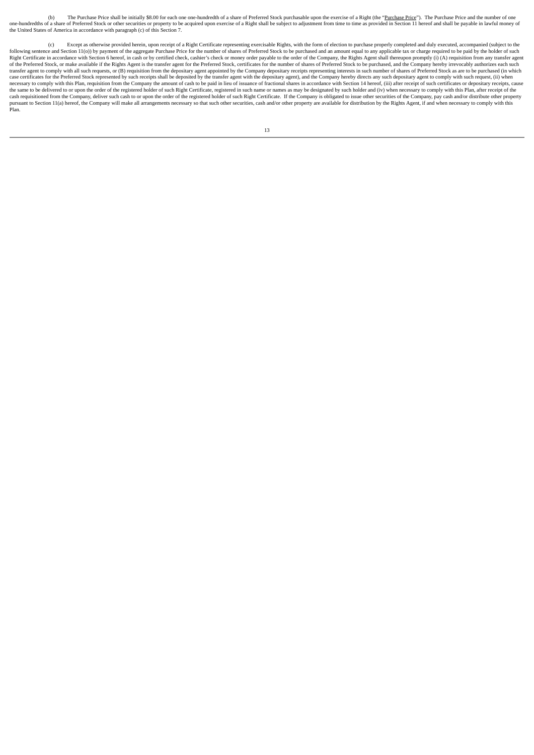(b) The Purchase Price shall be initially $8.00 for each one one-hundredth of a share of Preferred Stock purchasable upon the exercise of a Right (the "Purchase Price"). The Purchase Price and the number of one one-hundredths of a share of Preferred Stock or other securities or property to be acquired upon exercise of a Right shall be subject to adjustment from time to time as provided in Section 11 hereof and shall be payable in lawful money of the United States of America in accordance with paragraph (c) of this Section 7.

(c) Except as otherwise provided herein, upon receipt of a Right Certificate representing exercisable Rights, with the form of election to purchase properly completed and duly executed, accompanied (subject to the following sentence and Section 11(o)) by payment of the aggregate Purchase Price for the number of shares of Preferred Stock to be purchased and an amount equal to any applicable tax or charge required to be paid by the holder of such Right Certificate in accordance with Section 6 hereof, in cash or by certified check, cashier's check or money order payable to the order of the Company, the Rights Agent shall thereupon promptly (i) (A) requisition from any transfer agent of the Preferred Stock, or make available if the Rights Agent is the transfer agent for the Preferred Stock, certificates for the number of shares of Preferred Stock to be purchased, and the Company hereby irrevocably authorizes each such transfer agent to comply with all such requests, or (B) requisition from the depositary agent appointed by the Company depositary receipts representing interests in such number of shares of Preferred Stock as are to be purchased (in which case certificates for the Preferred Stock represented by such receipts shall be deposited by the transfer agent with the depositary agent), and the Company hereby directs any such depositary agent to comply with such request, (ii) when necessary to comply with this Plan, requisition from the Company the amount of cash to be paid in lieu of issuance of fractional shares in accordance with Section 14 hereof, (iii) after receipt of such certificates or depositary receipts, cause the same to be delivered to or upon the order of the registered holder of such Right Certificate, registered in such name or names as may be designated by such holder and (iv) when necessary to comply with this Plan, after receipt of the cash requisitioned from the Company, deliver such cash to or upon the order of the registered holder of such Right Certificate. If the Company is obligated to issue other securities of the Company, pay cash and/or distribute other property pursuant to Section 11(a) hereof, the Company will make all arrangements necessary so that such other securities, cash and/or other property are available for distribution by the Rights Agent, if and when necessary to comply with this Plan.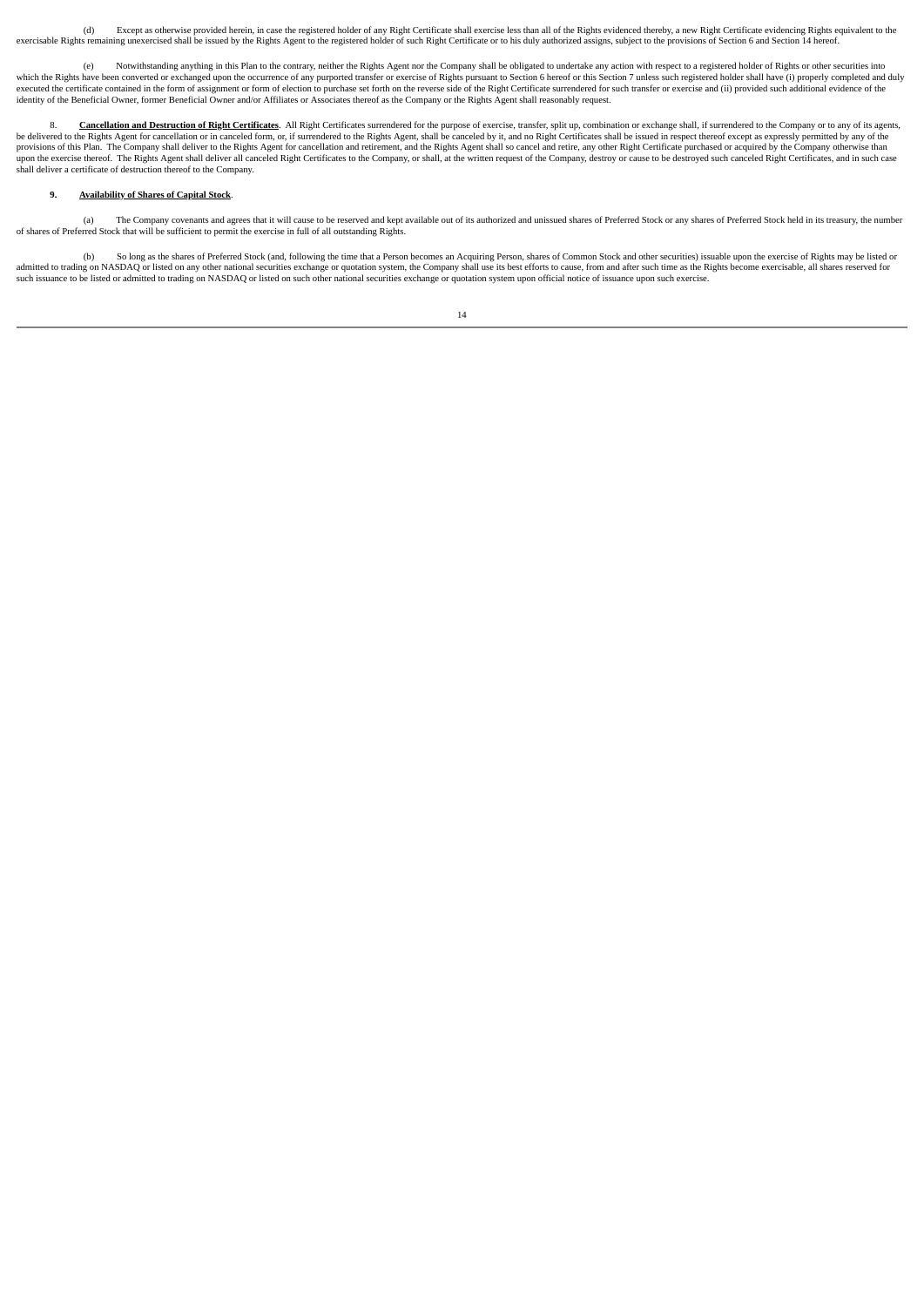(d) Except as otherwise provided herein, in case the registered holder of any Right Certificate shall exercise less than all of the Rights evidenced thereby, a new Right Certificate evidencing Rights equivalent to the exercisable Rights remaining unexercised shall be issued by the Rights Agent to the registered holder of such Right Certificate or to his duly authorized assigns, subject to the provisions of Section 6 and Section 14 hereof.

(e) Notwithstanding anything in this Plan to the contrary, neither the Rights Agent nor the Company shall be obligated to undertake any action with respect to a registered holder of Rights or other securities into which the Rights have been converted or exchanged upon the occurrence of any purported transfer or exercise of Rights pursuant to Section 6 hereof or this Section 7 unless such registered holder shall have (i) properly completed and duly executed the certificate contained in the form of assignment or form of election to purchase set forth on the reverse side of the Right Certificate surrendered for such transfer or exercise and (ii) provided such additional evidence of the identity of the Beneficial Owner, former Beneficial Owner and/or Affiliates or Associates thereof as the Company or the Rights Agent shall reasonably request.

8. **Cancellation and Destruction of Right Certificates**. All Right Certificates surrendered for the purpose of exercise, transfer, split up, combination or exchange shall, if surrendered to the Company or to any of its agents, be delivered to the Rights Agent for cancellation or in canceled form, or, if surrendered to the Rights Agent, shall be canceled by it, and no Right Certificates shall be issued in respect thereof except as expressly permitted by any of the provisions of this Plan. The Company shall deliver to the Rights Agent for cancellation and retirement, and the Rights Agent shall so cancel and retire, any other Right Certificate purchased or acquired by the Company otherwise than upon the exercise thereof. The Rights Agent shall deliver all canceled Right Certificates to the Company, or shall, at the written request of the Company, destroy or cause to be destroyed such canceled Right Certificates, and in such case shall deliver a certificate of destruction thereof to the Company.

**9. Availability of Shares of Capital Stock**.

(a) The Company covenants and agrees that it will cause to be reserved and kept available out of its authorized and unissued shares of Preferred Stock or any shares of Preferred Stock held in its treasury, the number of shares of Preferred Stock that will be sufficient to permit the exercise in full of all outstanding Rights.

(b) So long as the shares of Preferred Stock (and, following the time that a Person becomes an Acquiring Person, shares of Common Stock and other securities) issuable upon the exercise of Rights may be listed or admitted to trading on NASDAQ or listed on any other national securities exchange or quotation system, the Company shall use its best efforts to cause, from and after such time as the Rights become exercisable, all shares reserved for such issuance to be listed or admitted to trading on NASDAQ or listed on such other national securities exchange or quotation system upon official notice of issuance upon such exercise.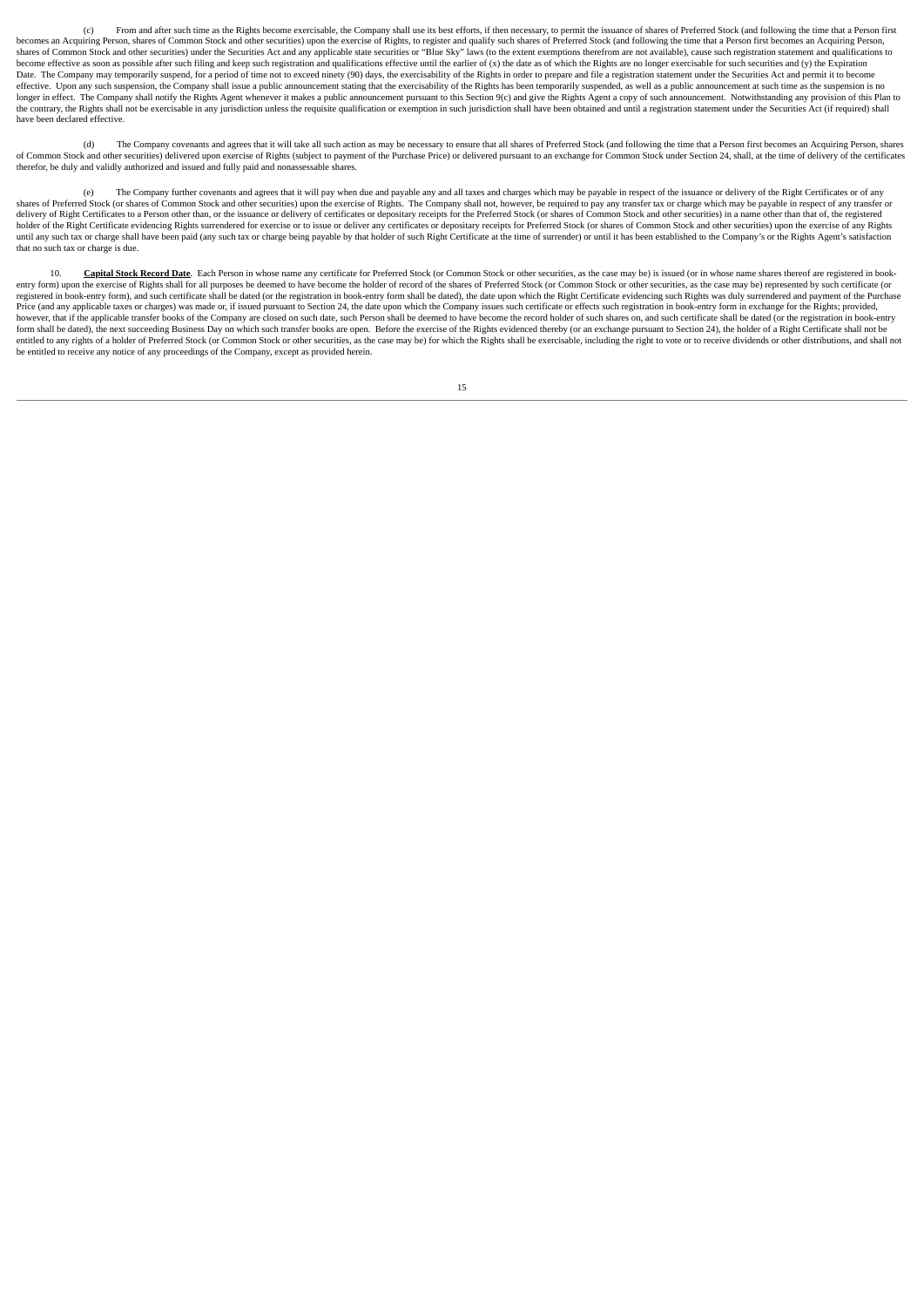(c) From and after such time as the Rights become exercisable, the Company shall use its best efforts, if then necessary, to permit the issuance of shares of Preferred Stock (and following the time that a Person first becomes an Acquiring Person, shares of Common Stock and other securities) upon the exercise of Rights, to register and qualify such shares of Preferred Stock (and following the time that a Person first becomes an Acquiring Person, shares of Common Stock and other securities) under the Securities Act and any applicable state securities or "Blue Sky" laws (to the extent exemptions therefrom are not available), cause such registration statement and qualifications to become effective as soon as possible after such filing and keep such registration and qualifications effective until the earlier of (x) the date as of which the Rights are no longer exercisable for such securities and (y) the Expiration Date. The Company may temporarily suspend, for a period of time not to exceed ninety (90) days, the exercisability of the Rights in order to prepare and file a registration statement under the Securities Act and permit it to become effective. Upon any such suspension, the Company shall issue a public announcement stating that the exercisability of the Rights has been temporarily suspended, as well as a public announcement at such time as the suspension is no longer in effect. The Company shall notify the Rights Agent whenever it makes a public announcement pursuant to this Section 9(c) and give the Rights Agent a copy of such announcement. Notwithstanding any provision of this Plan to the contrary, the Rights shall not be exercisable in any jurisdiction unless the requisite qualification or exemption in such jurisdiction shall have been obtained and until a registration statement under the Securities Act (if required) shall have been declared effective.

(d) The Company covenants and agrees that it will take all such action as may be necessary to ensure that all shares of Preferred Stock (and following the time that a Person first becomes an Acquiring Person, shares of Common Stock and other securities) delivered upon exercise of Rights (subject to payment of the Purchase Price) or delivered pursuant to an exchange for Common Stock under Section 24, shall, at the time of delivery of the certificates therefor, be duly and validly authorized and issued and fully paid and nonassessable shares.

(e) The Company further covenants and agrees that it will pay when due and payable any and all taxes and charges which may be payable in respect of the issuance or delivery of the Right Certificates or of any shares of Preferred Stock (or shares of Common Stock and other securities) upon the exercise of Rights. The Company shall not, however, be required to pay any transfer tax or charge which may be payable in respect of any transfer or delivery of Right Certificates to a Person other than, or the issuance or delivery of certificates or depositary receipts for the Preferred Stock (or shares of Common Stock and other securities) in a name other than that of, the registered holder of the Right Certificate evidencing Rights surrendered for exercise or to issue or deliver any certificates or depositary receipts for Preferred Stock (or shares of Common Stock and other securities) upon the exercise of any Rights until any such tax or charge shall have been paid (any such tax or charge being payable by that holder of such Right Certificate at the time of surrender) or until it has been established to the Company's or the Rights Agent's satisfaction that no such tax or charge is due.

10. **Capital Stock Record Date**. Each Person in whose name any certificate for Preferred Stock (or Common Stock or other securities, as the case may be) is issued (or in whose name shares thereof are registered in book-entry form) upon the exercise of Rights shall for all purposes be deemed to have become the holder of record of the shares of Preferred Stock (or Common Stock or other securities, as the case may be) represented by such certificate (or registered in book-entry form), and such certificate shall be dated (or the registration in book-entry form shall be dated), the date upon which the Right Certificate evidencing such Rights was duly surrendered and payment of the Purchase Price (and any applicable taxes or charges) was made or, if issued pursuant to Section 24, the date upon which the Company issues such certificate or effects such registration in book-entry form in exchange for the Rights; provided, however, that if the applicable transfer books of the Company are closed on such date, such Person shall be deemed to have become the record holder of such shares on, and such certificate shall be dated (or the registration in book-entry form shall be dated), the next succeeding Business Day on which such transfer books are open. Before the exercise of the Rights evidenced thereby (or an exchange pursuant to Section 24), the holder of a Right Certificate shall not be entitled to any rights of a holder of Preferred Stock (or Common Stock or other securities, as the case may be) for which the Rights shall be exercisable, including the right to vote or to receive dividends or other distributions, and shall not be entitled to receive any notice of any proceedings of the Company, except as provided herein.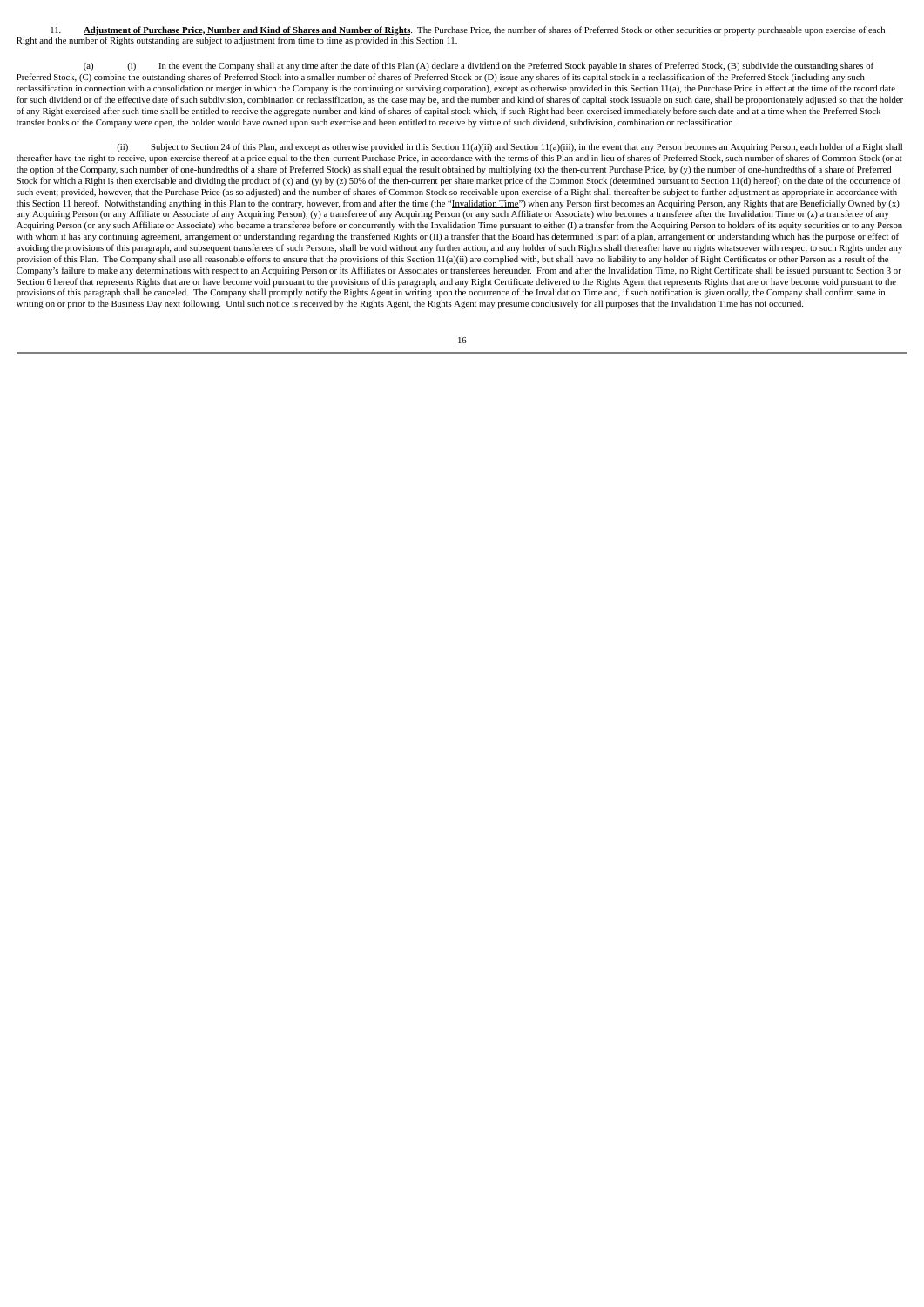11. **Adjustment of Purchase Price, Number and Kind of Shares and Number of Rights**. The Purchase Price, the number of shares of Preferred Stock or other securities or property purchasable upon exercise of each Right and the number of Rights outstanding are subject to adjustment from time to time as provided in this Section 11.

(a) (i) In the event the Company shall at any time after the date of this Plan (A) declare a dividend on the Preferred Stock payable in shares of Preferred Stock, (B) subdivide the outstanding shares of Preferred Stock, (C) combine the outstanding shares of Preferred Stock into a smaller number of shares of Preferred Stock or (D) issue any shares of its capital stock in a reclassification of the Preferred Stock (including any such reclassification in connection with a consolidation or merger in which the Company is the continuing or surviving corporation), except as otherwise provided in this Section 11(a), the Purchase Price in effect at the time of the record date for such dividend or of the effective date of such subdivision, combination or reclassification, as the case may be, and the number and kind of shares of capital stock issuable on such date, shall be proportionately adjusted so that the holder of any Right exercised after such time shall be entitled to receive the aggregate number and kind of shares of capital stock which, if such Right had been exercised immediately before such date and at a time when the Preferred Stock transfer books of the Company were open, the holder would have owned upon such exercise and been entitled to receive by virtue of such dividend, subdivision, combination or reclassification.

(ii) Subject to Section 24 of this Plan, and except as otherwise provided in this Section 11(a)(ii) and Section 11(a)(iii), in the event that any Person becomes an Acquiring Person, each holder of a Right shall thereafter have the right to receive, upon exercise thereof at a price equal to the then-current Purchase Price, in accordance with the terms of this Plan and in lieu of shares of Preferred Stock, such number of shares of Common Stock (or at the option of the Company, such number of one-hundredths of a share of Preferred Stock) as shall equal the result obtained by multiplying (x) the then-current Purchase Price, by (y) the number of one-hundredths of a share of Preferred Stock for which a Right is then exercisable and dividing the product of (x) and (y) by (z) 50% of the then-current per share market price of the Common Stock (determined pursuant to Section 11(d) hereof) on the date of the occurrence of such event; provided, however, that the Purchase Price (as so adjusted) and the number of shares of Common Stock so receivable upon exercise of a Right shall thereafter be subject to further adjustment as appropriate in accordance with this Section 11 hereof. Notwithstanding anything in this Plan to the contrary, however, from and after the time (the "Invalidation Time") when any Person first becomes an Acquiring Person, any Rights that are Beneficially Owned by (x) any Acquiring Person (or any Affiliate or Associate of any Acquiring Person), (y) a transferee of any Acquiring Person (or any such Affiliate or Associate) who becomes a transferee after the Invalidation Time or (z) a transferee of any Acquiring Person (or any such Affiliate or Associate) who became a transferee before or concurrently with the Invalidation Time pursuant to either (I) a transfer from the Acquiring Person to holders of its equity securities or to any Person with whom it has any continuing agreement, arrangement or understanding regarding the transferred Rights or (II) a transfer that the Board has determined is part of a plan, arrangement or understanding which has the purpose or effect of avoiding the provisions of this paragraph, and subsequent transferees of such Persons, shall be void without any further action, and any holder of such Rights shall thereafter have no rights whatsoever with respect to such Rights under any provision of this Plan. The Company shall use all reasonable efforts to ensure that the provisions of this Section 11(a)(ii) are complied with, but shall have no liability to any holder of Right Certificates or other Person as a result of the Company's failure to make any determinations with respect to an Acquiring Person or its Affiliates or Associates or transferees hereunder. From and after the Invalidation Time, no Right Certificate shall be issued pursuant to Section 3 or Section 6 hereof that represents Rights that are or have become void pursuant to the provisions of this paragraph, and any Right Certificate delivered to the Rights Agent that represents Rights that are or have become void pursuant to the provisions of this paragraph shall be canceled. The Company shall promptly notify the Rights Agent in writing upon the occurrence of the Invalidation Time and, if such notification is given orally, the Company shall confirm same in writing on or prior to the Business Day next following. Until such notice is received by the Rights Agent, the Rights Agent may presume conclusively for all purposes that the Invalidation Time has not occurred.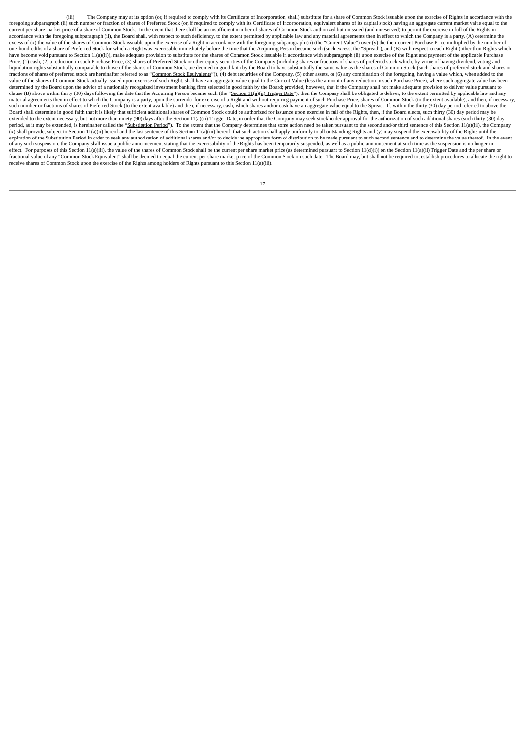(iii) The Company may at its option (or, if required to comply with its Certificate of Incorporation, shall) substitute for a share of Common Stock issuable upon the exercise of Rights in accordance with the foregoing subparagraph (ii) such number or fraction of shares of Preferred Stock (or, if required to comply with its Certificate of Incorporation, equivalent shares of its capital stock) having an aggregate current market value equal to the current per share market price of a share of Common Stock. In the event that there shall be an insufficient number of shares of Common Stock authorized but unissued (and unreserved) to permit the exercise in full of the Rights in accordance with the foregoing subparagraph (ii), the Board shall, with respect to such deficiency, to the extent permitted by applicable law and any material agreements then in effect to which the Company is a party, (A) determine the excess of (x) the value of the shares of Common Stock issuable upon the exercise of a Right in accordance with the foregoing subparagraph (ii) (the "Current Value") over (y) the then-current Purchase Price multiplied by the number of one-hundredths of a share of Preferred Stock for which a Right was exercisable immediately before the time that the Acquiring Person became such (such excess, the "Spread"), and (B) with respect to each Right (other than Rights which have become void pursuant to Section 11(a)(ii)), make adequate provision to substitute for the shares of Common Stock issuable in accordance with subparagraph (ii) upon exercise of the Right and payment of the applicable Purchase Price, (1) cash, (2) a reduction in such Purchase Price, (3) shares of Preferred Stock or other equity securities of the Company (including shares or fractions of shares of preferred stock which, by virtue of having dividend, voting and liquidation rights substantially comparable to those of the shares of Common Stock, are deemed in good faith by the Board to have substantially the same value as the shares of Common Stock (such shares of preferred stock and shares or fractions of shares of preferred stock are hereinafter referred to as "Common Stock Equivalents")), (4) debt securities of the Company, (5) other assets, or (6) any combination of the foregoing, having a value which, when added to the value of the shares of Common Stock actually issued upon exercise of such Right, shall have an aggregate value equal to the Current Value (less the amount of any reduction in such Purchase Price), where such aggregate value has been determined by the Board upon the advice of a nationally recognized investment banking firm selected in good faith by the Board; provided, however, that if the Company shall not make adequate provision to deliver value pursuant to clause (B) above within thirty (30) days following the date that the Acquiring Person became such (the "Section 11(a)(ii) Trigger Date"), then the Company shall be obligated to deliver, to the extent permitted by applicable law and any material agreements then in effect to which the Company is a party, upon the surrender for exercise of a Right and without requiring payment of such Purchase Price, shares of Common Stock (to the extent available), and then, if necessary, such number or fractions of shares of Preferred Stock (to the extent available) and then, if necessary, cash, which shares and/or cash have an aggregate value equal to the Spread. If, within the thirty (30) day period referred to above the Board shall determine in good faith that it is likely that sufficient additional shares of Common Stock could be authorized for issuance upon exercise in full of the Rights, then, if the Board elects, such thirty (30) day period may be extended to the extent necessary, but not more than ninety (90) days after the Section 11(a)(ii) Trigger Date, in order that the Company may seek stockholder approval for the authorization of such additional shares (such thirty (30) day period, as it may be extended, is hereinafter called the "Substitution Period"). To the extent that the Company determines that some action need be taken pursuant to the second and/or third sentence of this Section 11(a)(iii), the Company (x) shall provide, subject to Section 11(a)(ii) hereof and the last sentence of this Section 11(a)(iii) hereof, that such action shall apply uniformly to all outstanding Rights and (y) may suspend the exercisability of the Rights until the expiration of the Substitution Period in order to seek any authorization of additional shares and/or to decide the appropriate form of distribution to be made pursuant to such second sentence and to determine the value thereof. In the event of any such suspension, the Company shall issue a public announcement stating that the exercisability of the Rights has been temporarily suspended, as well as a public announcement at such time as the suspension is no longer in effect. For purposes of this Section 11(a)(iii), the value of the shares of Common Stock shall be the current per share market price (as determined pursuant to Section 11(d)(i)) on the Section 11(a)(ii) Trigger Date and the per share or fractional value of any "Common Stock Equivalent" shall be deemed to equal the current per share market price of the Common Stock on such date. The Board may, but shall not be required to, establish procedures to allocate the right to receive shares of Common Stock upon the exercise of the Rights among holders of Rights pursuant to this Section 11(a)(iii).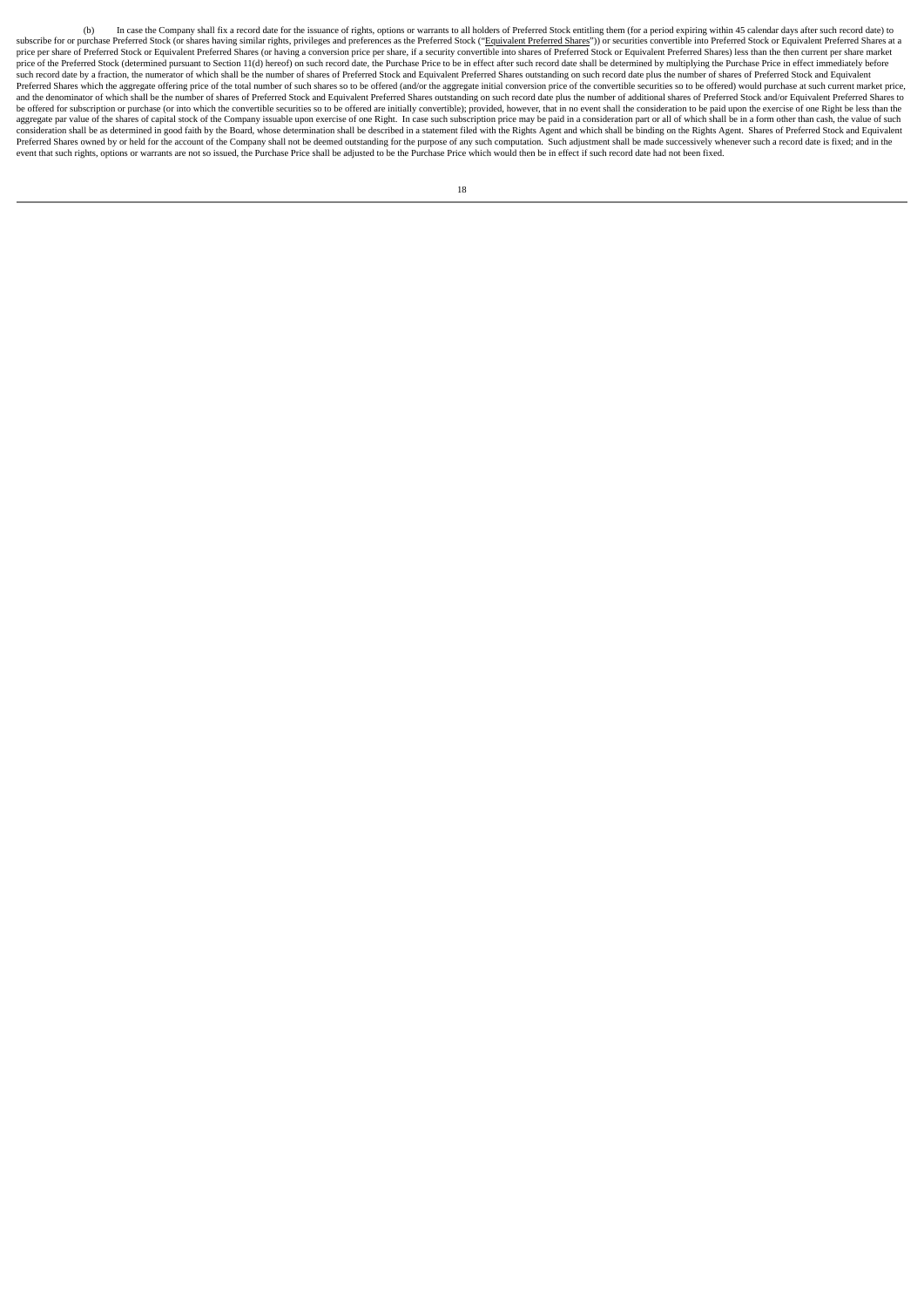(b) In case the Company shall fix a record date for the issuance of rights, options or warrants to all holders of Preferred Stock entitling them (for a period expiring within 45 calendar days after such record date) to subscribe for or purchase Preferred Stock (or shares having similar rights, privileges and preferences as the Preferred Stock ("Equivalent Preferred Shares")) or securities convertible into Preferred Stock or Equivalent Preferred Shares at a price per share of Preferred Stock or Equivalent Preferred Shares (or having a conversion price per share, if a security convertible into shares of Preferred Stock or Equivalent Preferred Shares) less than the then current per share market price of the Preferred Stock (determined pursuant to Section 11(d) hereof) on such record date, the Purchase Price to be in effect after such record date shall be determined by multiplying the Purchase Price in effect immediately before such record date by a fraction, the numerator of which shall be the number of shares of Preferred Stock and Equivalent Preferred Shares outstanding on such record date plus the number of shares of Preferred Stock and Equivalent Preferred Shares which the aggregate offering price of the total number of such shares so to be offered (and/or the aggregate initial conversion price of the convertible securities so to be offered) would purchase at such current market price, and the denominator of which shall be the number of shares of Preferred Stock and Equivalent Preferred Shares outstanding on such record date plus the number of additional shares of Preferred Stock and/or Equivalent Preferred Shares to be offered for subscription or purchase (or into which the convertible securities so to be offered are initially convertible); provided, however, that in no event shall the consideration to be paid upon the exercise of one Right be less than the aggregate par value of the shares of capital stock of the Company issuable upon exercise of one Right. In case such subscription price may be paid in a consideration part or all of which shall be in a form other than cash, the value of such consideration shall be as determined in good faith by the Board, whose determination shall be described in a statement filed with the Rights Agent and which shall be binding on the Rights Agent. Shares of Preferred Stock and Equivalent Preferred Shares owned by or held for the account of the Company shall not be deemed outstanding for the purpose of any such computation. Such adjustment shall be made successively whenever such a record date is fixed; and in the event that such rights, options or warrants are not so issued, the Purchase Price shall be adjusted to be the Purchase Price which would then be in effect if such record date had not been fixed.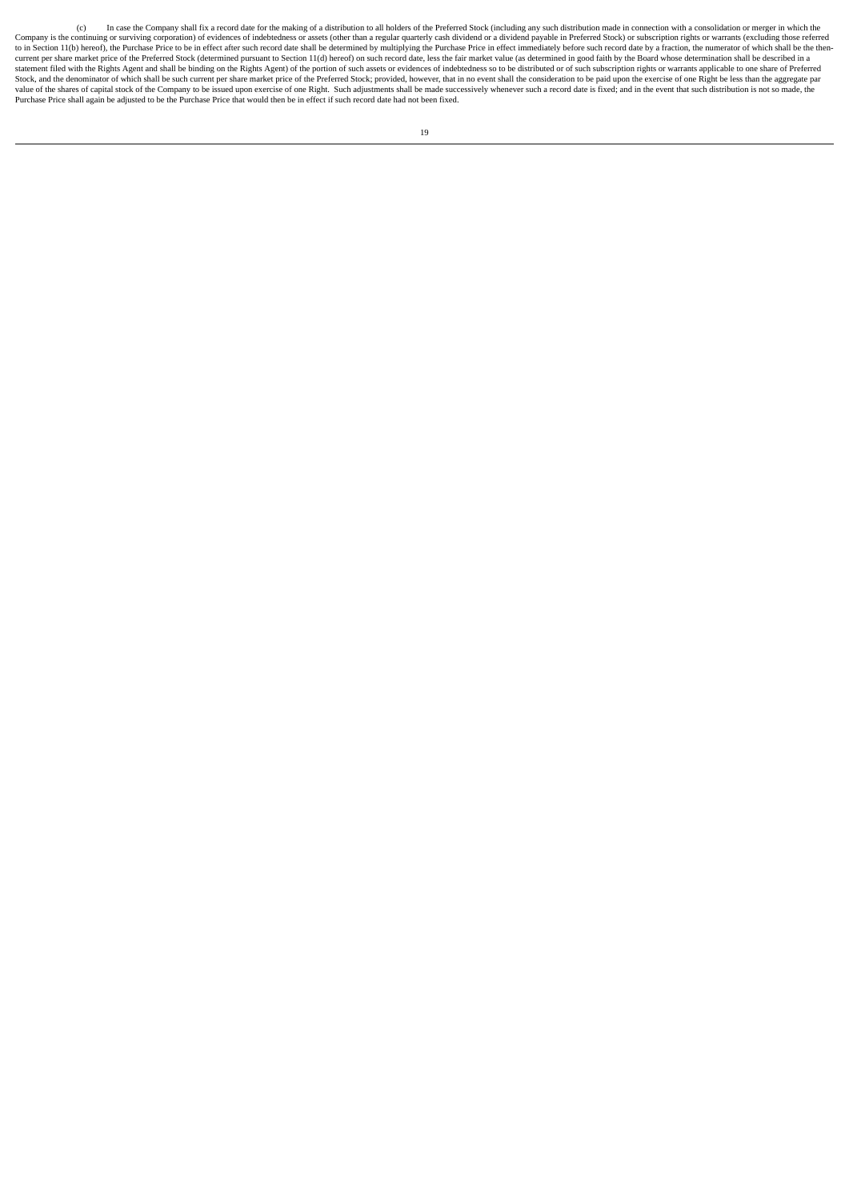(c) In case the Company shall fix a record date for the making of a distribution to all holders of the Preferred Stock (including any such distribution made in connection with a consolidation or merger in which the Company is the continuing or surviving corporation) of evidences of indebtedness or assets (other than a regular quarterly cash dividend or a dividend payable in Preferred Stock) or subscription rights or warrants (excluding those referred to in Section 11(b) hereof), the Purchase Price to be in effect after such record date shall be determined by multiplying the Purchase Price in effect immediately before such record date by a fraction, the numerator of which shall be the then-current per share market price of the Preferred Stock (determined pursuant to Section 11(d) hereof) on such record date, less the fair market value (as determined in good faith by the Board whose determination shall be described in a statement filed with the Rights Agent and shall be binding on the Rights Agent) of the portion of such assets or evidences of indebtedness so to be distributed or of such subscription rights or warrants applicable to one share of Preferred Stock, and the denominator of which shall be such current per share market price of the Preferred Stock; provided, however, that in no event shall the consideration to be paid upon the exercise of one Right be less than the aggregate par value of the shares of capital stock of the Company to be issued upon exercise of one Right. Such adjustments shall be made successively whenever such a record date is fixed; and in the event that such distribution is not so made, the Purchase Price shall again be adjusted to be the Purchase Price that would then be in effect if such record date had not been fixed.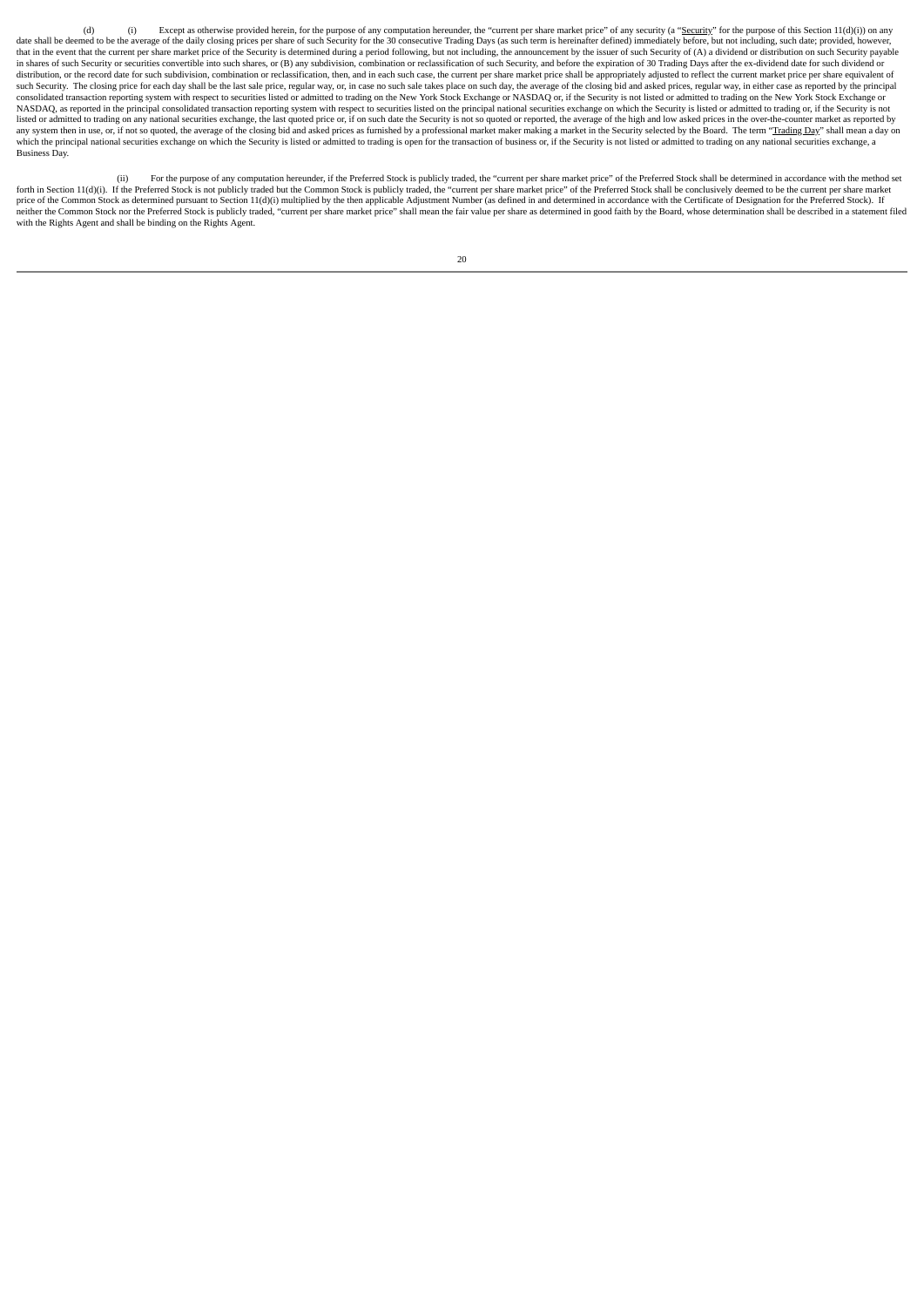(d) (i) Except as otherwise provided herein, for the purpose of any computation hereunder, the "current per share market price" of any security (a "Security" for the purpose of this Section 11(d)(i)) on any date shall be deemed to be the average of the daily closing prices per share of such Security for the 30 consecutive Trading Days (as such term is hereinafter defined) immediately before, but not including, such date; provided, however, that in the event that the current per share market price of the Security is determined during a period following, but not including, the announcement by the issuer of such Security of (A) a dividend or distribution on such Security payable in shares of such Security or securities convertible into such shares, or (B) any subdivision, combination or reclassification of such Security, and before the expiration of 30 Trading Days after the ex-dividend date for such dividend or distribution, or the record date for such subdivision, combination or reclassification, then, and in each such case, the current per share market price shall be appropriately adjusted to reflect the current market price per share equivalent of such Security. The closing price for each day shall be the last sale price, regular way, or, in case no such sale takes place on such day, the average of the closing bid and asked prices, regular way, in either case as reported by the principal consolidated transaction reporting system with respect to securities listed or admitted to trading on the New York Stock Exchange or NASDAQ or, if the Security is not listed or admitted to trading on the New York Stock Exchange or NASDAQ, as reported in the principal consolidated transaction reporting system with respect to securities listed on the principal national securities exchange on which the Security is listed or admitted to trading or, if the Security is not listed or admitted to trading on any national securities exchange, the last quoted price or, if on such date the Security is not so quoted or reported, the average of the high and low asked prices in the over-the-counter market as reported by any system then in use, or, if not so quoted, the average of the closing bid and asked prices as furnished by a professional market maker making a market in the Security selected by the Board. The term "Trading Day" shall mean a day on which the principal national securities exchange on which the Security is listed or admitted to trading is open for the transaction of business or, if the Security is not listed or admitted to trading on any national securities exchange, a Business Day.

(ii) For the purpose of any computation hereunder, if the Preferred Stock is publicly traded, the "current per share market price" of the Preferred Stock shall be determined in accordance with the method set forth in Section 11(d)(i). If the Preferred Stock is not publicly traded but the Common Stock is publicly traded, the "current per share market price" of the Preferred Stock shall be conclusively deemed to be the current per share market price of the Common Stock as determined pursuant to Section 11(d)(i) multiplied by the then applicable Adjustment Number (as defined in and determined in accordance with the Certificate of Designation for the Preferred Stock). If neither the Common Stock nor the Preferred Stock is publicly traded, "current per share market price" shall mean the fair value per share as determined in good faith by the Board, whose determination shall be described in a statement filed with the Rights Agent and shall be binding on the Rights Agent.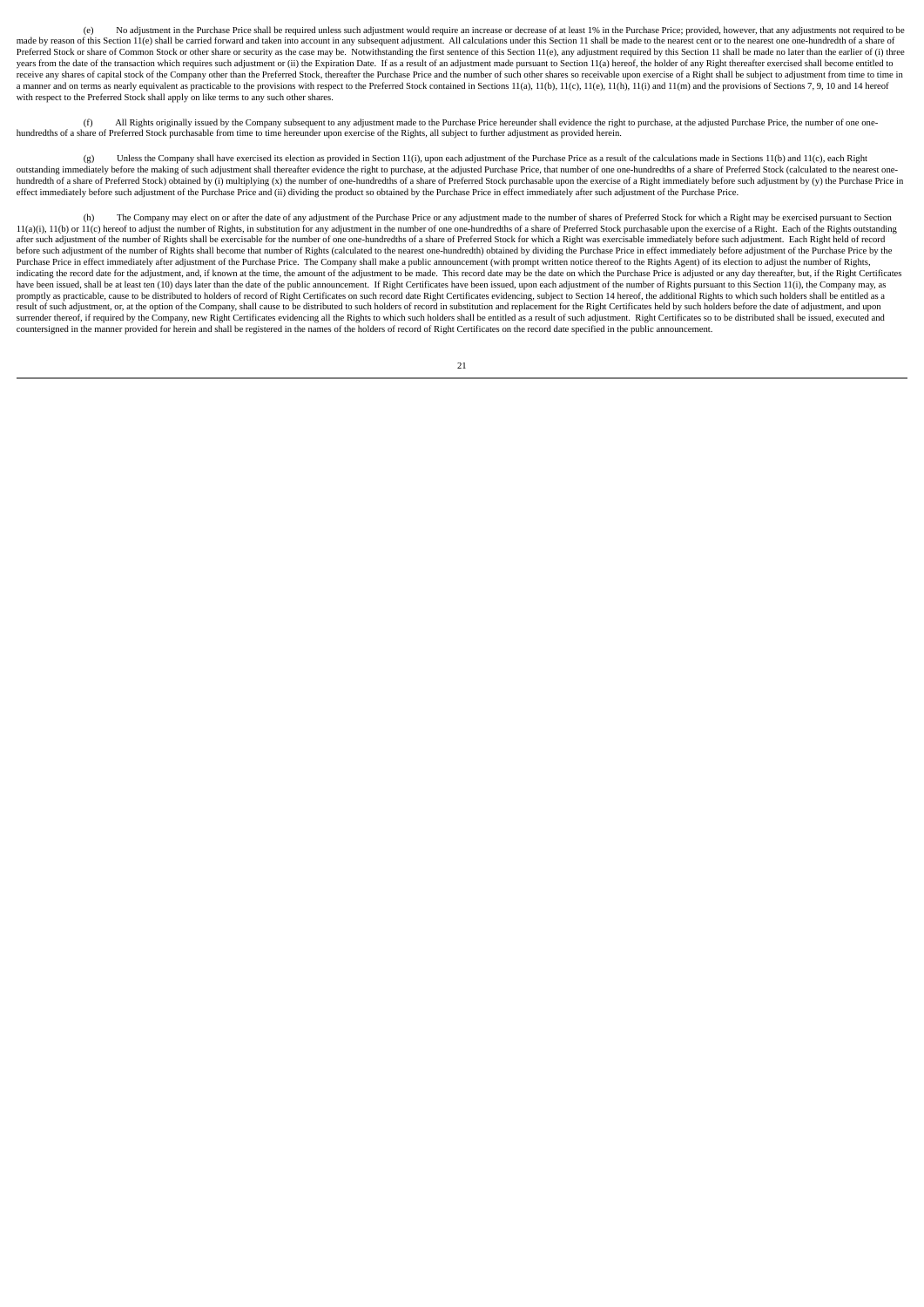(e) No adjustment in the Purchase Price shall be required unless such adjustment would require an increase or decrease of at least 1% in the Purchase Price; provided, however, that any adjustments not required to be made by reason of this Section 11(e) shall be carried forward and taken into account in any subsequent adjustment. All calculations under this Section 11 shall be made to the nearest cent or to the nearest one one-hundredth of a share of Preferred Stock or share of Common Stock or other share or security as the case may be. Notwithstanding the first sentence of this Section 11(e), any adjustment required by this Section 11 shall be made no later than the earlier of (i) three years from the date of the transaction which requires such adjustment or (ii) the Expiration Date. If as a result of an adjustment made pursuant to Section 11(a) hereof, the holder of any Right thereafter exercised shall become entitled to receive any shares of capital stock of the Company other than the Preferred Stock, thereafter the Purchase Price and the number of such other shares so receivable upon exercise of a Right shall be subject to adjustment from time to time in a manner and on terms as nearly equivalent as practicable to the provisions with respect to the Preferred Stock contained in Sections 11(a), 11(b), 11(c), 11(e), 11(h), 11(i) and 11(m) and the provisions of Sections 7, 9, 10 and 14 hereof with respect to the Preferred Stock shall apply on like terms to any such other shares.

(f) All Rights originally issued by the Company subsequent to any adjustment made to the Purchase Price hereunder shall evidence the right to purchase, at the adjusted Purchase Price, the number of one one-hundredths of a share of Preferred Stock purchasable from time to time hereunder upon exercise of the Rights, all subject to further adjustment as provided herein.

(g) Unless the Company shall have exercised its election as provided in Section 11(i), upon each adjustment of the Purchase Price as a result of the calculations made in Sections 11(b) and 11(c), each Right outstanding immediately before the making of such adjustment shall thereafter evidence the right to purchase, at the adjusted Purchase Price, that number of one one-hundredths of a share of Preferred Stock (calculated to the nearest one-hundredth of a share of Preferred Stock) obtained by (i) multiplying (x) the number of one-hundredths of a share of Preferred Stock purchasable upon the exercise of a Right immediately before such adjustment by (y) the Purchase Price in effect immediately before such adjustment of the Purchase Price and (ii) dividing the product so obtained by the Purchase Price in effect immediately after such adjustment of the Purchase Price.

(h) The Company may elect on or after the date of any adjustment of the Purchase Price or any adjustment made to the number of shares of Preferred Stock for which a Right may be exercised pursuant to Section 11(a)(i), 11(b) or 11(c) hereof to adjust the number of Rights, in substitution for any adjustment in the number of one one-hundredths of a share of Preferred Stock purchasable upon the exercise of a Right. Each of the Rights outstanding after such adjustment of the number of Rights shall be exercisable for the number of one one-hundredths of a share of Preferred Stock for which a Right was exercisable immediately before such adjustment. Each Right held of record before such adjustment of the number of Rights shall become that number of Rights (calculated to the nearest one-hundredth) obtained by dividing the Purchase Price in effect immediately before adjustment of the Purchase Price by the Purchase Price in effect immediately after adjustment of the Purchase Price. The Company shall make a public announcement (with prompt written notice thereof to the Rights Agent) of its election to adjust the number of Rights, indicating the record date for the adjustment, and, if known at the time, the amount of the adjustment to be made. This record date may be the date on which the Purchase Price is adjusted or any day thereafter, but, if the Right Certificates have been issued, shall be at least ten (10) days later than the date of the public announcement. If Right Certificates have been issued, upon each adjustment of the number of Rights pursuant to this Section 11(i), the Company may, as promptly as practicable, cause to be distributed to holders of record of Right Certificates on such record date Right Certificates evidencing, subject to Section 14 hereof, the additional Rights to which such holders shall be entitled as a result of such adjustment, or, at the option of the Company, shall cause to be distributed to such holders of record in substitution and replacement for the Right Certificates held by such holders before the date of adjustment, and upon surrender thereof, if required by the Company, new Right Certificates evidencing all the Rights to which such holders shall be entitled as a result of such adjustment. Right Certificates so to be distributed shall be issued, executed and countersigned in the manner provided for herein and shall be registered in the names of the holders of record of Right Certificates on the record date specified in the public announcement.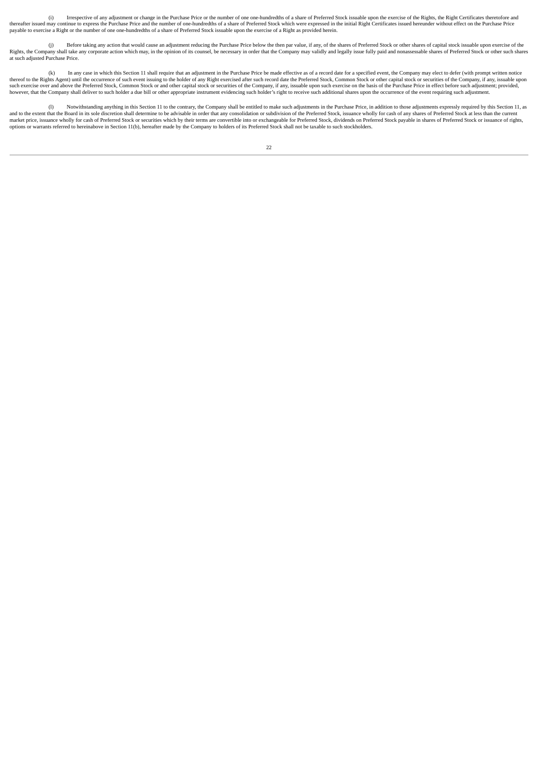(i) Irrespective of any adjustment or change in the Purchase Price or the number of one one-hundredths of a share of Preferred Stock issuable upon the exercise of the Rights, the Right Certificates theretofore and thereafter issued may continue to express the Purchase Price and the number of one-hundredths of a share of Preferred Stock which were expressed in the initial Right Certificates issued hereunder without effect on the Purchase Price payable to exercise a Right or the number of one one-hundredths of a share of Preferred Stock issuable upon the exercise of a Right as provided herein.

(j) Before taking any action that would cause an adjustment reducing the Purchase Price below the then par value, if any, of the shares of Preferred Stock or other shares of capital stock issuable upon exercise of the Rights, the Company shall take any corporate action which may, in the opinion of its counsel, be necessary in order that the Company may validly and legally issue fully paid and nonassessable shares of Preferred Stock or other such shares at such adjusted Purchase Price.

(k) In any case in which this Section 11 shall require that an adjustment in the Purchase Price be made effective as of a record date for a specified event, the Company may elect to defer (with prompt written notice thereof to the Rights Agent) until the occurrence of such event issuing to the holder of any Right exercised after such record date the Preferred Stock, Common Stock or other capital stock or securities of the Company, if any, issuable upon such exercise over and above the Preferred Stock, Common Stock or and other capital stock or securities of the Company, if any, issuable upon such exercise on the basis of the Purchase Price in effect before such adjustment; provided, however, that the Company shall deliver to such holder a due bill or other appropriate instrument evidencing such holder's right to receive such additional shares upon the occurrence of the event requiring such adjustment.

(l) Notwithstanding anything in this Section 11 to the contrary, the Company shall be entitled to make such adjustments in the Purchase Price, in addition to those adjustments expressly required by this Section 11, as and to the extent that the Board in its sole discretion shall determine to be advisable in order that any consolidation or subdivision of the Preferred Stock, issuance wholly for cash of any shares of Preferred Stock at less than the current market price, issuance wholly for cash of Preferred Stock or securities which by their terms are convertible into or exchangeable for Preferred Stock, dividends on Preferred Stock payable in shares of Preferred Stock or issuance of rights, options or warrants referred to hereinabove in Section 11(b), hereafter made by the Company to holders of its Preferred Stock shall not be taxable to such stockholders.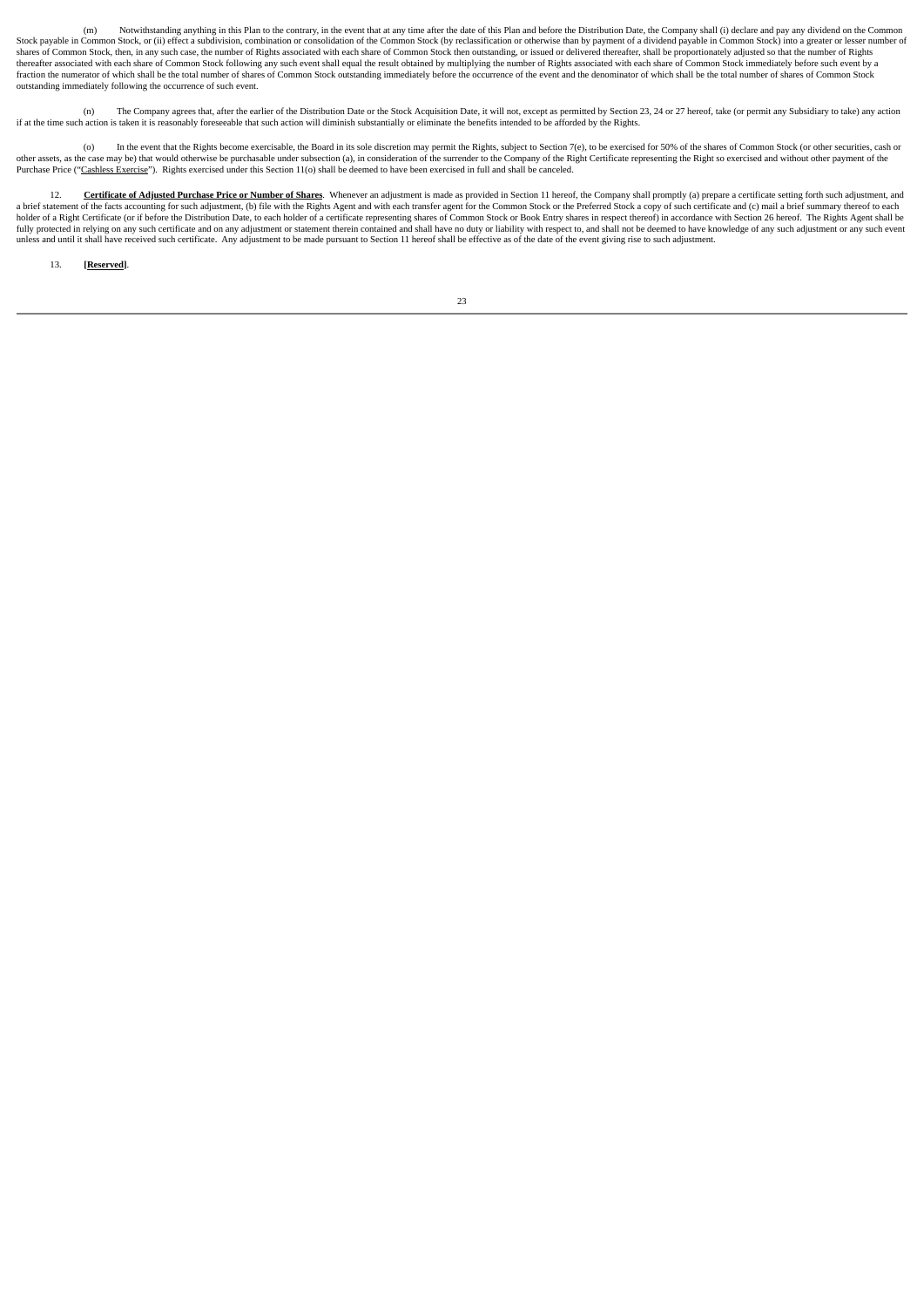(m) Notwithstanding anything in this Plan to the contrary, in the event that at any time after the date of this Plan and before the Distribution Date, the Company shall (i) declare and pay any dividend on the Common Stock payable in Common Stock, or (ii) effect a subdivision, combination or consolidation of the Common Stock (by reclassification or otherwise than by payment of a dividend payable in Common Stock) into a greater or lesser number of shares of Common Stock, then, in any such case, the number of Rights associated with each share of Common Stock then outstanding, or issued or delivered thereafter, shall be proportionately adjusted so that the number of Rights thereafter associated with each share of Common Stock following any such event shall equal the result obtained by multiplying the number of Rights associated with each share of Common Stock immediately before such event by a fraction the numerator of which shall be the total number of shares of Common Stock outstanding immediately before the occurrence of the event and the denominator of which shall be the total number of shares of Common Stock outstanding immediately following the occurrence of such event.

(n) The Company agrees that, after the earlier of the Distribution Date or the Stock Acquisition Date, it will not, except as permitted by Section 23, 24 or 27 hereof, take (or permit any Subsidiary to take) any action if at the time such action is taken it is reasonably foreseeable that such action will diminish substantially or eliminate the benefits intended to be afforded by the Rights.

(o) In the event that the Rights become exercisable, the Board in its sole discretion may permit the Rights, subject to Section 7(e), to be exercised for 50% of the shares of Common Stock (or other securities, cash or other assets, as the case may be) that would otherwise be purchasable under subsection (a), in consideration of the surrender to the Company of the Right Certificate representing the Right so exercised and without other payment of the Purchase Price ("Cashless Exercise"). Rights exercised under this Section 11(o) shall be deemed to have been exercised in full and shall be canceled.

12. **Certificate of Adjusted Purchase Price or Number of Shares**. Whenever an adjustment is made as provided in Section 11 hereof, the Company shall promptly (a) prepare a certificate setting forth such adjustment, and a brief statement of the facts accounting for such adjustment, (b) file with the Rights Agent and with each transfer agent for the Common Stock or the Preferred Stock a copy of such certificate and (c) mail a brief summary thereof to each holder of a Right Certificate (or if before the Distribution Date, to each holder of a certificate representing shares of Common Stock or Book Entry shares in respect thereof) in accordance with Section 26 hereof. The Rights Agent shall be fully protected in relying on any such certificate and on any adjustment or statement therein contained and shall have no duty or liability with respect to, and shall not be deemed to have knowledge of any such adjustment or any such event unless and until it shall have received such certificate. Any adjustment to be made pursuant to Section 11 hereof shall be effective as of the date of the event giving rise to such adjustment.

13. **[Reserved]**.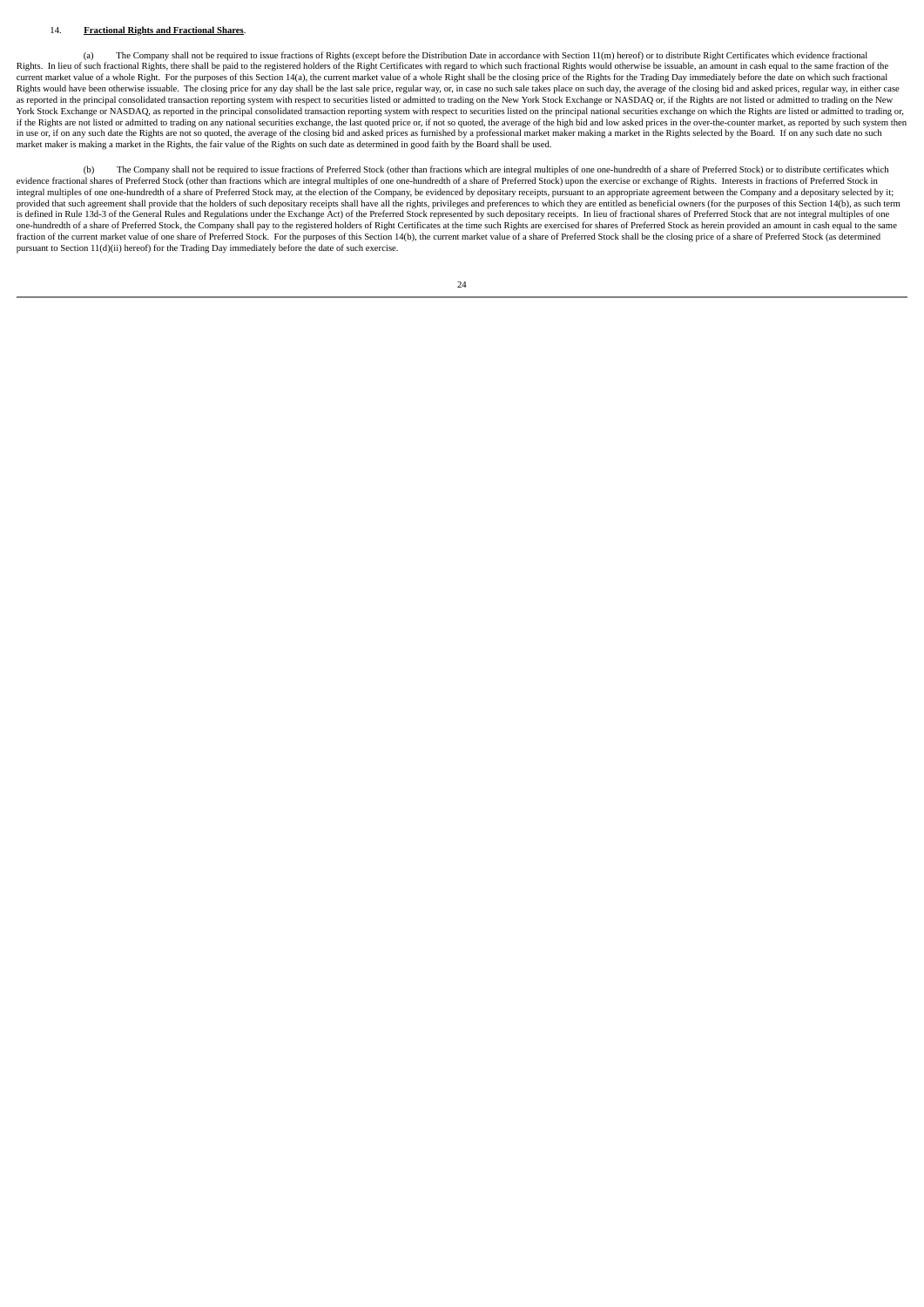14. **Fractional Rights and Fractional Shares**.

(a) The Company shall not be required to issue fractions of Rights (except before the Distribution Date in accordance with Section 11(m) hereof) or to distribute Right Certificates which evidence fractional Rights. In lieu of such fractional Rights, there shall be paid to the registered holders of the Right Certificates with regard to which such fractional Rights would otherwise be issuable, an amount in cash equal to the same fraction of the current market value of a whole Right. For the purposes of this Section 14(a), the current market value of a whole Right shall be the closing price of the Rights for the Trading Day immediately before the date on which such fractional Rights would have been otherwise issuable. The closing price for any day shall be the last sale price, regular way, or, in case no such sale takes place on such day, the average of the closing bid and asked prices, regular way, in either case as reported in the principal consolidated transaction reporting system with respect to securities listed or admitted to trading on the New York Stock Exchange or NASDAQ or, if the Rights are not listed or admitted to trading on the New York Stock Exchange or NASDAQ, as reported in the principal consolidated transaction reporting system with respect to securities listed on the principal national securities exchange on which the Rights are listed or admitted to trading or, if the Rights are not listed or admitted to trading on any national securities exchange, the last quoted price or, if not so quoted, the average of the high bid and low asked prices in the over-the-counter market, as reported by such system then in use or, if on any such date the Rights are not so quoted, the average of the closing bid and asked prices as furnished by a professional market maker making a market in the Rights selected by the Board. If on any such date no such market maker is making a market in the Rights, the fair value of the Rights on such date as determined in good faith by the Board shall be used.

(b) The Company shall not be required to issue fractions of Preferred Stock (other than fractions which are integral multiples of one one-hundredth of a share of Preferred Stock) or to distribute certificates which evidence fractional shares of Preferred Stock (other than fractions which are integral multiples of one one-hundredth of a share of Preferred Stock) upon the exercise or exchange of Rights. Interests in fractions of Preferred Stock in integral multiples of one one-hundredth of a share of Preferred Stock may, at the election of the Company, be evidenced by depositary receipts, pursuant to an appropriate agreement between the Company and a depositary selected by it; provided that such agreement shall provide that the holders of such depositary receipts shall have all the rights, privileges and preferences to which they are entitled as beneficial owners (for the purposes of this Section 14(b), as such term is defined in Rule 13d-3 of the General Rules and Regulations under the Exchange Act) of the Preferred Stock represented by such depositary receipts. In lieu of fractional shares of Preferred Stock that are not integral multiples of one one-hundredth of a share of Preferred Stock, the Company shall pay to the registered holders of Right Certificates at the time such Rights are exercised for shares of Preferred Stock as herein provided an amount in cash equal to the same fraction of the current market value of one share of Preferred Stock. For the purposes of this Section 14(b), the current market value of a share of Preferred Stock shall be the closing price of a share of Preferred Stock (as determined pursuant to Section 11(d)(ii) hereof) for the Trading Day immediately before the date of such exercise.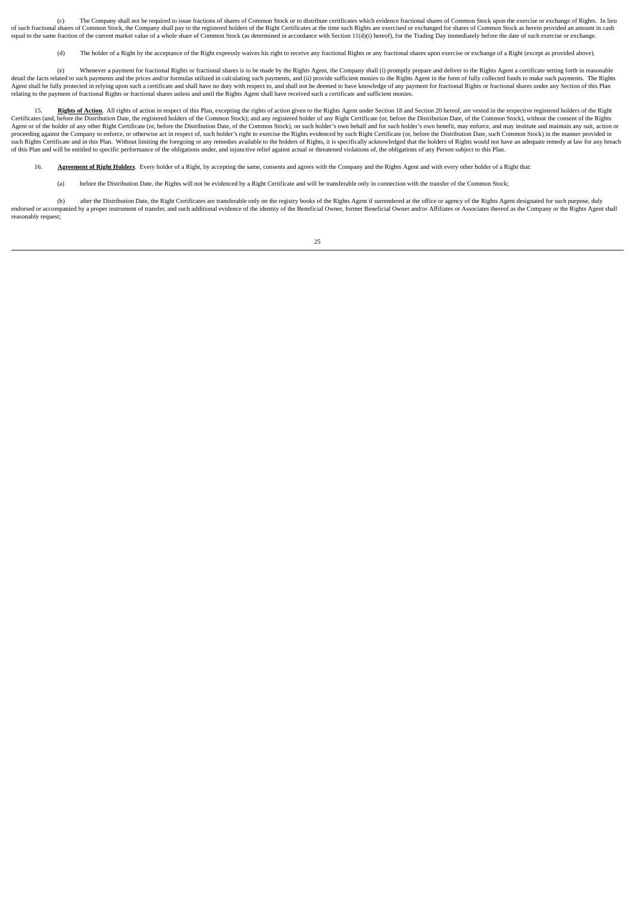(c) The Company shall not be required to issue fractions of shares of Common Stock or to distribute certificates which evidence fractional shares of Common Stock upon the exercise or exchange of Rights. In lieu of such fractional shares of Common Stock, the Company shall pay to the registered holders of the Right Certificates at the time such Rights are exercised or exchanged for shares of Common Stock as herein provided an amount in cash equal to the same fraction of the current market value of a whole share of Common Stock (as determined in accordance with Section 11(d)(i) hereof), for the Trading Day immediately before the date of such exercise or exchange.

(d) The holder of a Right by the acceptance of the Right expressly waives his right to receive any fractional Rights or any fractional shares upon exercise or exchange of a Right (except as provided above).

(e) Whenever a payment for fractional Rights or fractional shares is to be made by the Rights Agent, the Company shall (i) promptly prepare and deliver to the Rights Agent a certificate setting forth in reasonable detail the facts related to such payments and the prices and/or formulas utilized in calculating such payments, and (ii) provide sufficient monies to the Rights Agent in the form of fully collected funds to make such payments. The Rights Agent shall be fully protected in relying upon such a certificate and shall have no duty with respect to, and shall not be deemed to have knowledge of any payment for fractional Rights or fractional shares under any Section of this Plan relating to the payment of fractional Rights or fractional shares unless and until the Rights Agent shall have received such a certificate and sufficient monies.

15. **Rights of Action**. All rights of action in respect of this Plan, excepting the rights of action given to the Rights Agent under Section 18 and Section 20 hereof, are vested in the respective registered holders of the Right Certificates (and, before the Distribution Date, the registered holders of the Common Stock); and any registered holder of any Right Certificate (or, before the Distribution Date, of the Common Stock), without the consent of the Rights Agent or of the holder of any other Right Certificate (or, before the Distribution Date, of the Common Stock), on such holder's own behalf and for such holder's own benefit, may enforce, and may institute and maintain any suit, action or proceeding against the Company to enforce, or otherwise act in respect of, such holder's right to exercise the Rights evidenced by such Right Certificate (or, before the Distribution Date, such Common Stock) in the manner provided in such Rights Certificate and in this Plan. Without limiting the foregoing or any remedies available to the holders of Rights, it is specifically acknowledged that the holders of Rights would not have an adequate remedy at law for any breach of this Plan and will be entitled to specific performance of the obligations under, and injunctive relief against actual or threatened violations of, the obligations of any Person subject to this Plan.

16. **Agreement of Right Holders**. Every holder of a Right, by accepting the same, consents and agrees with the Company and the Rights Agent and with every other holder of a Right that:

(a) before the Distribution Date, the Rights will not be evidenced by a Right Certificate and will be transferable only in connection with the transfer of the Common Stock;

(b) after the Distribution Date, the Right Certificates are transferable only on the registry books of the Rights Agent if surrendered at the office or agency of the Rights Agent designated for such purpose, duly endorsed or accompanied by a proper instrument of transfer, and such additional evidence of the identity of the Beneficial Owner, former Beneficial Owner and/or Affiliates or Associates thereof as the Company or the Rights Agent shall reasonably request;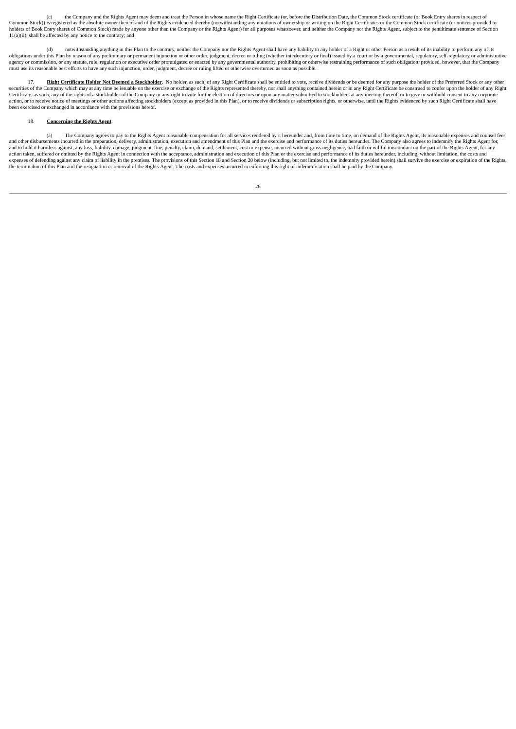(c) the Company and the Rights Agent may deem and treat the Person in whose name the Right Certificate (or, before the Distribution Date, the Common Stock certificate (or Book Entry shares in respect of Common Stock)) is registered as the absolute owner thereof and of the Rights evidenced thereby (notwithstanding any notations of ownership or writing on the Right Certificates or the Common Stock certificate (or notices provided to holders of Book Entry shares of Common Stock) made by anyone other than the Company or the Rights Agent) for all purposes whatsoever, and neither the Company nor the Rights Agent, subject to the penultimate sentence of Section 11(a)(ii), shall be affected by any notice to the contrary; and

(d) notwithstanding anything in this Plan to the contrary, neither the Company nor the Rights Agent shall have any liability to any holder of a Right or other Person as a result of its inability to perform any of its obligations under this Plan by reason of any preliminary or permanent injunction or other order, judgment, decree or ruling (whether interlocutory or final) issued by a court or by a governmental, regulatory, self-regulatory or administrative agency or commission, or any statute, rule, regulation or executive order promulgated or enacted by any governmental authority, prohibiting or otherwise restraining performance of such obligation; provided, however, that the Company must use its reasonable best efforts to have any such injunction, order, judgment, decree or ruling lifted or otherwise overturned as soon as possible.

17. **Right Certificate Holder Not Deemed a Stockholder**. No holder, as such, of any Right Certificate shall be entitled to vote, receive dividends or be deemed for any purpose the holder of the Preferred Stock or any other securities of the Company which may at any time be issuable on the exercise or exchange of the Rights represented thereby, nor shall anything contained herein or in any Right Certificate be construed to confer upon the holder of any Right Certificate, as such, any of the rights of a stockholder of the Company or any right to vote for the election of directors or upon any matter submitted to stockholders at any meeting thereof, or to give or withhold consent to any corporate action, or to receive notice of meetings or other actions affecting stockholders (except as provided in this Plan), or to receive dividends or subscription rights, or otherwise, until the Rights evidenced by such Right Certificate shall have been exercised or exchanged in accordance with the provisions hereof.

18. **Concerning the Rights Agent**.

(a) The Company agrees to pay to the Rights Agent reasonable compensation for all services rendered by it hereunder and, from time to time, on demand of the Rights Agent, its reasonable expenses and counsel fees and other disbursements incurred in the preparation, delivery, administration, execution and amendment of this Plan and the exercise and performance of its duties hereunder. The Company also agrees to indemnify the Rights Agent for, and to hold it harmless against, any loss, liability, damage, judgment, fine, penalty, claim, demand, settlement, cost or expense, incurred without gross negligence, bad faith or willful misconduct on the part of the Rights Agent, for any action taken, suffered or omitted by the Rights Agent in connection with the acceptance, administration and execution of this Plan or the exercise and performance of its duties hereunder, including, without limitation, the costs and expenses of defending against any claim of liability in the premises. The provisions of this Section 18 and Section 20 below (including, but not limited to, the indemnity provided herein) shall survive the exercise or expiration of the Rights, the termination of this Plan and the resignation or removal of the Rights Agent. The costs and expenses incurred in enforcing this right of indemnification shall be paid by the Company.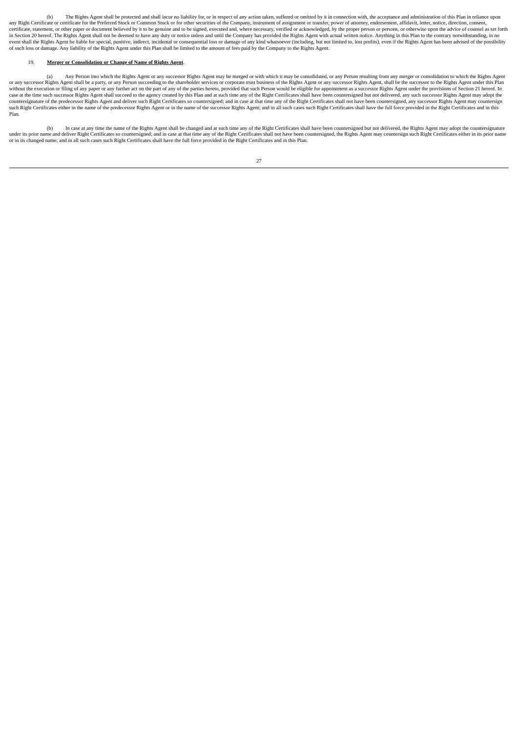(b) The Rights Agent shall be protected and shall incur no liability for, or in respect of any action taken, suffered or omitted by it in connection with, the acceptance and administration of this Plan in reliance upon any Right Certificate or certificate for the Preferred Stock or Common Stock or for other securities of the Company, instrument of assignment or transfer, power of attorney, endorsement, affidavit, letter, notice, direction, consent, certificate, statement, or other paper or document believed by it to be genuine and to be signed, executed and, where necessary, verified or acknowledged, by the proper person or persons, or otherwise upon the advice of counsel as set forth in Section 20 hereof. The Rights Agent shall not be deemed to have any duty or notice unless and until the Company has provided the Rights Agent with actual written notice. Anything in this Plan to the contrary notwithstanding, in no event shall the Rights Agent be liable for special, punitive, indirect, incidental or consequential loss or damage of any kind whatsoever (including, but not limited to, lost profits), even if the Rights Agent has been advised of the possibility of such loss or damage. Any liability of the Rights Agent under this Plan shall be limited to the amount of fees paid by the Company to the Rights Agent.

19. **Merger or Consolidation or Change of Name of Rights Agent**.

(a) Any Person into which the Rights Agent or any successor Rights Agent may be merged or with which it may be consolidated, or any Person resulting from any merger or consolidation to which the Rights Agent or any successor Rights Agent shall be a party, or any Person succeeding to the shareholder services or corporate trust business of the Rights Agent or any successor Rights Agent, shall be the successor to the Rights Agent under this Plan without the execution or filing of any paper or any further act on the part of any of the parties hereto, provided that such Person would be eligible for appointment as a successor Rights Agent under the provisions of Section 21 hereof. In case at the time such successor Rights Agent shall succeed to the agency created by this Plan and at such time any of the Right Certificates shall have been countersigned but not delivered, any such successor Rights Agent may adopt the countersignature of the predecessor Rights Agent and deliver such Right Certificates so countersigned; and in case at that time any of the Right Certificates shall not have been countersigned, any successor Rights Agent may countersign such Right Certificates either in the name of the predecessor Rights Agent or in the name of the successor Rights Agent; and in all such cases such Right Certificates shall have the full force provided in the Right Certificates and in this Plan.

(b) In case at any time the name of the Rights Agent shall be changed and at such time any of the Right Certificates shall have been countersigned but not delivered, the Rights Agent may adopt the countersignature under its prior name and deliver Right Certificates so countersigned; and in case at that time any of the Right Certificates shall not have been countersigned, the Rights Agent may countersign such Right Certificates either in its prior name or in its changed name; and in all such cases such Right Certificates shall have the full force provided in the Right Certificates and in this Plan.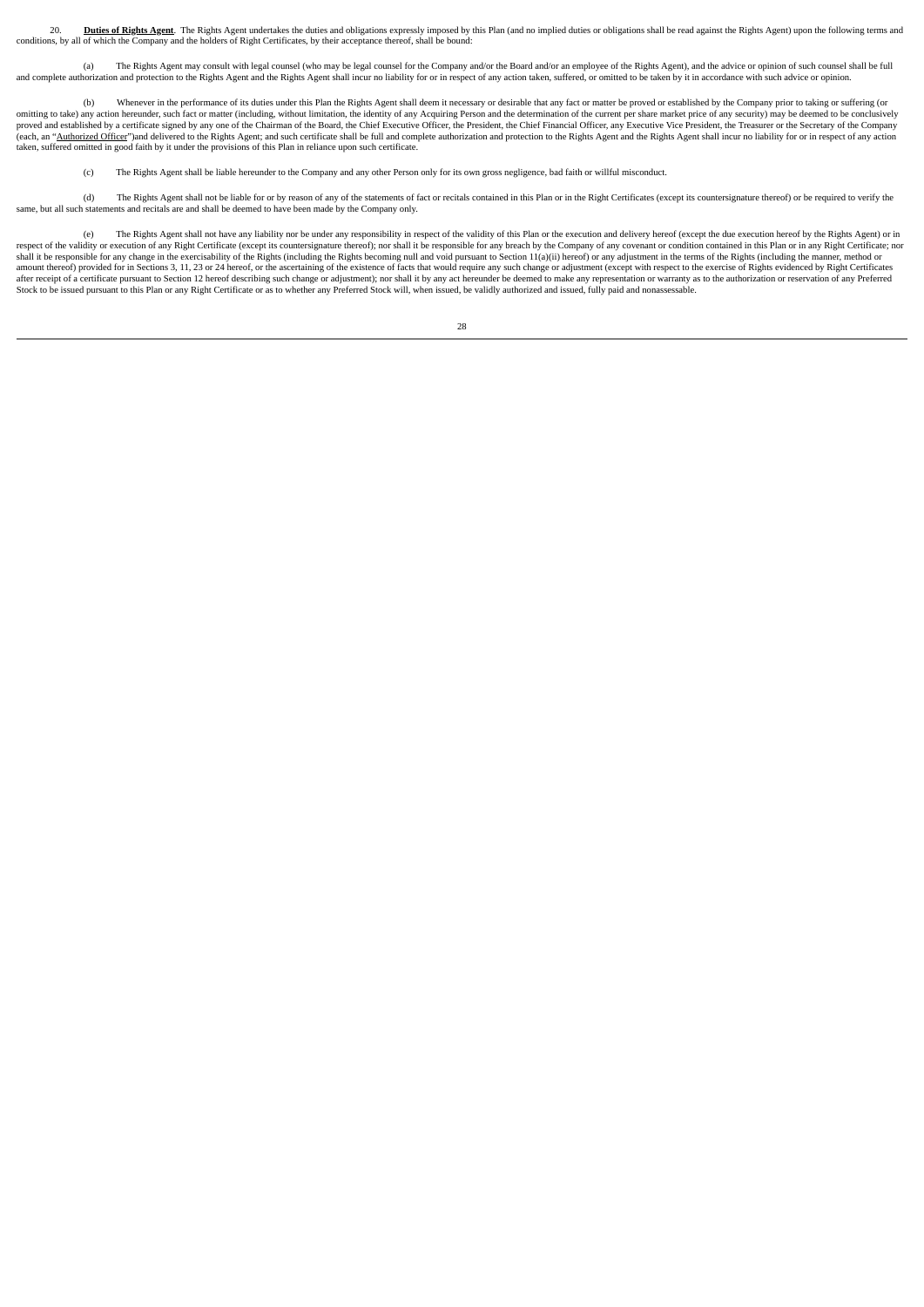20. **Duties of Rights Agent**. The Rights Agent undertakes the duties and obligations expressly imposed by this Plan (and no implied duties or obligations shall be read against the Rights Agent) upon the following terms and conditions, by all of which the Company and the holders of Right Certificates, by their acceptance thereof, shall be bound:

(a) The Rights Agent may consult with legal counsel (who may be legal counsel for the Company and/or the Board and/or an employee of the Rights Agent), and the advice or opinion of such counsel shall be full and complete authorization and protection to the Rights Agent and the Rights Agent shall incur no liability for or in respect of any action taken, suffered, or omitted to be taken by it in accordance with such advice or opinion.

(b) Whenever in the performance of its duties under this Plan the Rights Agent shall deem it necessary or desirable that any fact or matter be proved or established by the Company prior to taking or suffering (or omitting to take) any action hereunder, such fact or matter (including, without limitation, the identity of any Acquiring Person and the determination of the current per share market price of any security) may be deemed to be conclusively proved and established by a certificate signed by any one of the Chairman of the Board, the Chief Executive Officer, the President, the Chief Financial Officer, any Executive Vice President, the Treasurer or the Secretary of the Company (each, an "Authorized Officer")and delivered to the Rights Agent; and such certificate shall be full and complete authorization and protection to the Rights Agent and the Rights Agent shall incur no liability for or in respect of any action taken, suffered omitted in good faith by it under the provisions of this Plan in reliance upon such certificate.

(c) The Rights Agent shall be liable hereunder to the Company and any other Person only for its own gross negligence, bad faith or willful misconduct.

(d) The Rights Agent shall not be liable for or by reason of any of the statements of fact or recitals contained in this Plan or in the Right Certificates (except its countersignature thereof) or be required to verify the same, but all such statements and recitals are and shall be deemed to have been made by the Company only.

(e) The Rights Agent shall not have any liability nor be under any responsibility in respect of the validity of this Plan or the execution and delivery hereof (except the due execution hereof by the Rights Agent) or in respect of the validity or execution of any Right Certificate (except its countersignature thereof); nor shall it be responsible for any breach by the Company of any covenant or condition contained in this Plan or in any Right Certificate; nor shall it be responsible for any change in the exercisability of the Rights (including the Rights becoming null and void pursuant to Section 11(a)(ii) hereof) or any adjustment in the terms of the Rights (including the manner, method or amount thereof) provided for in Sections 3, 11, 23 or 24 hereof, or the ascertaining of the existence of facts that would require any such change or adjustment (except with respect to the exercise of Rights evidenced by Right Certificates after receipt of a certificate pursuant to Section 12 hereof describing such change or adjustment); nor shall it by any act hereunder be deemed to make any representation or warranty as to the authorization or reservation of any Preferred Stock to be issued pursuant to this Plan or any Right Certificate or as to whether any Preferred Stock will, when issued, be validly authorized and issued, fully paid and nonassessable.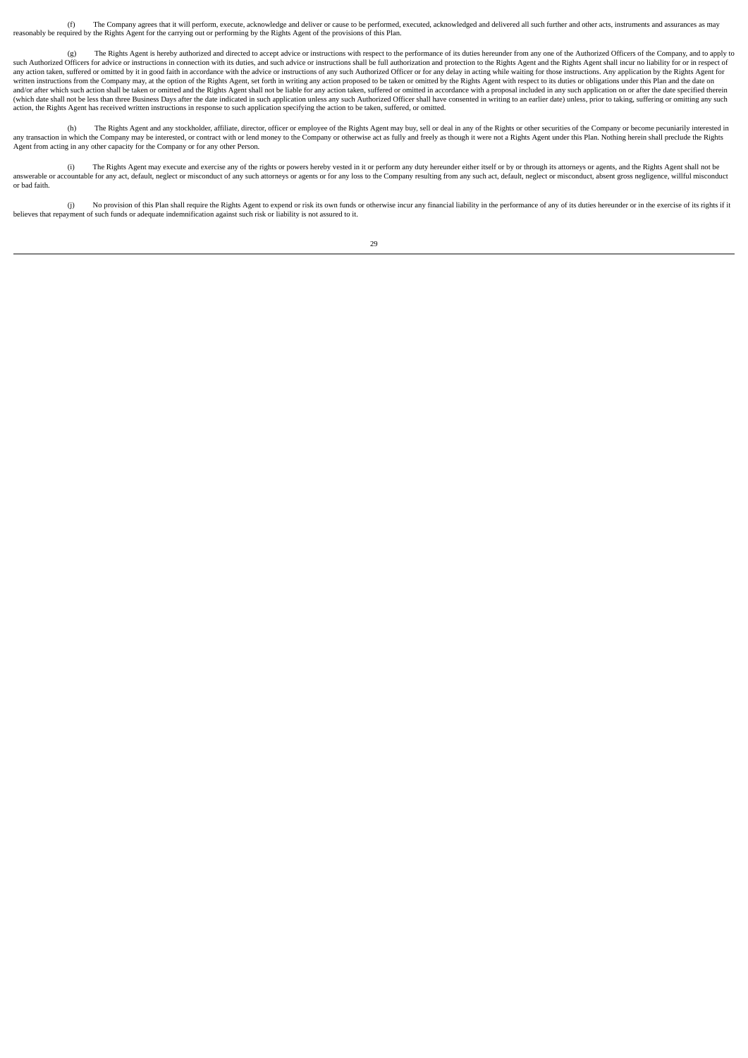(f) The Company agrees that it will perform, execute, acknowledge and deliver or cause to be performed, executed, acknowledged and delivered all such further and other acts, instruments and assurances as may reasonably be required by the Rights Agent for the carrying out or performing by the Rights Agent of the provisions of this Plan.

(g) The Rights Agent is hereby authorized and directed to accept advice or instructions with respect to the performance of its duties hereunder from any one of the Authorized Officers of the Company, and to apply to such Authorized Officers for advice or instructions in connection with its duties, and such advice or instructions shall be full authorization and protection to the Rights Agent and the Rights Agent shall incur no liability for or in respect of any action taken, suffered or omitted by it in good faith in accordance with the advice or instructions of any such Authorized Officer or for any delay in acting while waiting for those instructions. Any application by the Rights Agent for written instructions from the Company may, at the option of the Rights Agent, set forth in writing any action proposed to be taken or omitted by the Rights Agent with respect to its duties or obligations under this Plan and the date on and/or after which such action shall be taken or omitted and the Rights Agent shall not be liable for any action taken, suffered or omitted in accordance with a proposal included in any such application on or after the date specified therein (which date shall not be less than three Business Days after the date indicated in such application unless any such Authorized Officer shall have consented in writing to an earlier date) unless, prior to taking, suffering or omitting any such action, the Rights Agent has received written instructions in response to such application specifying the action to be taken, suffered, or omitted.

(h) The Rights Agent and any stockholder, affiliate, director, officer or employee of the Rights Agent may buy, sell or deal in any of the Rights or other securities of the Company or become pecuniarily interested in any transaction in which the Company may be interested, or contract with or lend money to the Company or otherwise act as fully and freely as though it were not a Rights Agent under this Plan. Nothing herein shall preclude the Rights Agent from acting in any other capacity for the Company or for any other Person.

(i) The Rights Agent may execute and exercise any of the rights or powers hereby vested in it or perform any duty hereunder either itself or by or through its attorneys or agents, and the Rights Agent shall not be answerable or accountable for any act, default, neglect or misconduct of any such attorneys or agents or for any loss to the Company resulting from any such act, default, neglect or misconduct, absent gross negligence, willful misconduct or bad faith.

(j) No provision of this Plan shall require the Rights Agent to expend or risk its own funds or otherwise incur any financial liability in the performance of any of its duties hereunder or in the exercise of its rights if it believes that repayment of such funds or adequate indemnification against such risk or liability is not assured to it.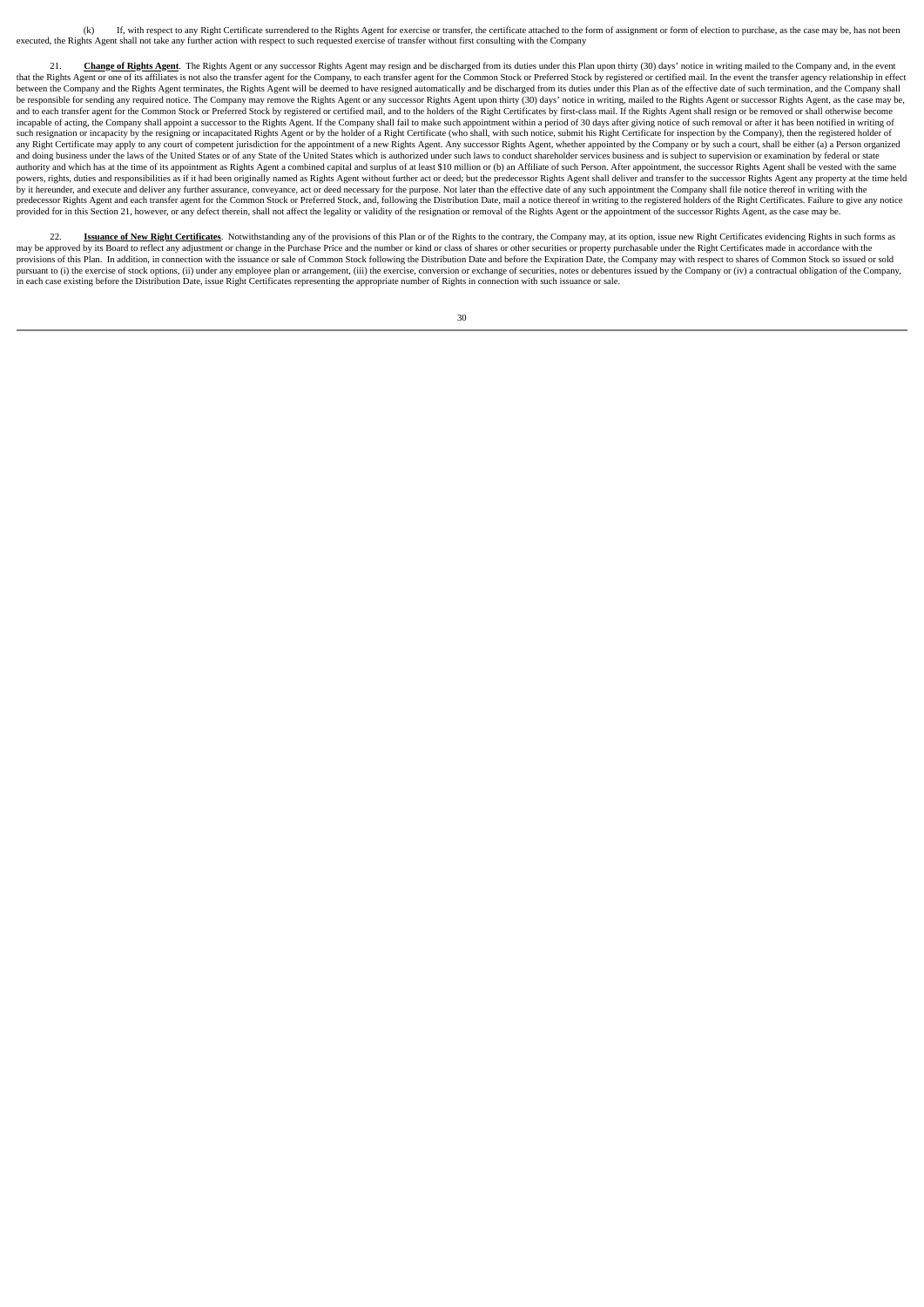(k) If, with respect to any Right Certificate surrendered to the Rights Agent for exercise or transfer, the certificate attached to the form of assignment or form of election to purchase, as the case may be, has not been executed, the Rights Agent shall not take any further action with respect to such requested exercise of transfer without first consulting with the Company

21. **Change of Rights Agent**. The Rights Agent or any successor Rights Agent may resign and be discharged from its duties under this Plan upon thirty (30) days' notice in writing mailed to the Company and, in the event that the Rights Agent or one of its affiliates is not also the transfer agent for the Company, to each transfer agent for the Common Stock or Preferred Stock by registered or certified mail. In the event the transfer agency relationship in effect between the Company and the Rights Agent terminates, the Rights Agent will be deemed to have resigned automatically and be discharged from its duties under this Plan as of the effective date of such termination, and the Company shall be responsible for sending any required notice. The Company may remove the Rights Agent or any successor Rights Agent upon thirty (30) days' notice in writing, mailed to the Rights Agent or successor Rights Agent, as the case may be, and to each transfer agent for the Common Stock or Preferred Stock by registered or certified mail, and to the holders of the Right Certificates by first-class mail. If the Rights Agent shall resign or be removed or shall otherwise become incapable of acting, the Company shall appoint a successor to the Rights Agent. If the Company shall fail to make such appointment within a period of 30 days after giving notice of such removal or after it has been notified in writing of such resignation or incapacity by the resigning or incapacitated Rights Agent or by the holder of a Right Certificate (who shall, with such notice, submit his Right Certificate for inspection by the Company), then the registered holder of any Right Certificate may apply to any court of competent jurisdiction for the appointment of a new Rights Agent. Any successor Rights Agent, whether appointed by the Company or by such a court, shall be either (a) a Person organized and doing business under the laws of the United States or of any State of the United States which is authorized under such laws to conduct shareholder services business and is subject to supervision or examination by federal or state authority and which has at the time of its appointment as Rights Agent a combined capital and surplus of at least $10 million or (b) an Affiliate of such Person. After appointment, the successor Rights Agent shall be vested with the same powers, rights, duties and responsibilities as if it had been originally named as Rights Agent without further act or deed; but the predecessor Rights Agent shall deliver and transfer to the successor Rights Agent any property at the time held by it hereunder, and execute and deliver any further assurance, conveyance, act or deed necessary for the purpose. Not later than the effective date of any such appointment the Company shall file notice thereof in writing with the predecessor Rights Agent and each transfer agent for the Common Stock or Preferred Stock, and, following the Distribution Date, mail a notice thereof in writing to the registered holders of the Right Certificates. Failure to give any notice provided for in this Section 21, however, or any defect therein, shall not affect the legality or validity of the resignation or removal of the Rights Agent or the appointment of the successor Rights Agent, as the case may be.

22. **Issuance of New Right Certificates**. Notwithstanding any of the provisions of this Plan or of the Rights to the contrary, the Company may, at its option, issue new Right Certificates evidencing Rights in such forms as may be approved by its Board to reflect any adjustment or change in the Purchase Price and the number or kind or class of shares or other securities or property purchasable under the Right Certificates made in accordance with the provisions of this Plan. In addition, in connection with the issuance or sale of Common Stock following the Distribution Date and before the Expiration Date, the Company may with respect to shares of Common Stock so issued or sold pursuant to (i) the exercise of stock options, (ii) under any employee plan or arrangement, (iii) the exercise, conversion or exchange of securities, notes or debentures issued by the Company or (iv) a contractual obligation of the Company, in each case existing before the Distribution Date, issue Right Certificates representing the appropriate number of Rights in connection with such issuance or sale.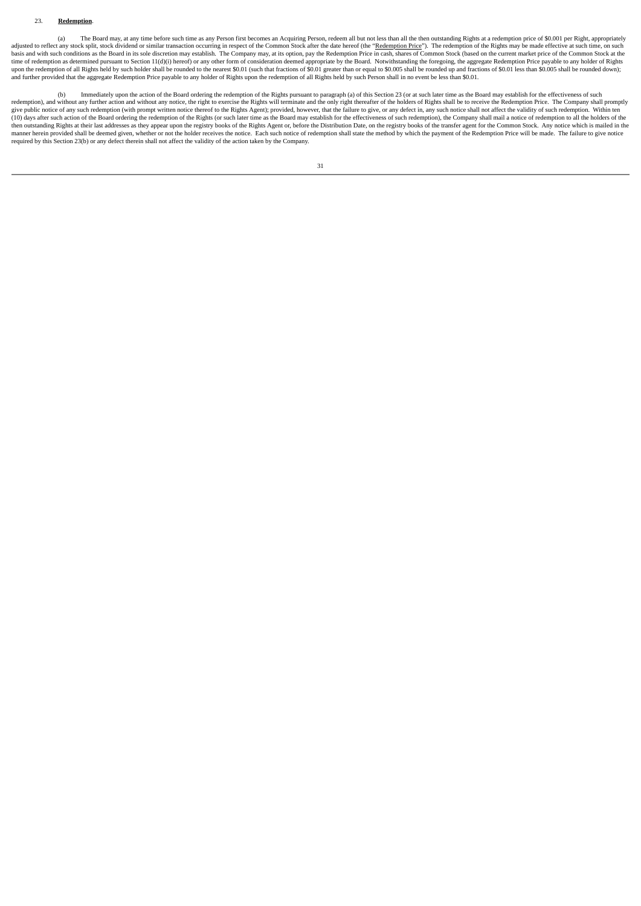23. **Redemption**.

(a) The Board may, at any time before such time as any Person first becomes an Acquiring Person, redeem all but not less than all the then outstanding Rights at a redemption price of $0.001 per Right, appropriately adjusted to reflect any stock split, stock dividend or similar transaction occurring in respect of the Common Stock after the date hereof (the "Redemption Price"). The redemption of the Rights may be made effective at such time, on such basis and with such conditions as the Board in its sole discretion may establish. The Company may, at its option, pay the Redemption Price in cash, shares of Common Stock (based on the current market price of the Common Stock at the time of redemption as determined pursuant to Section 11(d)(i) hereof) or any other form of consideration deemed appropriate by the Board. Notwithstanding the foregoing, the aggregate Redemption Price payable to any holder of Rights upon the redemption of all Rights held by such holder shall be rounded to the nearest $0.01 (such that fractions of $0.01 greater than or equal to $0.005 shall be rounded up and fractions of $0.01 less than $0.005 shall be rounded down); and further provided that the aggregate Redemption Price payable to any holder of Rights upon the redemption of all Rights held by such Person shall in no event be less than $0.01.

(b) Immediately upon the action of the Board ordering the redemption of the Rights pursuant to paragraph (a) of this Section 23 (or at such later time as the Board may establish for the effectiveness of such redemption), and without any further action and without any notice, the right to exercise the Rights will terminate and the only right thereafter of the holders of Rights shall be to receive the Redemption Price. The Company shall promptly give public notice of any such redemption (with prompt written notice thereof to the Rights Agent); provided, however, that the failure to give, or any defect in, any such notice shall not affect the validity of such redemption. Within ten (10) days after such action of the Board ordering the redemption of the Rights (or such later time as the Board may establish for the effectiveness of such redemption), the Company shall mail a notice of redemption to all the holders of the then outstanding Rights at their last addresses as they appear upon the registry books of the Rights Agent or, before the Distribution Date, on the registry books of the transfer agent for the Common Stock. Any notice which is mailed in the manner herein provided shall be deemed given, whether or not the holder receives the notice. Each such notice of redemption shall state the method by which the payment of the Redemption Price will be made. The failure to give notice required by this Section 23(b) or any defect therein shall not affect the validity of the action taken by the Company.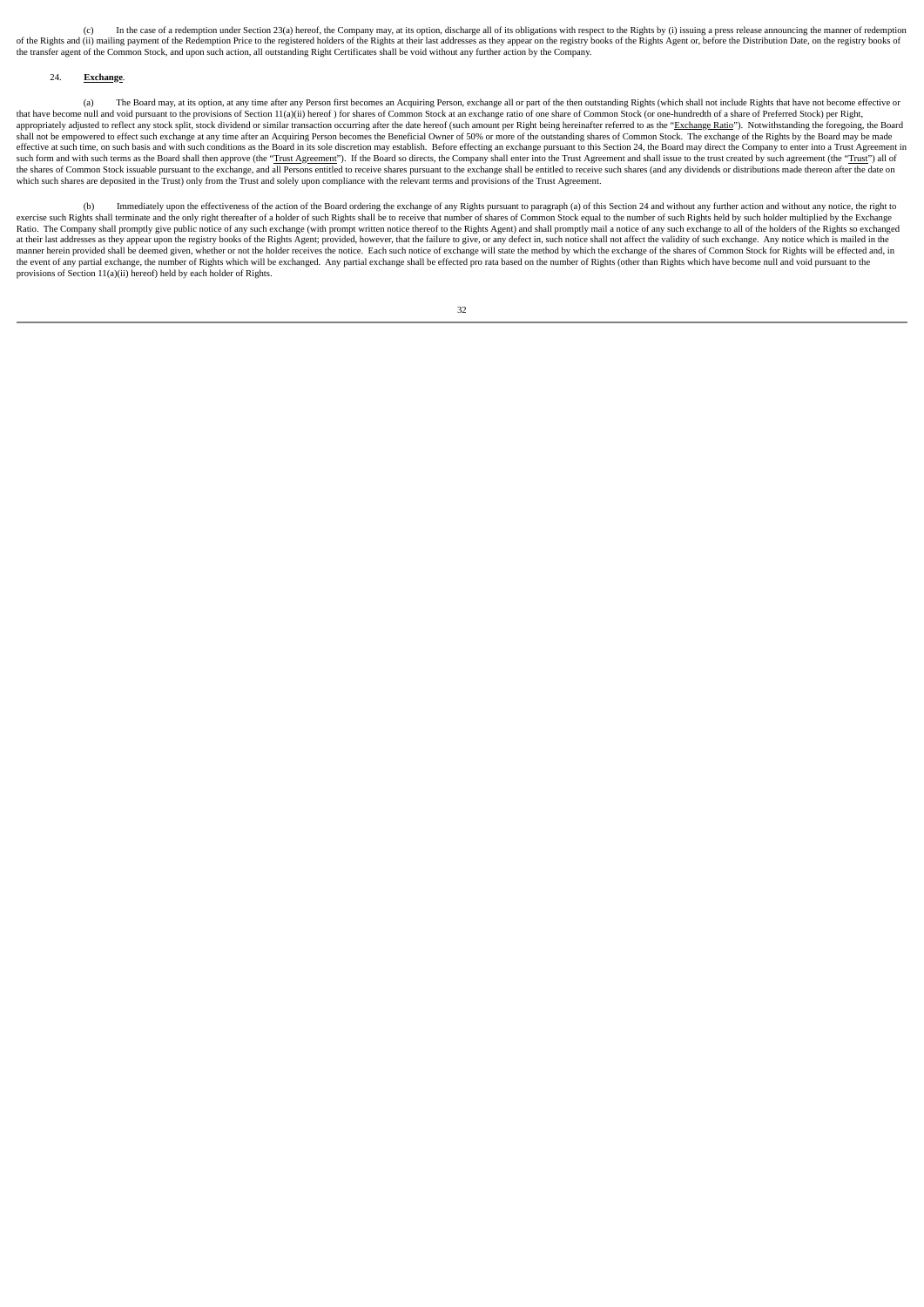(c) In the case of a redemption under Section 23(a) hereof, the Company may, at its option, discharge all of its obligations with respect to the Rights by (i) issuing a press release announcing the manner of redemption of the Rights and (ii) mailing payment of the Redemption Price to the registered holders of the Rights at their last addresses as they appear on the registry books of the Rights Agent or, before the Distribution Date, on the registry books of the transfer agent of the Common Stock, and upon such action, all outstanding Right Certificates shall be void without any further action by the Company.

24. **Exchange**.

(a) The Board may, at its option, at any time after any Person first becomes an Acquiring Person, exchange all or part of the then outstanding Rights (which shall not include Rights that have not become effective or that have become null and void pursuant to the provisions of Section 11(a)(ii) hereof ) for shares of Common Stock at an exchange ratio of one share of Common Stock (or one-hundredth of a share of Preferred Stock) per Right, appropriately adjusted to reflect any stock split, stock dividend or similar transaction occurring after the date hereof (such amount per Right being hereinafter referred to as the "Exchange Ratio"). Notwithstanding the foregoing, the Board shall not be empowered to effect such exchange at any time after an Acquiring Person becomes the Beneficial Owner of 50% or more of the outstanding shares of Common Stock. The exchange of the Rights by the Board may be made effective at such time, on such basis and with such conditions as the Board in its sole discretion may establish. Before effecting an exchange pursuant to this Section 24, the Board may direct the Company to enter into a Trust Agreement in such form and with such terms as the Board shall then approve (the "Trust Agreement"). If the Board so directs, the Company shall enter into the Trust Agreement and shall issue to the trust created by such agreement (the "Trust") all of the shares of Common Stock issuable pursuant to the exchange, and all Persons entitled to receive shares pursuant to the exchange shall be entitled to receive such shares (and any dividends or distributions made thereon after the date on which such shares are deposited in the Trust) only from the Trust and solely upon compliance with the relevant terms and provisions of the Trust Agreement.

(b) Immediately upon the effectiveness of the action of the Board ordering the exchange of any Rights pursuant to paragraph (a) of this Section 24 and without any further action and without any notice, the right to exercise such Rights shall terminate and the only right thereafter of a holder of such Rights shall be to receive that number of shares of Common Stock equal to the number of such Rights held by such holder multiplied by the Exchange Ratio. The Company shall promptly give public notice of any such exchange (with prompt written notice thereof to the Rights Agent) and shall promptly mail a notice of any such exchange to all of the holders of the Rights so exchanged at their last addresses as they appear upon the registry books of the Rights Agent; provided, however, that the failure to give, or any defect in, such notice shall not affect the validity of such exchange. Any notice which is mailed in the manner herein provided shall be deemed given, whether or not the holder receives the notice. Each such notice of exchange will state the method by which the exchange of the shares of Common Stock for Rights will be effected and, in the event of any partial exchange, the number of Rights which will be exchanged. Any partial exchange shall be effected pro rata based on the number of Rights (other than Rights which have become null and void pursuant to the provisions of Section 11(a)(ii) hereof) held by each holder of Rights.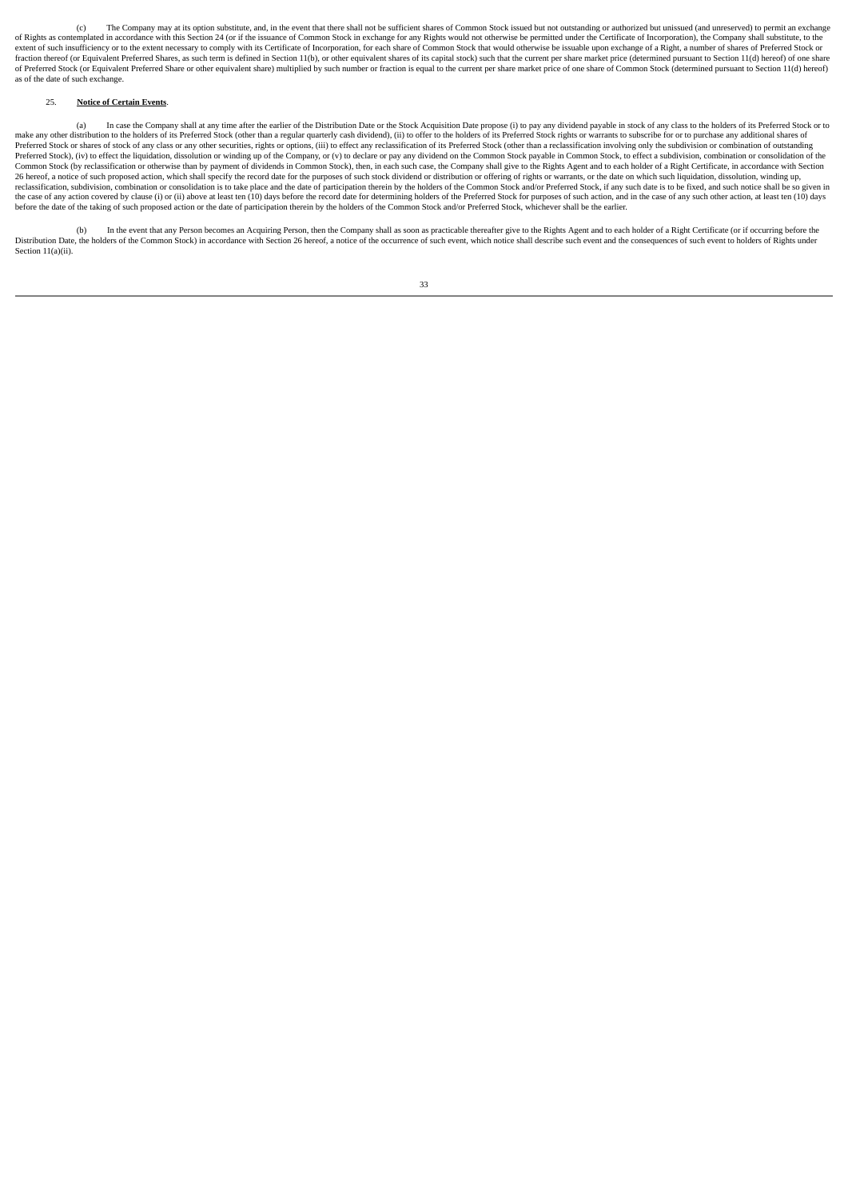(c) The Company may at its option substitute, and, in the event that there shall not be sufficient shares of Common Stock issued but not outstanding or authorized but unissued (and unreserved) to permit an exchange of Rights as contemplated in accordance with this Section 24 (or if the issuance of Common Stock in exchange for any Rights would not otherwise be permitted under the Certificate of Incorporation), the Company shall substitute, to the extent of such insufficiency or to the extent necessary to comply with its Certificate of Incorporation, for each share of Common Stock that would otherwise be issuable upon exchange of a Right, a number of shares of Preferred Stock or fraction thereof (or Equivalent Preferred Shares, as such term is defined in Section 11(b), or other equivalent shares of its capital stock) such that the current per share market price (determined pursuant to Section 11(d) hereof) of one share of Preferred Stock (or Equivalent Preferred Share or other equivalent share) multiplied by such number or fraction is equal to the current per share market price of one share of Common Stock (determined pursuant to Section 11(d) hereof) as of the date of such exchange.

25. **Notice of Certain Events**.

(a) In case the Company shall at any time after the earlier of the Distribution Date or the Stock Acquisition Date propose (i) to pay any dividend payable in stock of any class to the holders of its Preferred Stock or to make any other distribution to the holders of its Preferred Stock (other than a regular quarterly cash dividend), (ii) to offer to the holders of its Preferred Stock rights or warrants to subscribe for or to purchase any additional shares of Preferred Stock or shares of stock of any class or any other securities, rights or options, (iii) to effect any reclassification of its Preferred Stock (other than a reclassification involving only the subdivision or combination of outstanding Preferred Stock), (iv) to effect the liquidation, dissolution or winding up of the Company, or (v) to declare or pay any dividend on the Common Stock payable in Common Stock, to effect a subdivision, combination or consolidation of the Common Stock (by reclassification or otherwise than by payment of dividends in Common Stock), then, in each such case, the Company shall give to the Rights Agent and to each holder of a Right Certificate, in accordance with Section 26 hereof, a notice of such proposed action, which shall specify the record date for the purposes of such stock dividend or distribution or offering of rights or warrants, or the date on which such liquidation, dissolution, winding up, reclassification, subdivision, combination or consolidation is to take place and the date of participation therein by the holders of the Common Stock and/or Preferred Stock, if any such date is to be fixed, and such notice shall be so given in the case of any action covered by clause (i) or (ii) above at least ten (10) days before the record date for determining holders of the Preferred Stock for purposes of such action, and in the case of any such other action, at least ten (10) days before the date of the taking of such proposed action or the date of participation therein by the holders of the Common Stock and/or Preferred Stock, whichever shall be the earlier.

(b) In the event that any Person becomes an Acquiring Person, then the Company shall as soon as practicable thereafter give to the Rights Agent and to each holder of a Right Certificate (or if occurring before the Distribution Date, the holders of the Common Stock) in accordance with Section 26 hereof, a notice of the occurrence of such event, which notice shall describe such event and the consequences of such event to holders of Rights under Section 11(a)(ii).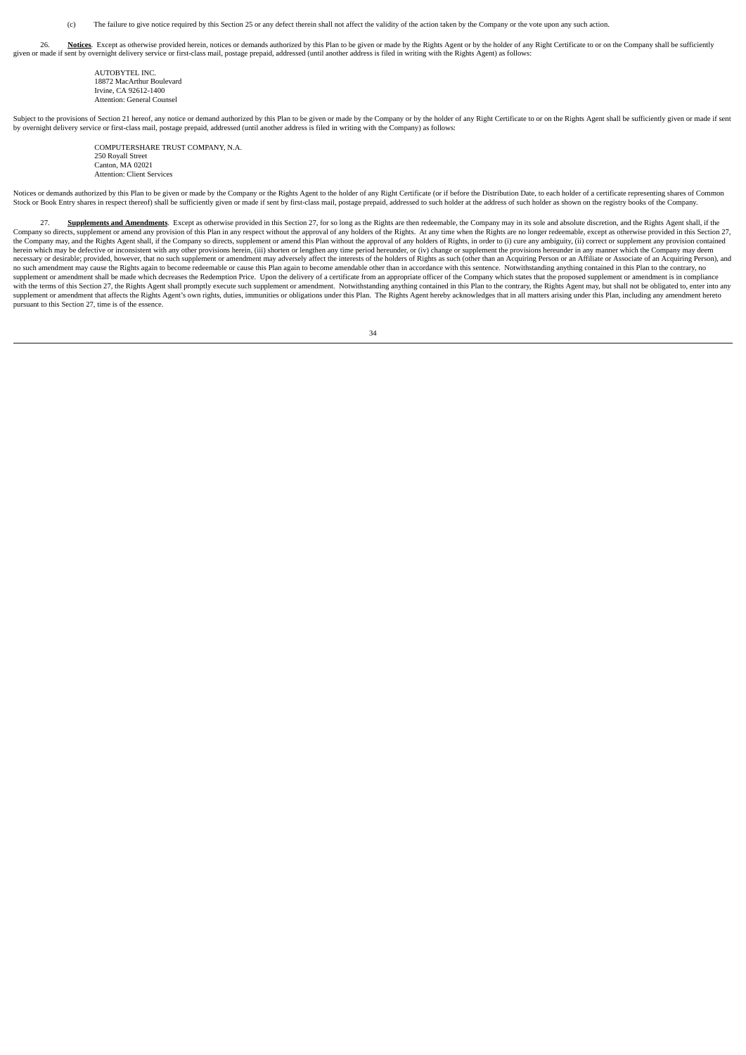(c) The failure to give notice required by this Section 25 or any defect therein shall not affect the validity of the action taken by the Company or the vote upon any such action.

26. **Notices**. Except as otherwise provided herein, notices or demands authorized by this Plan to be given or made by the Rights Agent or by the holder of any Right Certificate to or on the Company shall be sufficiently given or made if sent by overnight delivery service or first-class mail, postage prepaid, addressed (until another address is filed in writing with the Rights Agent) as follows:

AUTOBYTEL INC.
18872 MacArthur Boulevard
Irvine, CA 92612-1400
Attention: General Counsel

Subject to the provisions of Section 21 hereof, any notice or demand authorized by this Plan to be given or made by the Company or by the holder of any Right Certificate to or on the Rights Agent shall be sufficiently given or made if sent by overnight delivery service or first-class mail, postage prepaid, addressed (until another address is filed in writing with the Company) as follows:

COMPUTERSHARE TRUST COMPANY, N.A.
250 Royall Street
Canton, MA 02021
Attention: Client Services

Notices or demands authorized by this Plan to be given or made by the Company or the Rights Agent to the holder of any Right Certificate (or if before the Distribution Date, to each holder of a certificate representing shares of Common Stock or Book Entry shares in respect thereof) shall be sufficiently given or made if sent by first-class mail, postage prepaid, addressed to such holder at the address of such holder as shown on the registry books of the Company.

27. **Supplements and Amendments**. Except as otherwise provided in this Section 27, for so long as the Rights are then redeemable, the Company may in its sole and absolute discretion, and the Rights Agent shall, if the Company so directs, supplement or amend any provision of this Plan in any respect without the approval of any holders of the Rights. At any time when the Rights are no longer redeemable, except as otherwise provided in this Section 27, the Company may, and the Rights Agent shall, if the Company so directs, supplement or amend this Plan without the approval of any holders of Rights, in order to (i) cure any ambiguity, (ii) correct or supplement any provision contained herein which may be defective or inconsistent with any other provisions herein, (iii) shorten or lengthen any time period hereunder, or (iv) change or supplement the provisions hereunder in any manner which the Company may deem necessary or desirable; provided, however, that no such supplement or amendment may adversely affect the interests of the holders of Rights as such (other than an Acquiring Person or an Affiliate or Associate of an Acquiring Person), and no such amendment may cause the Rights again to become redeemable or cause this Plan again to become amendable other than in accordance with this sentence. Notwithstanding anything contained in this Plan to the contrary, no supplement or amendment shall be made which decreases the Redemption Price. Upon the delivery of a certificate from an appropriate officer of the Company which states that the proposed supplement or amendment is in compliance with the terms of this Section 27, the Rights Agent shall promptly execute such supplement or amendment. Notwithstanding anything contained in this Plan to the contrary, the Rights Agent may, but shall not be obligated to, enter into any supplement or amendment that affects the Rights Agent's own rights, duties, immunities or obligations under this Plan. The Rights Agent hereby acknowledges that in all matters arising under this Plan, including any amendment hereto pursuant to this Section 27, time is of the essence.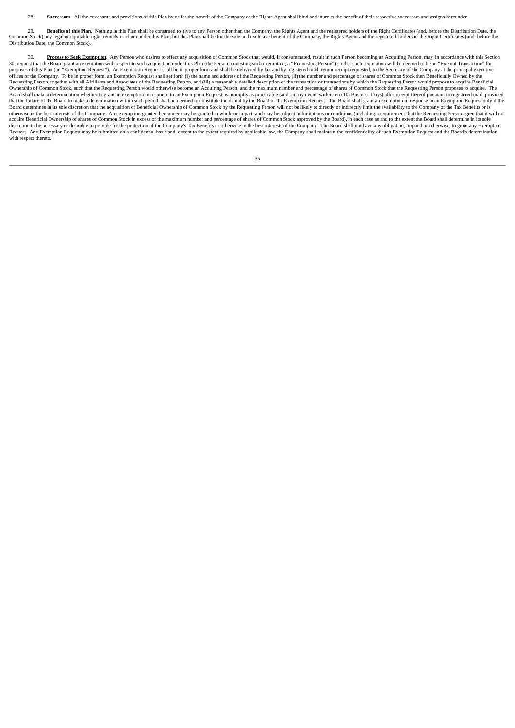28. **Successors**. All the covenants and provisions of this Plan by or for the benefit of the Company or the Rights Agent shall bind and inure to the benefit of their respective successors and assigns hereunder.

29. **Benefits of this Plan**. Nothing in this Plan shall be construed to give to any Person other than the Company, the Rights Agent and the registered holders of the Right Certificates (and, before the Distribution Date, the Common Stock) any legal or equitable right, remedy or claim under this Plan; but this Plan shall be for the sole and exclusive benefit of the Company, the Rights Agent and the registered holders of the Right Certificates (and, before the Distribution Date, the Common Stock).

30. **Process to Seek Exemption**. Any Person who desires to effect any acquisition of Common Stock that would, if consummated, result in such Person becoming an Acquiring Person, may, in accordance with this Section 30, request that the Board grant an exemption with respect to such acquisition under this Plan (the Person requesting such exemption, a "Requesting Person") so that such acquisition will be deemed to be an "Exempt Transaction" for purposes of this Plan (an "Exemption Request"). An Exemption Request shall be in proper form and shall be delivered by fax and by registered mail, return receipt requested, to the Secretary of the Company at the principal executive offices of the Company. To be in proper form, an Exemption Request shall set forth (i) the name and address of the Requesting Person, (ii) the number and percentage of shares of Common Stock then Beneficially Owned by the Requesting Person, together with all Affiliates and Associates of the Requesting Person, and (iii) a reasonably detailed description of the transaction or transactions by which the Requesting Person would propose to acquire Beneficial Ownership of Common Stock, such that the Requesting Person would otherwise become an Acquiring Person, and the maximum number and percentage of shares of Common Stock that the Requesting Person proposes to acquire. The Board shall make a determination whether to grant an exemption in response to an Exemption Request as promptly as practicable (and, in any event, within ten (10) Business Days) after receipt thereof pursuant to registered mail; provided, that the failure of the Board to make a determination within such period shall be deemed to constitute the denial by the Board of the Exemption Request. The Board shall grant an exemption in response to an Exemption Request only if the Board determines in its sole discretion that the acquisition of Beneficial Ownership of Common Stock by the Requesting Person will not be likely to directly or indirectly limit the availability to the Company of the Tax Benefits or is otherwise in the best interests of the Company. Any exemption granted hereunder may be granted in whole or in part, and may be subject to limitations or conditions (including a requirement that the Requesting Person agree that it will not acquire Beneficial Ownership of shares of Common Stock in excess of the maximum number and percentage of shares of Common Stock approved by the Board), in each case as and to the extent the Board shall determine in its sole discretion to be necessary or desirable to provide for the protection of the Company's Tax Benefits or otherwise in the best interests of the Company. The Board shall not have any obligation, implied or otherwise, to grant any Exemption Request. Any Exemption Request may be submitted on a confidential basis and, except to the extent required by applicable law, the Company shall maintain the confidentiality of such Exemption Request and the Board's determination with respect thereto.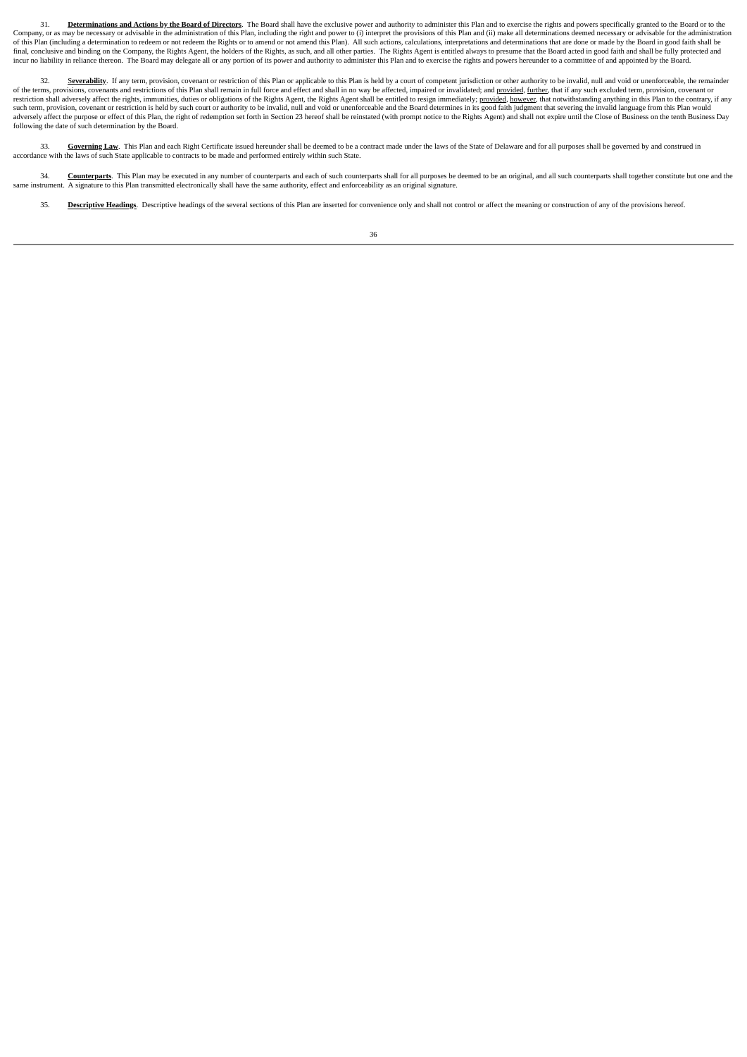31. **Determinations and Actions by the Board of Directors**. The Board shall have the exclusive power and authority to administer this Plan and to exercise the rights and powers specifically granted to the Board or to the Company, or as may be necessary or advisable in the administration of this Plan, including the right and power to (i) interpret the provisions of this Plan and (ii) make all determinations deemed necessary or advisable for the administration of this Plan (including a determination to redeem or not redeem the Rights or to amend or not amend this Plan). All such actions, calculations, interpretations and determinations that are done or made by the Board in good faith shall be final, conclusive and binding on the Company, the Rights Agent, the holders of the Rights, as such, and all other parties. The Rights Agent is entitled always to presume that the Board acted in good faith and shall be fully protected and incur no liability in reliance thereon. The Board may delegate all or any portion of its power and authority to administer this Plan and to exercise the rights and powers hereunder to a committee of and appointed by the Board.

32. **Severability**. If any term, provision, covenant or restriction of this Plan or applicable to this Plan is held by a court of competent jurisdiction or other authority to be invalid, null and void or unenforceable, the remainder of the terms, provisions, covenants and restrictions of this Plan shall remain in full force and effect and shall in no way be affected, impaired or invalidated; and provided, further, that if any such excluded term, provision, covenant or restriction shall adversely affect the rights, immunities, duties or obligations of the Rights Agent, the Rights Agent shall be entitled to resign immediately; provided, however, that notwithstanding anything in this Plan to the contrary, if any such term, provision, covenant or restriction is held by such court or authority to be invalid, null and void or unenforceable and the Board determines in its good faith judgment that severing the invalid language from this Plan would adversely affect the purpose or effect of this Plan, the right of redemption set forth in Section 23 hereof shall be reinstated (with prompt notice to the Rights Agent) and shall not expire until the Close of Business on the tenth Business Day following the date of such determination by the Board.

33. **Governing Law**. This Plan and each Right Certificate issued hereunder shall be deemed to be a contract made under the laws of the State of Delaware and for all purposes shall be governed by and construed in accordance with the laws of such State applicable to contracts to be made and performed entirely within such State.

34. **Counterparts**. This Plan may be executed in any number of counterparts and each of such counterparts shall for all purposes be deemed to be an original, and all such counterparts shall together constitute but one and the same instrument. A signature to this Plan transmitted electronically shall have the same authority, effect and enforceability as an original signature.

35. **Descriptive Headings**. Descriptive headings of the several sections of this Plan are inserted for convenience only and shall not control or affect the meaning or construction of any of the provisions hereof.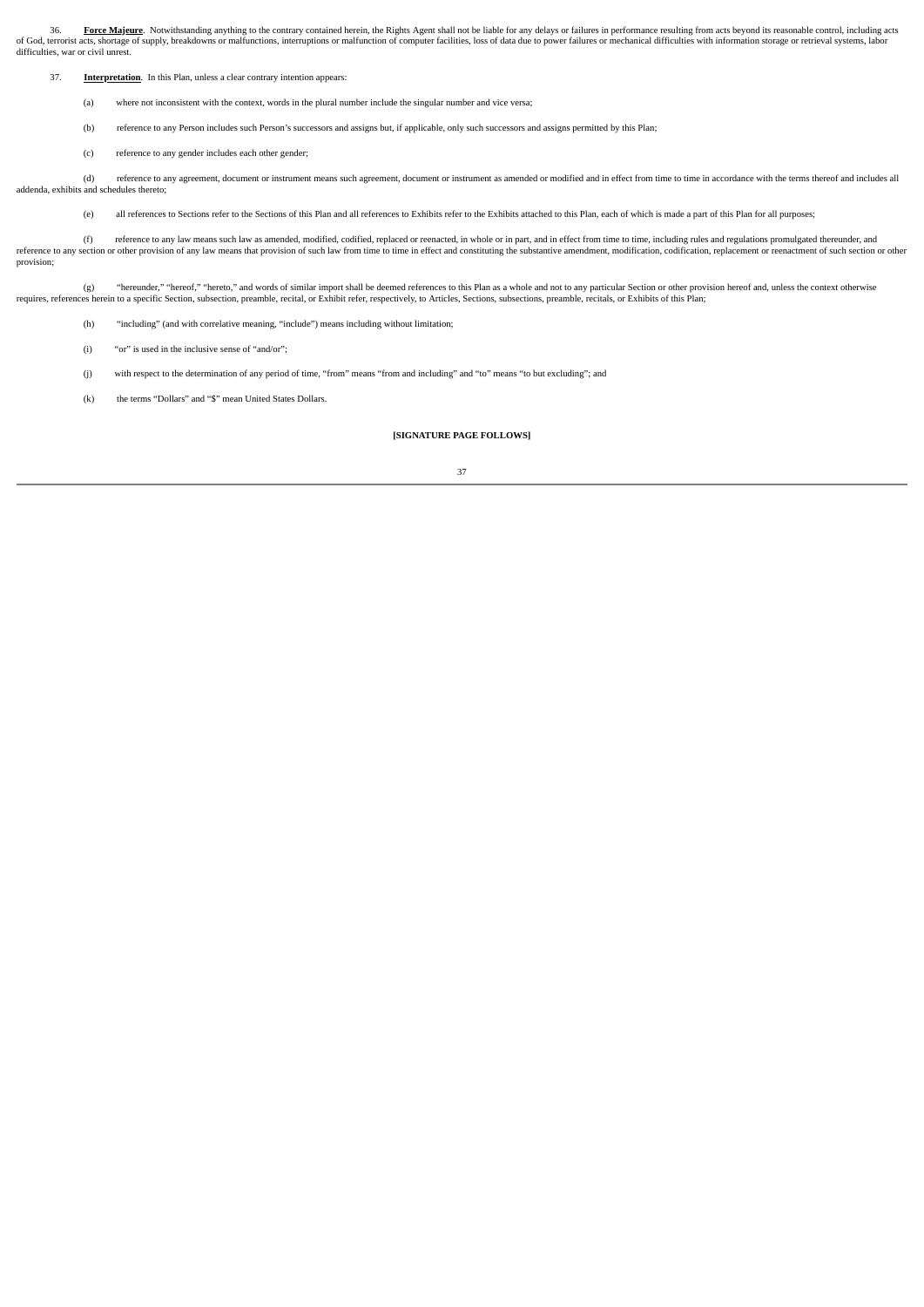36. **Force Majeure**. Notwithstanding anything to the contrary contained herein, the Rights Agent shall not be liable for any delays or failures in performance resulting from acts beyond its reasonable control, including acts of God, terrorist acts, shortage of supply, breakdowns or malfunctions, interruptions or malfunction of computer facilities, loss of data due to power failures or mechanical difficulties with information storage or retrieval systems, labor difficulties, war or civil unrest.

37. **Interpretation**. In this Plan, unless a clear contrary intention appears:

(a) where not inconsistent with the context, words in the plural number include the singular number and vice versa;

(b) reference to any Person includes such Person's successors and assigns but, if applicable, only such successors and assigns permitted by this Plan;

(c) reference to any gender includes each other gender;

(d) reference to any agreement, document or instrument means such agreement, document or instrument as amended or modified and in effect from time to time in accordance with the terms thereof and includes all addenda, exhibits and schedules thereto;

(e) all references to Sections refer to the Sections of this Plan and all references to Exhibits refer to the Exhibits attached to this Plan, each of which is made a part of this Plan for all purposes;

(f) reference to any law means such law as amended, modified, codified, replaced or reenacted, in whole or in part, and in effect from time to time, including rules and regulations promulgated thereunder, and reference to any section or other provision of any law means that provision of such law from time to time in effect and constituting the substantive amendment, modification, codification, replacement or reenactment of such section or other provision;

(g) "hereunder," "hereof," "hereto," and words of similar import shall be deemed references to this Plan as a whole and not to any particular Section or other provision hereof and, unless the context otherwise requires, references herein to a specific Section, subsection, preamble, recital, or Exhibit refer, respectively, to Articles, Sections, subsections, preamble, recitals, or Exhibits of this Plan;

(h) "including" (and with correlative meaning, "include") means including without limitation;

(i) "or" is used in the inclusive sense of "and/or";

(j) with respect to the determination of any period of time, "from" means "from and including" and "to" means "to but excluding"; and

(k) the terms "Dollars" and "$" mean United States Dollars.

**[SIGNATURE PAGE FOLLOWS]**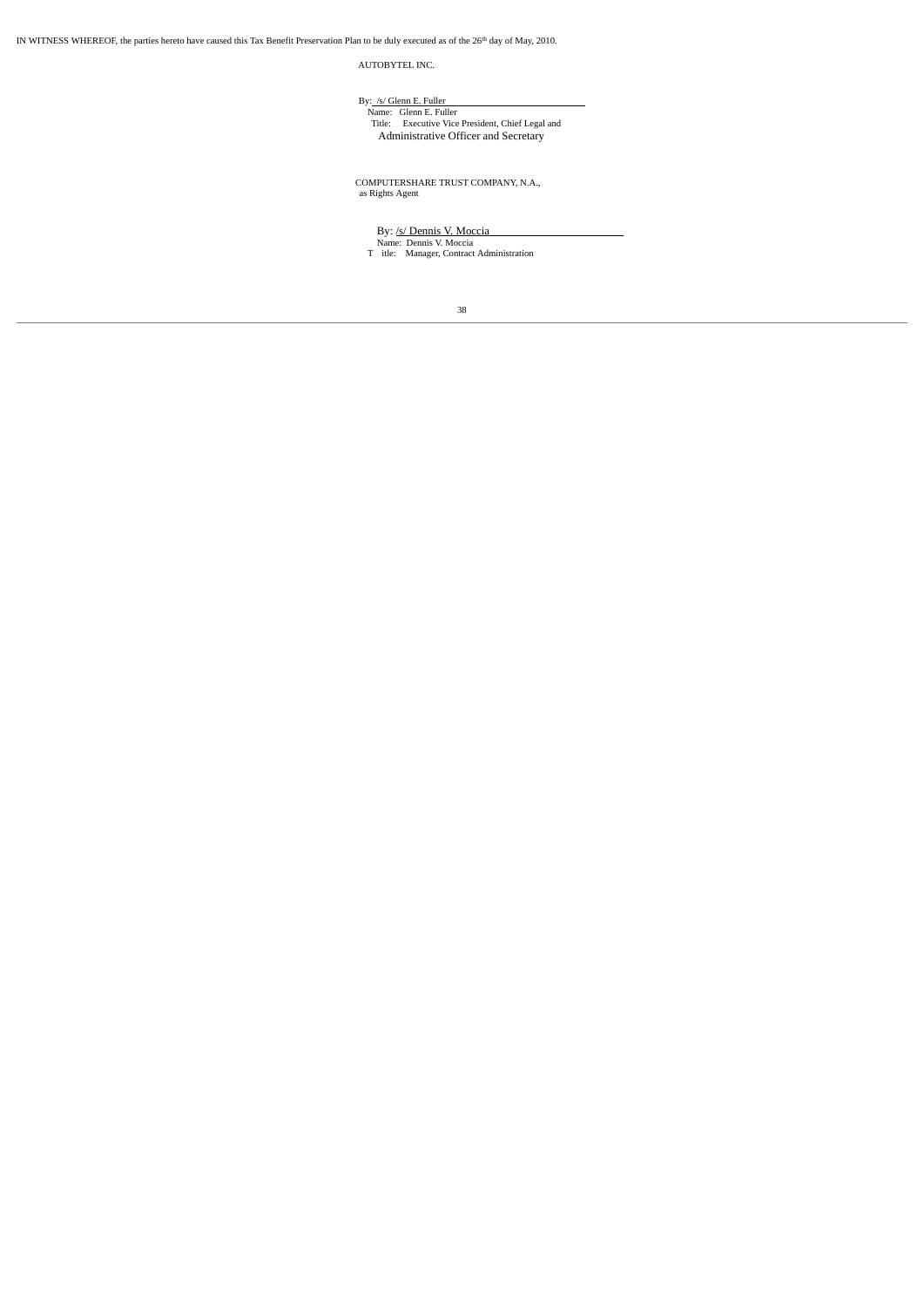IN WITNESS WHEREOF, the parties hereto have caused this Tax Benefit Preservation Plan to be duly executed as of the 26th day of May, 2010.

AUTOBYTEL INC.

By: /s/ Glenn E. Fuller
Name: Glenn E. Fuller
Title: Executive Vice President, Chief Legal and Administrative Officer and Secretary

COMPUTERSHARE TRUST COMPANY, N.A., as Rights Agent

By: /s/ Dennis V. Moccia
Name: Dennis V. Moccia
Title: Manager, Contract Administration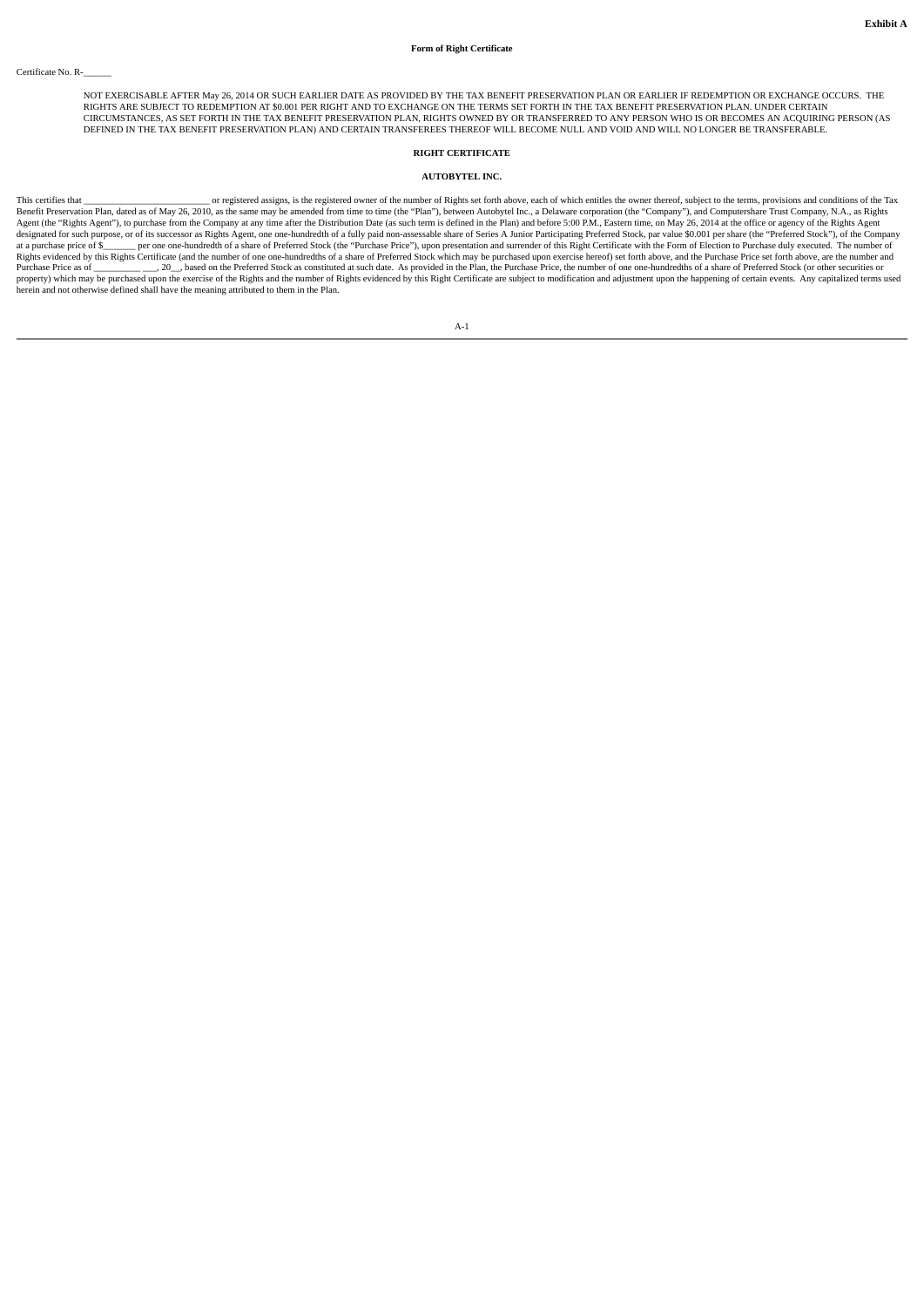**Exhibit A**

**Form of Right Certificate**

Certificate No. R-______

NOT EXERCISABLE AFTER May 26, 2014 OR SUCH EARLIER DATE AS PROVIDED BY THE TAX BENEFIT PRESERVATION PLAN OR EARLIER IF REDEMPTION OR EXCHANGE OCCURS. THE RIGHTS ARE SUBJECT TO REDEMPTION AT $0.001 PER RIGHT AND TO EXCHANGE ON THE TERMS SET FORTH IN THE TAX BENEFIT PRESERVATION PLAN. UNDER CERTAIN CIRCUMSTANCES, AS SET FORTH IN THE TAX BENEFIT PRESERVATION PLAN, RIGHTS OWNED BY OR TRANSFERRED TO ANY PERSON WHO IS OR BECOMES AN ACQUIRING PERSON (AS DEFINED IN THE TAX BENEFIT PRESERVATION PLAN) AND CERTAIN TRANSFEREES THEREOF WILL BECOME NULL AND VOID AND WILL NO LONGER BE TRANSFERABLE.

**RIGHT CERTIFICATE**

**AUTOBYTEL INC.**

This certifies that __________________________ or registered assigns, is the registered owner of the number of Rights set forth above, each of which entitles the owner thereof, subject to the terms, provisions and conditions of the Tax Benefit Preservation Plan, dated as of May 26, 2010, as the same may be amended from time to time (the "Plan"), between Autobytel Inc., a Delaware corporation (the "Company"), and Computershare Trust Company, N.A., as Rights Agent (the "Rights Agent"), to purchase from the Company at any time after the Distribution Date (as such term is defined in the Plan) and before 5:00 P.M., Eastern time, on May 26, 2014 at the office or agency of the Rights Agent designated for such purpose, or of its successor as Rights Agent, one one-hundredth of a fully paid non-assessable share of Series A Junior Participating Preferred Stock, par value $0.001 per share (the "Preferred Stock"), of the Company at a purchase price of $_______ per one one-hundredth of a share of Preferred Stock (the "Purchase Price"), upon presentation and surrender of this Right Certificate with the Form of Election to Purchase duly executed. The number of Rights evidenced by this Rights Certificate (and the number of one one-hundredths of a share of Preferred Stock which may be purchased upon exercise hereof) set forth above, and the Purchase Price set forth above, are the number and Purchase Price as of __________ ___, 20__, based on the Preferred Stock as constituted at such date. As provided in the Plan, the Purchase Price, the number of one one-hundredths of a share of Preferred Stock (or other securities or property) which may be purchased upon the exercise of the Rights and the number of Rights evidenced by this Right Certificate are subject to modification and adjustment upon the happening of certain events. Any capitalized terms used herein and not otherwise defined shall have the meaning attributed to them in the Plan.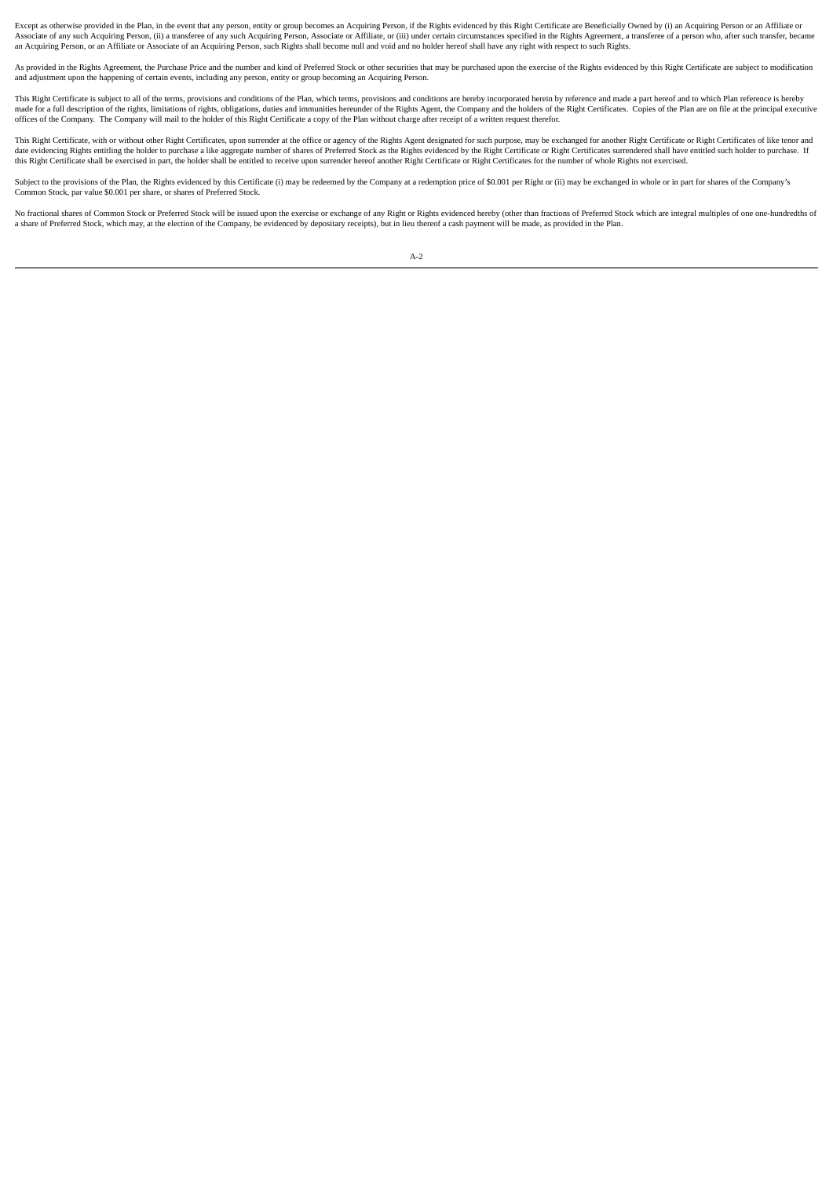Except as otherwise provided in the Plan, in the event that any person, entity or group becomes an Acquiring Person, if the Rights evidenced by this Right Certificate are Beneficially Owned by (i) an Acquiring Person or an Affiliate or Associate of any such Acquiring Person, (ii) a transferee of any such Acquiring Person, Associate or Affiliate, or (iii) under certain circumstances specified in the Rights Agreement, a transferee of a person who, after such transfer, became an Acquiring Person, or an Affiliate or Associate of an Acquiring Person, such Rights shall become null and void and no holder hereof shall have any right with respect to such Rights.

As provided in the Rights Agreement, the Purchase Price and the number and kind of Preferred Stock or other securities that may be purchased upon the exercise of the Rights evidenced by this Right Certificate are subject to modification and adjustment upon the happening of certain events, including any person, entity or group becoming an Acquiring Person.

This Right Certificate is subject to all of the terms, provisions and conditions of the Plan, which terms, provisions and conditions are hereby incorporated herein by reference and made a part hereof and to which Plan reference is hereby made for a full description of the rights, limitations of rights, obligations, duties and immunities hereunder of the Rights Agent, the Company and the holders of the Right Certificates. Copies of the Plan are on file at the principal executive offices of the Company. The Company will mail to the holder of this Right Certificate a copy of the Plan without charge after receipt of a written request therefor.

This Right Certificate, with or without other Right Certificates, upon surrender at the office or agency of the Rights Agent designated for such purpose, may be exchanged for another Right Certificate or Right Certificates of like tenor and date evidencing Rights entitling the holder to purchase a like aggregate number of shares of Preferred Stock as the Rights evidenced by the Right Certificate or Right Certificates surrendered shall have entitled such holder to purchase. If this Right Certificate shall be exercised in part, the holder shall be entitled to receive upon surrender hereof another Right Certificate or Right Certificates for the number of whole Rights not exercised.

Subject to the provisions of the Plan, the Rights evidenced by this Certificate (i) may be redeemed by the Company at a redemption price of $0.001 per Right or (ii) may be exchanged in whole or in part for shares of the Company's Common Stock, par value $0.001 per share, or shares of Preferred Stock.

No fractional shares of Common Stock or Preferred Stock will be issued upon the exercise or exchange of any Right or Rights evidenced hereby (other than fractions of Preferred Stock which are integral multiples of one one-hundredths of a share of Preferred Stock, which may, at the election of the Company, be evidenced by depositary receipts), but in lieu thereof a cash payment will be made, as provided in the Plan.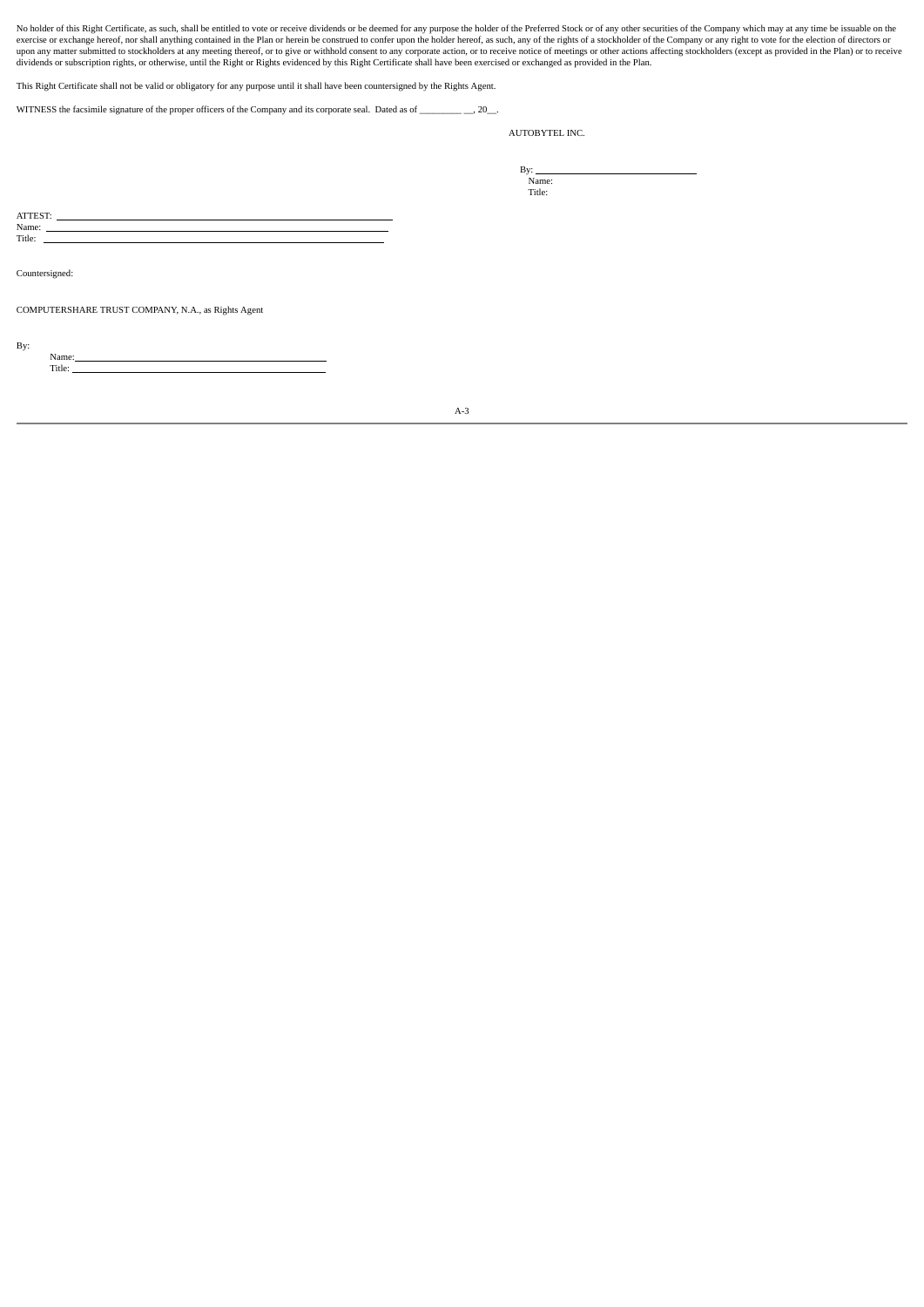No holder of this Right Certificate, as such, shall be entitled to vote or receive dividends or be deemed for any purpose the holder of the Preferred Stock or of any other securities of the Company which may at any time be issuable on the exercise or exchange hereof, nor shall anything contained in the Plan or herein be construed to confer upon the holder hereof, as such, any of the rights of a stockholder of the Company or any right to vote for the election of directors or upon any matter submitted to stockholders at any meeting thereof, or to give or withhold consent to any corporate action, or to receive notice of meetings or other actions affecting stockholders (except as provided in the Plan) or to receive dividends or subscription rights, or otherwise, until the Right or Rights evidenced by this Right Certificate shall have been exercised or exchanged as provided in the Plan.

This Right Certificate shall not be valid or obligatory for any purpose until it shall have been countersigned by the Rights Agent.

WITNESS the facsimile signature of the proper officers of the Company and its corporate seal. Dated as of _________ __, 20__.

AUTOBYTEL INC.

By: ______________________________
Name:
Title:

ATTEST: ______________________________
Name: ______________________________
Title: ______________________________

Countersigned:

COMPUTERSHARE TRUST COMPANY, N.A., as Rights Agent

By:
Name: ______________________________
Title: ______________________________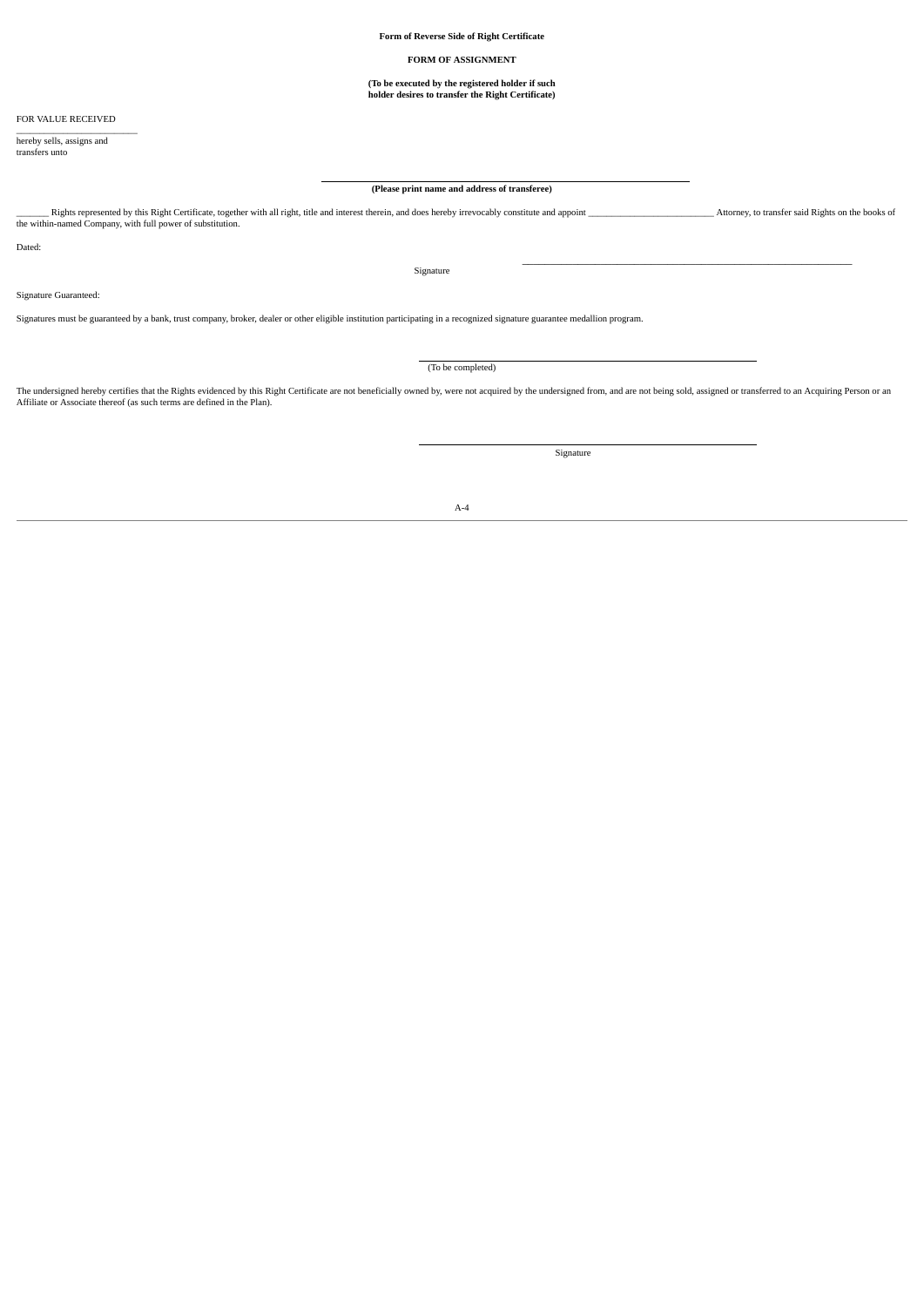**Form of Reverse Side of Right Certificate**

**FORM OF ASSIGNMENT**

**(To be executed by the registered holder if such holder desires to transfer the Right Certificate)**

FOR VALUE RECEIVED

_________________________

hereby sells, assigns and transfers unto

_____________________________________________

**(Please print name and address of transferee)**

_______ Rights represented by this Right Certificate, together with all right, title and interest therein, and does hereby irrevocably constitute and appoint __________________________ Attorney, to transfer said Rights on the books of the within-named Company, with full power of substitution.

Dated:

_____________________________________________

Signature

Signature Guaranteed:

Signatures must be guaranteed by a bank, trust company, broker, dealer or other eligible institution participating in a recognized signature guarantee medallion program.

_____________________________________________

(To be completed)

The undersigned hereby certifies that the Rights evidenced by this Right Certificate are not beneficially owned by, were not acquired by the undersigned from, and are not being sold, assigned or transferred to an Acquiring Person or an Affiliate or Associate thereof (as such terms are defined in the Plan).

_____________________________________________

Signature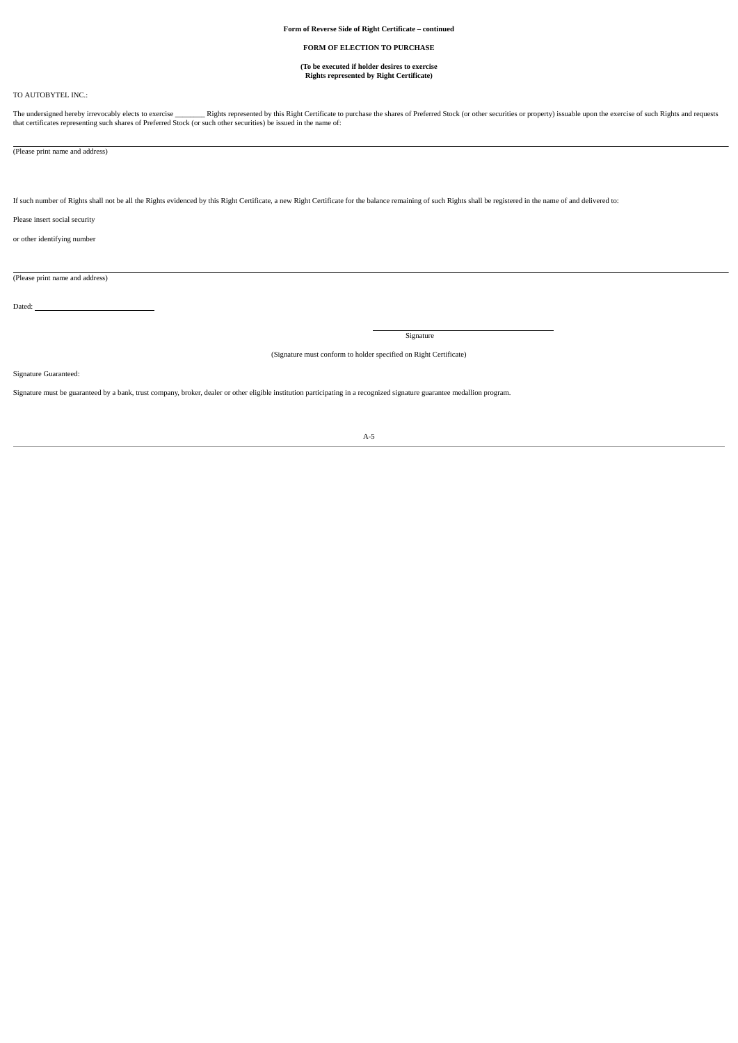**Form of Reverse Side of Right Certificate – continued**

**FORM OF ELECTION TO PURCHASE**

**(To be executed if holder desires to exercise Rights represented by Right Certificate)**

TO AUTOBYTEL INC.:

The undersigned hereby irrevocably elects to exercise ________ Rights represented by this Right Certificate to purchase the shares of Preferred Stock (or other securities or property) issuable upon the exercise of such Rights and requests that certificates representing such shares of Preferred Stock (or such other securities) be issued in the name of:

______________________________________________________________________

(Please print name and address)

If such number of Rights shall not be all the Rights evidenced by this Right Certificate, a new Right Certificate for the balance remaining of such Rights shall be registered in the name of and delivered to:

Please insert social security

or other identifying number

______________________________________________________________________

(Please print name and address)

Dated: ______________________

______________________________
Signature

(Signature must conform to holder specified on Right Certificate)

Signature Guaranteed:

Signature must be guaranteed by a bank, trust company, broker, dealer or other eligible institution participating in a recognized signature guarantee medallion program.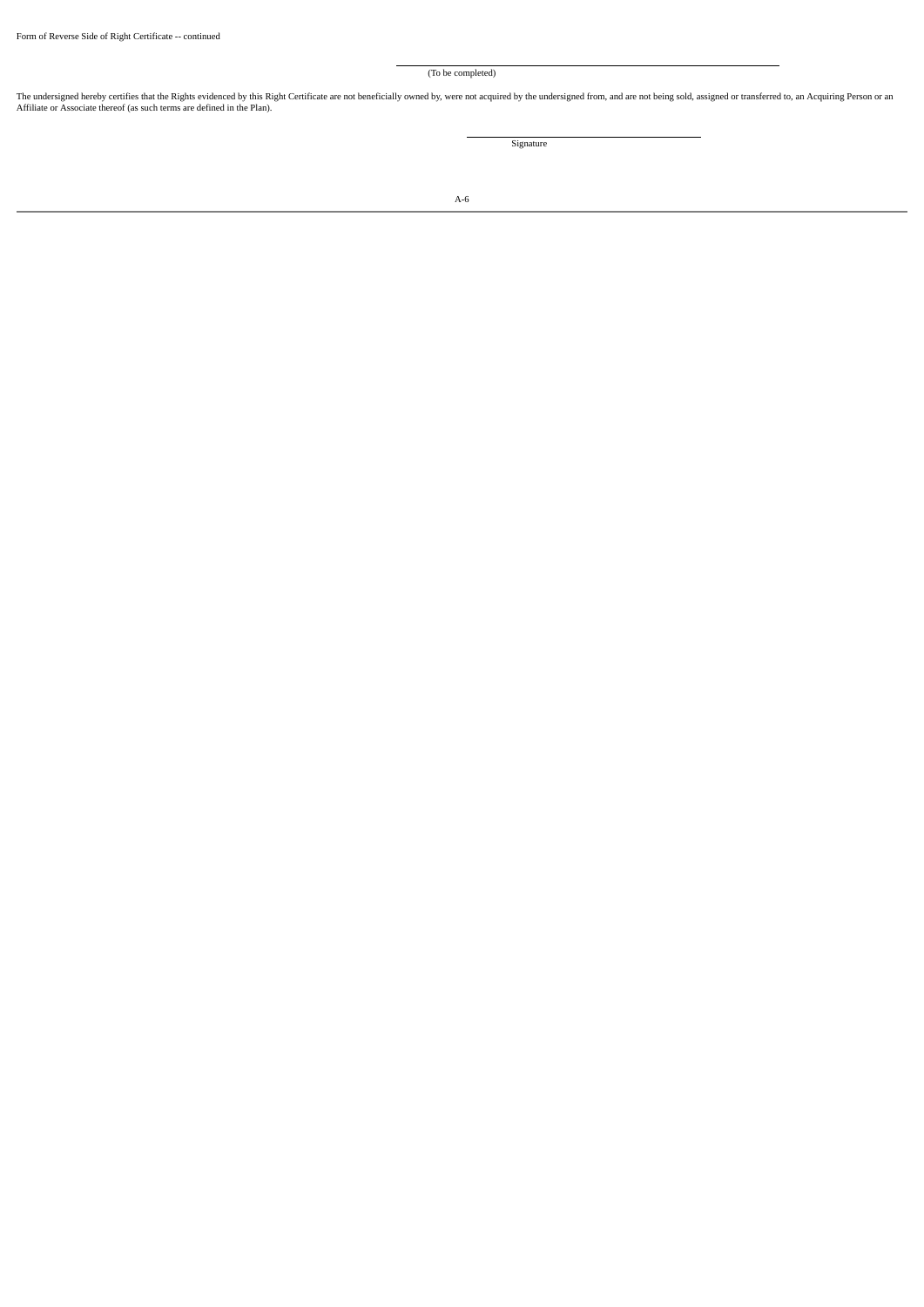Form of Reverse Side of Right Certificate -- continued

\_\_\_\_\_\_\_\_\_\_\_\_\_\_\_\_\_\_\_\_\_\_\_\_\_\_\_\_\_\_\_\_\_\_\_\_\_\_\_\_\_\_\_\_

(To be completed)

The undersigned hereby certifies that the Rights evidenced by this Right Certificate are not beneficially owned by, were not acquired by the undersigned from, and are not being sold, assigned or transferred to, an Acquiring Person or an Affiliate or Associate thereof (as such terms are defined in the Plan).

\_\_\_\_\_\_\_\_\_\_\_\_\_\_\_\_\_\_\_\_\_\_\_\_\_\_\_\_\_\_

Signature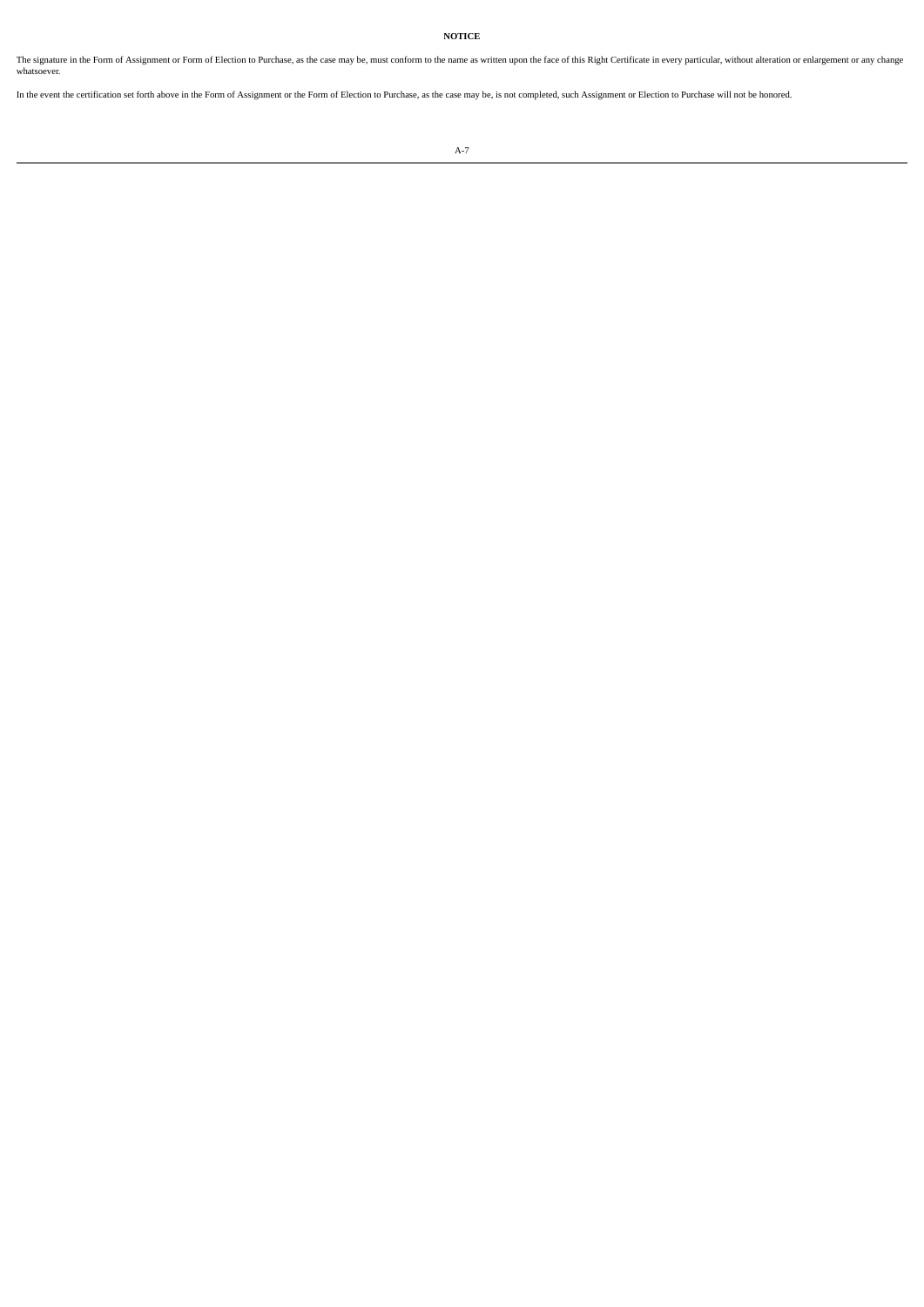**NOTICE**

The signature in the Form of Assignment or Form of Election to Purchase, as the case may be, must conform to the name as written upon the face of this Right Certificate in every particular, without alteration or enlargement or any change whatsoever.

In the event the certification set forth above in the Form of Assignment or the Form of Election to Purchase, as the case may be, is not completed, such Assignment or Election to Purchase will not be honored.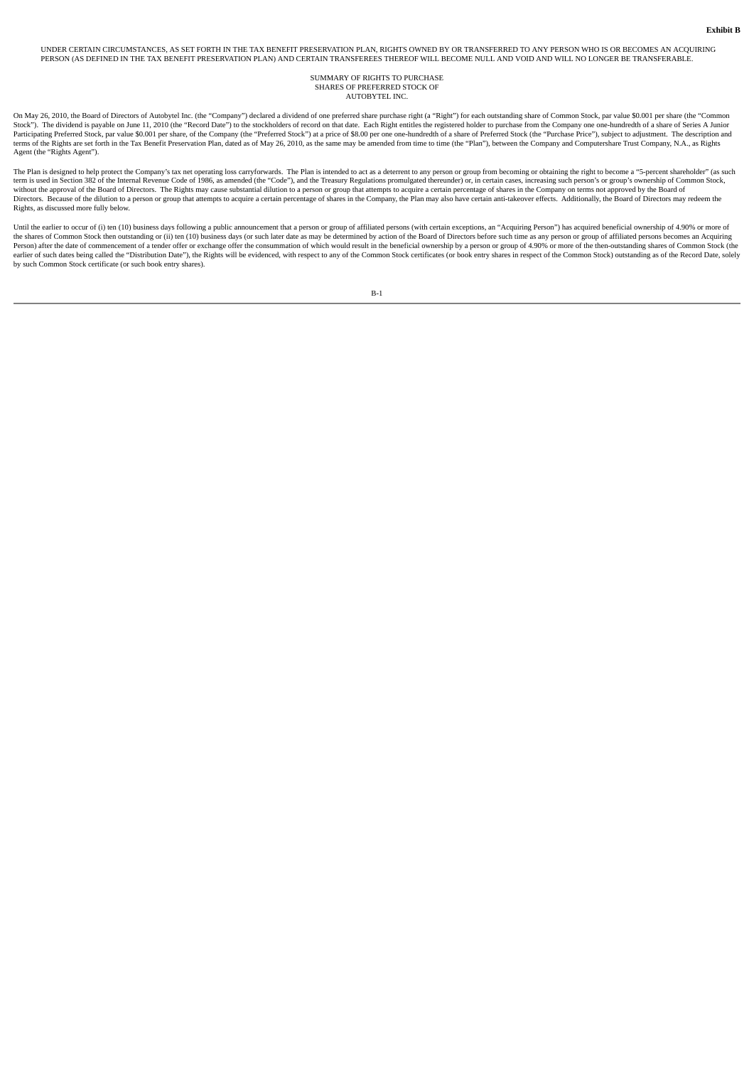**Exhibit B**

UNDER CERTAIN CIRCUMSTANCES, AS SET FORTH IN THE TAX BENEFIT PRESERVATION PLAN, RIGHTS OWNED BY OR TRANSFERRED TO ANY PERSON WHO IS OR BECOMES AN ACQUIRING PERSON (AS DEFINED IN THE TAX BENEFIT PRESERVATION PLAN) AND CERTAIN TRANSFEREES THEREOF WILL BECOME NULL AND VOID AND WILL NO LONGER BE TRANSFERABLE.

SUMMARY OF RIGHTS TO PURCHASE
SHARES OF PREFERRED STOCK OF
AUTOBYTEL INC.

On May 26, 2010, the Board of Directors of Autobytel Inc. (the "Company") declared a dividend of one preferred share purchase right (a "Right") for each outstanding share of Common Stock, par value $0.001 per share (the "Common Stock"). The dividend is payable on June 11, 2010 (the "Record Date") to the stockholders of record on that date. Each Right entitles the registered holder to purchase from the Company one one-hundredth of a share of Series A Junior Participating Preferred Stock, par value $0.001 per share, of the Company (the "Preferred Stock") at a price of $8.00 per one one-hundredth of a share of Preferred Stock (the "Purchase Price"), subject to adjustment. The description and terms of the Rights are set forth in the Tax Benefit Preservation Plan, dated as of May 26, 2010, as the same may be amended from time to time (the "Plan"), between the Company and Computershare Trust Company, N.A., as Rights Agent (the "Rights Agent").

The Plan is designed to help protect the Company's tax net operating loss carryforwards. The Plan is intended to act as a deterrent to any person or group from becoming or obtaining the right to become a "5-percent shareholder" (as such term is used in Section 382 of the Internal Revenue Code of 1986, as amended (the "Code"), and the Treasury Regulations promulgated thereunder) or, in certain cases, increasing such person's or group's ownership of Common Stock, without the approval of the Board of Directors. The Rights may cause substantial dilution to a person or group that attempts to acquire a certain percentage of shares in the Company on terms not approved by the Board of Directors. Because of the dilution to a person or group that attempts to acquire a certain percentage of shares in the Company, the Plan may also have certain anti-takeover effects. Additionally, the Board of Directors may redeem the Rights, as discussed more fully below.

Until the earlier to occur of (i) ten (10) business days following a public announcement that a person or group of affiliated persons (with certain exceptions, an "Acquiring Person") has acquired beneficial ownership of 4.90% or more of the shares of Common Stock then outstanding or (ii) ten (10) business days (or such later date as may be determined by action of the Board of Directors before such time as any person or group of affiliated persons becomes an Acquiring Person) after the date of commencement of a tender offer or exchange offer the consummation of which would result in the beneficial ownership by a person or group of 4.90% or more of the then-outstanding shares of Common Stock (the earlier of such dates being called the "Distribution Date"), the Rights will be evidenced, with respect to any of the Common Stock certificates (or book entry shares in respect of the Common Stock) outstanding as of the Record Date, solely by such Common Stock certificate (or such book entry shares).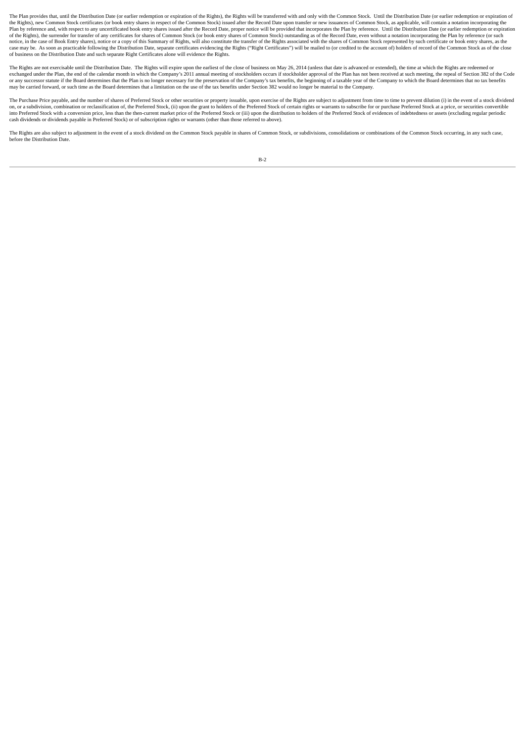The Plan provides that, until the Distribution Date (or earlier redemption or expiration of the Rights), the Rights will be transferred with and only with the Common Stock. Until the Distribution Date (or earlier redemption or expiration of the Rights), new Common Stock certificates (or book entry shares in respect of the Common Stock) issued after the Record Date upon transfer or new issuances of Common Stock, as applicable, will contain a notation incorporating the Plan by reference and, with respect to any uncertificated book entry shares issued after the Record Date, proper notice will be provided that incorporates the Plan by reference. Until the Distribution Date (or earlier redemption or expiration of the Rights), the surrender for transfer of any certificates for shares of Common Stock (or book entry shares of Common Stock) outstanding as of the Record Date, even without a notation incorporating the Plan by reference (or such notice, in the case of Book Entry shares), notice or a copy of this Summary of Rights, will also constitute the transfer of the Rights associated with the shares of Common Stock represented by such certificate or book entry shares, as the case may be. As soon as practicable following the Distribution Date, separate certificates evidencing the Rights ("Right Certificates") will be mailed to (or credited to the account of) holders of record of the Common Stock as of the close of business on the Distribution Date and such separate Right Certificates alone will evidence the Rights.

The Rights are not exercisable until the Distribution Date. The Rights will expire upon the earliest of the close of business on May 26, 2014 (unless that date is advanced or extended), the time at which the Rights are redeemed or exchanged under the Plan, the end of the calendar month in which the Company's 2011 annual meeting of stockholders occurs if stockholder approval of the Plan has not been received at such meeting, the repeal of Section 382 of the Code or any successor statute if the Board determines that the Plan is no longer necessary for the preservation of the Company's tax benefits, the beginning of a taxable year of the Company to which the Board determines that no tax benefits may be carried forward, or such time as the Board determines that a limitation on the use of the tax benefits under Section 382 would no longer be material to the Company.

The Purchase Price payable, and the number of shares of Preferred Stock or other securities or property issuable, upon exercise of the Rights are subject to adjustment from time to time to prevent dilution (i) in the event of a stock dividend on, or a subdivision, combination or reclassification of, the Preferred Stock, (ii) upon the grant to holders of the Preferred Stock of certain rights or warrants to subscribe for or purchase Preferred Stock at a price, or securities convertible into Preferred Stock with a conversion price, less than the then-current market price of the Preferred Stock or (iii) upon the distribution to holders of the Preferred Stock of evidences of indebtedness or assets (excluding regular periodic cash dividends or dividends payable in Preferred Stock) or of subscription rights or warrants (other than those referred to above).

The Rights are also subject to adjustment in the event of a stock dividend on the Common Stock payable in shares of Common Stock, or subdivisions, consolidations or combinations of the Common Stock occurring, in any such case, before the Distribution Date.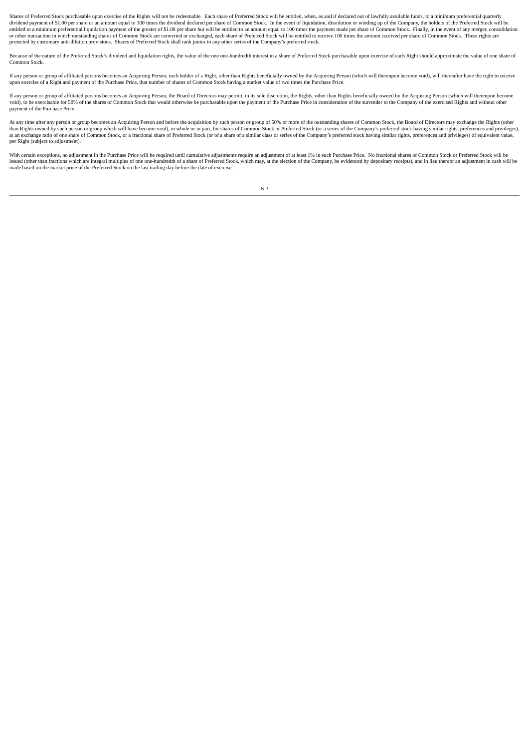Shares of Preferred Stock purchasable upon exercise of the Rights will not be redeemable. Each share of Preferred Stock will be entitled, when, as and if declared out of lawfully available funds, to a minimum preferential quarterly dividend payment of $1.00 per share or an amount equal to 100 times the dividend declared per share of Common Stock. In the event of liquidation, dissolution or winding up of the Company, the holders of the Preferred Stock will be entitled to a minimum preferential liquidation payment of the greater of $1.00 per share but will be entitled to an amount equal to 100 times the payment made per share of Common Stock. Finally, in the event of any merger, consolidation or other transaction in which outstanding shares of Common Stock are converted or exchanged, each share of Preferred Stock will be entitled to receive 100 times the amount received per share of Common Stock. These rights are protected by customary anti-dilution provisions. Shares of Preferred Stock shall rank junior to any other series of the Company's preferred stock.

Because of the nature of the Preferred Stock's dividend and liquidation rights, the value of the one one-hundredth interest in a share of Preferred Stock purchasable upon exercise of each Right should approximate the value of one share of Common Stock.

If any person or group of affiliated persons becomes an Acquiring Person, each holder of a Right, other than Rights beneficially owned by the Acquiring Person (which will thereupon become void), will thereafter have the right to receive upon exercise of a Right and payment of the Purchase Price, that number of shares of Common Stock having a market value of two times the Purchase Price.

If any person or group of affiliated persons becomes an Acquiring Person, the Board of Directors may permit, in its sole discretion, the Rights, other than Rights beneficially owned by the Acquiring Person (which will thereupon become void), to be exercisable for 50% of the shares of Common Stock that would otherwise be purchasable upon the payment of the Purchase Price in consideration of the surrender to the Company of the exercised Rights and without other payment of the Purchase Price.

At any time after any person or group becomes an Acquiring Person and before the acquisition by such person or group of 50% or more of the outstanding shares of Common Stock, the Board of Directors may exchange the Rights (other than Rights owned by such person or group which will have become void), in whole or in part, for shares of Common Stock or Preferred Stock (or a series of the Company's preferred stock having similar rights, preferences and privileges), at an exchange ratio of one share of Common Stock, or a fractional share of Preferred Stock (or of a share of a similar class or series of the Company's preferred stock having similar rights, preferences and privileges) of equivalent value, per Right (subject to adjustment).

With certain exceptions, no adjustment in the Purchase Price will be required until cumulative adjustments require an adjustment of at least 1% in such Purchase Price. No fractional shares of Common Stock or Preferred Stock will be issued (other than fractions which are integral multiples of one one-hundredth of a share of Preferred Stock, which may, at the election of the Company, be evidenced by depositary receipts), and in lieu thereof an adjustment in cash will be made based on the market price of the Preferred Stock on the last trading day before the date of exercise.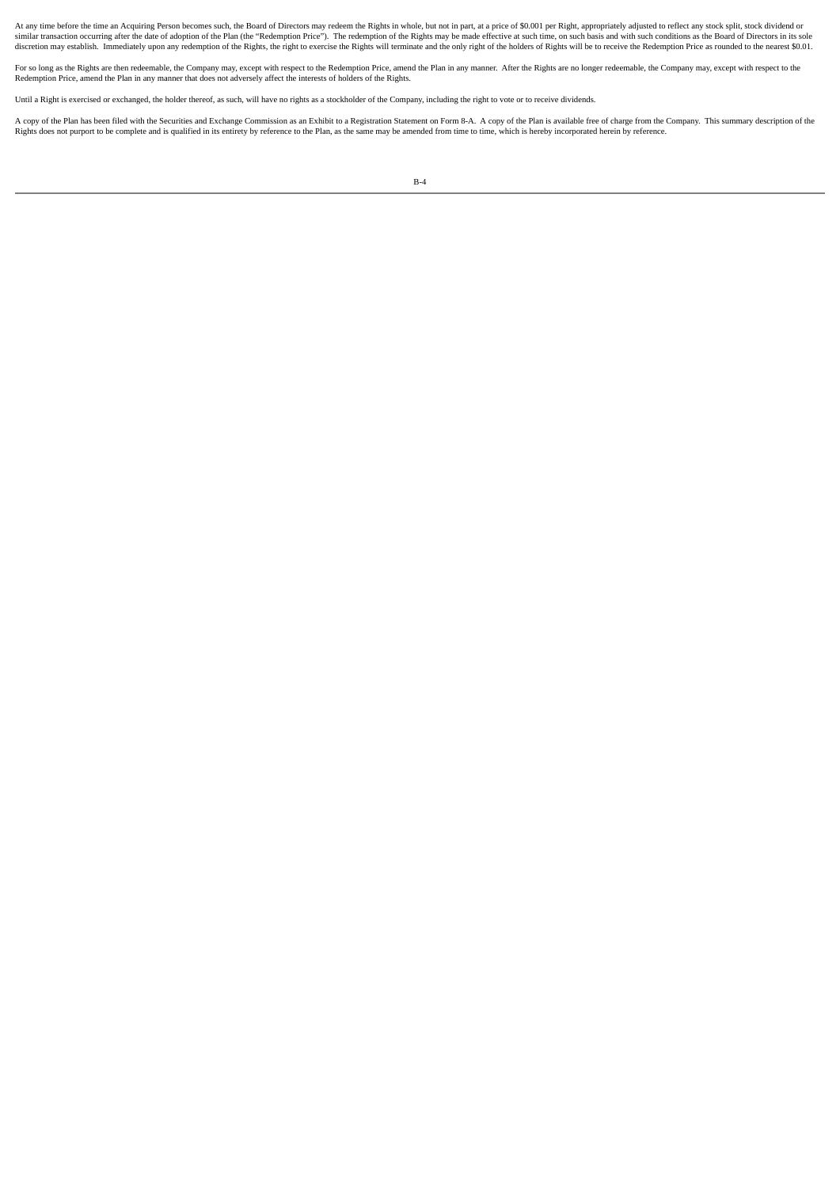At any time before the time an Acquiring Person becomes such, the Board of Directors may redeem the Rights in whole, but not in part, at a price of $0.001 per Right, appropriately adjusted to reflect any stock split, stock dividend or similar transaction occurring after the date of adoption of the Plan (the "Redemption Price"). The redemption of the Rights may be made effective at such time, on such basis and with such conditions as the Board of Directors in its sole discretion may establish. Immediately upon any redemption of the Rights, the right to exercise the Rights will terminate and the only right of the holders of Rights will be to receive the Redemption Price as rounded to the nearest $0.01.

For so long as the Rights are then redeemable, the Company may, except with respect to the Redemption Price, amend the Plan in any manner. After the Rights are no longer redeemable, the Company may, except with respect to the Redemption Price, amend the Plan in any manner that does not adversely affect the interests of holders of the Rights.

Until a Right is exercised or exchanged, the holder thereof, as such, will have no rights as a stockholder of the Company, including the right to vote or to receive dividends.

A copy of the Plan has been filed with the Securities and Exchange Commission as an Exhibit to a Registration Statement on Form 8-A. A copy of the Plan is available free of charge from the Company. This summary description of the Rights does not purport to be complete and is qualified in its entirety by reference to the Plan, as the same may be amended from time to time, which is hereby incorporated herein by reference.